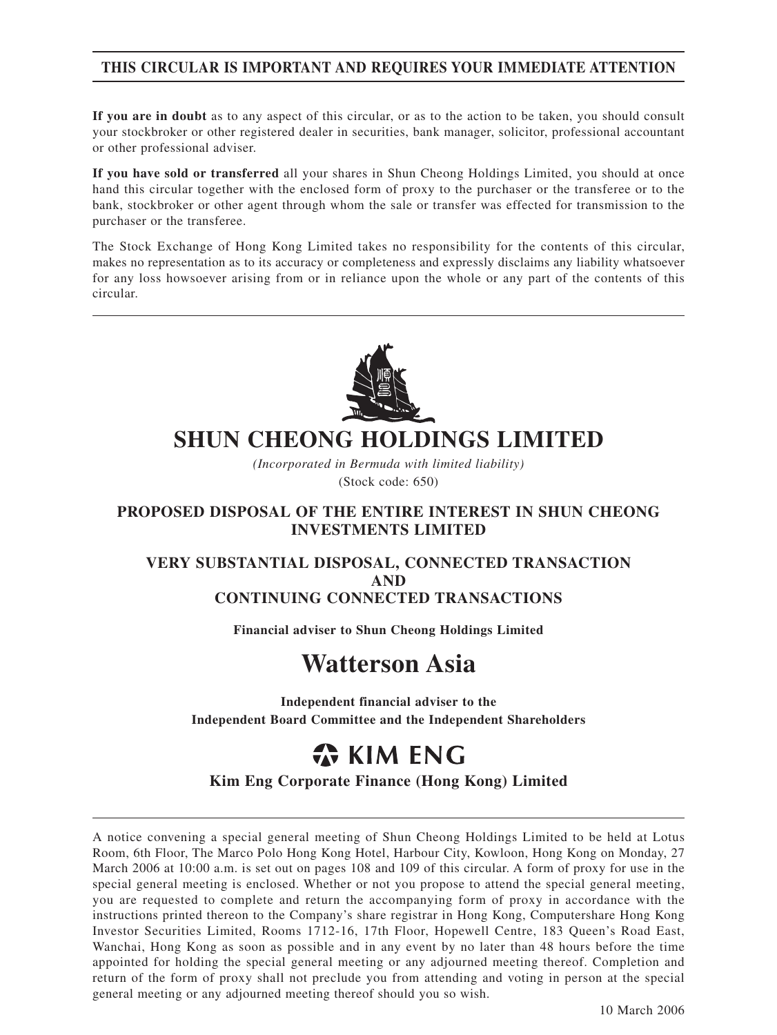**THIS CIRCULAR IS IMPORTANT AND REQUIRES YOUR IMMEDIATE ATTENTION**

**If you are in doubt** as to any aspect of this circular, or as to the action to be taken, you should consult your stockbroker or other registered dealer in securities, bank manager, solicitor, professional accountant or other professional adviser.

**If you have sold or transferred** all your shares in Shun Cheong Holdings Limited, you should at once hand this circular together with the enclosed form of proxy to the purchaser or the transferee or to the bank, stockbroker or other agent through whom the sale or transfer was effected for transmission to the purchaser or the transferee.

The Stock Exchange of Hong Kong Limited takes no responsibility for the contents of this circular, makes no representation as to its accuracy or completeness and expressly disclaims any liability whatsoever for any loss howsoever arising from or in reliance upon the whole or any part of the contents of this circular.

# SHUN CHEONG HOLDINGS LIMITED

*(Incorporated in Bermuda with limited liability)*

(Stock code: 650)

## PROPOSED DISPOSAL OF THE ENTIRE INTEREST IN SHUN CHEONG INVESTMENTS LIMITED

## VERY SUBSTANTIAL DISPOSAL, CONNECTED TRANSACTION AND CONTINUING CONNECTED TRANSACTIONS

**Financial adviser to Shun Cheong Holdings Limited**

# Watterson Asia

**Independent financial adviser to the Independent Board Committee and the Independent Shareholders**

# KIM ENG

**Kim Eng Corporate Finance (Hong Kong) Limited**

A notice convening a special general meeting of Shun Cheong Holdings Limited to be held at Lotus Room, 6th Floor, The Marco Polo Hong Kong Hotel, Harbour City, Kowloon, Hong Kong on Monday, 27 March 2006 at 10:00 a.m. is set out on pages 108 and 109 of this circular. A form of proxy for use in the special general meeting is enclosed. Whether or not you propose to attend the special general meeting, you are requested to complete and return the accompanying form of proxy in accordance with the instructions printed thereon to the Company's share registrar in Hong Kong, Computershare Hong Kong Investor Securities Limited, Rooms 1712-16, 17th Floor, Hopewell Centre, 183 Queen's Road East, Wanchai, Hong Kong as soon as possible and in any event by no later than 48 hours before the time appointed for holding the special general meeting or any adjourned meeting thereof. Completion and return of the form of proxy shall not preclude you from attending and voting in person at the special general meeting or any adjourned meeting thereof should you so wish.

10 March 2006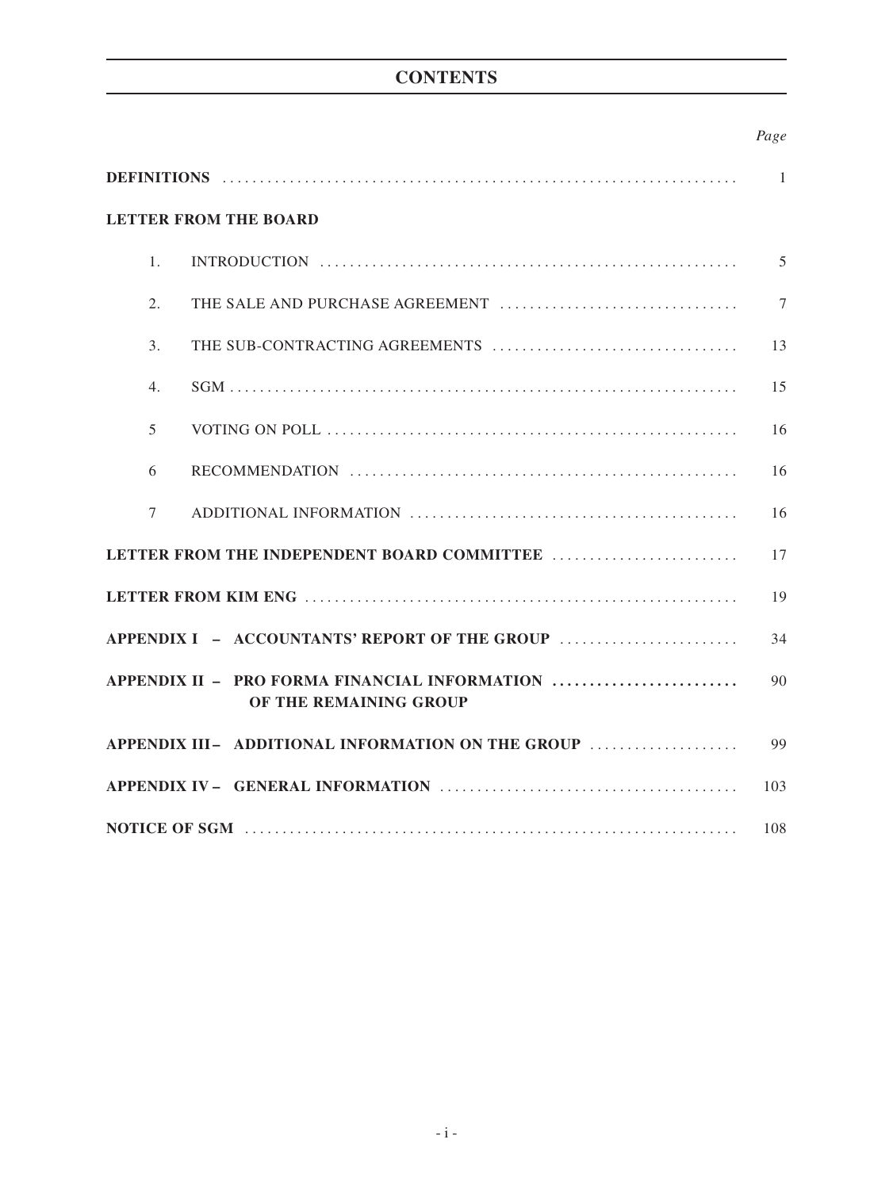# CONTENTS

| | | *Page* |
|---|---|---|
| **DEFINITIONS** | | 1 |
| **LETTER FROM THE BOARD** | | |
| 1. | INTRODUCTION | 5 |
| 2. | THE SALE AND PURCHASE AGREEMENT | 7 |
| 3. | THE SUB-CONTRACTING AGREEMENTS | 13 |
| 4. | SGM | 15 |
| 5 | VOTING ON POLL | 16 |
| 6 | RECOMMENDATION | 16 |
| 7 | ADDITIONAL INFORMATION | 16 |
| **LETTER FROM THE INDEPENDENT BOARD COMMITTEE** | | 17 |
| **LETTER FROM KIM ENG** | | 19 |
| **APPENDIX I – ACCOUNTANTS' REPORT OF THE GROUP** | | 34 |
| **APPENDIX II – PRO FORMA FINANCIAL INFORMATION OF THE REMAINING GROUP** | | 90 |
| **APPENDIX III – ADDITIONAL INFORMATION ON THE GROUP** | | 99 |
| **APPENDIX IV – GENERAL INFORMATION** | | 103 |
| **NOTICE OF SGM** | | 108 |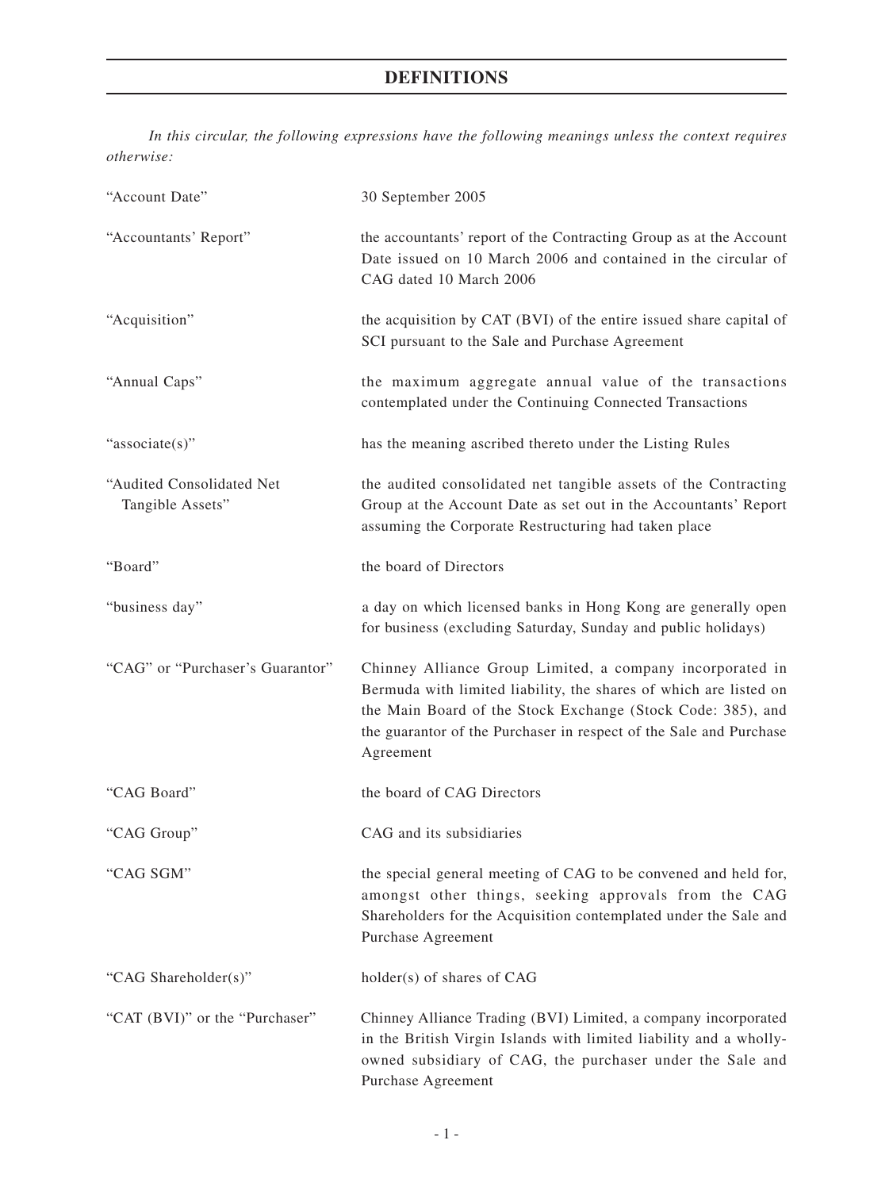# DEFINITIONS

*In this circular, the following expressions have the following meanings unless the context requires otherwise:*

| | |
|---|---|
| "Account Date" | 30 September 2005 |
| "Accountants' Report" | the accountants' report of the Contracting Group as at the Account Date issued on 10 March 2006 and contained in the circular of CAG dated 10 March 2006 |
| "Acquisition" | the acquisition by CAT (BVI) of the entire issued share capital of SCI pursuant to the Sale and Purchase Agreement |
| "Annual Caps" | the maximum aggregate annual value of the transactions contemplated under the Continuing Connected Transactions |
| "associate(s)" | has the meaning ascribed thereto under the Listing Rules |
| "Audited Consolidated Net Tangible Assets" | the audited consolidated net tangible assets of the Contracting Group at the Account Date as set out in the Accountants' Report assuming the Corporate Restructuring had taken place |
| "Board" | the board of Directors |
| "business day" | a day on which licensed banks in Hong Kong are generally open for business (excluding Saturday, Sunday and public holidays) |
| "CAG" or "Purchaser's Guarantor" | Chinney Alliance Group Limited, a company incorporated in Bermuda with limited liability, the shares of which are listed on the Main Board of the Stock Exchange (Stock Code: 385), and the guarantor of the Purchaser in respect of the Sale and Purchase Agreement |
| "CAG Board" | the board of CAG Directors |
| "CAG Group" | CAG and its subsidiaries |
| "CAG SGM" | the special general meeting of CAG to be convened and held for, amongst other things, seeking approvals from the CAG Shareholders for the Acquisition contemplated under the Sale and Purchase Agreement |
| "CAG Shareholder(s)" | holder(s) of shares of CAG |
| "CAT (BVI)" or the "Purchaser" | Chinney Alliance Trading (BVI) Limited, a company incorporated in the British Virgin Islands with limited liability and a wholly-owned subsidiary of CAG, the purchaser under the Sale and Purchase Agreement |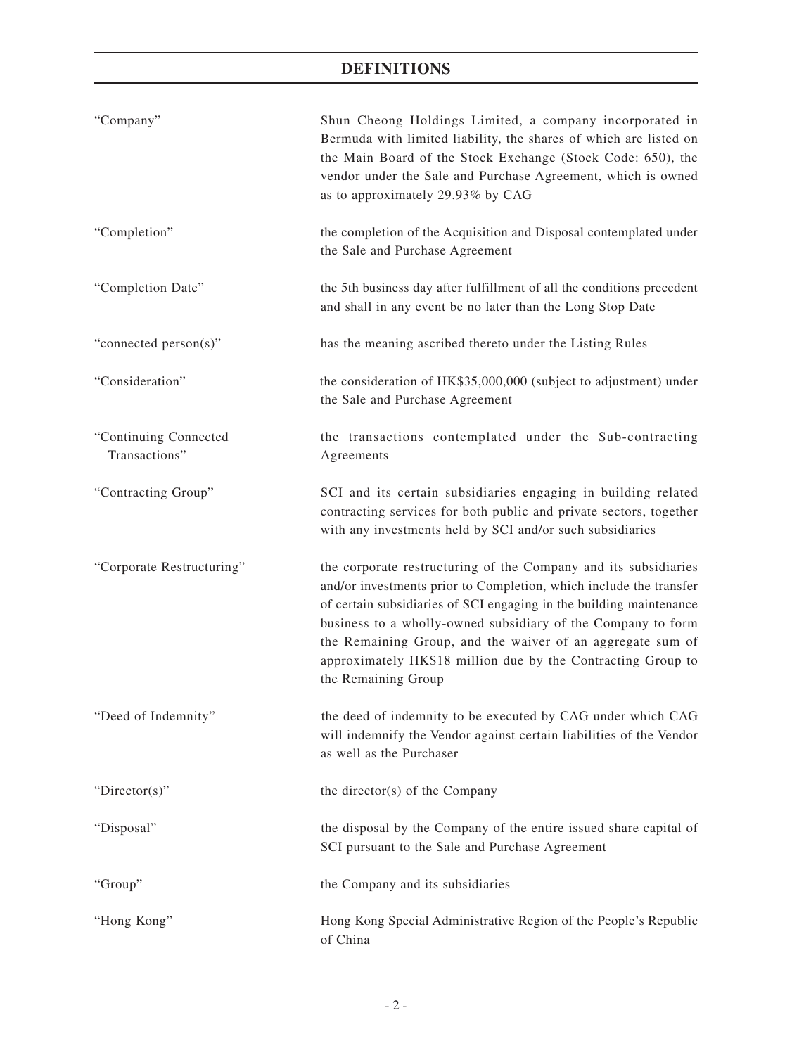# DEFINITIONS

| | |
|---|---|
| "Company" | Shun Cheong Holdings Limited, a company incorporated in Bermuda with limited liability, the shares of which are listed on the Main Board of the Stock Exchange (Stock Code: 650), the vendor under the Sale and Purchase Agreement, which is owned as to approximately 29.93% by CAG |
| "Completion" | the completion of the Acquisition and Disposal contemplated under the Sale and Purchase Agreement |
| "Completion Date" | the 5th business day after fulfillment of all the conditions precedent and shall in any event be no later than the Long Stop Date |
| "connected person(s)" | has the meaning ascribed thereto under the Listing Rules |
| "Consideration" | the consideration of HK$35,000,000 (subject to adjustment) under the Sale and Purchase Agreement |
| "Continuing Connected Transactions" | the transactions contemplated under the Sub-contracting Agreements |
| "Contracting Group" | SCI and its certain subsidiaries engaging in building related contracting services for both public and private sectors, together with any investments held by SCI and/or such subsidiaries |
| "Corporate Restructuring" | the corporate restructuring of the Company and its subsidiaries and/or investments prior to Completion, which include the transfer of certain subsidiaries of SCI engaging in the building maintenance business to a wholly-owned subsidiary of the Company to form the Remaining Group, and the waiver of an aggregate sum of approximately HK$18 million due by the Contracting Group to the Remaining Group |
| "Deed of Indemnity" | the deed of indemnity to be executed by CAG under which CAG will indemnify the Vendor against certain liabilities of the Vendor as well as the Purchaser |
| "Director(s)" | the director(s) of the Company |
| "Disposal" | the disposal by the Company of the entire issued share capital of SCI pursuant to the Sale and Purchase Agreement |
| "Group" | the Company and its subsidiaries |
| "Hong Kong" | Hong Kong Special Administrative Region of the People's Republic of China |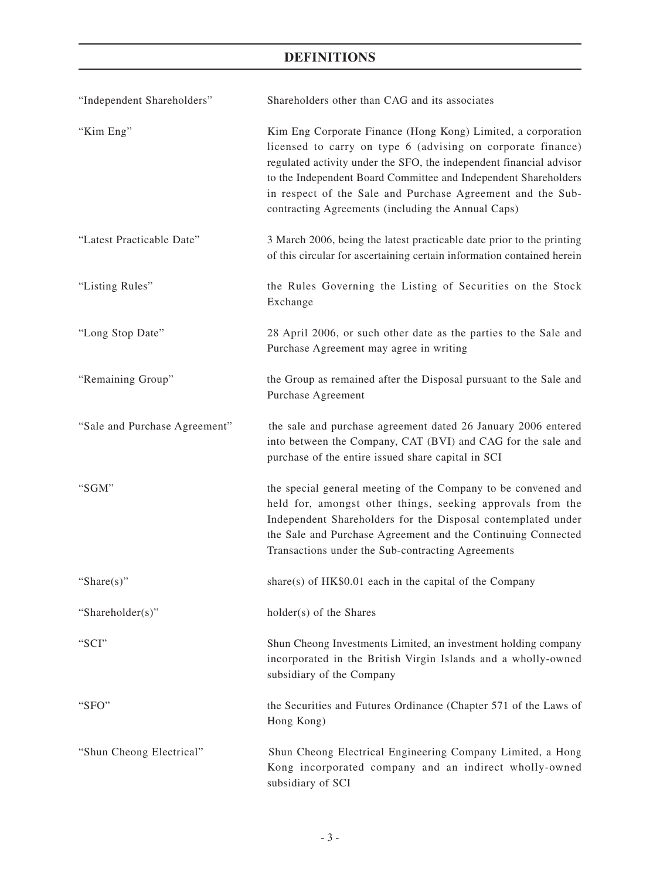## DEFINITIONS

| | |
|---|---|
| "Independent Shareholders" | Shareholders other than CAG and its associates |
| "Kim Eng" | Kim Eng Corporate Finance (Hong Kong) Limited, a corporation licensed to carry on type 6 (advising on corporate finance) regulated activity under the SFO, the independent financial advisor to the Independent Board Committee and Independent Shareholders in respect of the Sale and Purchase Agreement and the Sub-contracting Agreements (including the Annual Caps) |
| "Latest Practicable Date" | 3 March 2006, being the latest practicable date prior to the printing of this circular for ascertaining certain information contained herein |
| "Listing Rules" | the Rules Governing the Listing of Securities on the Stock Exchange |
| "Long Stop Date" | 28 April 2006, or such other date as the parties to the Sale and Purchase Agreement may agree in writing |
| "Remaining Group" | the Group as remained after the Disposal pursuant to the Sale and Purchase Agreement |
| "Sale and Purchase Agreement" | the sale and purchase agreement dated 26 January 2006 entered into between the Company, CAT (BVI) and CAG for the sale and purchase of the entire issued share capital in SCI |
| "SGM" | the special general meeting of the Company to be convened and held for, amongst other things, seeking approvals from the Independent Shareholders for the Disposal contemplated under the Sale and Purchase Agreement and the Continuing Connected Transactions under the Sub-contracting Agreements |
| "Share(s)" | share(s) of HK$0.01 each in the capital of the Company |
| "Shareholder(s)" | holder(s) of the Shares |
| "SCI" | Shun Cheong Investments Limited, an investment holding company incorporated in the British Virgin Islands and a wholly-owned subsidiary of the Company |
| "SFO" | the Securities and Futures Ordinance (Chapter 571 of the Laws of Hong Kong) |
| "Shun Cheong Electrical" | Shun Cheong Electrical Engineering Company Limited, a Hong Kong incorporated company and an indirect wholly-owned subsidiary of SCI |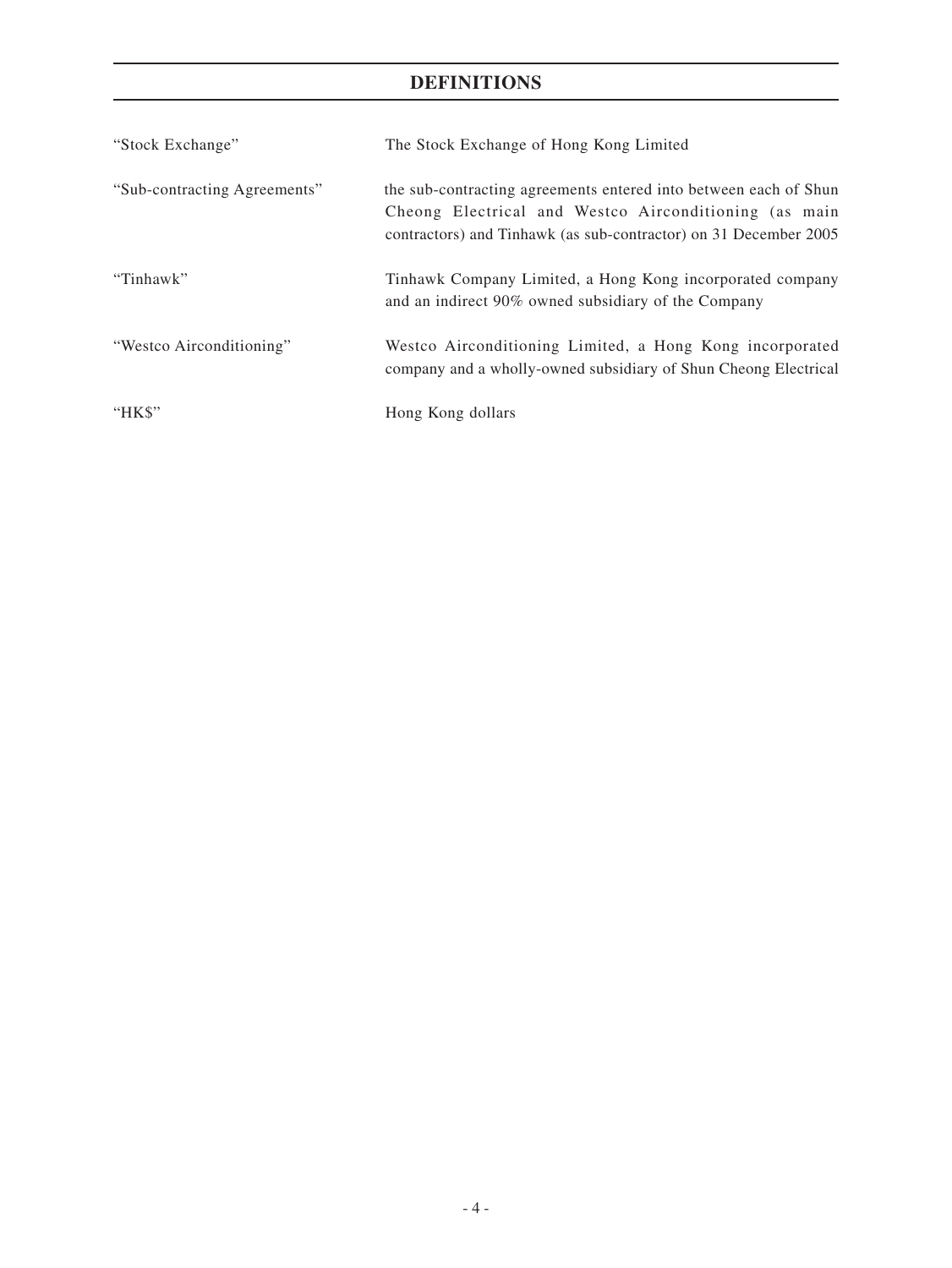# DEFINITIONS

| | |
|---|---|
| "Stock Exchange" | The Stock Exchange of Hong Kong Limited |
| "Sub-contracting Agreements" | the sub-contracting agreements entered into between each of Shun Cheong Electrical and Westco Airconditioning (as main contractors) and Tinhawk (as sub-contractor) on 31 December 2005 |
| "Tinhawk" | Tinhawk Company Limited, a Hong Kong incorporated company and an indirect 90% owned subsidiary of the Company |
| "Westco Airconditioning" | Westco Airconditioning Limited, a Hong Kong incorporated company and a wholly-owned subsidiary of Shun Cheong Electrical |
| "HK$" | Hong Kong dollars |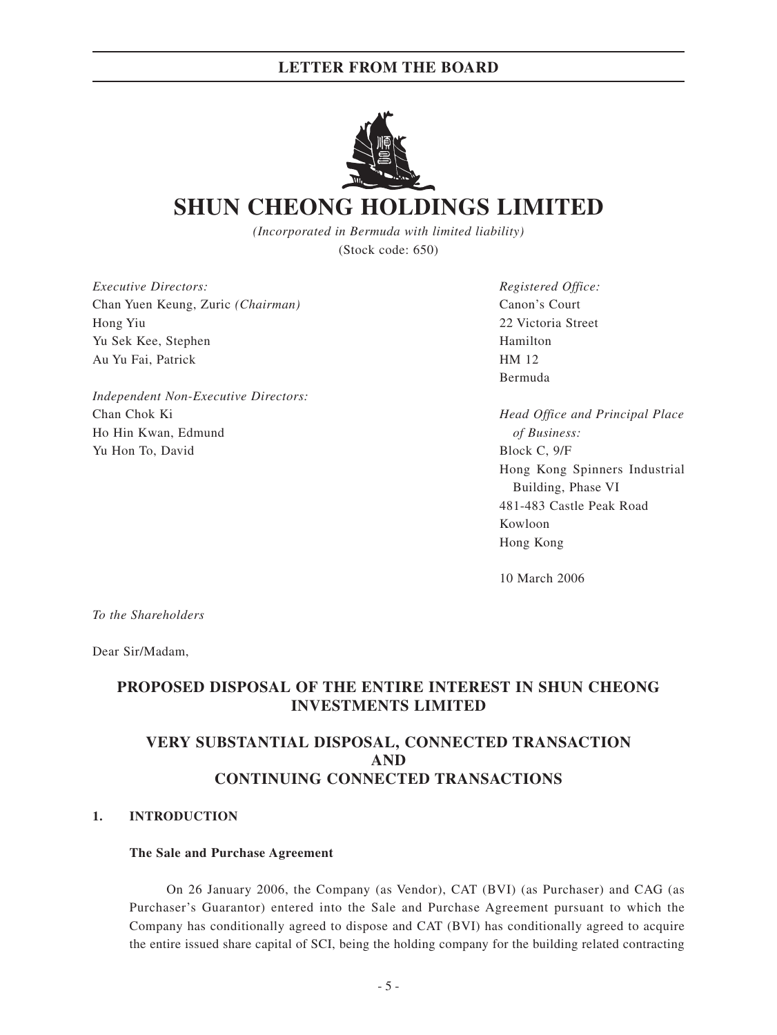# SHUN CHEONG HOLDINGS LIMITED

*(Incorporated in Bermuda with limited liability)*
(Stock code: 650)

*Executive Directors:*
Chan Yuen Keung, Zuric *(Chairman)*
Hong Yiu
Yu Sek Kee, Stephen
Au Yu Fai, Patrick

*Independent Non-Executive Directors:*
Chan Chok Ki
Ho Hin Kwan, Edmund
Yu Hon To, David

*Registered Office:*
Canon's Court
22 Victoria Street
Hamilton
HM 12
Bermuda

*Head Office and Principal Place of Business:*
Block C, 9/F
Hong Kong Spinners Industrial Building, Phase VI
481-483 Castle Peak Road
Kowloon
Hong Kong

10 March 2006

*To the Shareholders*

Dear Sir/Madam,

## PROPOSED DISPOSAL OF THE ENTIRE INTEREST IN SHUN CHEONG INVESTMENTS LIMITED

## VERY SUBSTANTIAL DISPOSAL, CONNECTED TRANSACTION AND CONTINUING CONNECTED TRANSACTIONS

### 1. INTRODUCTION

**The Sale and Purchase Agreement**

On 26 January 2006, the Company (as Vendor), CAT (BVI) (as Purchaser) and CAG (as Purchaser's Guarantor) entered into the Sale and Purchase Agreement pursuant to which the Company has conditionally agreed to dispose and CAT (BVI) has conditionally agreed to acquire the entire issued share capital of SCI, being the holding company for the building related contracting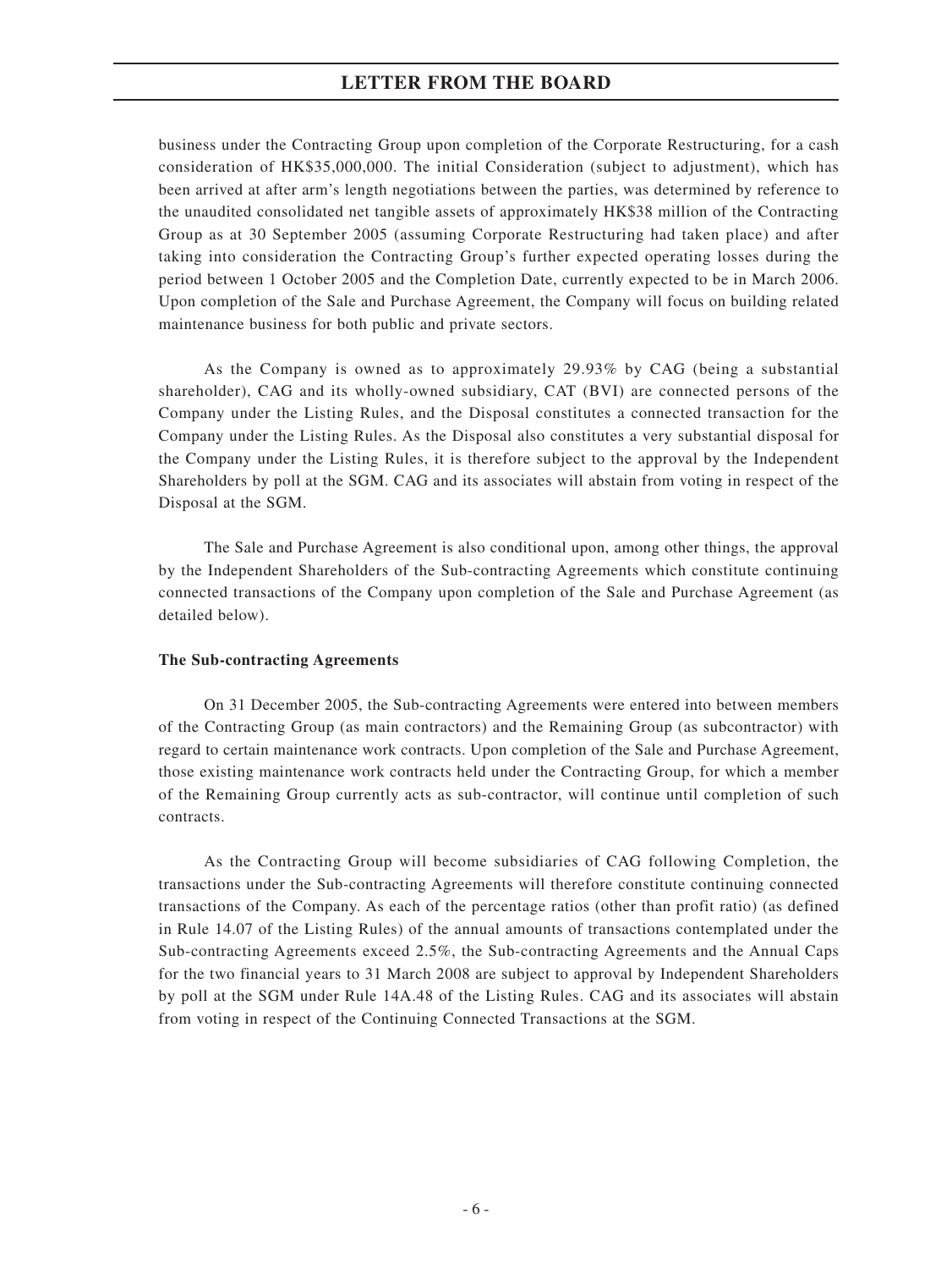business under the Contracting Group upon completion of the Corporate Restructuring, for a cash consideration of HK$35,000,000. The initial Consideration (subject to adjustment), which has been arrived at after arm's length negotiations between the parties, was determined by reference to the unaudited consolidated net tangible assets of approximately HK$38 million of the Contracting Group as at 30 September 2005 (assuming Corporate Restructuring had taken place) and after taking into consideration the Contracting Group's further expected operating losses during the period between 1 October 2005 and the Completion Date, currently expected to be in March 2006. Upon completion of the Sale and Purchase Agreement, the Company will focus on building related maintenance business for both public and private sectors.

As the Company is owned as to approximately 29.93% by CAG (being a substantial shareholder), CAG and its wholly-owned subsidiary, CAT (BVI) are connected persons of the Company under the Listing Rules, and the Disposal constitutes a connected transaction for the Company under the Listing Rules. As the Disposal also constitutes a very substantial disposal for the Company under the Listing Rules, it is therefore subject to the approval by the Independent Shareholders by poll at the SGM. CAG and its associates will abstain from voting in respect of the Disposal at the SGM.

The Sale and Purchase Agreement is also conditional upon, among other things, the approval by the Independent Shareholders of the Sub-contracting Agreements which constitute continuing connected transactions of the Company upon completion of the Sale and Purchase Agreement (as detailed below).

**The Sub-contracting Agreements**

On 31 December 2005, the Sub-contracting Agreements were entered into between members of the Contracting Group (as main contractors) and the Remaining Group (as subcontractor) with regard to certain maintenance work contracts. Upon completion of the Sale and Purchase Agreement, those existing maintenance work contracts held under the Contracting Group, for which a member of the Remaining Group currently acts as sub-contractor, will continue until completion of such contracts.

As the Contracting Group will become subsidiaries of CAG following Completion, the transactions under the Sub-contracting Agreements will therefore constitute continuing connected transactions of the Company. As each of the percentage ratios (other than profit ratio) (as defined in Rule 14.07 of the Listing Rules) of the annual amounts of transactions contemplated under the Sub-contracting Agreements exceed 2.5%, the Sub-contracting Agreements and the Annual Caps for the two financial years to 31 March 2008 are subject to approval by Independent Shareholders by poll at the SGM under Rule 14A.48 of the Listing Rules. CAG and its associates will abstain from voting in respect of the Continuing Connected Transactions at the SGM.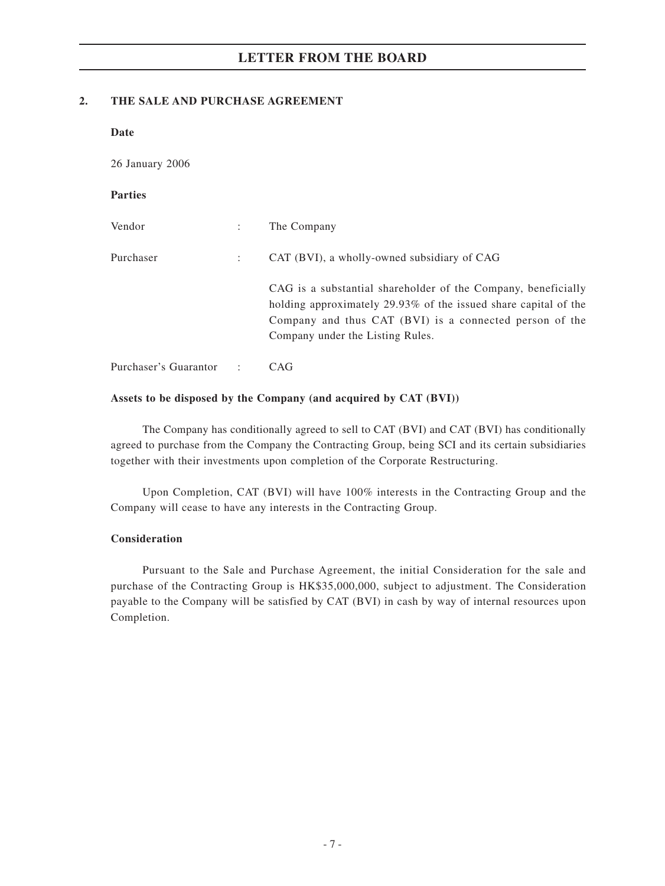## 2. THE SALE AND PURCHASE AGREEMENT

**Date**

26 January 2006

**Parties**

| | | |
|---|---|---|
| Vendor | : | The Company |
| Purchaser | : | CAT (BVI), a wholly-owned subsidiary of CAG<br><br>CAG is a substantial shareholder of the Company, beneficially holding approximately 29.93% of the issued share capital of the Company and thus CAT (BVI) is a connected person of the Company under the Listing Rules. |
| Purchaser's Guarantor | : | CAG |

**Assets to be disposed by the Company (and acquired by CAT (BVI))**

The Company has conditionally agreed to sell to CAT (BVI) and CAT (BVI) has conditionally agreed to purchase from the Company the Contracting Group, being SCI and its certain subsidiaries together with their investments upon completion of the Corporate Restructuring.

Upon Completion, CAT (BVI) will have 100% interests in the Contracting Group and the Company will cease to have any interests in the Contracting Group.

**Consideration**

Pursuant to the Sale and Purchase Agreement, the initial Consideration for the sale and purchase of the Contracting Group is HK$35,000,000, subject to adjustment. The Consideration payable to the Company will be satisfied by CAT (BVI) in cash by way of internal resources upon Completion.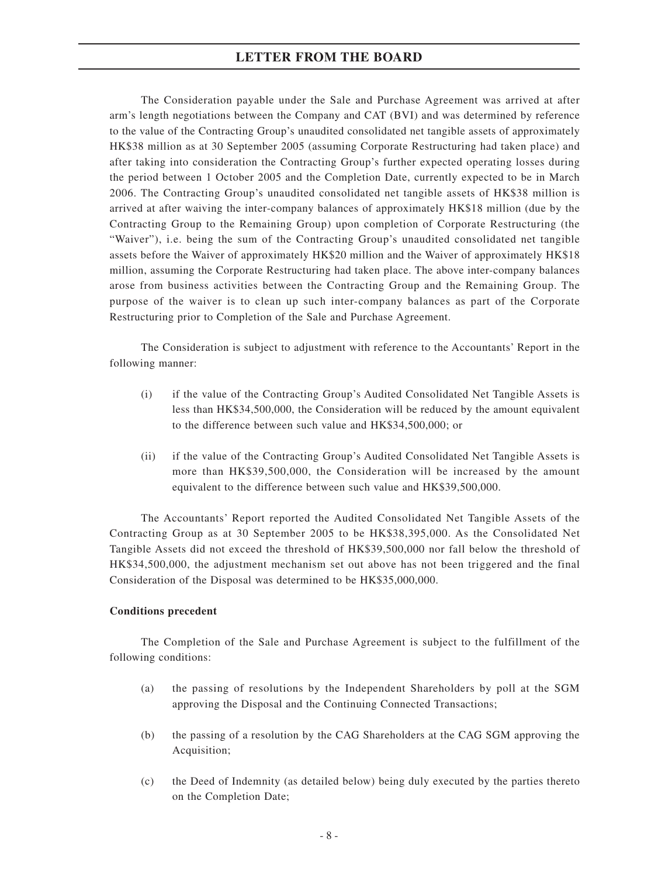The Consideration payable under the Sale and Purchase Agreement was arrived at after arm's length negotiations between the Company and CAT (BVI) and was determined by reference to the value of the Contracting Group's unaudited consolidated net tangible assets of approximately HK$38 million as at 30 September 2005 (assuming Corporate Restructuring had taken place) and after taking into consideration the Contracting Group's further expected operating losses during the period between 1 October 2005 and the Completion Date, currently expected to be in March 2006. The Contracting Group's unaudited consolidated net tangible assets of HK$38 million is arrived at after waiving the inter-company balances of approximately HK$18 million (due by the Contracting Group to the Remaining Group) upon completion of Corporate Restructuring (the "Waiver"), i.e. being the sum of the Contracting Group's unaudited consolidated net tangible assets before the Waiver of approximately HK$20 million and the Waiver of approximately HK$18 million, assuming the Corporate Restructuring had taken place. The above inter-company balances arose from business activities between the Contracting Group and the Remaining Group. The purpose of the waiver is to clean up such inter-company balances as part of the Corporate Restructuring prior to Completion of the Sale and Purchase Agreement.

The Consideration is subject to adjustment with reference to the Accountants' Report in the following manner:

(i) if the value of the Contracting Group's Audited Consolidated Net Tangible Assets is less than HK$34,500,000, the Consideration will be reduced by the amount equivalent to the difference between such value and HK$34,500,000; or

(ii) if the value of the Contracting Group's Audited Consolidated Net Tangible Assets is more than HK$39,500,000, the Consideration will be increased by the amount equivalent to the difference between such value and HK$39,500,000.

The Accountants' Report reported the Audited Consolidated Net Tangible Assets of the Contracting Group as at 30 September 2005 to be HK$38,395,000. As the Consolidated Net Tangible Assets did not exceed the threshold of HK$39,500,000 nor fall below the threshold of HK$34,500,000, the adjustment mechanism set out above has not been triggered and the final Consideration of the Disposal was determined to be HK$35,000,000.

**Conditions precedent**

The Completion of the Sale and Purchase Agreement is subject to the fulfillment of the following conditions:

(a) the passing of resolutions by the Independent Shareholders by poll at the SGM approving the Disposal and the Continuing Connected Transactions;

(b) the passing of a resolution by the CAG Shareholders at the CAG SGM approving the Acquisition;

(c) the Deed of Indemnity (as detailed below) being duly executed by the parties thereto on the Completion Date;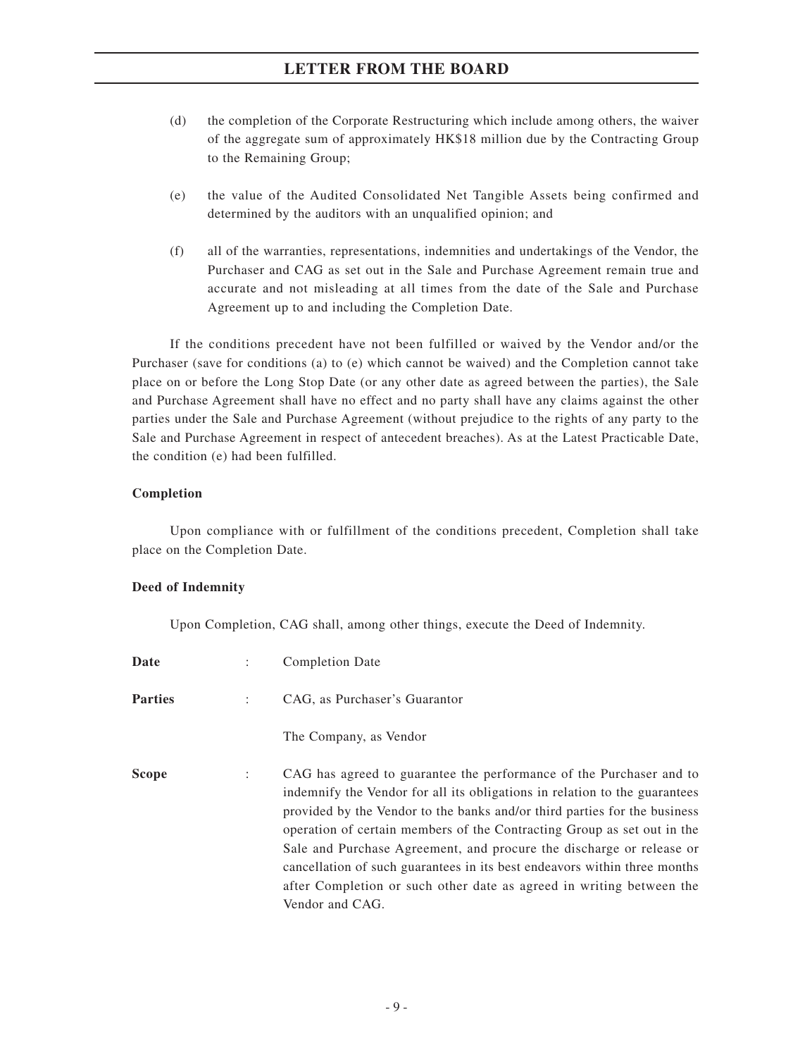(d) the completion of the Corporate Restructuring which include among others, the waiver of the aggregate sum of approximately HK$18 million due by the Contracting Group to the Remaining Group;

(e) the value of the Audited Consolidated Net Tangible Assets being confirmed and determined by the auditors with an unqualified opinion; and

(f) all of the warranties, representations, indemnities and undertakings of the Vendor, the Purchaser and CAG as set out in the Sale and Purchase Agreement remain true and accurate and not misleading at all times from the date of the Sale and Purchase Agreement up to and including the Completion Date.

If the conditions precedent have not been fulfilled or waived by the Vendor and/or the Purchaser (save for conditions (a) to (e) which cannot be waived) and the Completion cannot take place on or before the Long Stop Date (or any other date as agreed between the parties), the Sale and Purchase Agreement shall have no effect and no party shall have any claims against the other parties under the Sale and Purchase Agreement (without prejudice to the rights of any party to the Sale and Purchase Agreement in respect of antecedent breaches). As at the Latest Practicable Date, the condition (e) had been fulfilled.

**Completion**

Upon compliance with or fulfillment of the conditions precedent, Completion shall take place on the Completion Date.

**Deed of Indemnity**

Upon Completion, CAG shall, among other things, execute the Deed of Indemnity.

**Date** : Completion Date

**Parties** : CAG, as Purchaser's Guarantor

The Company, as Vendor

**Scope** : CAG has agreed to guarantee the performance of the Purchaser and to indemnify the Vendor for all its obligations in relation to the guarantees provided by the Vendor to the banks and/or third parties for the business operation of certain members of the Contracting Group as set out in the Sale and Purchase Agreement, and procure the discharge or release or cancellation of such guarantees in its best endeavors within three months after Completion or such other date as agreed in writing between the Vendor and CAG.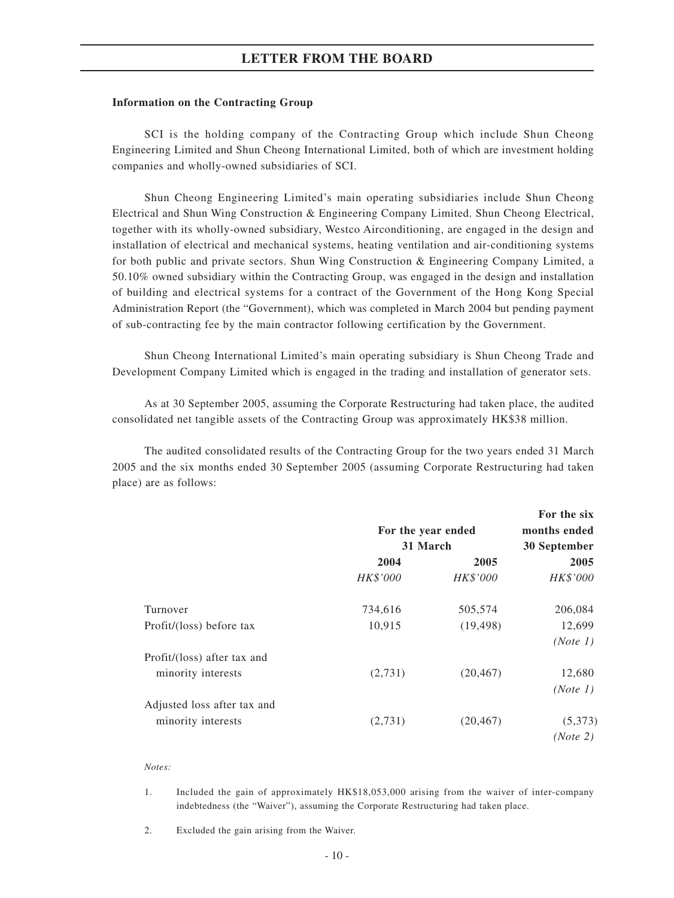**Information on the Contracting Group**

SCI is the holding company of the Contracting Group which include Shun Cheong Engineering Limited and Shun Cheong International Limited, both of which are investment holding companies and wholly-owned subsidiaries of SCI.

Shun Cheong Engineering Limited's main operating subsidiaries include Shun Cheong Electrical and Shun Wing Construction & Engineering Company Limited. Shun Cheong Electrical, together with its wholly-owned subsidiary, Westco Airconditioning, are engaged in the design and installation of electrical and mechanical systems, heating ventilation and air-conditioning systems for both public and private sectors. Shun Wing Construction & Engineering Company Limited, a 50.10% owned subsidiary within the Contracting Group, was engaged in the design and installation of building and electrical systems for a contract of the Government of the Hong Kong Special Administration Report (the "Government), which was completed in March 2004 but pending payment of sub-contracting fee by the main contractor following certification by the Government.

Shun Cheong International Limited's main operating subsidiary is Shun Cheong Trade and Development Company Limited which is engaged in the trading and installation of generator sets.

As at 30 September 2005, assuming the Corporate Restructuring had taken place, the audited consolidated net tangible assets of the Contracting Group was approximately HK$38 million.

The audited consolidated results of the Contracting Group for the two years ended 31 March 2005 and the six months ended 30 September 2005 (assuming Corporate Restructuring had taken place) are as follows:

| | For the year ended 31 March | | For the six months ended 30 September |
|---|---|---|---|
| | **2004** | **2005** | **2005** |
| | *HK$'000* | *HK$'000* | *HK$'000* |
| Turnover | 734,616 | 505,574 | 206,084 |
| Profit/(loss) before tax | 10,915 | (19,498) | 12,699 *(Note 1)* |
| Profit/(loss) after tax and minority interests | (2,731) | (20,467) | 12,680 *(Note 1)* |
| Adjusted loss after tax and minority interests | (2,731) | (20,467) | (5,373) *(Note 2)* |

*Notes:*

1. Included the gain of approximately HK$18,053,000 arising from the waiver of inter-company indebtedness (the "Waiver"), assuming the Corporate Restructuring had taken place.

2. Excluded the gain arising from the Waiver.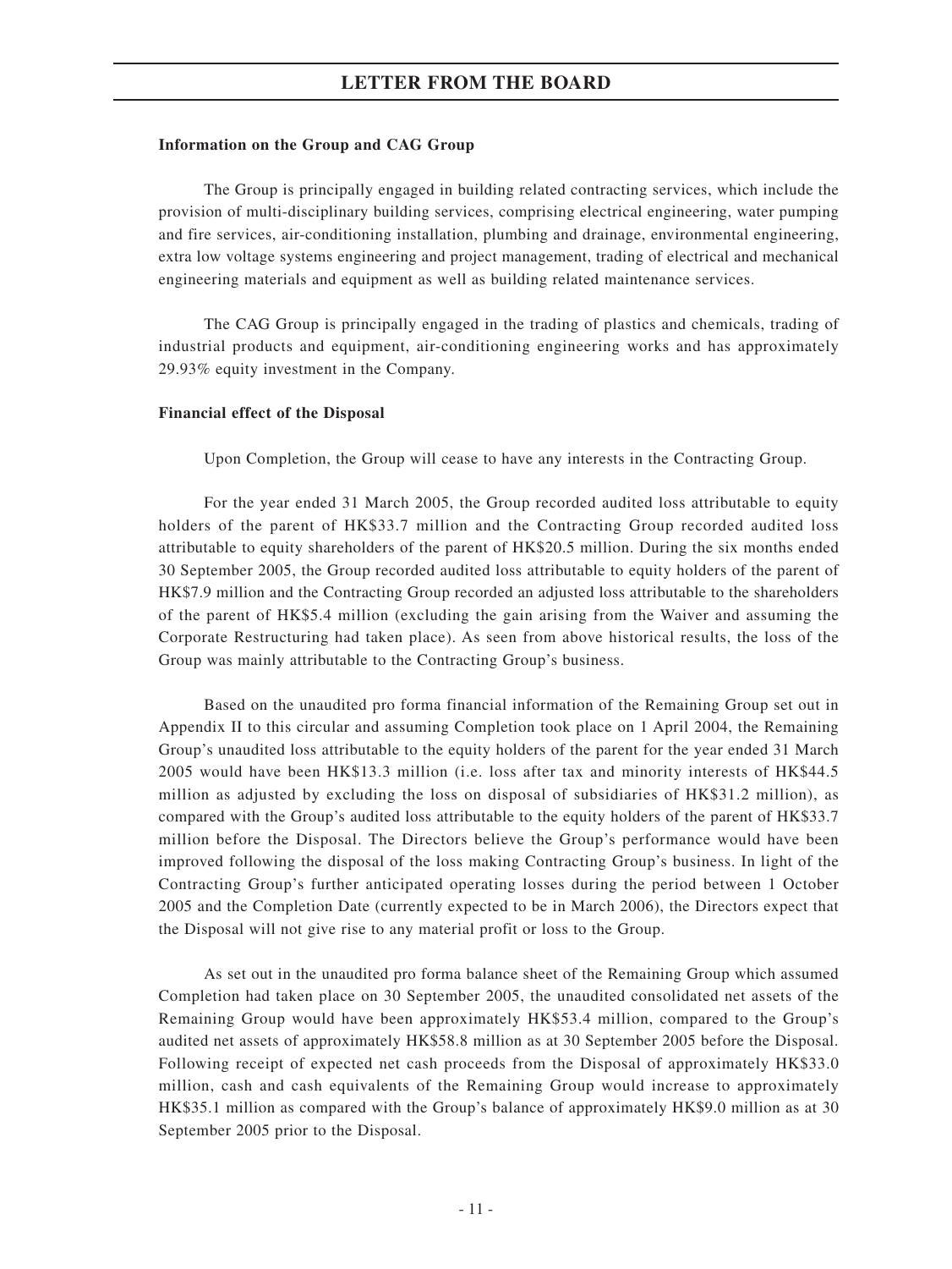**Information on the Group and CAG Group**

The Group is principally engaged in building related contracting services, which include the provision of multi-disciplinary building services, comprising electrical engineering, water pumping and fire services, air-conditioning installation, plumbing and drainage, environmental engineering, extra low voltage systems engineering and project management, trading of electrical and mechanical engineering materials and equipment as well as building related maintenance services.

The CAG Group is principally engaged in the trading of plastics and chemicals, trading of industrial products and equipment, air-conditioning engineering works and has approximately 29.93% equity investment in the Company.

**Financial effect of the Disposal**

Upon Completion, the Group will cease to have any interests in the Contracting Group.

For the year ended 31 March 2005, the Group recorded audited loss attributable to equity holders of the parent of HK$33.7 million and the Contracting Group recorded audited loss attributable to equity shareholders of the parent of HK$20.5 million. During the six months ended 30 September 2005, the Group recorded audited loss attributable to equity holders of the parent of HK$7.9 million and the Contracting Group recorded an adjusted loss attributable to the shareholders of the parent of HK$5.4 million (excluding the gain arising from the Waiver and assuming the Corporate Restructuring had taken place). As seen from above historical results, the loss of the Group was mainly attributable to the Contracting Group's business.

Based on the unaudited pro forma financial information of the Remaining Group set out in Appendix II to this circular and assuming Completion took place on 1 April 2004, the Remaining Group's unaudited loss attributable to the equity holders of the parent for the year ended 31 March 2005 would have been HK$13.3 million (i.e. loss after tax and minority interests of HK$44.5 million as adjusted by excluding the loss on disposal of subsidiaries of HK$31.2 million), as compared with the Group's audited loss attributable to the equity holders of the parent of HK$33.7 million before the Disposal. The Directors believe the Group's performance would have been improved following the disposal of the loss making Contracting Group's business. In light of the Contracting Group's further anticipated operating losses during the period between 1 October 2005 and the Completion Date (currently expected to be in March 2006), the Directors expect that the Disposal will not give rise to any material profit or loss to the Group.

As set out in the unaudited pro forma balance sheet of the Remaining Group which assumed Completion had taken place on 30 September 2005, the unaudited consolidated net assets of the Remaining Group would have been approximately HK$53.4 million, compared to the Group's audited net assets of approximately HK$58.8 million as at 30 September 2005 before the Disposal. Following receipt of expected net cash proceeds from the Disposal of approximately HK$33.0 million, cash and cash equivalents of the Remaining Group would increase to approximately HK$35.1 million as compared with the Group's balance of approximately HK$9.0 million as at 30 September 2005 prior to the Disposal.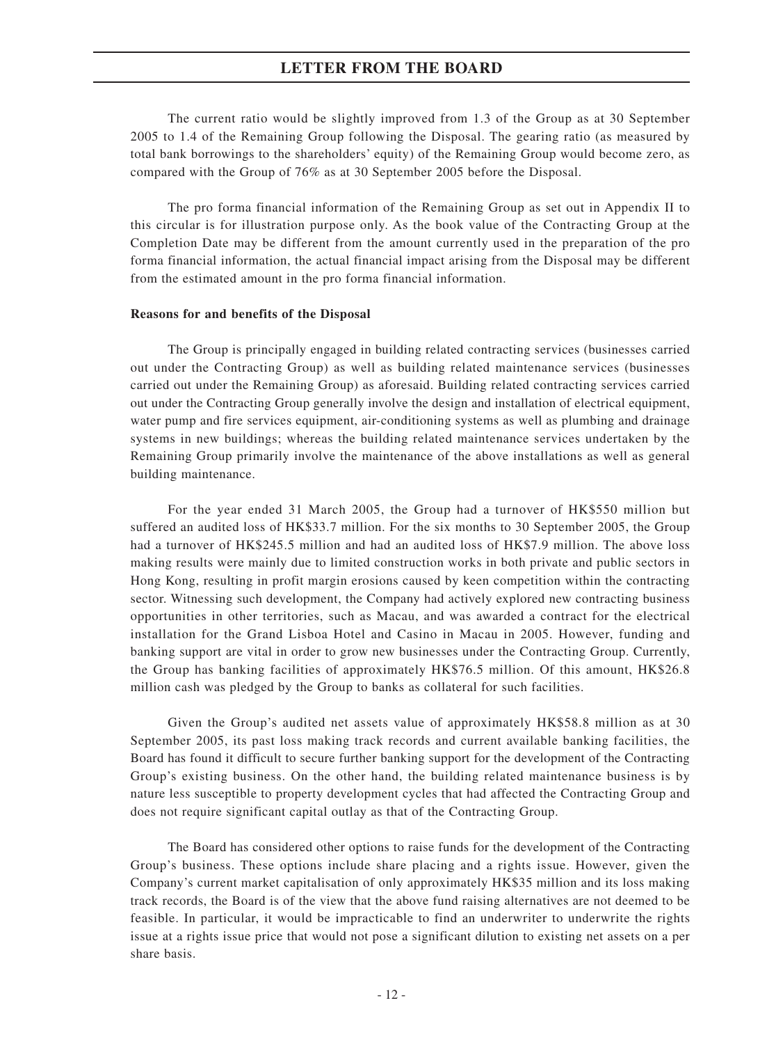The current ratio would be slightly improved from 1.3 of the Group as at 30 September 2005 to 1.4 of the Remaining Group following the Disposal. The gearing ratio (as measured by total bank borrowings to the shareholders' equity) of the Remaining Group would become zero, as compared with the Group of 76% as at 30 September 2005 before the Disposal.

The pro forma financial information of the Remaining Group as set out in Appendix II to this circular is for illustration purpose only. As the book value of the Contracting Group at the Completion Date may be different from the amount currently used in the preparation of the pro forma financial information, the actual financial impact arising from the Disposal may be different from the estimated amount in the pro forma financial information.

**Reasons for and benefits of the Disposal**

The Group is principally engaged in building related contracting services (businesses carried out under the Contracting Group) as well as building related maintenance services (businesses carried out under the Remaining Group) as aforesaid. Building related contracting services carried out under the Contracting Group generally involve the design and installation of electrical equipment, water pump and fire services equipment, air-conditioning systems as well as plumbing and drainage systems in new buildings; whereas the building related maintenance services undertaken by the Remaining Group primarily involve the maintenance of the above installations as well as general building maintenance.

For the year ended 31 March 2005, the Group had a turnover of HK$550 million but suffered an audited loss of HK$33.7 million. For the six months to 30 September 2005, the Group had a turnover of HK$245.5 million and had an audited loss of HK$7.9 million. The above loss making results were mainly due to limited construction works in both private and public sectors in Hong Kong, resulting in profit margin erosions caused by keen competition within the contracting sector. Witnessing such development, the Company had actively explored new contracting business opportunities in other territories, such as Macau, and was awarded a contract for the electrical installation for the Grand Lisboa Hotel and Casino in Macau in 2005. However, funding and banking support are vital in order to grow new businesses under the Contracting Group. Currently, the Group has banking facilities of approximately HK$76.5 million. Of this amount, HK$26.8 million cash was pledged by the Group to banks as collateral for such facilities.

Given the Group's audited net assets value of approximately HK$58.8 million as at 30 September 2005, its past loss making track records and current available banking facilities, the Board has found it difficult to secure further banking support for the development of the Contracting Group's existing business. On the other hand, the building related maintenance business is by nature less susceptible to property development cycles that had affected the Contracting Group and does not require significant capital outlay as that of the Contracting Group.

The Board has considered other options to raise funds for the development of the Contracting Group's business. These options include share placing and a rights issue. However, given the Company's current market capitalisation of only approximately HK$35 million and its loss making track records, the Board is of the view that the above fund raising alternatives are not deemed to be feasible. In particular, it would be impracticable to find an underwriter to underwrite the rights issue at a rights issue price that would not pose a significant dilution to existing net assets on a per share basis.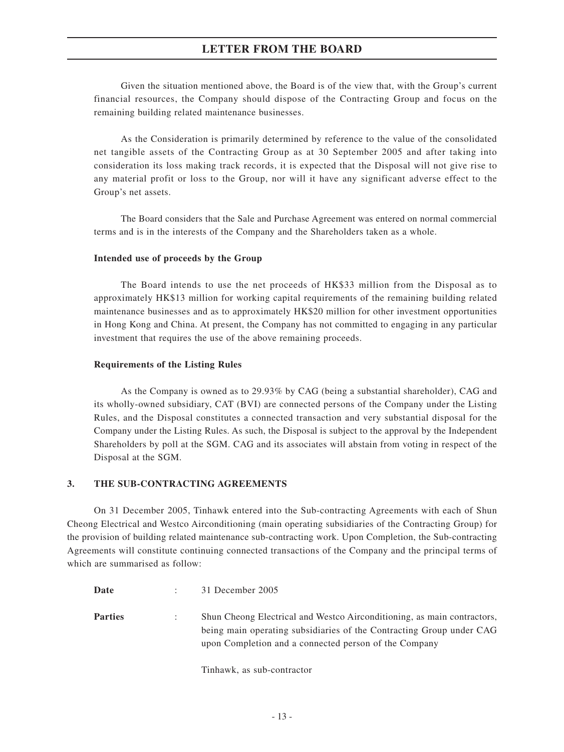Given the situation mentioned above, the Board is of the view that, with the Group's current financial resources, the Company should dispose of the Contracting Group and focus on the remaining building related maintenance businesses.

As the Consideration is primarily determined by reference to the value of the consolidated net tangible assets of the Contracting Group as at 30 September 2005 and after taking into consideration its loss making track records, it is expected that the Disposal will not give rise to any material profit or loss to the Group, nor will it have any significant adverse effect to the Group's net assets.

The Board considers that the Sale and Purchase Agreement was entered on normal commercial terms and is in the interests of the Company and the Shareholders taken as a whole.

**Intended use of proceeds by the Group**

The Board intends to use the net proceeds of HK$33 million from the Disposal as to approximately HK$13 million for working capital requirements of the remaining building related maintenance businesses and as to approximately HK$20 million for other investment opportunities in Hong Kong and China. At present, the Company has not committed to engaging in any particular investment that requires the use of the above remaining proceeds.

**Requirements of the Listing Rules**

As the Company is owned as to 29.93% by CAG (being a substantial shareholder), CAG and its wholly-owned subsidiary, CAT (BVI) are connected persons of the Company under the Listing Rules, and the Disposal constitutes a connected transaction and very substantial disposal for the Company under the Listing Rules. As such, the Disposal is subject to the approval by the Independent Shareholders by poll at the SGM. CAG and its associates will abstain from voting in respect of the Disposal at the SGM.

## 3. THE SUB-CONTRACTING AGREEMENTS

On 31 December 2005, Tinhawk entered into the Sub-contracting Agreements with each of Shun Cheong Electrical and Westco Airconditioning (main operating subsidiaries of the Contracting Group) for the provision of building related maintenance sub-contracting work. Upon Completion, the Sub-contracting Agreements will constitute continuing connected transactions of the Company and the principal terms of which are summarised as follow:

**Date** : 31 December 2005

**Parties** : Shun Cheong Electrical and Westco Airconditioning, as main contractors, being main operating subsidiaries of the Contracting Group under CAG upon Completion and a connected person of the Company

Tinhawk, as sub-contractor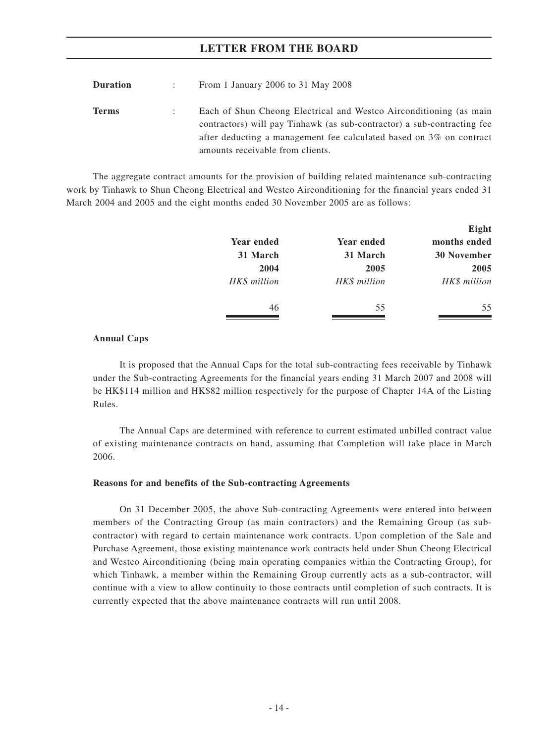| | | |
|---|---|---|
| **Duration** | : | From 1 January 2006 to 31 May 2008 |
| **Terms** | : | Each of Shun Cheong Electrical and Westco Airconditioning (as main contractors) will pay Tinhawk (as sub-contractor) a sub-contracting fee after deducting a management fee calculated based on 3% on contract amounts receivable from clients. |

The aggregate contract amounts for the provision of building related maintenance sub-contracting work by Tinhawk to Shun Cheong Electrical and Westco Airconditioning for the financial years ended 31 March 2004 and 2005 and the eight months ended 30 November 2005 are as follows:

| Year ended 31 March 2004 | Year ended 31 March 2005 | Eight months ended 30 November 2005 |
|---|---|---|
| *HK$ million* | *HK$ million* | *HK$ million* |
| 46 | 55 | 55 |

**Annual Caps**

It is proposed that the Annual Caps for the total sub-contracting fees receivable by Tinhawk under the Sub-contracting Agreements for the financial years ending 31 March 2007 and 2008 will be HK$114 million and HK$82 million respectively for the purpose of Chapter 14A of the Listing Rules.

The Annual Caps are determined with reference to current estimated unbilled contract value of existing maintenance contracts on hand, assuming that Completion will take place in March 2006.

**Reasons for and benefits of the Sub-contracting Agreements**

On 31 December 2005, the above Sub-contracting Agreements were entered into between members of the Contracting Group (as main contractors) and the Remaining Group (as sub-contractor) with regard to certain maintenance work contracts. Upon completion of the Sale and Purchase Agreement, those existing maintenance work contracts held under Shun Cheong Electrical and Westco Airconditioning (being main operating companies within the Contracting Group), for which Tinhawk, a member within the Remaining Group currently acts as a sub-contractor, will continue with a view to allow continuity to those contracts until completion of such contracts. It is currently expected that the above maintenance contracts will run until 2008.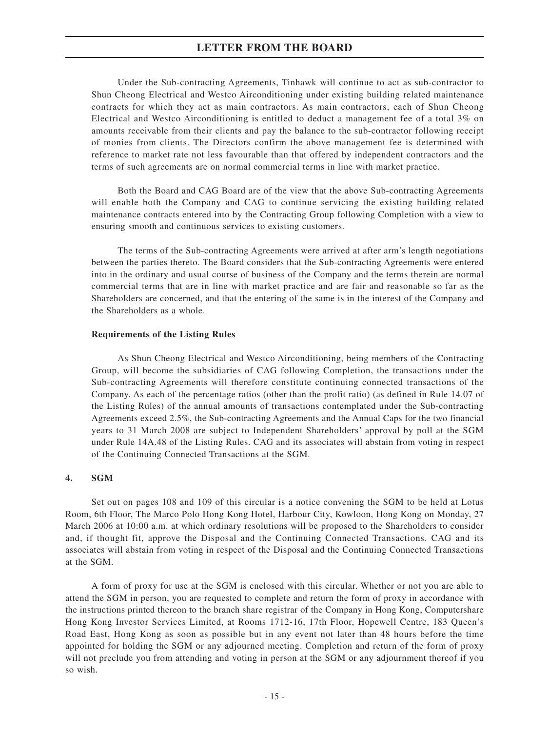Under the Sub-contracting Agreements, Tinhawk will continue to act as sub-contractor to Shun Cheong Electrical and Westco Airconditioning under existing building related maintenance contracts for which they act as main contractors. As main contractors, each of Shun Cheong Electrical and Westco Airconditioning is entitled to deduct a management fee of a total 3% on amounts receivable from their clients and pay the balance to the sub-contractor following receipt of monies from clients. The Directors confirm the above management fee is determined with reference to market rate not less favourable than that offered by independent contractors and the terms of such agreements are on normal commercial terms in line with market practice.

Both the Board and CAG Board are of the view that the above Sub-contracting Agreements will enable both the Company and CAG to continue servicing the existing building related maintenance contracts entered into by the Contracting Group following Completion with a view to ensuring smooth and continuous services to existing customers.

The terms of the Sub-contracting Agreements were arrived at after arm's length negotiations between the parties thereto. The Board considers that the Sub-contracting Agreements were entered into in the ordinary and usual course of business of the Company and the terms therein are normal commercial terms that are in line with market practice and are fair and reasonable so far as the Shareholders are concerned, and that the entering of the same is in the interest of the Company and the Shareholders as a whole.

**Requirements of the Listing Rules**

As Shun Cheong Electrical and Westco Airconditioning, being members of the Contracting Group, will become the subsidiaries of CAG following Completion, the transactions under the Sub-contracting Agreements will therefore constitute continuing connected transactions of the Company. As each of the percentage ratios (other than the profit ratio) (as defined in Rule 14.07 of the Listing Rules) of the annual amounts of transactions contemplated under the Sub-contracting Agreements exceed 2.5%, the Sub-contracting Agreements and the Annual Caps for the two financial years to 31 March 2008 are subject to Independent Shareholders' approval by poll at the SGM under Rule 14A.48 of the Listing Rules. CAG and its associates will abstain from voting in respect of the Continuing Connected Transactions at the SGM.

## 4. SGM

Set out on pages 108 and 109 of this circular is a notice convening the SGM to be held at Lotus Room, 6th Floor, The Marco Polo Hong Kong Hotel, Harbour City, Kowloon, Hong Kong on Monday, 27 March 2006 at 10:00 a.m. at which ordinary resolutions will be proposed to the Shareholders to consider and, if thought fit, approve the Disposal and the Continuing Connected Transactions. CAG and its associates will abstain from voting in respect of the Disposal and the Continuing Connected Transactions at the SGM.

A form of proxy for use at the SGM is enclosed with this circular. Whether or not you are able to attend the SGM in person, you are requested to complete and return the form of proxy in accordance with the instructions printed thereon to the branch share registrar of the Company in Hong Kong, Computershare Hong Kong Investor Services Limited, at Rooms 1712-16, 17th Floor, Hopewell Centre, 183 Queen's Road East, Hong Kong as soon as possible but in any event not later than 48 hours before the time appointed for holding the SGM or any adjourned meeting. Completion and return of the form of proxy will not preclude you from attending and voting in person at the SGM or any adjournment thereof if you so wish.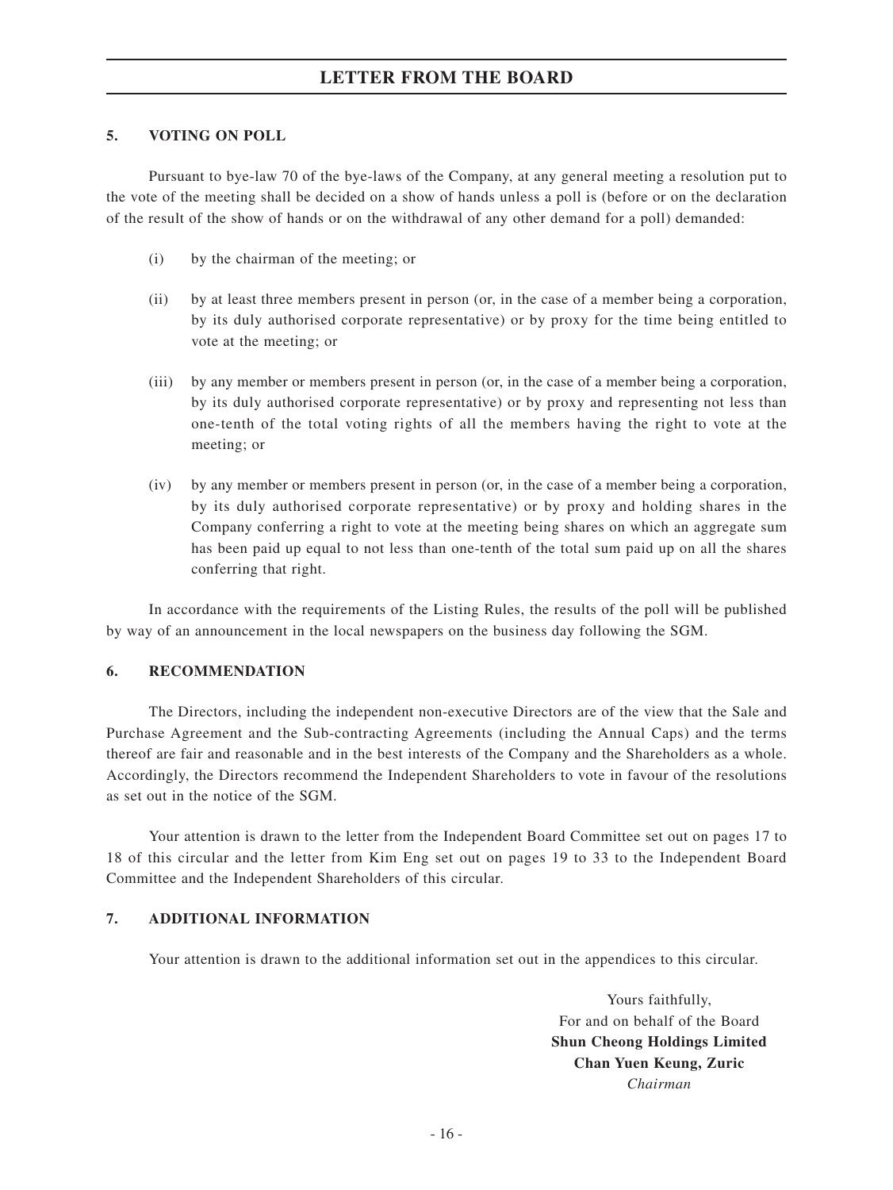## 5. VOTING ON POLL

Pursuant to bye-law 70 of the bye-laws of the Company, at any general meeting a resolution put to the vote of the meeting shall be decided on a show of hands unless a poll is (before or on the declaration of the result of the show of hands or on the withdrawal of any other demand for a poll) demanded:

(i) by the chairman of the meeting; or

(ii) by at least three members present in person (or, in the case of a member being a corporation, by its duly authorised corporate representative) or by proxy for the time being entitled to vote at the meeting; or

(iii) by any member or members present in person (or, in the case of a member being a corporation, by its duly authorised corporate representative) or by proxy and representing not less than one-tenth of the total voting rights of all the members having the right to vote at the meeting; or

(iv) by any member or members present in person (or, in the case of a member being a corporation, by its duly authorised corporate representative) or by proxy and holding shares in the Company conferring a right to vote at the meeting being shares on which an aggregate sum has been paid up equal to not less than one-tenth of the total sum paid up on all the shares conferring that right.

In accordance with the requirements of the Listing Rules, the results of the poll will be published by way of an announcement in the local newspapers on the business day following the SGM.

## 6. RECOMMENDATION

The Directors, including the independent non-executive Directors are of the view that the Sale and Purchase Agreement and the Sub-contracting Agreements (including the Annual Caps) and the terms thereof are fair and reasonable and in the best interests of the Company and the Shareholders as a whole. Accordingly, the Directors recommend the Independent Shareholders to vote in favour of the resolutions as set out in the notice of the SGM.

Your attention is drawn to the letter from the Independent Board Committee set out on pages 17 to 18 of this circular and the letter from Kim Eng set out on pages 19 to 33 to the Independent Board Committee and the Independent Shareholders of this circular.

## 7. ADDITIONAL INFORMATION

Your attention is drawn to the additional information set out in the appendices to this circular.

Yours faithfully,
For and on behalf of the Board
**Shun Cheong Holdings Limited**
**Chan Yuen Keung, Zuric**
*Chairman*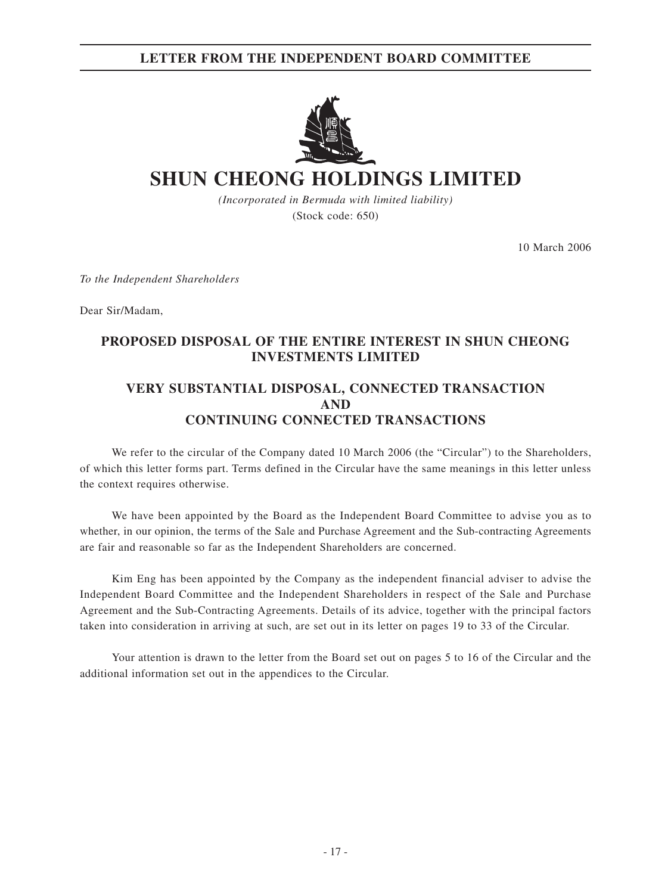# SHUN CHEONG HOLDINGS LIMITED

*(Incorporated in Bermuda with limited liability)*

(Stock code: 650)

10 March 2006

*To the Independent Shareholders*

Dear Sir/Madam,

## PROPOSED DISPOSAL OF THE ENTIRE INTEREST IN SHUN CHEONG INVESTMENTS LIMITED

## VERY SUBSTANTIAL DISPOSAL, CONNECTED TRANSACTION AND CONTINUING CONNECTED TRANSACTIONS

We refer to the circular of the Company dated 10 March 2006 (the "Circular") to the Shareholders, of which this letter forms part. Terms defined in the Circular have the same meanings in this letter unless the context requires otherwise.

We have been appointed by the Board as the Independent Board Committee to advise you as to whether, in our opinion, the terms of the Sale and Purchase Agreement and the Sub-contracting Agreements are fair and reasonable so far as the Independent Shareholders are concerned.

Kim Eng has been appointed by the Company as the independent financial adviser to advise the Independent Board Committee and the Independent Shareholders in respect of the Sale and Purchase Agreement and the Sub-Contracting Agreements. Details of its advice, together with the principal factors taken into consideration in arriving at such, are set out in its letter on pages 19 to 33 of the Circular.

Your attention is drawn to the letter from the Board set out on pages 5 to 16 of the Circular and the additional information set out in the appendices to the Circular.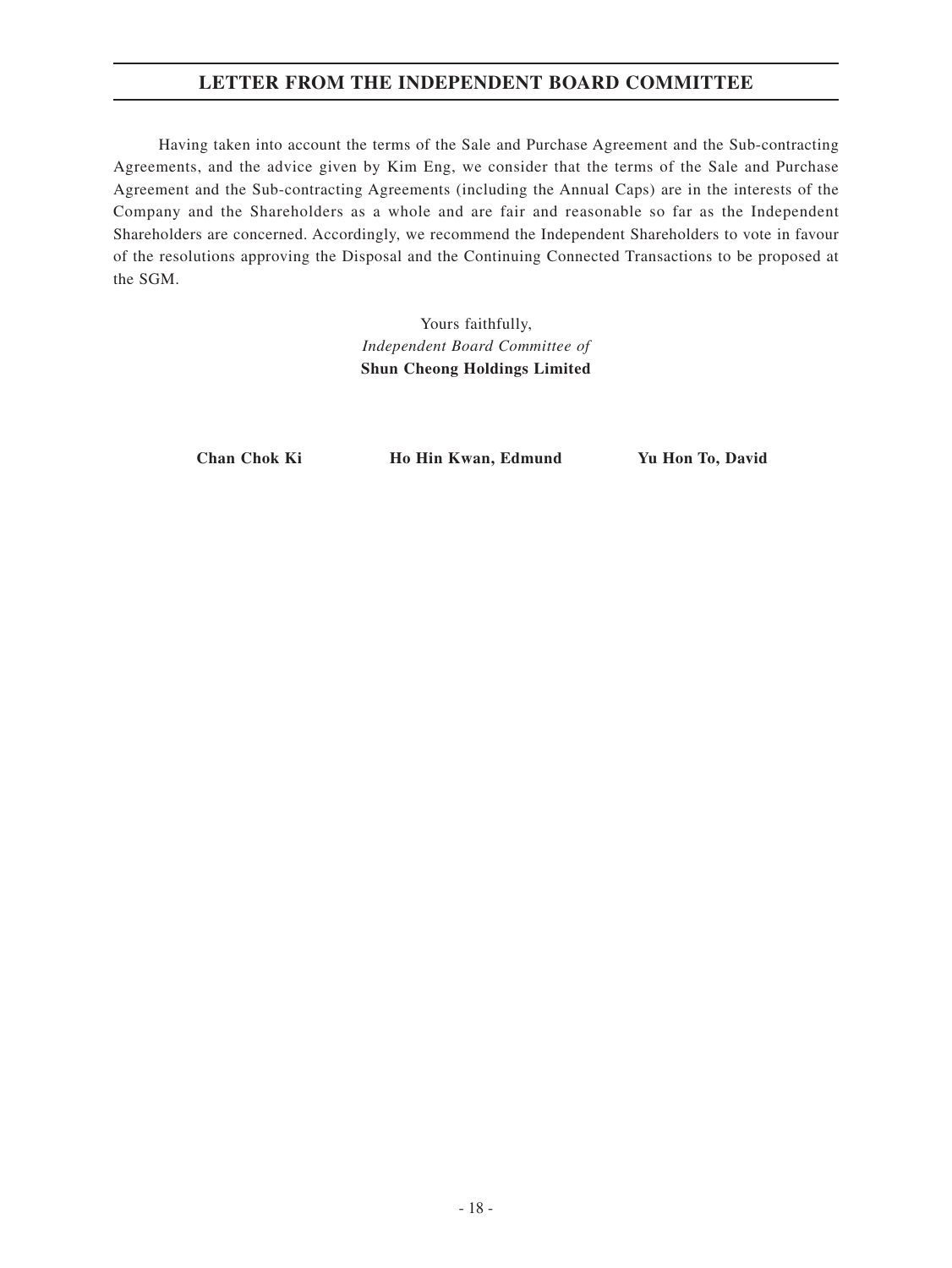## LETTER FROM THE INDEPENDENT BOARD COMMITTEE

Having taken into account the terms of the Sale and Purchase Agreement and the Sub-contracting Agreements, and the advice given by Kim Eng, we consider that the terms of the Sale and Purchase Agreement and the Sub-contracting Agreements (including the Annual Caps) are in the interests of the Company and the Shareholders as a whole and are fair and reasonable so far as the Independent Shareholders are concerned. Accordingly, we recommend the Independent Shareholders to vote in favour of the resolutions approving the Disposal and the Continuing Connected Transactions to be proposed at the SGM.

Yours faithfully,
*Independent Board Committee of*
**Shun Cheong Holdings Limited**

**Chan Chok Ki** **Ho Hin Kwan, Edmund** **Yu Hon To, David**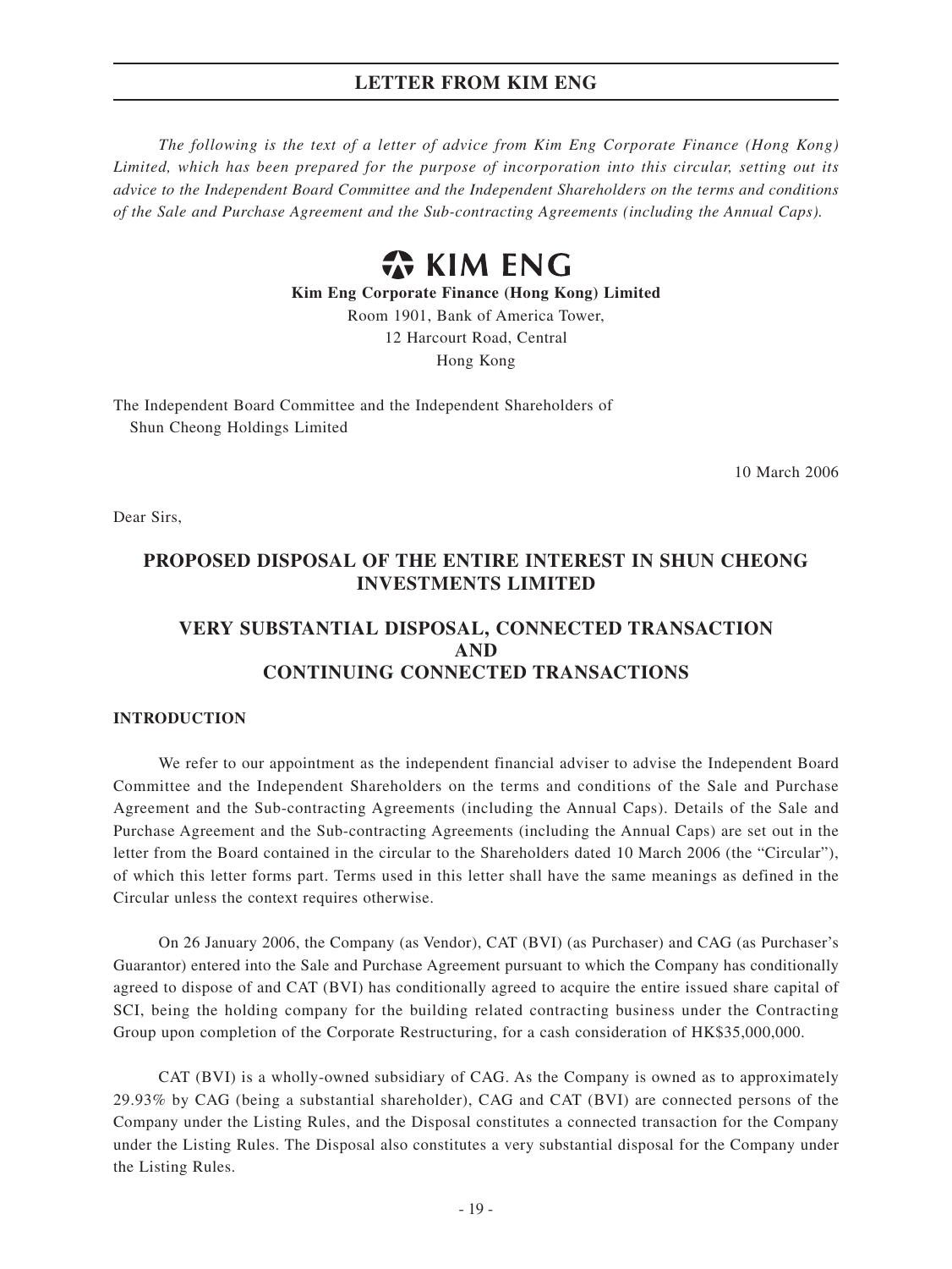# LETTER FROM KIM ENG

*The following is the text of a letter of advice from Kim Eng Corporate Finance (Hong Kong) Limited, which has been prepared for the purpose of incorporation into this circular, setting out its advice to the Independent Board Committee and the Independent Shareholders on the terms and conditions of the Sale and Purchase Agreement and the Sub-contracting Agreements (including the Annual Caps).*

**KIM ENG**

**Kim Eng Corporate Finance (Hong Kong) Limited**
Room 1901, Bank of America Tower,
12 Harcourt Road, Central
Hong Kong

The Independent Board Committee and the Independent Shareholders of
Shun Cheong Holdings Limited

10 March 2006

Dear Sirs,

## PROPOSED DISPOSAL OF THE ENTIRE INTEREST IN SHUN CHEONG INVESTMENTS LIMITED

## VERY SUBSTANTIAL DISPOSAL, CONNECTED TRANSACTION AND CONTINUING CONNECTED TRANSACTIONS

### INTRODUCTION

We refer to our appointment as the independent financial adviser to advise the Independent Board Committee and the Independent Shareholders on the terms and conditions of the Sale and Purchase Agreement and the Sub-contracting Agreements (including the Annual Caps). Details of the Sale and Purchase Agreement and the Sub-contracting Agreements (including the Annual Caps) are set out in the letter from the Board contained in the circular to the Shareholders dated 10 March 2006 (the "Circular"), of which this letter forms part. Terms used in this letter shall have the same meanings as defined in the Circular unless the context requires otherwise.

On 26 January 2006, the Company (as Vendor), CAT (BVI) (as Purchaser) and CAG (as Purchaser's Guarantor) entered into the Sale and Purchase Agreement pursuant to which the Company has conditionally agreed to dispose of and CAT (BVI) has conditionally agreed to acquire the entire issued share capital of SCI, being the holding company for the building related contracting business under the Contracting Group upon completion of the Corporate Restructuring, for a cash consideration of HK$35,000,000.

CAT (BVI) is a wholly-owned subsidiary of CAG. As the Company is owned as to approximately 29.93% by CAG (being a substantial shareholder), CAG and CAT (BVI) are connected persons of the Company under the Listing Rules, and the Disposal constitutes a connected transaction for the Company under the Listing Rules. The Disposal also constitutes a very substantial disposal for the Company under the Listing Rules.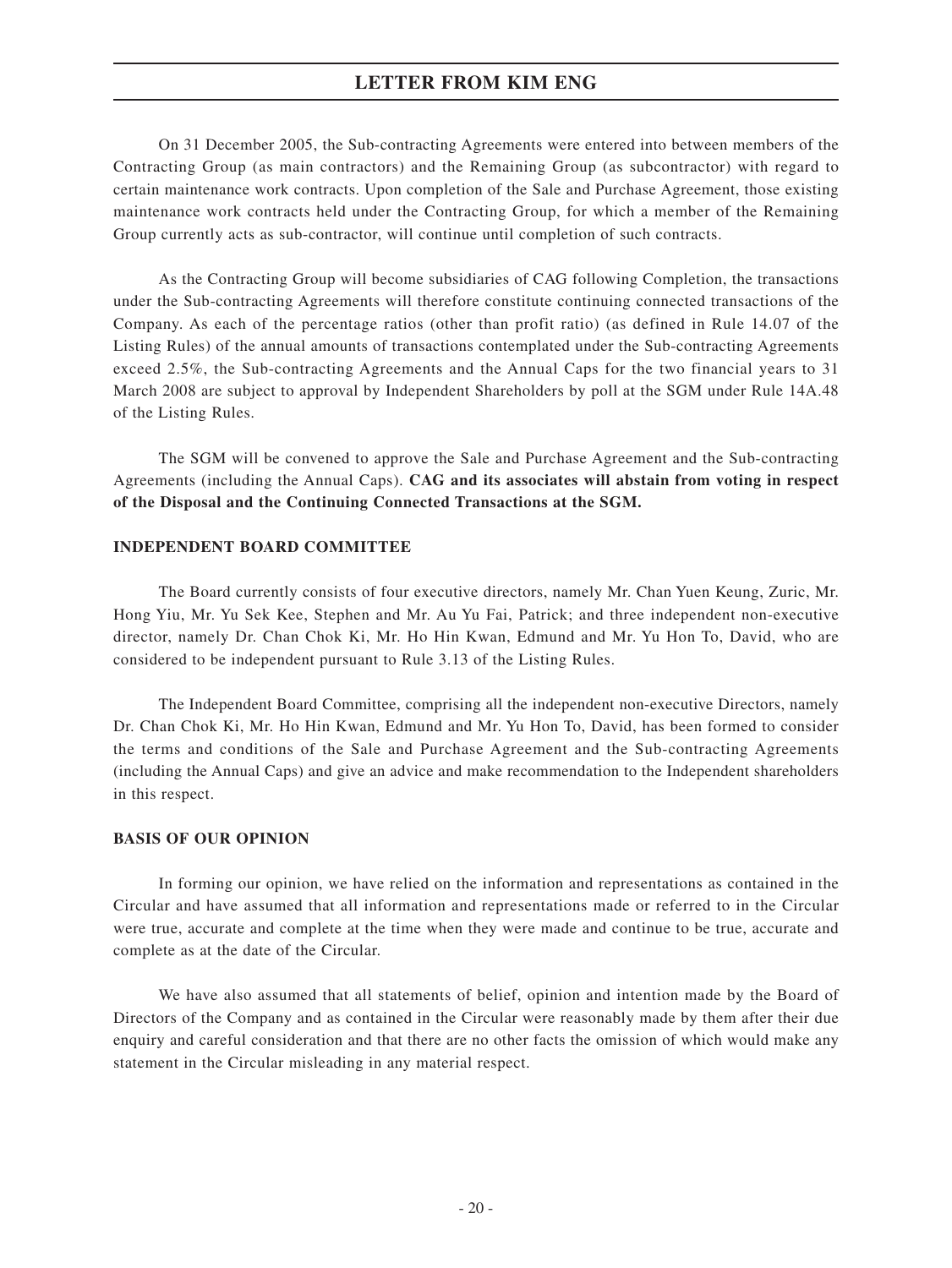On 31 December 2005, the Sub-contracting Agreements were entered into between members of the Contracting Group (as main contractors) and the Remaining Group (as subcontractor) with regard to certain maintenance work contracts. Upon completion of the Sale and Purchase Agreement, those existing maintenance work contracts held under the Contracting Group, for which a member of the Remaining Group currently acts as sub-contractor, will continue until completion of such contracts.

As the Contracting Group will become subsidiaries of CAG following Completion, the transactions under the Sub-contracting Agreements will therefore constitute continuing connected transactions of the Company. As each of the percentage ratios (other than profit ratio) (as defined in Rule 14.07 of the Listing Rules) of the annual amounts of transactions contemplated under the Sub-contracting Agreements exceed 2.5%, the Sub-contracting Agreements and the Annual Caps for the two financial years to 31 March 2008 are subject to approval by Independent Shareholders by poll at the SGM under Rule 14A.48 of the Listing Rules.

The SGM will be convened to approve the Sale and Purchase Agreement and the Sub-contracting Agreements (including the Annual Caps). **CAG and its associates will abstain from voting in respect of the Disposal and the Continuing Connected Transactions at the SGM.**

**INDEPENDENT BOARD COMMITTEE**

The Board currently consists of four executive directors, namely Mr. Chan Yuen Keung, Zuric, Mr. Hong Yiu, Mr. Yu Sek Kee, Stephen and Mr. Au Yu Fai, Patrick; and three independent non-executive director, namely Dr. Chan Chok Ki, Mr. Ho Hin Kwan, Edmund and Mr. Yu Hon To, David, who are considered to be independent pursuant to Rule 3.13 of the Listing Rules.

The Independent Board Committee, comprising all the independent non-executive Directors, namely Dr. Chan Chok Ki, Mr. Ho Hin Kwan, Edmund and Mr. Yu Hon To, David, has been formed to consider the terms and conditions of the Sale and Purchase Agreement and the Sub-contracting Agreements (including the Annual Caps) and give an advice and make recommendation to the Independent shareholders in this respect.

**BASIS OF OUR OPINION**

In forming our opinion, we have relied on the information and representations as contained in the Circular and have assumed that all information and representations made or referred to in the Circular were true, accurate and complete at the time when they were made and continue to be true, accurate and complete as at the date of the Circular.

We have also assumed that all statements of belief, opinion and intention made by the Board of Directors of the Company and as contained in the Circular were reasonably made by them after their due enquiry and careful consideration and that there are no other facts the omission of which would make any statement in the Circular misleading in any material respect.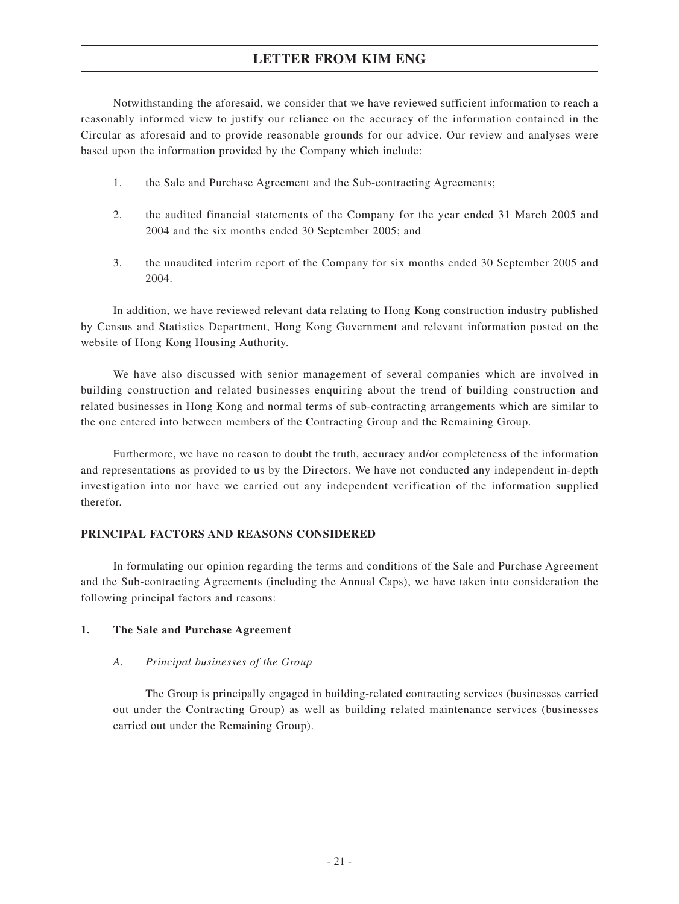Notwithstanding the aforesaid, we consider that we have reviewed sufficient information to reach a reasonably informed view to justify our reliance on the accuracy of the information contained in the Circular as aforesaid and to provide reasonable grounds for our advice. Our review and analyses were based upon the information provided by the Company which include:

1. the Sale and Purchase Agreement and the Sub-contracting Agreements;

2. the audited financial statements of the Company for the year ended 31 March 2005 and 2004 and the six months ended 30 September 2005; and

3. the unaudited interim report of the Company for six months ended 30 September 2005 and 2004.

In addition, we have reviewed relevant data relating to Hong Kong construction industry published by Census and Statistics Department, Hong Kong Government and relevant information posted on the website of Hong Kong Housing Authority.

We have also discussed with senior management of several companies which are involved in building construction and related businesses enquiring about the trend of building construction and related businesses in Hong Kong and normal terms of sub-contracting arrangements which are similar to the one entered into between members of the Contracting Group and the Remaining Group.

Furthermore, we have no reason to doubt the truth, accuracy and/or completeness of the information and representations as provided to us by the Directors. We have not conducted any independent in-depth investigation into nor have we carried out any independent verification of the information supplied therefor.

## PRINCIPAL FACTORS AND REASONS CONSIDERED

In formulating our opinion regarding the terms and conditions of the Sale and Purchase Agreement and the Sub-contracting Agreements (including the Annual Caps), we have taken into consideration the following principal factors and reasons:

### 1. The Sale and Purchase Agreement

*A. Principal businesses of the Group*

The Group is principally engaged in building-related contracting services (businesses carried out under the Contracting Group) as well as building related maintenance services (businesses carried out under the Remaining Group).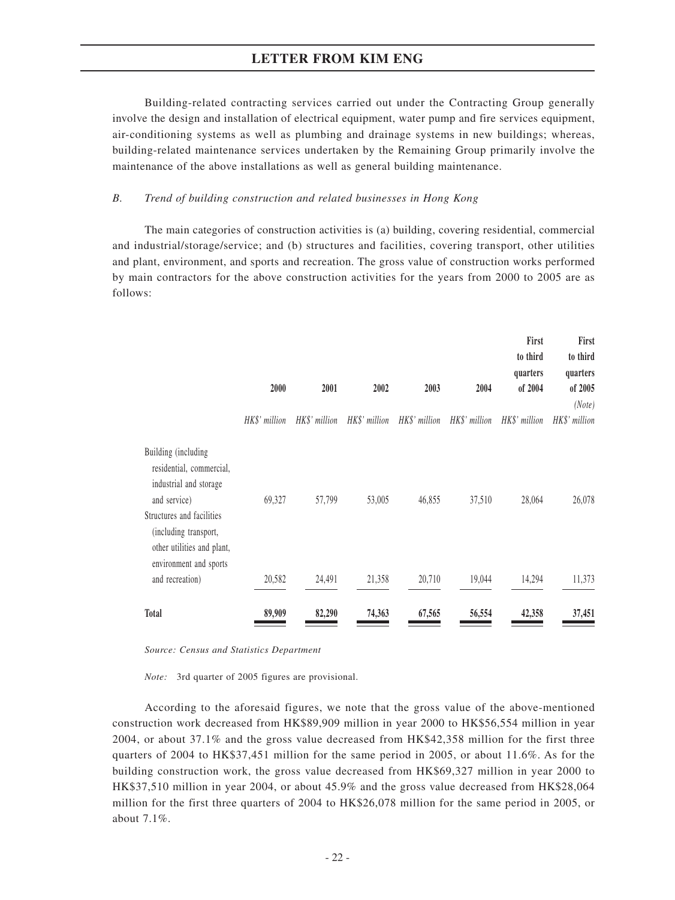Building-related contracting services carried out under the Contracting Group generally involve the design and installation of electrical equipment, water pump and fire services equipment, air-conditioning systems as well as plumbing and drainage systems in new buildings; whereas, building-related maintenance services undertaken by the Remaining Group primarily involve the maintenance of the above installations as well as general building maintenance.

*B. Trend of building construction and related businesses in Hong Kong*

The main categories of construction activities is (a) building, covering residential, commercial and industrial/storage/service; and (b) structures and facilities, covering transport, other utilities and plant, environment, and sports and recreation. The gross value of construction works performed by main contractors for the above construction activities for the years from 2000 to 2005 are as follows:

| | 2000 | 2001 | 2002 | 2003 | 2004 | First to third quarters of 2004 | First to third quarters of 2005 *(Note)* |
|---|---|---|---|---|---|---|---|
| | *HK$' million* | *HK$' million* | *HK$' million* | *HK$' million* | *HK$' million* | *HK$' million* | *HK$' million* |
| Building (including residential, commercial, industrial and storage and service) | 69,327 | 57,799 | 53,005 | 46,855 | 37,510 | 28,064 | 26,078 |
| Structures and facilities (including transport, other utilities and plant, environment and sports and recreation) | 20,582 | 24,491 | 21,358 | 20,710 | 19,044 | 14,294 | 11,373 |
| **Total** | **89,909** | **82,290** | **74,363** | **67,565** | **56,554** | **42,358** | **37,451** |

*Source: Census and Statistics Department*

*Note:* 3rd quarter of 2005 figures are provisional.

According to the aforesaid figures, we note that the gross value of the above-mentioned construction work decreased from HK$89,909 million in year 2000 to HK$56,554 million in year 2004, or about 37.1% and the gross value decreased from HK$42,358 million for the first three quarters of 2004 to HK$37,451 million for the same period in 2005, or about 11.6%. As for the building construction work, the gross value decreased from HK$69,327 million in year 2000 to HK$37,510 million in year 2004, or about 45.9% and the gross value decreased from HK$28,064 million for the first three quarters of 2004 to HK$26,078 million for the same period in 2005, or about 7.1%.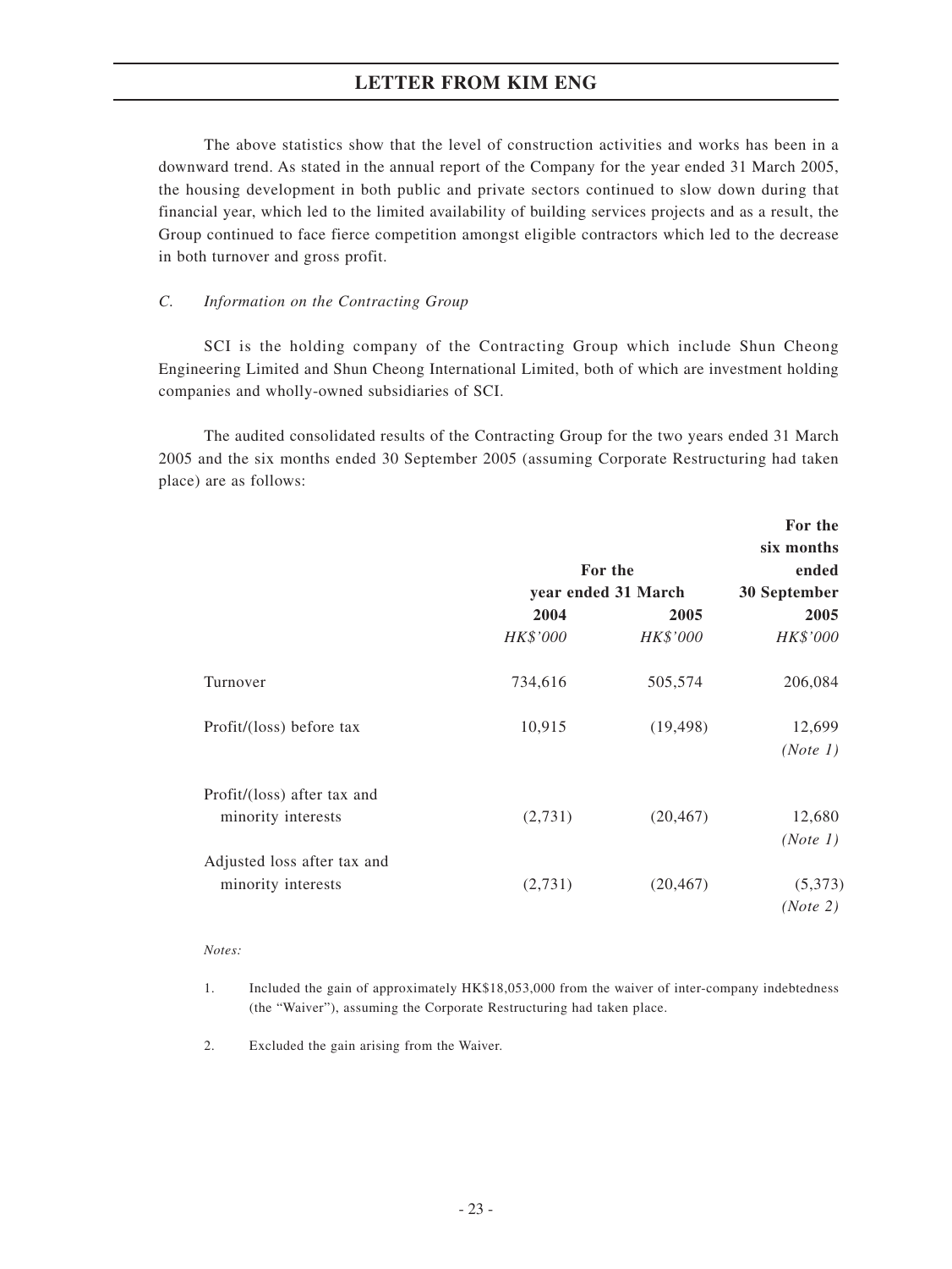The above statistics show that the level of construction activities and works has been in a downward trend. As stated in the annual report of the Company for the year ended 31 March 2005, the housing development in both public and private sectors continued to slow down during that financial year, which led to the limited availability of building services projects and as a result, the Group continued to face fierce competition amongst eligible contractors which led to the decrease in both turnover and gross profit.

### *C. Information on the Contracting Group*

SCI is the holding company of the Contracting Group which include Shun Cheong Engineering Limited and Shun Cheong International Limited, both of which are investment holding companies and wholly-owned subsidiaries of SCI.

The audited consolidated results of the Contracting Group for the two years ended 31 March 2005 and the six months ended 30 September 2005 (assuming Corporate Restructuring had taken place) are as follows:

| | For the year ended 31 March | | For the six months ended 30 September |
|---|---|---|---|
| | 2004 | 2005 | 2005 |
| | *HK$'000* | *HK$'000* | *HK$'000* |
| Turnover | 734,616 | 505,574 | 206,084 |
| Profit/(loss) before tax | 10,915 | (19,498) | 12,699 *(Note 1)* |
| Profit/(loss) after tax and minority interests | (2,731) | (20,467) | 12,680 *(Note 1)* |
| Adjusted loss after tax and minority interests | (2,731) | (20,467) | (5,373) *(Note 2)* |

*Notes:*

1. Included the gain of approximately HK$18,053,000 from the waiver of inter-company indebtedness (the "Waiver"), assuming the Corporate Restructuring had taken place.

2. Excluded the gain arising from the Waiver.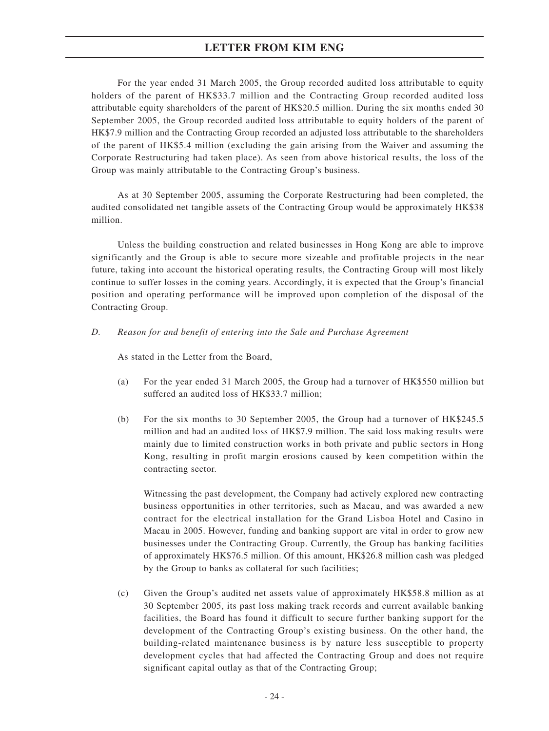For the year ended 31 March 2005, the Group recorded audited loss attributable to equity holders of the parent of HK$33.7 million and the Contracting Group recorded audited loss attributable equity shareholders of the parent of HK$20.5 million. During the six months ended 30 September 2005, the Group recorded audited loss attributable to equity holders of the parent of HK$7.9 million and the Contracting Group recorded an adjusted loss attributable to the shareholders of the parent of HK$5.4 million (excluding the gain arising from the Waiver and assuming the Corporate Restructuring had taken place). As seen from above historical results, the loss of the Group was mainly attributable to the Contracting Group's business.

As at 30 September 2005, assuming the Corporate Restructuring had been completed, the audited consolidated net tangible assets of the Contracting Group would be approximately HK$38 million.

Unless the building construction and related businesses in Hong Kong are able to improve significantly and the Group is able to secure more sizeable and profitable projects in the near future, taking into account the historical operating results, the Contracting Group will most likely continue to suffer losses in the coming years. Accordingly, it is expected that the Group's financial position and operating performance will be improved upon completion of the disposal of the Contracting Group.

*D. Reason for and benefit of entering into the Sale and Purchase Agreement*

As stated in the Letter from the Board,

(a) For the year ended 31 March 2005, the Group had a turnover of HK$550 million but suffered an audited loss of HK$33.7 million;

(b) For the six months to 30 September 2005, the Group had a turnover of HK$245.5 million and had an audited loss of HK$7.9 million. The said loss making results were mainly due to limited construction works in both private and public sectors in Hong Kong, resulting in profit margin erosions caused by keen competition within the contracting sector.

    Witnessing the past development, the Company had actively explored new contracting business opportunities in other territories, such as Macau, and was awarded a new contract for the electrical installation for the Grand Lisboa Hotel and Casino in Macau in 2005. However, funding and banking support are vital in order to grow new businesses under the Contracting Group. Currently, the Group has banking facilities of approximately HK$76.5 million. Of this amount, HK$26.8 million cash was pledged by the Group to banks as collateral for such facilities;

(c) Given the Group's audited net assets value of approximately HK$58.8 million as at 30 September 2005, its past loss making track records and current available banking facilities, the Board has found it difficult to secure further banking support for the development of the Contracting Group's existing business. On the other hand, the building-related maintenance business is by nature less susceptible to property development cycles that had affected the Contracting Group and does not require significant capital outlay as that of the Contracting Group;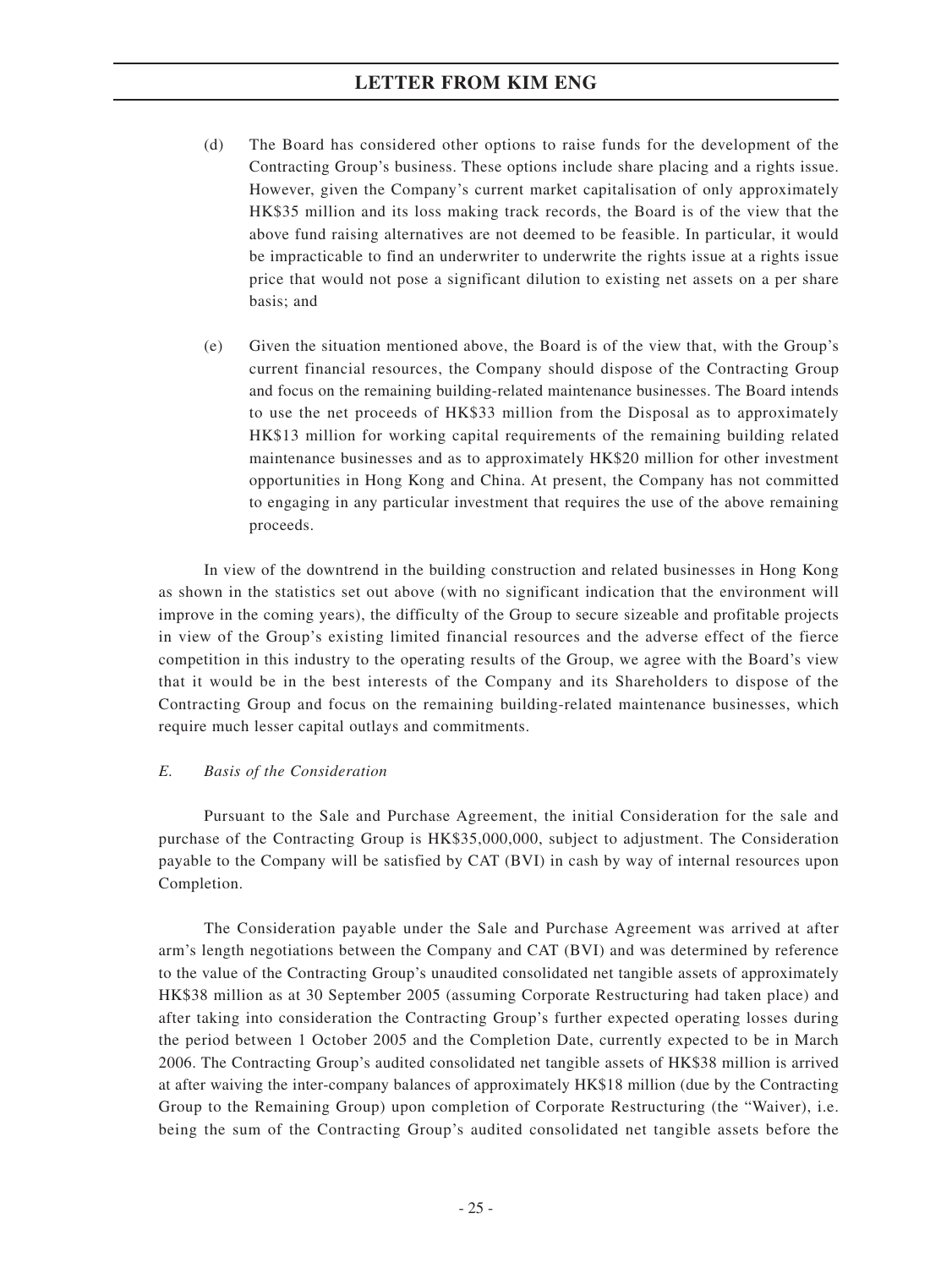(d) The Board has considered other options to raise funds for the development of the Contracting Group's business. These options include share placing and a rights issue. However, given the Company's current market capitalisation of only approximately HK$35 million and its loss making track records, the Board is of the view that the above fund raising alternatives are not deemed to be feasible. In particular, it would be impracticable to find an underwriter to underwrite the rights issue at a rights issue price that would not pose a significant dilution to existing net assets on a per share basis; and

(e) Given the situation mentioned above, the Board is of the view that, with the Group's current financial resources, the Company should dispose of the Contracting Group and focus on the remaining building-related maintenance businesses. The Board intends to use the net proceeds of HK$33 million from the Disposal as to approximately HK$13 million for working capital requirements of the remaining building related maintenance businesses and as to approximately HK$20 million for other investment opportunities in Hong Kong and China. At present, the Company has not committed to engaging in any particular investment that requires the use of the above remaining proceeds.

In view of the downtrend in the building construction and related businesses in Hong Kong as shown in the statistics set out above (with no significant indication that the environment will improve in the coming years), the difficulty of the Group to secure sizeable and profitable projects in view of the Group's existing limited financial resources and the adverse effect of the fierce competition in this industry to the operating results of the Group, we agree with the Board's view that it would be in the best interests of the Company and its Shareholders to dispose of the Contracting Group and focus on the remaining building-related maintenance businesses, which require much lesser capital outlays and commitments.

*E. Basis of the Consideration*

Pursuant to the Sale and Purchase Agreement, the initial Consideration for the sale and purchase of the Contracting Group is HK$35,000,000, subject to adjustment. The Consideration payable to the Company will be satisfied by CAT (BVI) in cash by way of internal resources upon Completion.

The Consideration payable under the Sale and Purchase Agreement was arrived at after arm's length negotiations between the Company and CAT (BVI) and was determined by reference to the value of the Contracting Group's unaudited consolidated net tangible assets of approximately HK$38 million as at 30 September 2005 (assuming Corporate Restructuring had taken place) and after taking into consideration the Contracting Group's further expected operating losses during the period between 1 October 2005 and the Completion Date, currently expected to be in March 2006. The Contracting Group's audited consolidated net tangible assets of HK$38 million is arrived at after waiving the inter-company balances of approximately HK$18 million (due by the Contracting Group to the Remaining Group) upon completion of Corporate Restructuring (the "Waiver), i.e. being the sum of the Contracting Group's audited consolidated net tangible assets before the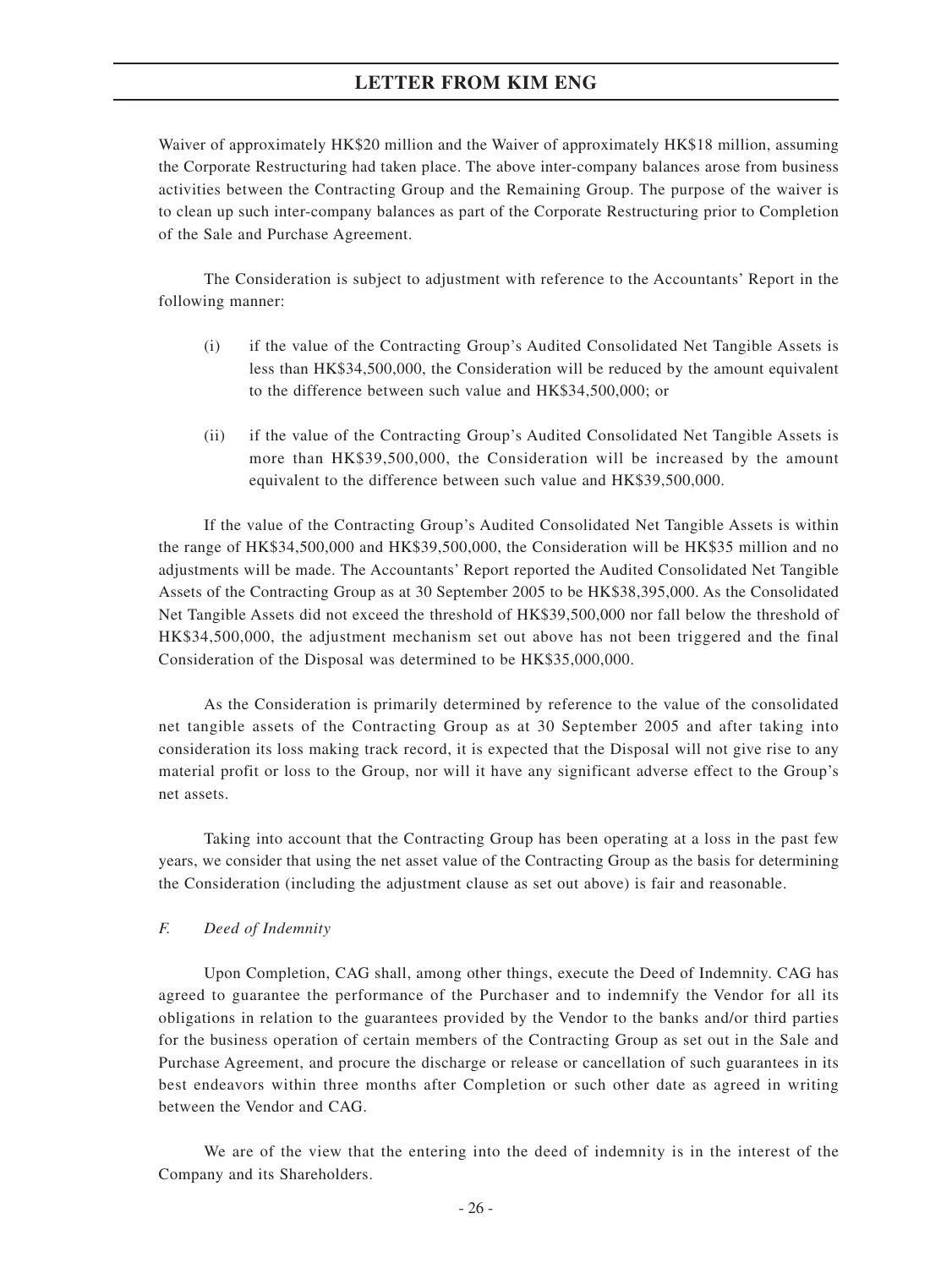Waiver of approximately HK$20 million and the Waiver of approximately HK$18 million, assuming the Corporate Restructuring had taken place. The above inter-company balances arose from business activities between the Contracting Group and the Remaining Group. The purpose of the waiver is to clean up such inter-company balances as part of the Corporate Restructuring prior to Completion of the Sale and Purchase Agreement.

The Consideration is subject to adjustment with reference to the Accountants' Report in the following manner:

(i) if the value of the Contracting Group's Audited Consolidated Net Tangible Assets is less than HK$34,500,000, the Consideration will be reduced by the amount equivalent to the difference between such value and HK$34,500,000; or

(ii) if the value of the Contracting Group's Audited Consolidated Net Tangible Assets is more than HK$39,500,000, the Consideration will be increased by the amount equivalent to the difference between such value and HK$39,500,000.

If the value of the Contracting Group's Audited Consolidated Net Tangible Assets is within the range of HK$34,500,000 and HK$39,500,000, the Consideration will be HK$35 million and no adjustments will be made. The Accountants' Report reported the Audited Consolidated Net Tangible Assets of the Contracting Group as at 30 September 2005 to be HK$38,395,000. As the Consolidated Net Tangible Assets did not exceed the threshold of HK$39,500,000 nor fall below the threshold of HK$34,500,000, the adjustment mechanism set out above has not been triggered and the final Consideration of the Disposal was determined to be HK$35,000,000.

As the Consideration is primarily determined by reference to the value of the consolidated net tangible assets of the Contracting Group as at 30 September 2005 and after taking into consideration its loss making track record, it is expected that the Disposal will not give rise to any material profit or loss to the Group, nor will it have any significant adverse effect to the Group's net assets.

Taking into account that the Contracting Group has been operating at a loss in the past few years, we consider that using the net asset value of the Contracting Group as the basis for determining the Consideration (including the adjustment clause as set out above) is fair and reasonable.

*F. Deed of Indemnity*

Upon Completion, CAG shall, among other things, execute the Deed of Indemnity. CAG has agreed to guarantee the performance of the Purchaser and to indemnify the Vendor for all its obligations in relation to the guarantees provided by the Vendor to the banks and/or third parties for the business operation of certain members of the Contracting Group as set out in the Sale and Purchase Agreement, and procure the discharge or release or cancellation of such guarantees in its best endeavors within three months after Completion or such other date as agreed in writing between the Vendor and CAG.

We are of the view that the entering into the deed of indemnity is in the interest of the Company and its Shareholders.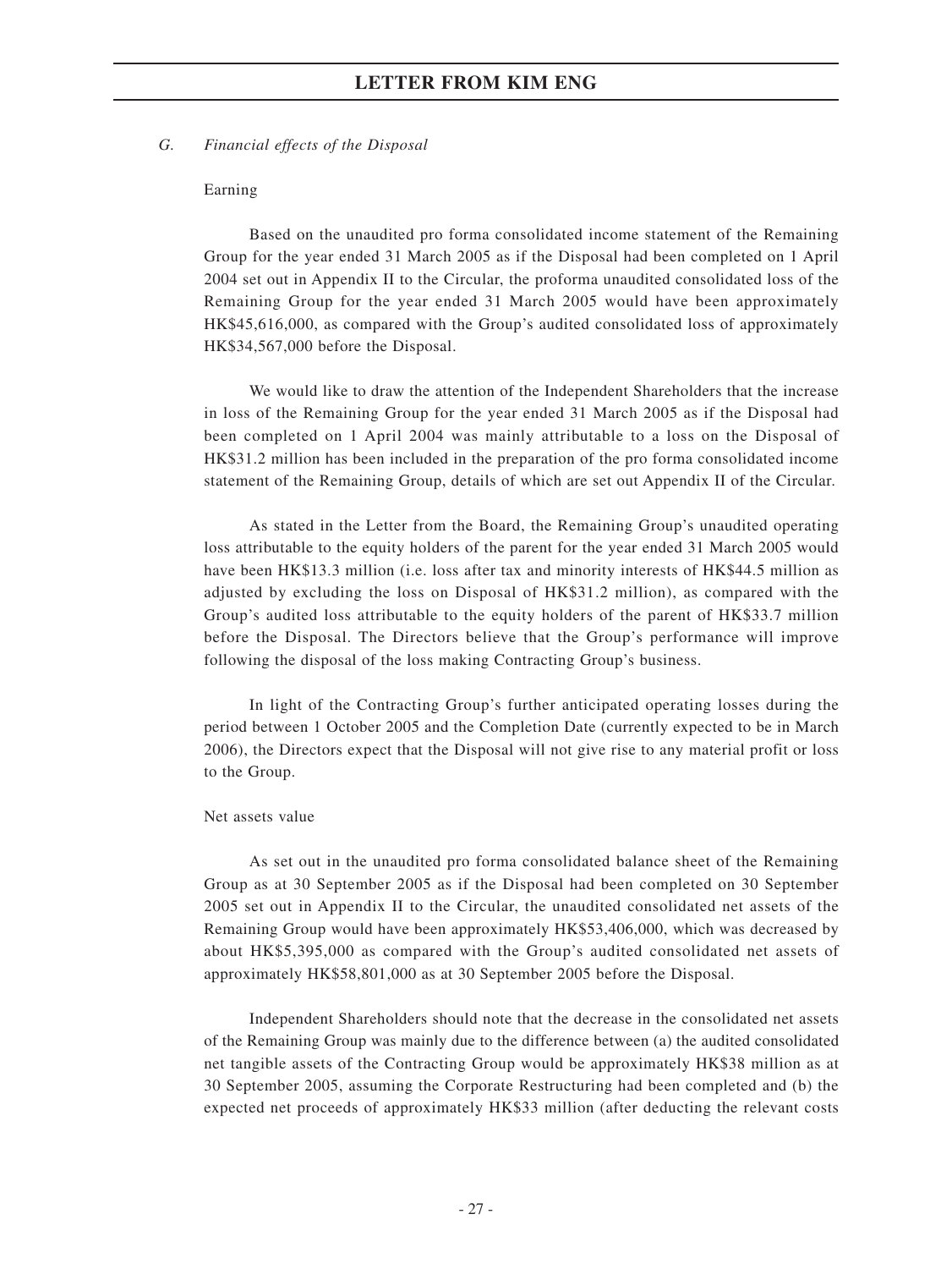*G. Financial effects of the Disposal*

Earning

Based on the unaudited pro forma consolidated income statement of the Remaining Group for the year ended 31 March 2005 as if the Disposal had been completed on 1 April 2004 set out in Appendix II to the Circular, the proforma unaudited consolidated loss of the Remaining Group for the year ended 31 March 2005 would have been approximately HK$45,616,000, as compared with the Group's audited consolidated loss of approximately HK$34,567,000 before the Disposal.

We would like to draw the attention of the Independent Shareholders that the increase in loss of the Remaining Group for the year ended 31 March 2005 as if the Disposal had been completed on 1 April 2004 was mainly attributable to a loss on the Disposal of HK$31.2 million has been included in the preparation of the pro forma consolidated income statement of the Remaining Group, details of which are set out Appendix II of the Circular.

As stated in the Letter from the Board, the Remaining Group's unaudited operating loss attributable to the equity holders of the parent for the year ended 31 March 2005 would have been HK$13.3 million (i.e. loss after tax and minority interests of HK$44.5 million as adjusted by excluding the loss on Disposal of HK$31.2 million), as compared with the Group's audited loss attributable to the equity holders of the parent of HK$33.7 million before the Disposal. The Directors believe that the Group's performance will improve following the disposal of the loss making Contracting Group's business.

In light of the Contracting Group's further anticipated operating losses during the period between 1 October 2005 and the Completion Date (currently expected to be in March 2006), the Directors expect that the Disposal will not give rise to any material profit or loss to the Group.

Net assets value

As set out in the unaudited pro forma consolidated balance sheet of the Remaining Group as at 30 September 2005 as if the Disposal had been completed on 30 September 2005 set out in Appendix II to the Circular, the unaudited consolidated net assets of the Remaining Group would have been approximately HK$53,406,000, which was decreased by about HK$5,395,000 as compared with the Group's audited consolidated net assets of approximately HK$58,801,000 as at 30 September 2005 before the Disposal.

Independent Shareholders should note that the decrease in the consolidated net assets of the Remaining Group was mainly due to the difference between (a) the audited consolidated net tangible assets of the Contracting Group would be approximately HK$38 million as at 30 September 2005, assuming the Corporate Restructuring had been completed and (b) the expected net proceeds of approximately HK$33 million (after deducting the relevant costs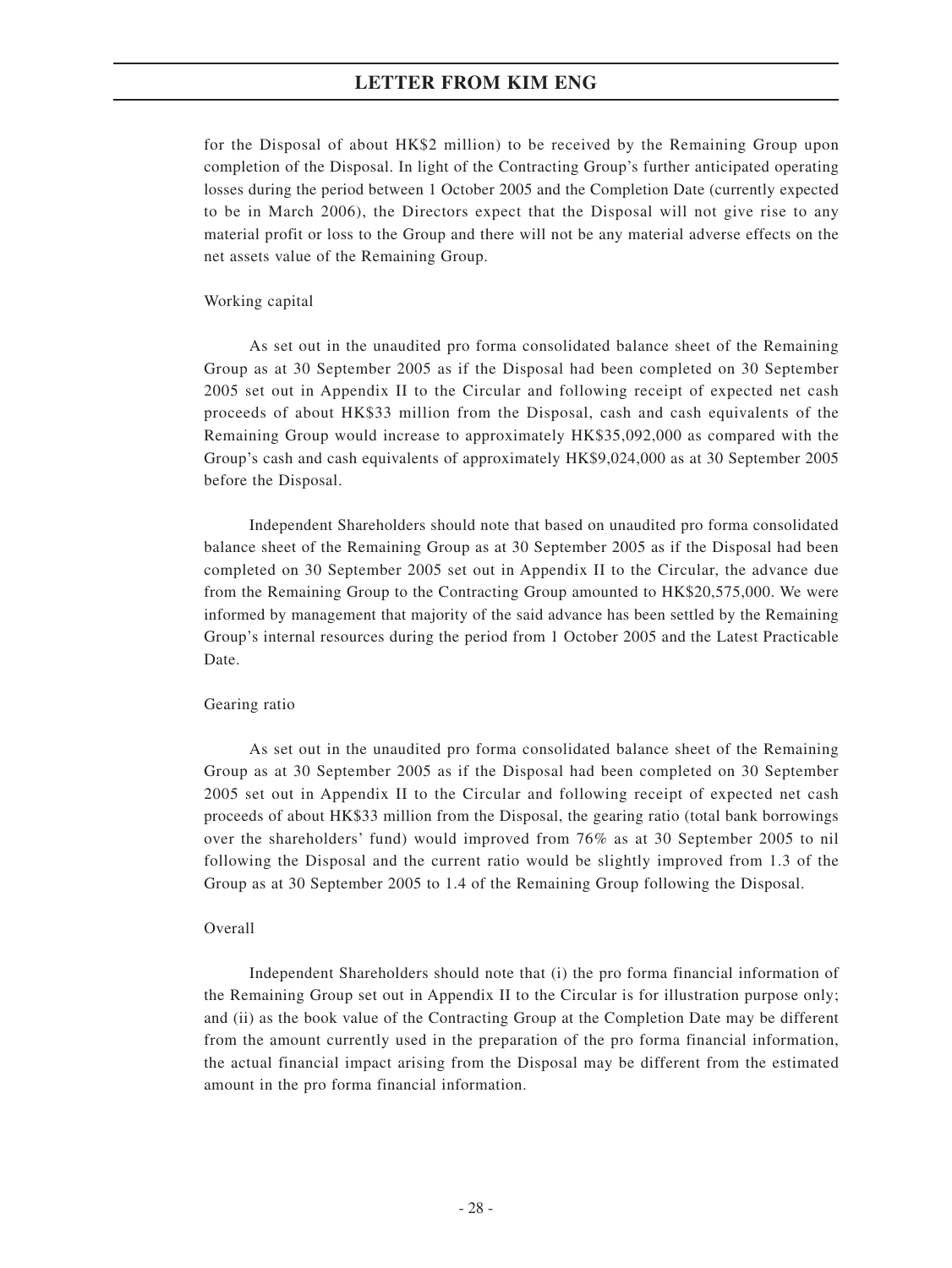for the Disposal of about HK$2 million) to be received by the Remaining Group upon completion of the Disposal. In light of the Contracting Group's further anticipated operating losses during the period between 1 October 2005 and the Completion Date (currently expected to be in March 2006), the Directors expect that the Disposal will not give rise to any material profit or loss to the Group and there will not be any material adverse effects on the net assets value of the Remaining Group.

Working capital

As set out in the unaudited pro forma consolidated balance sheet of the Remaining Group as at 30 September 2005 as if the Disposal had been completed on 30 September 2005 set out in Appendix II to the Circular and following receipt of expected net cash proceeds of about HK$33 million from the Disposal, cash and cash equivalents of the Remaining Group would increase to approximately HK$35,092,000 as compared with the Group's cash and cash equivalents of approximately HK$9,024,000 as at 30 September 2005 before the Disposal.

Independent Shareholders should note that based on unaudited pro forma consolidated balance sheet of the Remaining Group as at 30 September 2005 as if the Disposal had been completed on 30 September 2005 set out in Appendix II to the Circular, the advance due from the Remaining Group to the Contracting Group amounted to HK$20,575,000. We were informed by management that majority of the said advance has been settled by the Remaining Group's internal resources during the period from 1 October 2005 and the Latest Practicable Date.

Gearing ratio

As set out in the unaudited pro forma consolidated balance sheet of the Remaining Group as at 30 September 2005 as if the Disposal had been completed on 30 September 2005 set out in Appendix II to the Circular and following receipt of expected net cash proceeds of about HK$33 million from the Disposal, the gearing ratio (total bank borrowings over the shareholders' fund) would improved from 76% as at 30 September 2005 to nil following the Disposal and the current ratio would be slightly improved from 1.3 of the Group as at 30 September 2005 to 1.4 of the Remaining Group following the Disposal.

Overall

Independent Shareholders should note that (i) the pro forma financial information of the Remaining Group set out in Appendix II to the Circular is for illustration purpose only; and (ii) as the book value of the Contracting Group at the Completion Date may be different from the amount currently used in the preparation of the pro forma financial information, the actual financial impact arising from the Disposal may be different from the estimated amount in the pro forma financial information.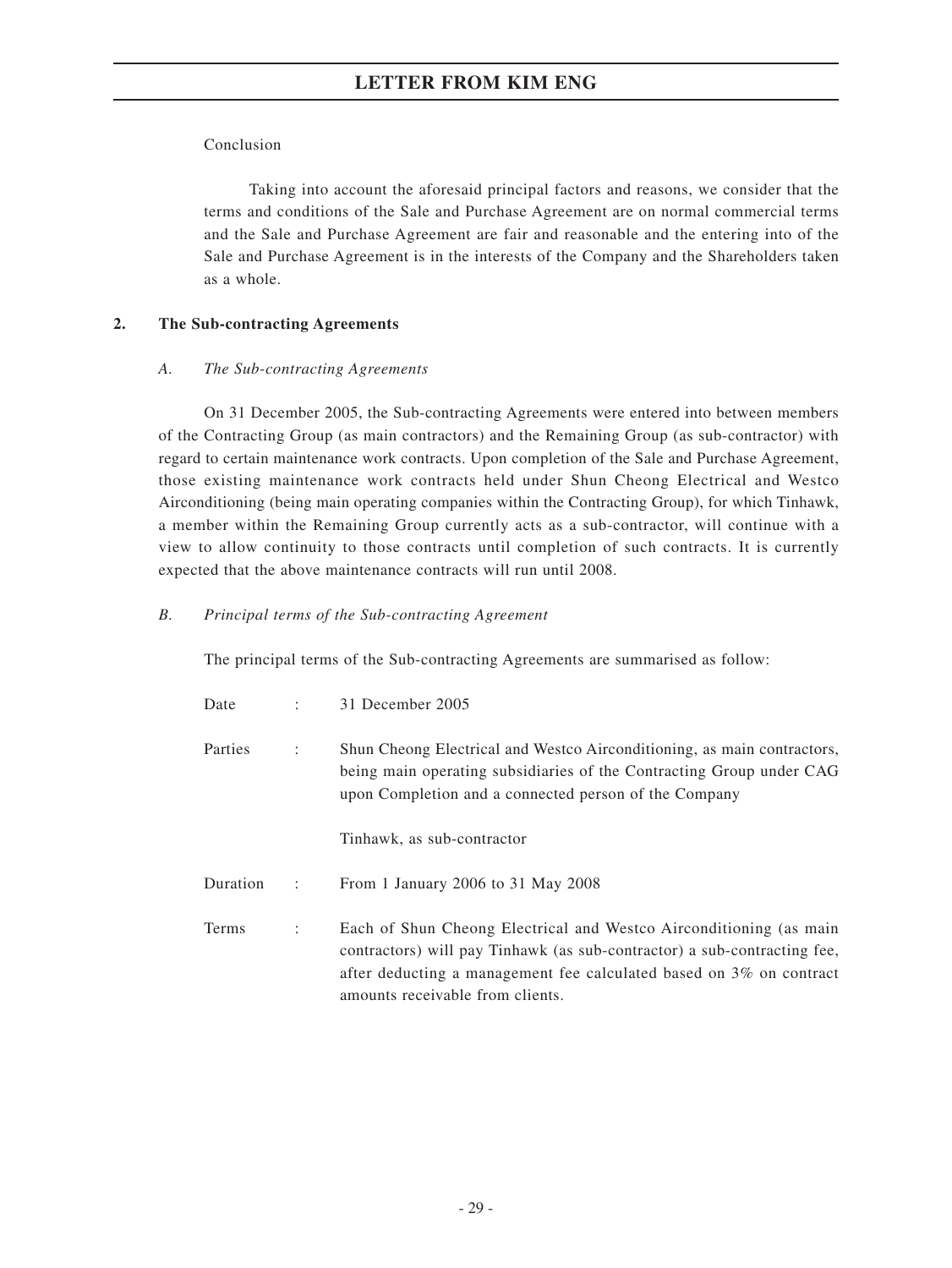Conclusion

Taking into account the aforesaid principal factors and reasons, we consider that the terms and conditions of the Sale and Purchase Agreement are on normal commercial terms and the Sale and Purchase Agreement are fair and reasonable and the entering into of the Sale and Purchase Agreement is in the interests of the Company and the Shareholders taken as a whole.

## 2. The Sub-contracting Agreements

### *A. The Sub-contracting Agreements*

On 31 December 2005, the Sub-contracting Agreements were entered into between members of the Contracting Group (as main contractors) and the Remaining Group (as sub-contractor) with regard to certain maintenance work contracts. Upon completion of the Sale and Purchase Agreement, those existing maintenance work contracts held under Shun Cheong Electrical and Westco Airconditioning (being main operating companies within the Contracting Group), for which Tinhawk, a member within the Remaining Group currently acts as a sub-contractor, will continue with a view to allow continuity to those contracts until completion of such contracts. It is currently expected that the above maintenance contracts will run until 2008.

### *B. Principal terms of the Sub-contracting Agreement*

The principal terms of the Sub-contracting Agreements are summarised as follow:

| | | |
|---|---|---|
| Date | : | 31 December 2005 |
| Parties | : | Shun Cheong Electrical and Westco Airconditioning, as main contractors, being main operating subsidiaries of the Contracting Group under CAG upon Completion and a connected person of the Company<br><br>Tinhawk, as sub-contractor |
| Duration | : | From 1 January 2006 to 31 May 2008 |
| Terms | : | Each of Shun Cheong Electrical and Westco Airconditioning (as main contractors) will pay Tinhawk (as sub-contractor) a sub-contracting fee, after deducting a management fee calculated based on 3% on contract amounts receivable from clients. |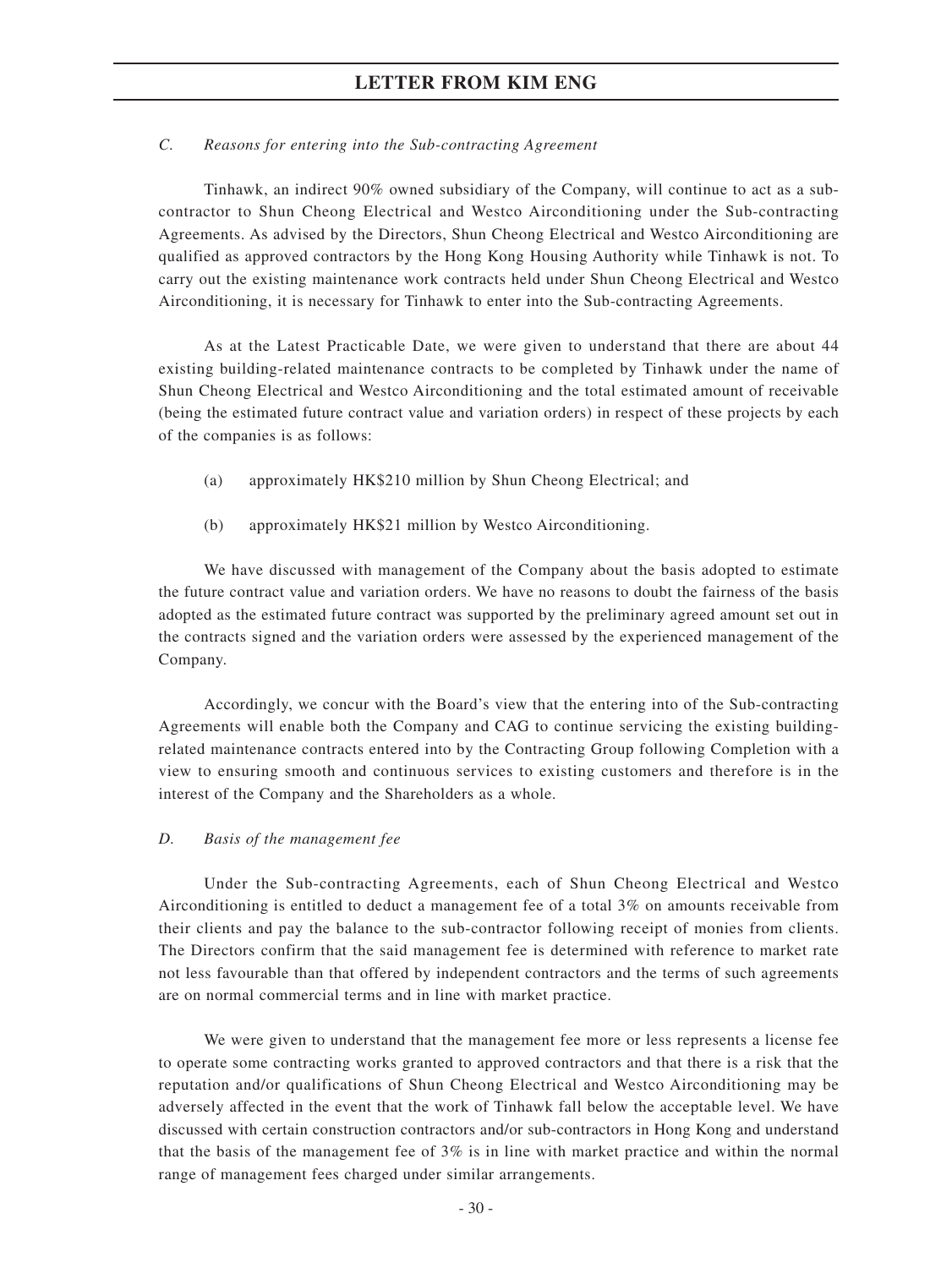*C. Reasons for entering into the Sub-contracting Agreement*

Tinhawk, an indirect 90% owned subsidiary of the Company, will continue to act as a sub-contractor to Shun Cheong Electrical and Westco Airconditioning under the Sub-contracting Agreements. As advised by the Directors, Shun Cheong Electrical and Westco Airconditioning are qualified as approved contractors by the Hong Kong Housing Authority while Tinhawk is not. To carry out the existing maintenance work contracts held under Shun Cheong Electrical and Westco Airconditioning, it is necessary for Tinhawk to enter into the Sub-contracting Agreements.

As at the Latest Practicable Date, we were given to understand that there are about 44 existing building-related maintenance contracts to be completed by Tinhawk under the name of Shun Cheong Electrical and Westco Airconditioning and the total estimated amount of receivable (being the estimated future contract value and variation orders) in respect of these projects by each of the companies is as follows:

(a) approximately HK$210 million by Shun Cheong Electrical; and

(b) approximately HK$21 million by Westco Airconditioning.

We have discussed with management of the Company about the basis adopted to estimate the future contract value and variation orders. We have no reasons to doubt the fairness of the basis adopted as the estimated future contract was supported by the preliminary agreed amount set out in the contracts signed and the variation orders were assessed by the experienced management of the Company.

Accordingly, we concur with the Board's view that the entering into of the Sub-contracting Agreements will enable both the Company and CAG to continue servicing the existing building-related maintenance contracts entered into by the Contracting Group following Completion with a view to ensuring smooth and continuous services to existing customers and therefore is in the interest of the Company and the Shareholders as a whole.

*D. Basis of the management fee*

Under the Sub-contracting Agreements, each of Shun Cheong Electrical and Westco Airconditioning is entitled to deduct a management fee of a total 3% on amounts receivable from their clients and pay the balance to the sub-contractor following receipt of monies from clients. The Directors confirm that the said management fee is determined with reference to market rate not less favourable than that offered by independent contractors and the terms of such agreements are on normal commercial terms and in line with market practice.

We were given to understand that the management fee more or less represents a license fee to operate some contracting works granted to approved contractors and that there is a risk that the reputation and/or qualifications of Shun Cheong Electrical and Westco Airconditioning may be adversely affected in the event that the work of Tinhawk fall below the acceptable level. We have discussed with certain construction contractors and/or sub-contractors in Hong Kong and understand that the basis of the management fee of 3% is in line with market practice and within the normal range of management fees charged under similar arrangements.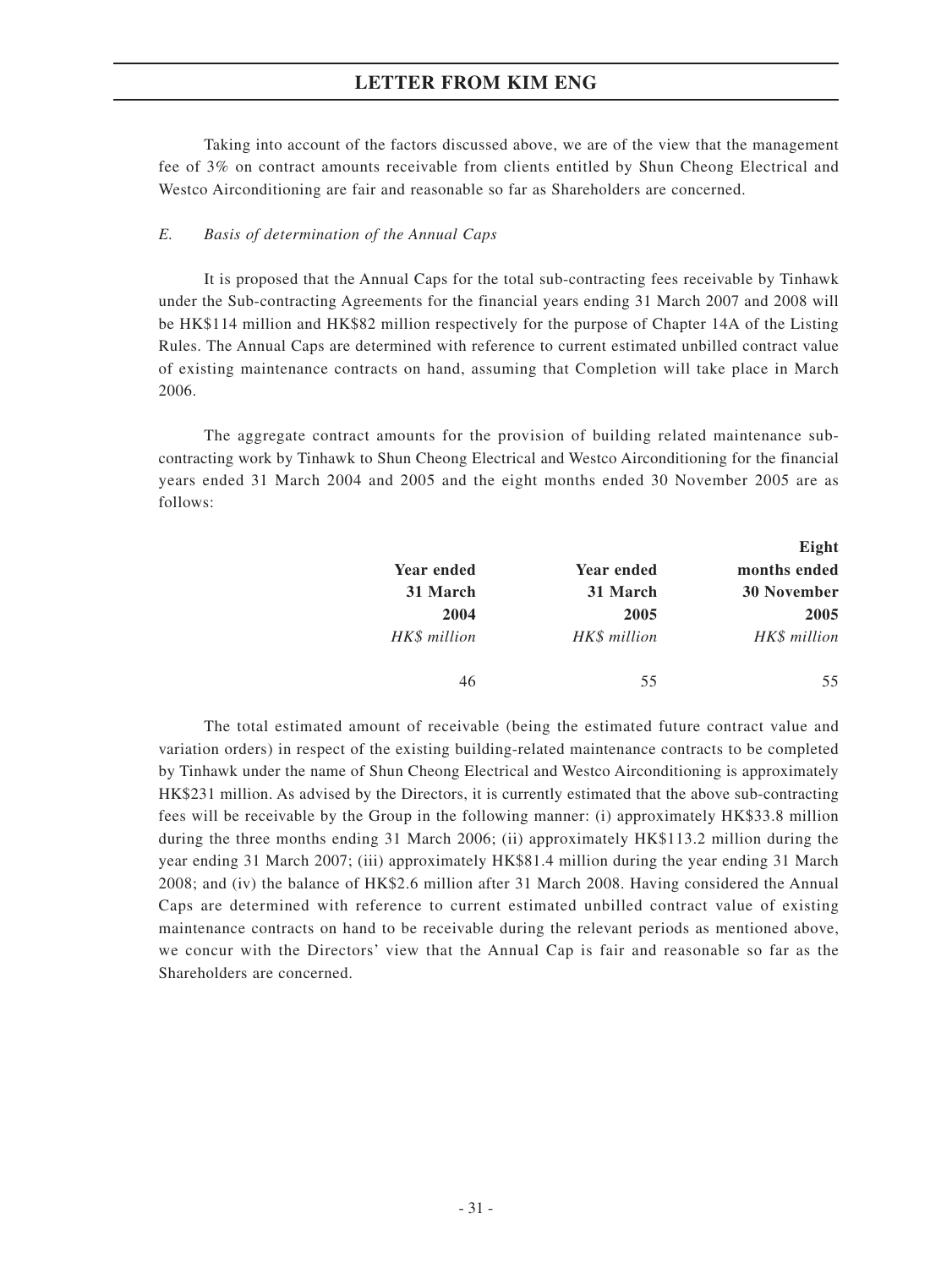Taking into account of the factors discussed above, we are of the view that the management fee of 3% on contract amounts receivable from clients entitled by Shun Cheong Electrical and Westco Airconditioning are fair and reasonable so far as Shareholders are concerned.

*E. Basis of determination of the Annual Caps*

It is proposed that the Annual Caps for the total sub-contracting fees receivable by Tinhawk under the Sub-contracting Agreements for the financial years ending 31 March 2007 and 2008 will be HK$114 million and HK$82 million respectively for the purpose of Chapter 14A of the Listing Rules. The Annual Caps are determined with reference to current estimated unbilled contract value of existing maintenance contracts on hand, assuming that Completion will take place in March 2006.

The aggregate contract amounts for the provision of building related maintenance sub-contracting work by Tinhawk to Shun Cheong Electrical and Westco Airconditioning for the financial years ended 31 March 2004 and 2005 and the eight months ended 30 November 2005 are as follows:

| **Year ended 31 March 2004** | **Year ended 31 March 2005** | **Eight months ended 30 November 2005** |
|---|---|---|
| *HK$ million* | *HK$ million* | *HK$ million* |
| 46 | 55 | 55 |

The total estimated amount of receivable (being the estimated future contract value and variation orders) in respect of the existing building-related maintenance contracts to be completed by Tinhawk under the name of Shun Cheong Electrical and Westco Airconditioning is approximately HK$231 million. As advised by the Directors, it is currently estimated that the above sub-contracting fees will be receivable by the Group in the following manner: (i) approximately HK$33.8 million during the three months ending 31 March 2006; (ii) approximately HK$113.2 million during the year ending 31 March 2007; (iii) approximately HK$81.4 million during the year ending 31 March 2008; and (iv) the balance of HK$2.6 million after 31 March 2008. Having considered the Annual Caps are determined with reference to current estimated unbilled contract value of existing maintenance contracts on hand to be receivable during the relevant periods as mentioned above, we concur with the Directors' view that the Annual Cap is fair and reasonable so far as the Shareholders are concerned.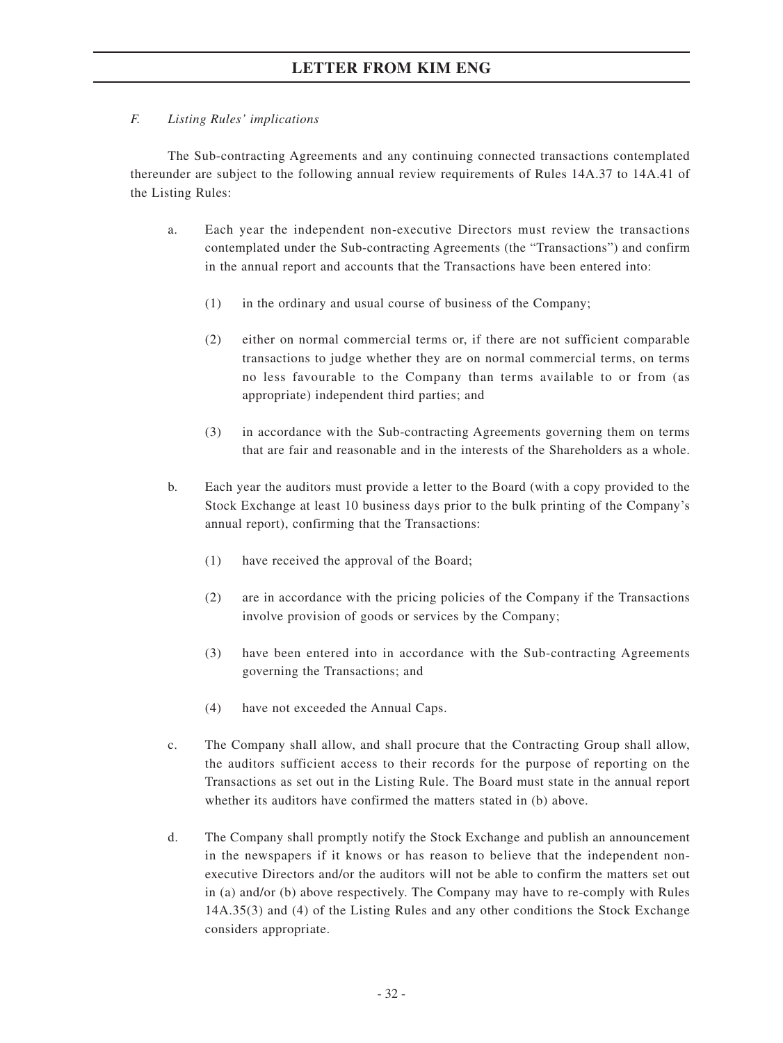*F. Listing Rules' implications*

The Sub-contracting Agreements and any continuing connected transactions contemplated thereunder are subject to the following annual review requirements of Rules 14A.37 to 14A.41 of the Listing Rules:

a. Each year the independent non-executive Directors must review the transactions contemplated under the Sub-contracting Agreements (the "Transactions") and confirm in the annual report and accounts that the Transactions have been entered into:

   (1) in the ordinary and usual course of business of the Company;

   (2) either on normal commercial terms or, if there are not sufficient comparable transactions to judge whether they are on normal commercial terms, on terms no less favourable to the Company than terms available to or from (as appropriate) independent third parties; and

   (3) in accordance with the Sub-contracting Agreements governing them on terms that are fair and reasonable and in the interests of the Shareholders as a whole.

b. Each year the auditors must provide a letter to the Board (with a copy provided to the Stock Exchange at least 10 business days prior to the bulk printing of the Company's annual report), confirming that the Transactions:

   (1) have received the approval of the Board;

   (2) are in accordance with the pricing policies of the Company if the Transactions involve provision of goods or services by the Company;

   (3) have been entered into in accordance with the Sub-contracting Agreements governing the Transactions; and

   (4) have not exceeded the Annual Caps.

c. The Company shall allow, and shall procure that the Contracting Group shall allow, the auditors sufficient access to their records for the purpose of reporting on the Transactions as set out in the Listing Rule. The Board must state in the annual report whether its auditors have confirmed the matters stated in (b) above.

d. The Company shall promptly notify the Stock Exchange and publish an announcement in the newspapers if it knows or has reason to believe that the independent non-executive Directors and/or the auditors will not be able to confirm the matters set out in (a) and/or (b) above respectively. The Company may have to re-comply with Rules 14A.35(3) and (4) of the Listing Rules and any other conditions the Stock Exchange considers appropriate.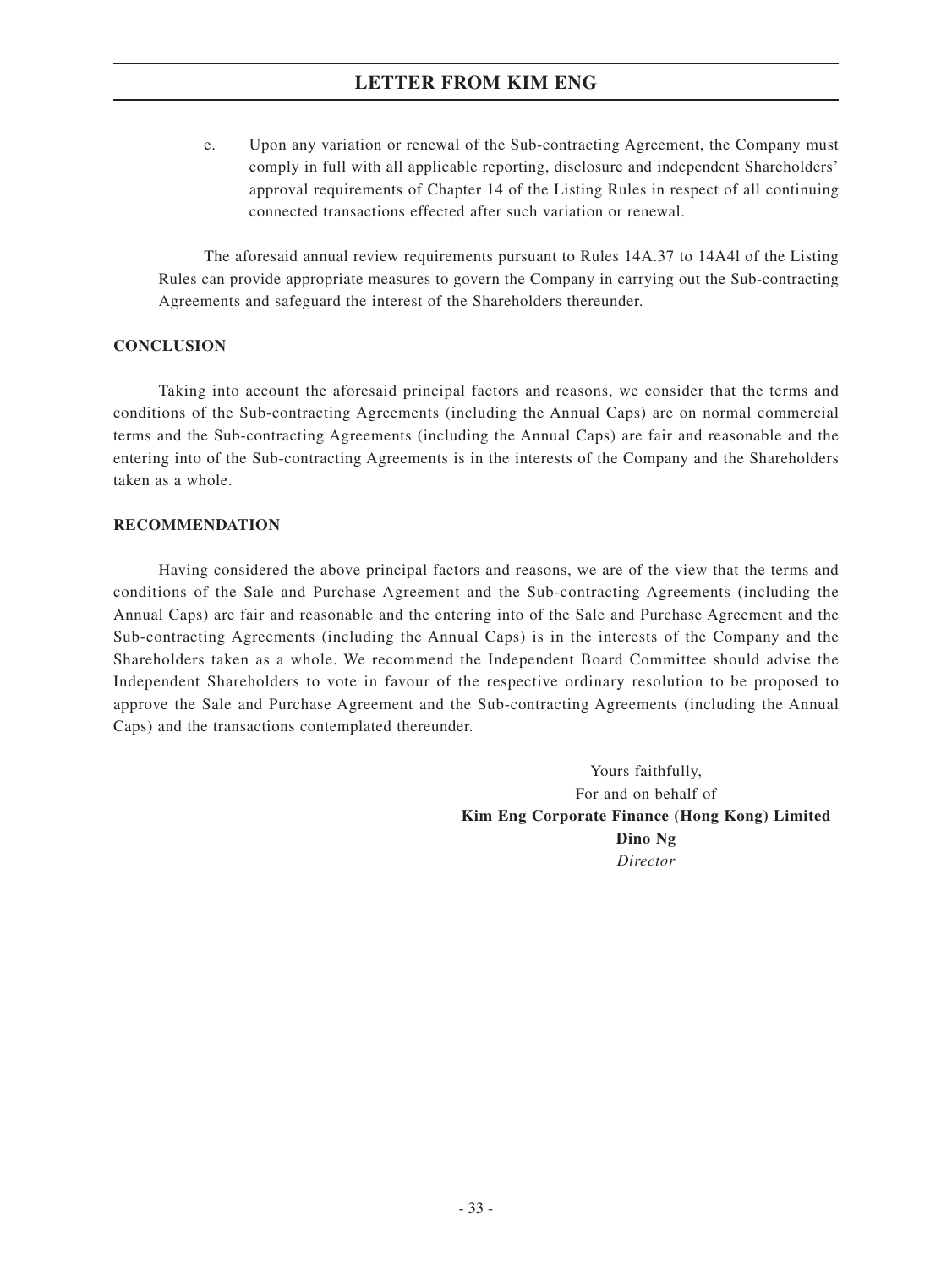e. Upon any variation or renewal of the Sub-contracting Agreement, the Company must comply in full with all applicable reporting, disclosure and independent Shareholders' approval requirements of Chapter 14 of the Listing Rules in respect of all continuing connected transactions effected after such variation or renewal.

The aforesaid annual review requirements pursuant to Rules 14A.37 to 14A4l of the Listing Rules can provide appropriate measures to govern the Company in carrying out the Sub-contracting Agreements and safeguard the interest of the Shareholders thereunder.

## CONCLUSION

Taking into account the aforesaid principal factors and reasons, we consider that the terms and conditions of the Sub-contracting Agreements (including the Annual Caps) are on normal commercial terms and the Sub-contracting Agreements (including the Annual Caps) are fair and reasonable and the entering into of the Sub-contracting Agreements is in the interests of the Company and the Shareholders taken as a whole.

## RECOMMENDATION

Having considered the above principal factors and reasons, we are of the view that the terms and conditions of the Sale and Purchase Agreement and the Sub-contracting Agreements (including the Annual Caps) are fair and reasonable and the entering into of the Sale and Purchase Agreement and the Sub-contracting Agreements (including the Annual Caps) is in the interests of the Company and the Shareholders taken as a whole. We recommend the Independent Board Committee should advise the Independent Shareholders to vote in favour of the respective ordinary resolution to be proposed to approve the Sale and Purchase Agreement and the Sub-contracting Agreements (including the Annual Caps) and the transactions contemplated thereunder.

Yours faithfully,
For and on behalf of
**Kim Eng Corporate Finance (Hong Kong) Limited**
**Dino Ng**
*Director*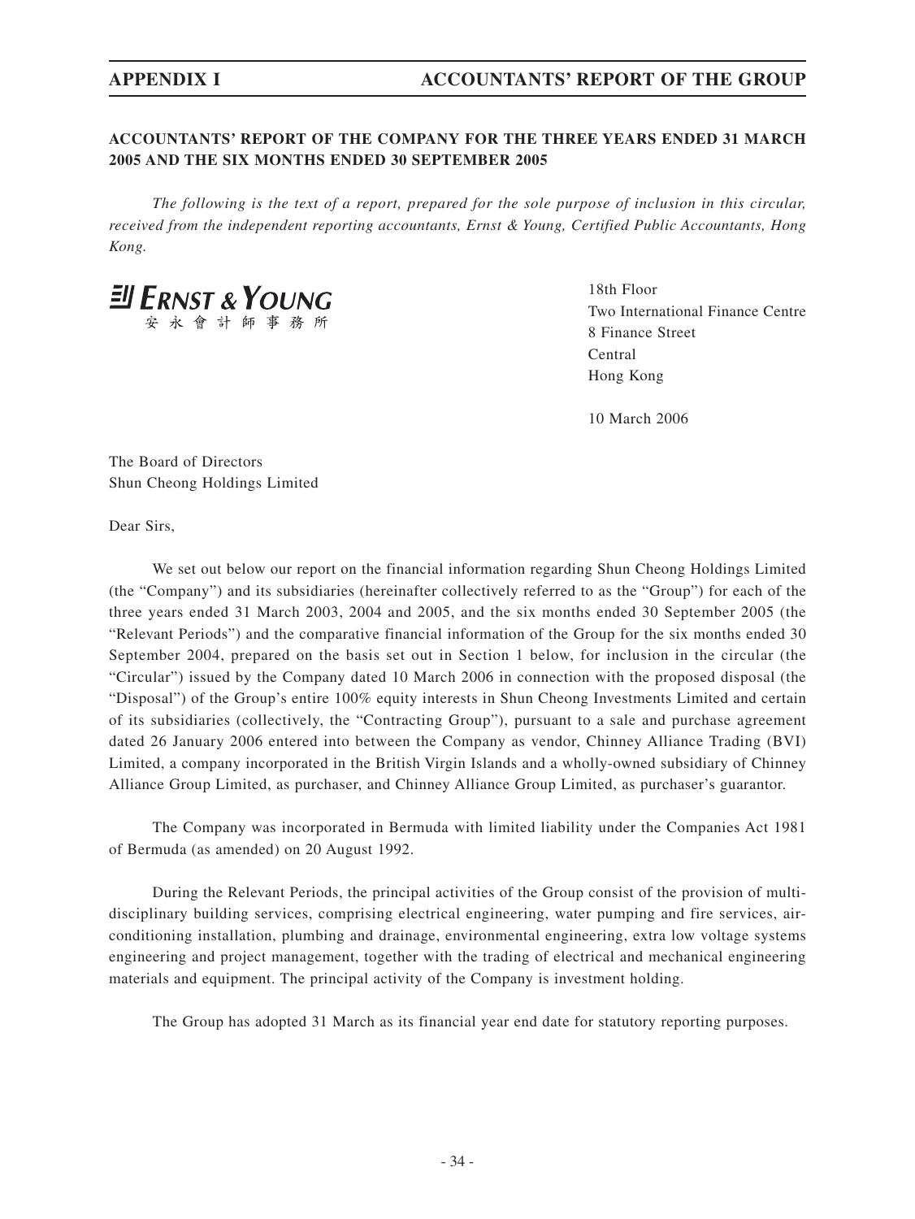**ACCOUNTANTS' REPORT OF THE COMPANY FOR THE THREE YEARS ENDED 31 MARCH 2005 AND THE SIX MONTHS ENDED 30 SEPTEMBER 2005**

*The following is the text of a report, prepared for the sole purpose of inclusion in this circular, received from the independent reporting accountants, Ernst & Young, Certified Public Accountants, Hong Kong.*

ERNST & YOUNG
安永會計師事務所

18th Floor
Two International Finance Centre
8 Finance Street
Central
Hong Kong

10 March 2006

The Board of Directors
Shun Cheong Holdings Limited

Dear Sirs,

We set out below our report on the financial information regarding Shun Cheong Holdings Limited (the "Company") and its subsidiaries (hereinafter collectively referred to as the "Group") for each of the three years ended 31 March 2003, 2004 and 2005, and the six months ended 30 September 2005 (the "Relevant Periods") and the comparative financial information of the Group for the six months ended 30 September 2004, prepared on the basis set out in Section 1 below, for inclusion in the circular (the "Circular") issued by the Company dated 10 March 2006 in connection with the proposed disposal (the "Disposal") of the Group's entire 100% equity interests in Shun Cheong Investments Limited and certain of its subsidiaries (collectively, the "Contracting Group"), pursuant to a sale and purchase agreement dated 26 January 2006 entered into between the Company as vendor, Chinney Alliance Trading (BVI) Limited, a company incorporated in the British Virgin Islands and a wholly-owned subsidiary of Chinney Alliance Group Limited, as purchaser, and Chinney Alliance Group Limited, as purchaser's guarantor.

The Company was incorporated in Bermuda with limited liability under the Companies Act 1981 of Bermuda (as amended) on 20 August 1992.

During the Relevant Periods, the principal activities of the Group consist of the provision of multi-disciplinary building services, comprising electrical engineering, water pumping and fire services, air-conditioning installation, plumbing and drainage, environmental engineering, extra low voltage systems engineering and project management, together with the trading of electrical and mechanical engineering materials and equipment. The principal activity of the Company is investment holding.

The Group has adopted 31 March as its financial year end date for statutory reporting purposes.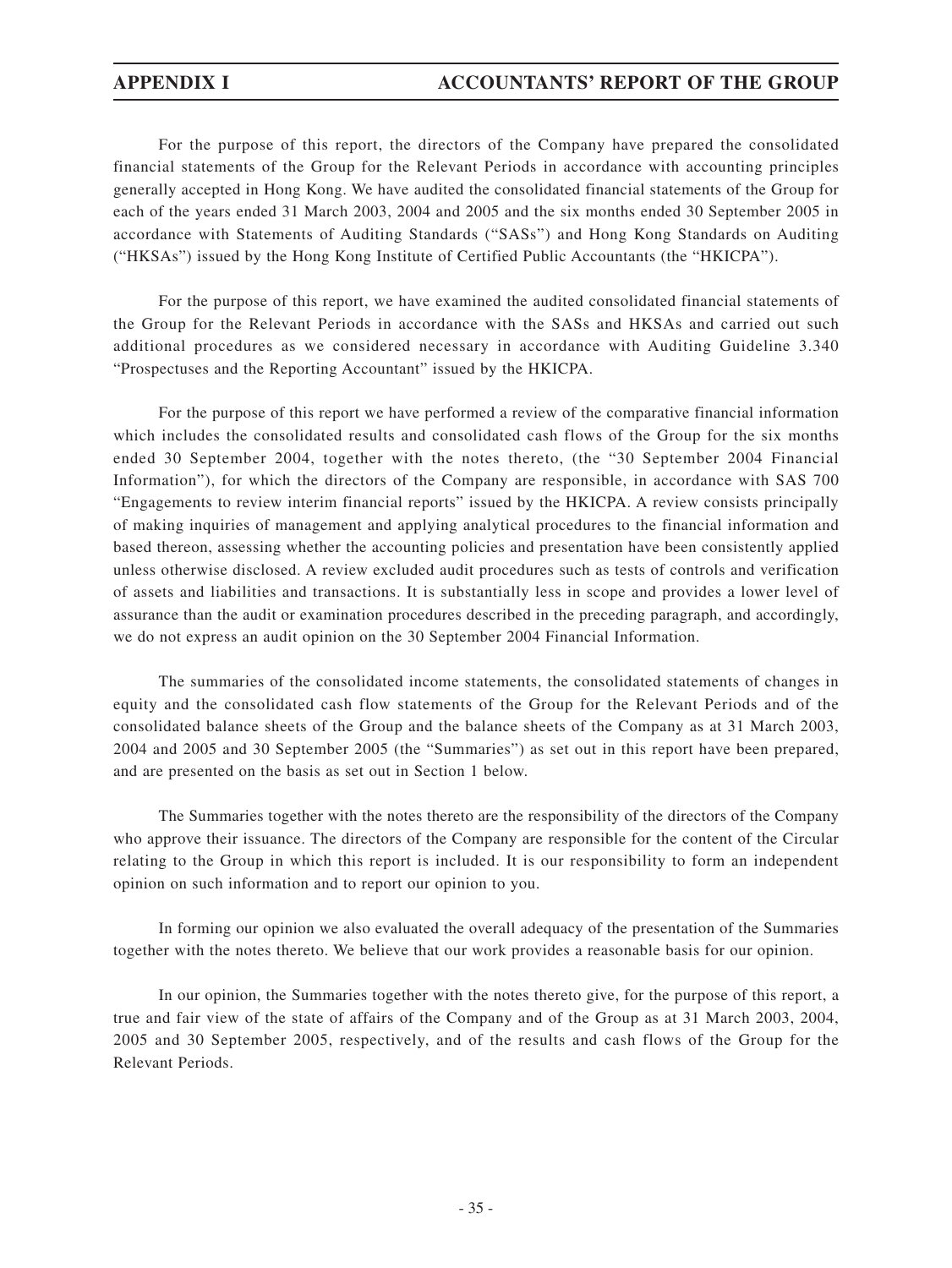For the purpose of this report, the directors of the Company have prepared the consolidated financial statements of the Group for the Relevant Periods in accordance with accounting principles generally accepted in Hong Kong. We have audited the consolidated financial statements of the Group for each of the years ended 31 March 2003, 2004 and 2005 and the six months ended 30 September 2005 in accordance with Statements of Auditing Standards ("SASs") and Hong Kong Standards on Auditing ("HKSAs") issued by the Hong Kong Institute of Certified Public Accountants (the "HKICPA").

For the purpose of this report, we have examined the audited consolidated financial statements of the Group for the Relevant Periods in accordance with the SASs and HKSAs and carried out such additional procedures as we considered necessary in accordance with Auditing Guideline 3.340 "Prospectuses and the Reporting Accountant" issued by the HKICPA.

For the purpose of this report we have performed a review of the comparative financial information which includes the consolidated results and consolidated cash flows of the Group for the six months ended 30 September 2004, together with the notes thereto, (the "30 September 2004 Financial Information"), for which the directors of the Company are responsible, in accordance with SAS 700 "Engagements to review interim financial reports" issued by the HKICPA. A review consists principally of making inquiries of management and applying analytical procedures to the financial information and based thereon, assessing whether the accounting policies and presentation have been consistently applied unless otherwise disclosed. A review excluded audit procedures such as tests of controls and verification of assets and liabilities and transactions. It is substantially less in scope and provides a lower level of assurance than the audit or examination procedures described in the preceding paragraph, and accordingly, we do not express an audit opinion on the 30 September 2004 Financial Information.

The summaries of the consolidated income statements, the consolidated statements of changes in equity and the consolidated cash flow statements of the Group for the Relevant Periods and of the consolidated balance sheets of the Group and the balance sheets of the Company as at 31 March 2003, 2004 and 2005 and 30 September 2005 (the "Summaries") as set out in this report have been prepared, and are presented on the basis as set out in Section 1 below.

The Summaries together with the notes thereto are the responsibility of the directors of the Company who approve their issuance. The directors of the Company are responsible for the content of the Circular relating to the Group in which this report is included. It is our responsibility to form an independent opinion on such information and to report our opinion to you.

In forming our opinion we also evaluated the overall adequacy of the presentation of the Summaries together with the notes thereto. We believe that our work provides a reasonable basis for our opinion.

In our opinion, the Summaries together with the notes thereto give, for the purpose of this report, a true and fair view of the state of affairs of the Company and of the Group as at 31 March 2003, 2004, 2005 and 30 September 2005, respectively, and of the results and cash flows of the Group for the Relevant Periods.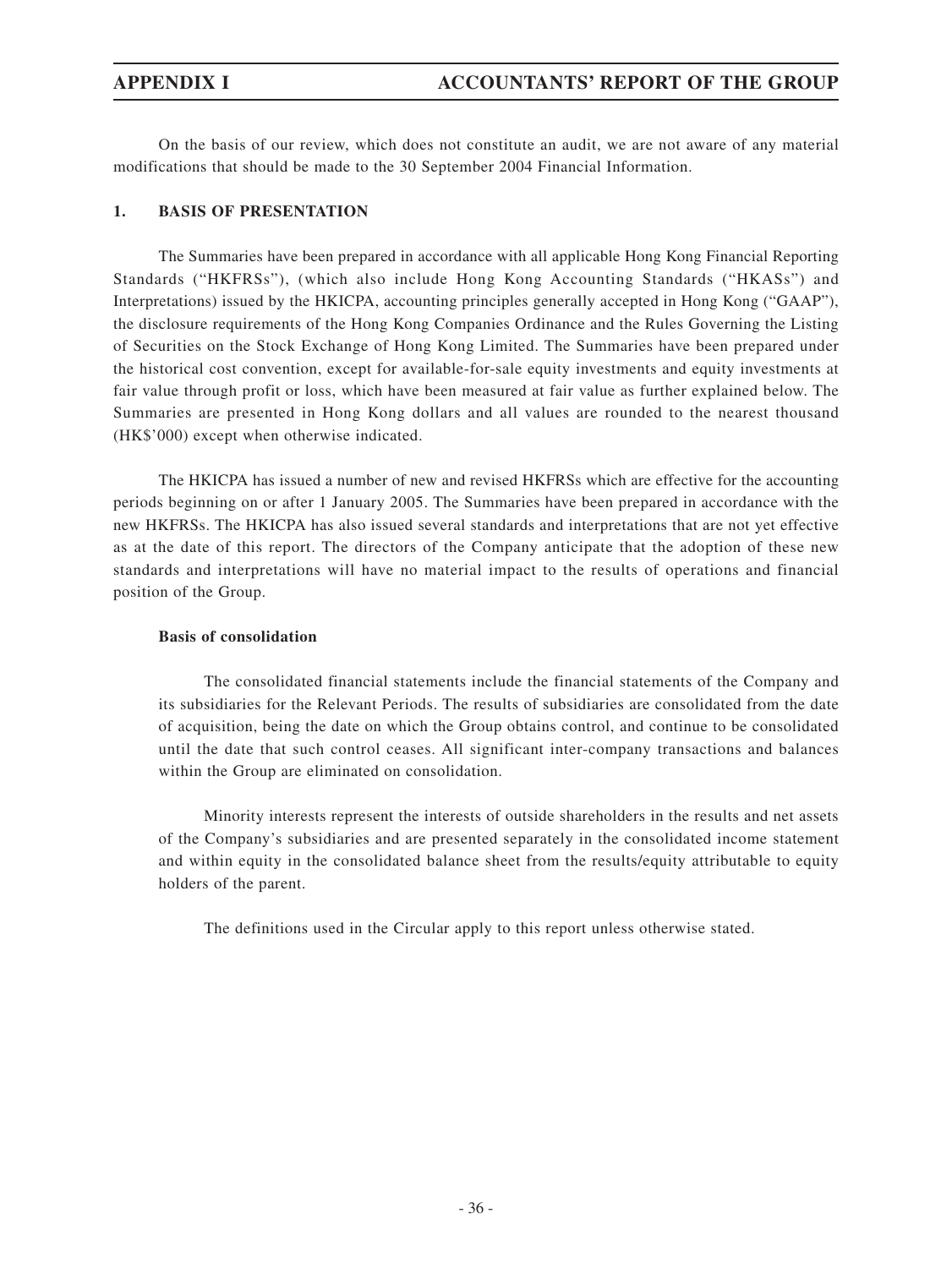On the basis of our review, which does not constitute an audit, we are not aware of any material modifications that should be made to the 30 September 2004 Financial Information.

## 1. BASIS OF PRESENTATION

The Summaries have been prepared in accordance with all applicable Hong Kong Financial Reporting Standards ("HKFRSs"), (which also include Hong Kong Accounting Standards ("HKASs") and Interpretations) issued by the HKICPA, accounting principles generally accepted in Hong Kong ("GAAP"), the disclosure requirements of the Hong Kong Companies Ordinance and the Rules Governing the Listing of Securities on the Stock Exchange of Hong Kong Limited. The Summaries have been prepared under the historical cost convention, except for available-for-sale equity investments and equity investments at fair value through profit or loss, which have been measured at fair value as further explained below. The Summaries are presented in Hong Kong dollars and all values are rounded to the nearest thousand (HK$'000) except when otherwise indicated.

The HKICPA has issued a number of new and revised HKFRSs which are effective for the accounting periods beginning on or after 1 January 2005. The Summaries have been prepared in accordance with the new HKFRSs. The HKICPA has also issued several standards and interpretations that are not yet effective as at the date of this report. The directors of the Company anticipate that the adoption of these new standards and interpretations will have no material impact to the results of operations and financial position of the Group.

### Basis of consolidation

The consolidated financial statements include the financial statements of the Company and its subsidiaries for the Relevant Periods. The results of subsidiaries are consolidated from the date of acquisition, being the date on which the Group obtains control, and continue to be consolidated until the date that such control ceases. All significant inter-company transactions and balances within the Group are eliminated on consolidation.

Minority interests represent the interests of outside shareholders in the results and net assets of the Company's subsidiaries and are presented separately in the consolidated income statement and within equity in the consolidated balance sheet from the results/equity attributable to equity holders of the parent.

The definitions used in the Circular apply to this report unless otherwise stated.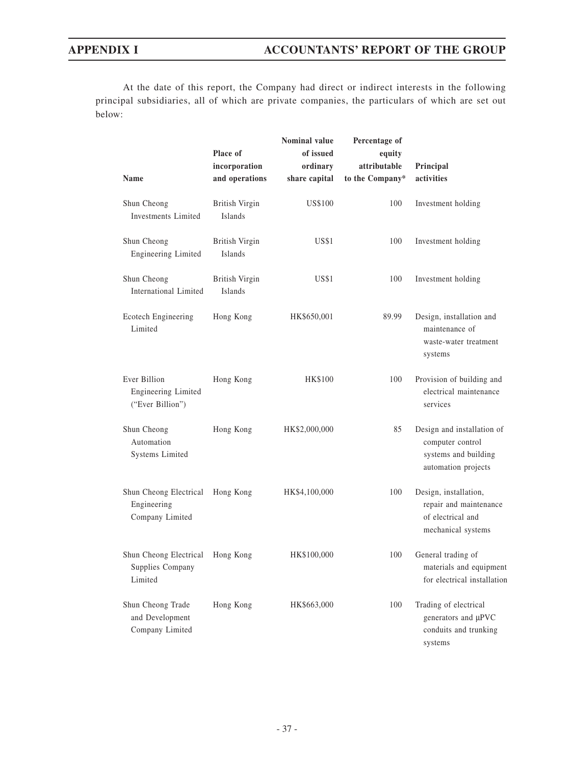At the date of this report, the Company had direct or indirect interests in the following principal subsidiaries, all of which are private companies, the particulars of which are set out below:

| Name | Place of incorporation and operations | Nominal value of issued ordinary share capital | Percentage of equity attributable to the Company* | Principal activities |
|---|---|---|---|---|
| Shun Cheong Investments Limited | British Virgin Islands | US$100 | 100 | Investment holding |
| Shun Cheong Engineering Limited | British Virgin Islands | US$1 | 100 | Investment holding |
| Shun Cheong International Limited | British Virgin Islands | US$1 | 100 | Investment holding |
| Ecotech Engineering Limited | Hong Kong | HK$650,001 | 89.99 | Design, installation and maintenance of waste-water treatment systems |
| Ever Billion Engineering Limited ("Ever Billion") | Hong Kong | HK$100 | 100 | Provision of building and electrical maintenance services |
| Shun Cheong Automation Systems Limited | Hong Kong | HK$2,000,000 | 85 | Design and installation of computer control systems and building automation projects |
| Shun Cheong Electrical Engineering Company Limited | Hong Kong | HK$4,100,000 | 100 | Design, installation, repair and maintenance of electrical and mechanical systems |
| Shun Cheong Electrical Supplies Company Limited | Hong Kong | HK$100,000 | 100 | General trading of materials and equipment for electrical installation |
| Shun Cheong Trade and Development Company Limited | Hong Kong | HK$663,000 | 100 | Trading of electrical generators and µPVC conduits and trunking systems |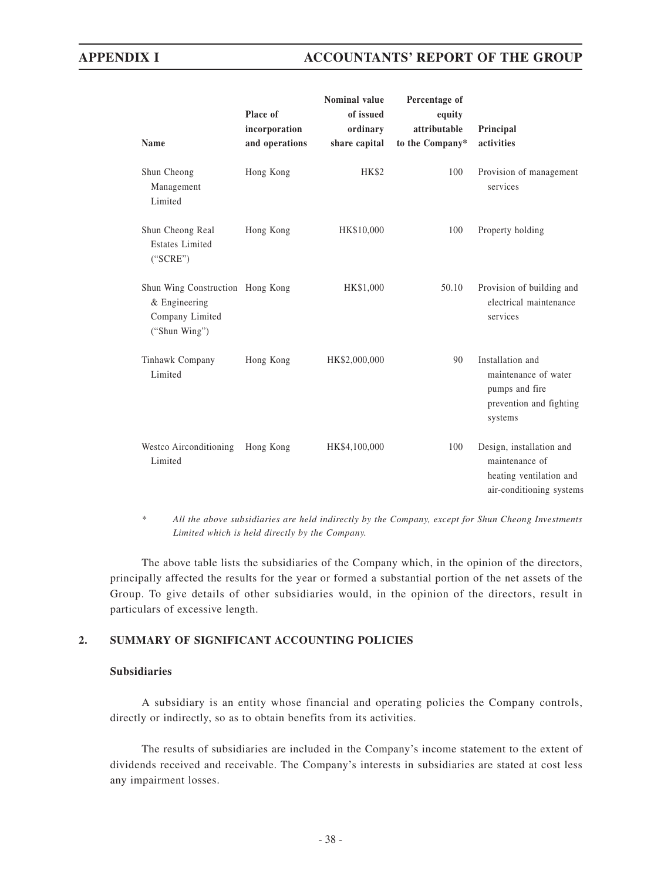| Name | Place of incorporation and operations | Nominal value of issued ordinary share capital | Percentage of equity attributable to the Company* | Principal activities |
|---|---|---|---|---|
| Shun Cheong Management Limited | Hong Kong | HK$2 | 100 | Provision of management services |
| Shun Cheong Real Estates Limited ("SCRE") | Hong Kong | HK$10,000 | 100 | Property holding |
| Shun Wing Construction & Engineering Company Limited ("Shun Wing") | Hong Kong | HK$1,000 | 50.10 | Provision of building and electrical maintenance services |
| Tinhawk Company Limited | Hong Kong | HK$2,000,000 | 90 | Installation and maintenance of water pumps and fire prevention and fighting systems |
| Westco Airconditioning Limited | Hong Kong | HK$4,100,000 | 100 | Design, installation and maintenance of heating ventilation and air-conditioning systems |

\* *All the above subsidiaries are held indirectly by the Company, except for Shun Cheong Investments Limited which is held directly by the Company.*

The above table lists the subsidiaries of the Company which, in the opinion of the directors, principally affected the results for the year or formed a substantial portion of the net assets of the Group. To give details of other subsidiaries would, in the opinion of the directors, result in particulars of excessive length.

## 2. SUMMARY OF SIGNIFICANT ACCOUNTING POLICIES

### Subsidiaries

A subsidiary is an entity whose financial and operating policies the Company controls, directly or indirectly, so as to obtain benefits from its activities.

The results of subsidiaries are included in the Company's income statement to the extent of dividends received and receivable. The Company's interests in subsidiaries are stated at cost less any impairment losses.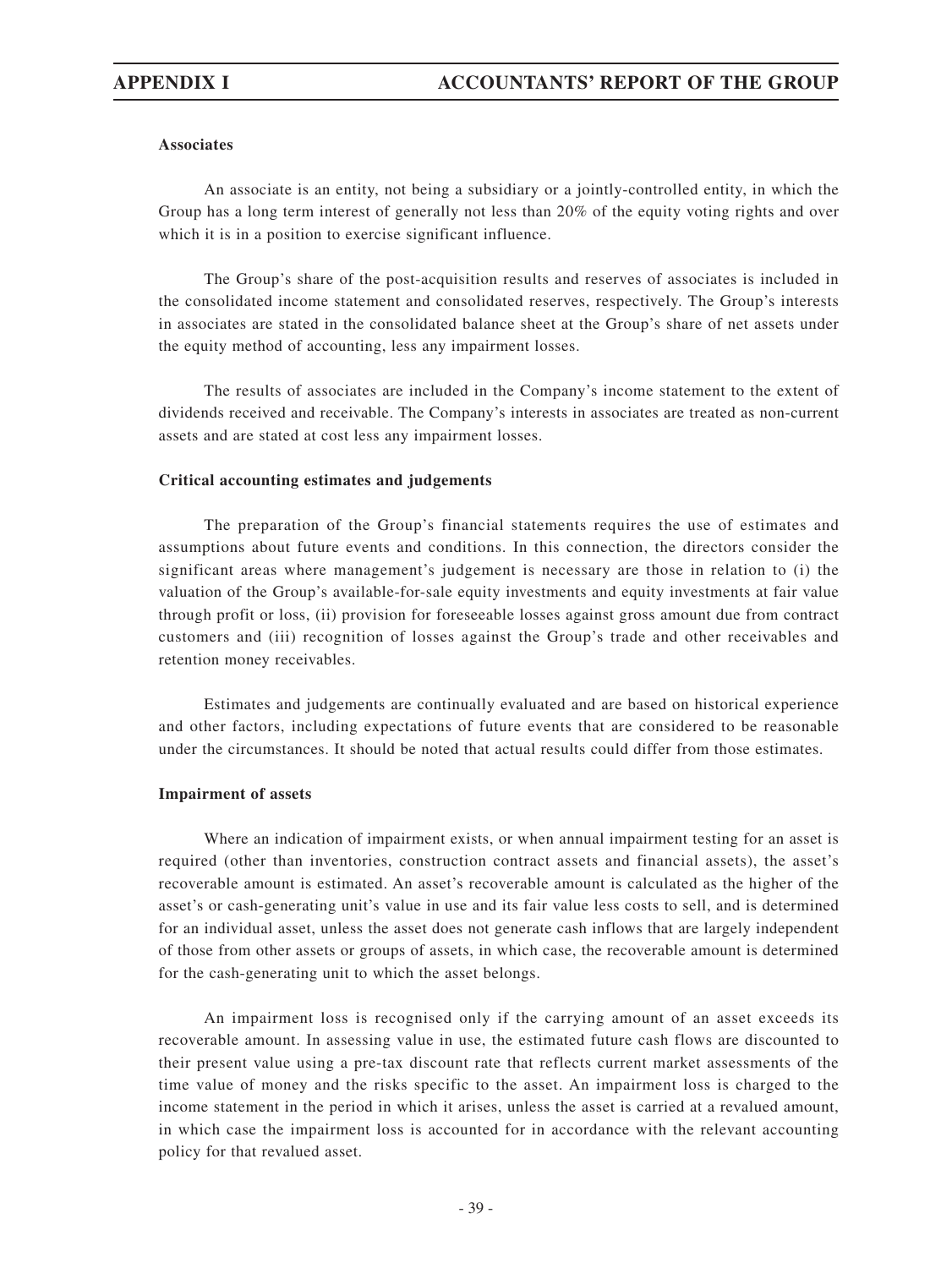**Associates**

An associate is an entity, not being a subsidiary or a jointly-controlled entity, in which the Group has a long term interest of generally not less than 20% of the equity voting rights and over which it is in a position to exercise significant influence.

The Group's share of the post-acquisition results and reserves of associates is included in the consolidated income statement and consolidated reserves, respectively. The Group's interests in associates are stated in the consolidated balance sheet at the Group's share of net assets under the equity method of accounting, less any impairment losses.

The results of associates are included in the Company's income statement to the extent of dividends received and receivable. The Company's interests in associates are treated as non-current assets and are stated at cost less any impairment losses.

**Critical accounting estimates and judgements**

The preparation of the Group's financial statements requires the use of estimates and assumptions about future events and conditions. In this connection, the directors consider the significant areas where management's judgement is necessary are those in relation to (i) the valuation of the Group's available-for-sale equity investments and equity investments at fair value through profit or loss, (ii) provision for foreseeable losses against gross amount due from contract customers and (iii) recognition of losses against the Group's trade and other receivables and retention money receivables.

Estimates and judgements are continually evaluated and are based on historical experience and other factors, including expectations of future events that are considered to be reasonable under the circumstances. It should be noted that actual results could differ from those estimates.

**Impairment of assets**

Where an indication of impairment exists, or when annual impairment testing for an asset is required (other than inventories, construction contract assets and financial assets), the asset's recoverable amount is estimated. An asset's recoverable amount is calculated as the higher of the asset's or cash-generating unit's value in use and its fair value less costs to sell, and is determined for an individual asset, unless the asset does not generate cash inflows that are largely independent of those from other assets or groups of assets, in which case, the recoverable amount is determined for the cash-generating unit to which the asset belongs.

An impairment loss is recognised only if the carrying amount of an asset exceeds its recoverable amount. In assessing value in use, the estimated future cash flows are discounted to their present value using a pre-tax discount rate that reflects current market assessments of the time value of money and the risks specific to the asset. An impairment loss is charged to the income statement in the period in which it arises, unless the asset is carried at a revalued amount, in which case the impairment loss is accounted for in accordance with the relevant accounting policy for that revalued asset.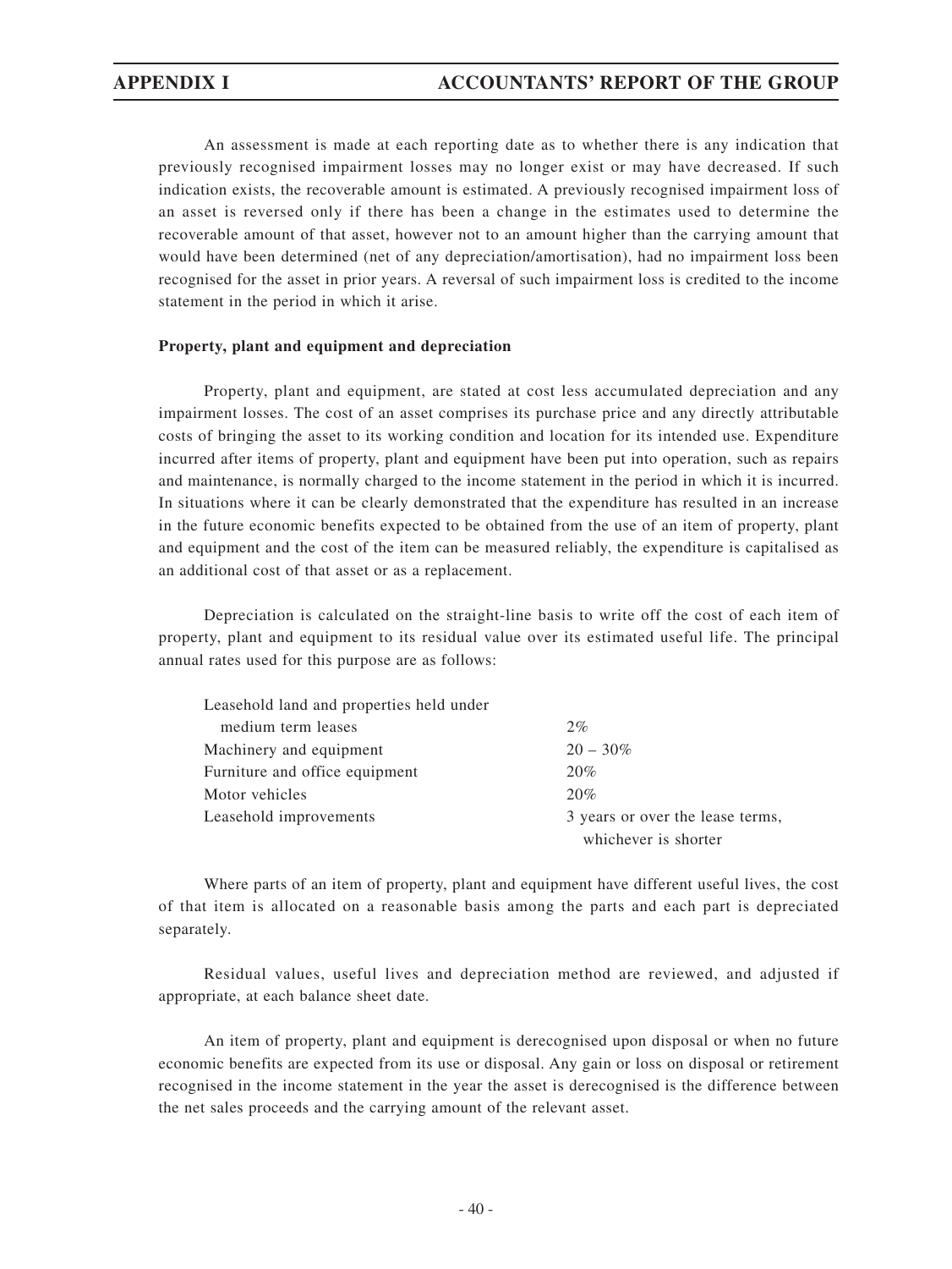An assessment is made at each reporting date as to whether there is any indication that previously recognised impairment losses may no longer exist or may have decreased. If such indication exists, the recoverable amount is estimated. A previously recognised impairment loss of an asset is reversed only if there has been a change in the estimates used to determine the recoverable amount of that asset, however not to an amount higher than the carrying amount that would have been determined (net of any depreciation/amortisation), had no impairment loss been recognised for the asset in prior years. A reversal of such impairment loss is credited to the income statement in the period in which it arise.

**Property, plant and equipment and depreciation**

Property, plant and equipment, are stated at cost less accumulated depreciation and any impairment losses. The cost of an asset comprises its purchase price and any directly attributable costs of bringing the asset to its working condition and location for its intended use. Expenditure incurred after items of property, plant and equipment have been put into operation, such as repairs and maintenance, is normally charged to the income statement in the period in which it is incurred. In situations where it can be clearly demonstrated that the expenditure has resulted in an increase in the future economic benefits expected to be obtained from the use of an item of property, plant and equipment and the cost of the item can be measured reliably, the expenditure is capitalised as an additional cost of that asset or as a replacement.

Depreciation is calculated on the straight-line basis to write off the cost of each item of property, plant and equipment to its residual value over its estimated useful life. The principal annual rates used for this purpose are as follows:

| | |
|---|---|
| Leasehold land and properties held under medium term leases | 2% |
| Machinery and equipment | 20 – 30% |
| Furniture and office equipment | 20% |
| Motor vehicles | 20% |
| Leasehold improvements | 3 years or over the lease terms, whichever is shorter |

Where parts of an item of property, plant and equipment have different useful lives, the cost of that item is allocated on a reasonable basis among the parts and each part is depreciated separately.

Residual values, useful lives and depreciation method are reviewed, and adjusted if appropriate, at each balance sheet date.

An item of property, plant and equipment is derecognised upon disposal or when no future economic benefits are expected from its use or disposal. Any gain or loss on disposal or retirement recognised in the income statement in the year the asset is derecognised is the difference between the net sales proceeds and the carrying amount of the relevant asset.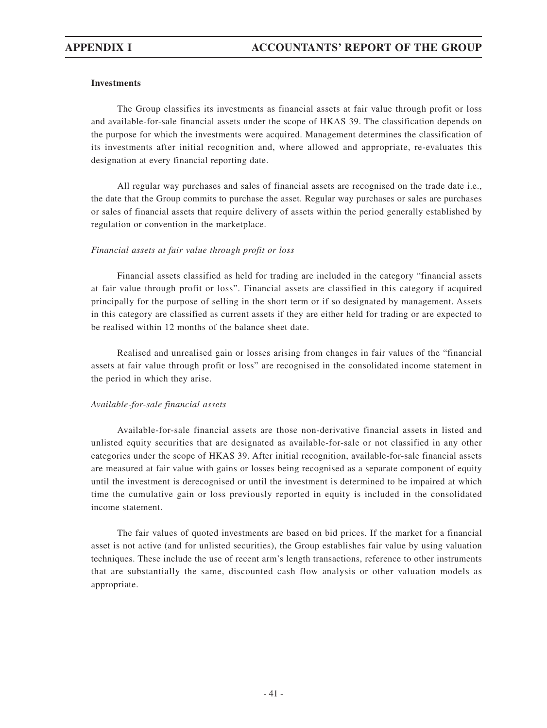**Investments**

The Group classifies its investments as financial assets at fair value through profit or loss and available-for-sale financial assets under the scope of HKAS 39. The classification depends on the purpose for which the investments were acquired. Management determines the classification of its investments after initial recognition and, where allowed and appropriate, re-evaluates this designation at every financial reporting date.

All regular way purchases and sales of financial assets are recognised on the trade date i.e., the date that the Group commits to purchase the asset. Regular way purchases or sales are purchases or sales of financial assets that require delivery of assets within the period generally established by regulation or convention in the marketplace.

*Financial assets at fair value through profit or loss*

Financial assets classified as held for trading are included in the category "financial assets at fair value through profit or loss". Financial assets are classified in this category if acquired principally for the purpose of selling in the short term or if so designated by management. Assets in this category are classified as current assets if they are either held for trading or are expected to be realised within 12 months of the balance sheet date.

Realised and unrealised gain or losses arising from changes in fair values of the "financial assets at fair value through profit or loss" are recognised in the consolidated income statement in the period in which they arise.

*Available-for-sale financial assets*

Available-for-sale financial assets are those non-derivative financial assets in listed and unlisted equity securities that are designated as available-for-sale or not classified in any other categories under the scope of HKAS 39. After initial recognition, available-for-sale financial assets are measured at fair value with gains or losses being recognised as a separate component of equity until the investment is derecognised or until the investment is determined to be impaired at which time the cumulative gain or loss previously reported in equity is included in the consolidated income statement.

The fair values of quoted investments are based on bid prices. If the market for a financial asset is not active (and for unlisted securities), the Group establishes fair value by using valuation techniques. These include the use of recent arm's length transactions, reference to other instruments that are substantially the same, discounted cash flow analysis or other valuation models as appropriate.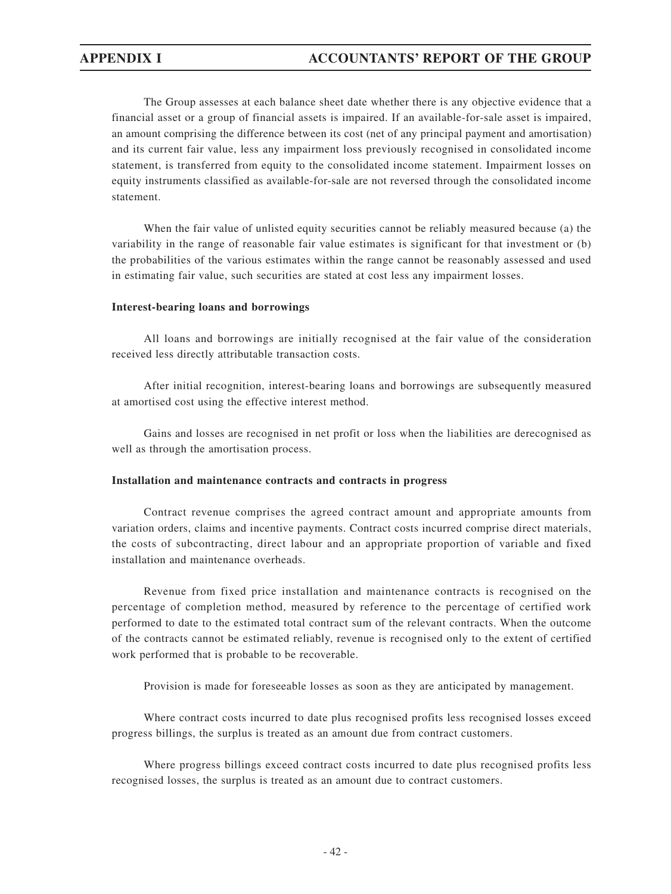The Group assesses at each balance sheet date whether there is any objective evidence that a financial asset or a group of financial assets is impaired. If an available-for-sale asset is impaired, an amount comprising the difference between its cost (net of any principal payment and amortisation) and its current fair value, less any impairment loss previously recognised in consolidated income statement, is transferred from equity to the consolidated income statement. Impairment losses on equity instruments classified as available-for-sale are not reversed through the consolidated income statement.

When the fair value of unlisted equity securities cannot be reliably measured because (a) the variability in the range of reasonable fair value estimates is significant for that investment or (b) the probabilities of the various estimates within the range cannot be reasonably assessed and used in estimating fair value, such securities are stated at cost less any impairment losses.

**Interest-bearing loans and borrowings**

All loans and borrowings are initially recognised at the fair value of the consideration received less directly attributable transaction costs.

After initial recognition, interest-bearing loans and borrowings are subsequently measured at amortised cost using the effective interest method.

Gains and losses are recognised in net profit or loss when the liabilities are derecognised as well as through the amortisation process.

**Installation and maintenance contracts and contracts in progress**

Contract revenue comprises the agreed contract amount and appropriate amounts from variation orders, claims and incentive payments. Contract costs incurred comprise direct materials, the costs of subcontracting, direct labour and an appropriate proportion of variable and fixed installation and maintenance overheads.

Revenue from fixed price installation and maintenance contracts is recognised on the percentage of completion method, measured by reference to the percentage of certified work performed to date to the estimated total contract sum of the relevant contracts. When the outcome of the contracts cannot be estimated reliably, revenue is recognised only to the extent of certified work performed that is probable to be recoverable.

Provision is made for foreseeable losses as soon as they are anticipated by management.

Where contract costs incurred to date plus recognised profits less recognised losses exceed progress billings, the surplus is treated as an amount due from contract customers.

Where progress billings exceed contract costs incurred to date plus recognised profits less recognised losses, the surplus is treated as an amount due to contract customers.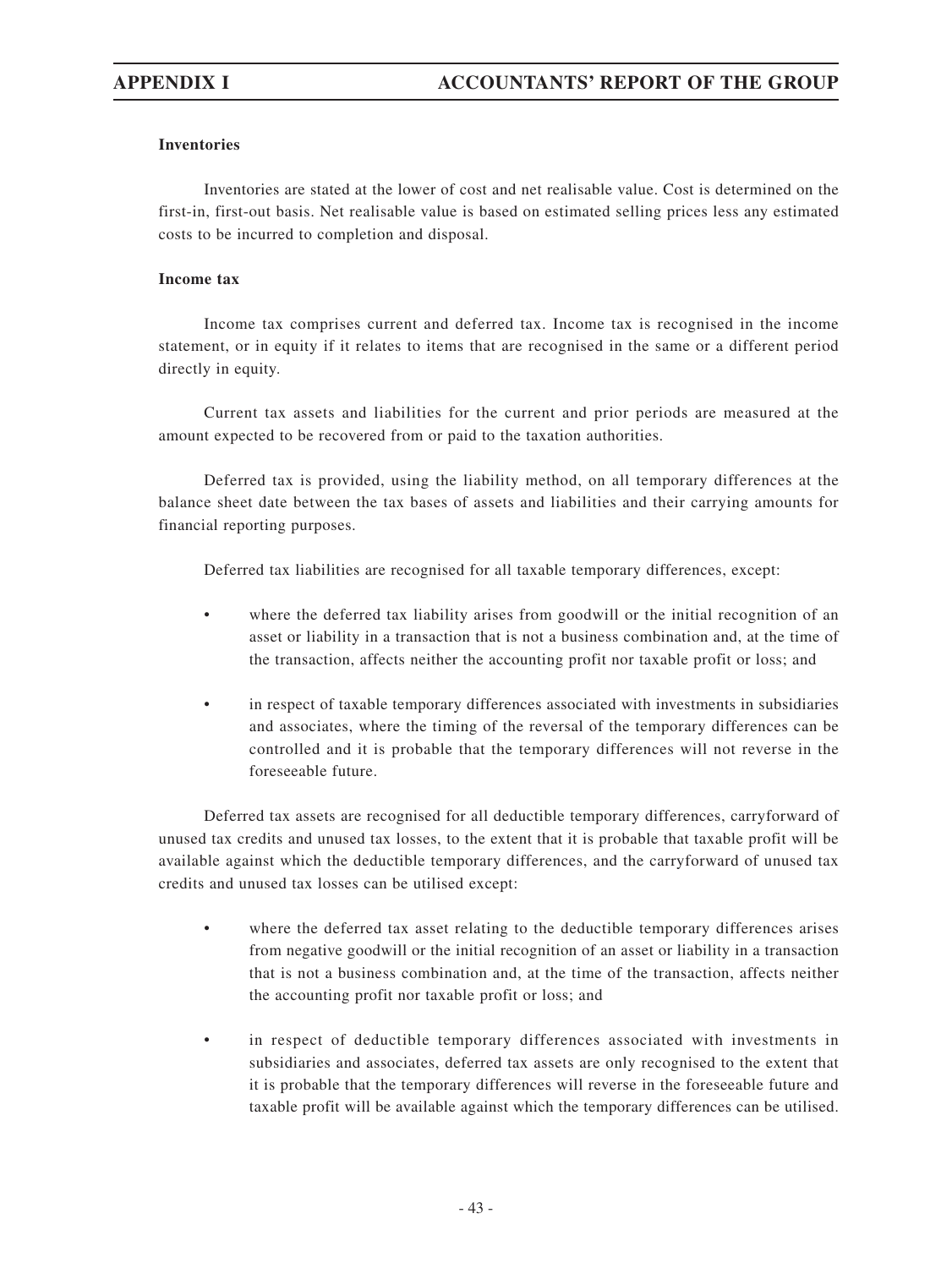**Inventories**

Inventories are stated at the lower of cost and net realisable value. Cost is determined on the first-in, first-out basis. Net realisable value is based on estimated selling prices less any estimated costs to be incurred to completion and disposal.

**Income tax**

Income tax comprises current and deferred tax. Income tax is recognised in the income statement, or in equity if it relates to items that are recognised in the same or a different period directly in equity.

Current tax assets and liabilities for the current and prior periods are measured at the amount expected to be recovered from or paid to the taxation authorities.

Deferred tax is provided, using the liability method, on all temporary differences at the balance sheet date between the tax bases of assets and liabilities and their carrying amounts for financial reporting purposes.

Deferred tax liabilities are recognised for all taxable temporary differences, except:

- where the deferred tax liability arises from goodwill or the initial recognition of an asset or liability in a transaction that is not a business combination and, at the time of the transaction, affects neither the accounting profit nor taxable profit or loss; and
- in respect of taxable temporary differences associated with investments in subsidiaries and associates, where the timing of the reversal of the temporary differences can be controlled and it is probable that the temporary differences will not reverse in the foreseeable future.

Deferred tax assets are recognised for all deductible temporary differences, carryforward of unused tax credits and unused tax losses, to the extent that it is probable that taxable profit will be available against which the deductible temporary differences, and the carryforward of unused tax credits and unused tax losses can be utilised except:

- where the deferred tax asset relating to the deductible temporary differences arises from negative goodwill or the initial recognition of an asset or liability in a transaction that is not a business combination and, at the time of the transaction, affects neither the accounting profit nor taxable profit or loss; and
- in respect of deductible temporary differences associated with investments in subsidiaries and associates, deferred tax assets are only recognised to the extent that it is probable that the temporary differences will reverse in the foreseeable future and taxable profit will be available against which the temporary differences can be utilised.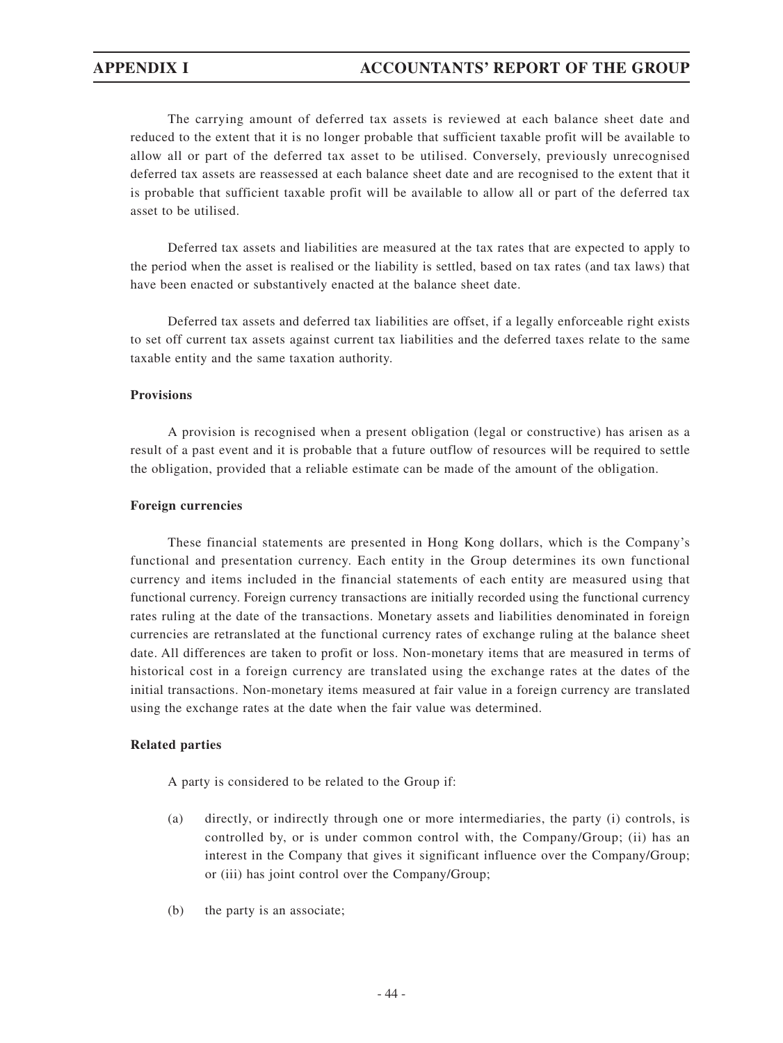The carrying amount of deferred tax assets is reviewed at each balance sheet date and reduced to the extent that it is no longer probable that sufficient taxable profit will be available to allow all or part of the deferred tax asset to be utilised. Conversely, previously unrecognised deferred tax assets are reassessed at each balance sheet date and are recognised to the extent that it is probable that sufficient taxable profit will be available to allow all or part of the deferred tax asset to be utilised.

Deferred tax assets and liabilities are measured at the tax rates that are expected to apply to the period when the asset is realised or the liability is settled, based on tax rates (and tax laws) that have been enacted or substantively enacted at the balance sheet date.

Deferred tax assets and deferred tax liabilities are offset, if a legally enforceable right exists to set off current tax assets against current tax liabilities and the deferred taxes relate to the same taxable entity and the same taxation authority.

**Provisions**

A provision is recognised when a present obligation (legal or constructive) has arisen as a result of a past event and it is probable that a future outflow of resources will be required to settle the obligation, provided that a reliable estimate can be made of the amount of the obligation.

**Foreign currencies**

These financial statements are presented in Hong Kong dollars, which is the Company's functional and presentation currency. Each entity in the Group determines its own functional currency and items included in the financial statements of each entity are measured using that functional currency. Foreign currency transactions are initially recorded using the functional currency rates ruling at the date of the transactions. Monetary assets and liabilities denominated in foreign currencies are retranslated at the functional currency rates of exchange ruling at the balance sheet date. All differences are taken to profit or loss. Non-monetary items that are measured in terms of historical cost in a foreign currency are translated using the exchange rates at the dates of the initial transactions. Non-monetary items measured at fair value in a foreign currency are translated using the exchange rates at the date when the fair value was determined.

**Related parties**

A party is considered to be related to the Group if:

(a) directly, or indirectly through one or more intermediaries, the party (i) controls, is controlled by, or is under common control with, the Company/Group; (ii) has an interest in the Company that gives it significant influence over the Company/Group; or (iii) has joint control over the Company/Group;

(b) the party is an associate;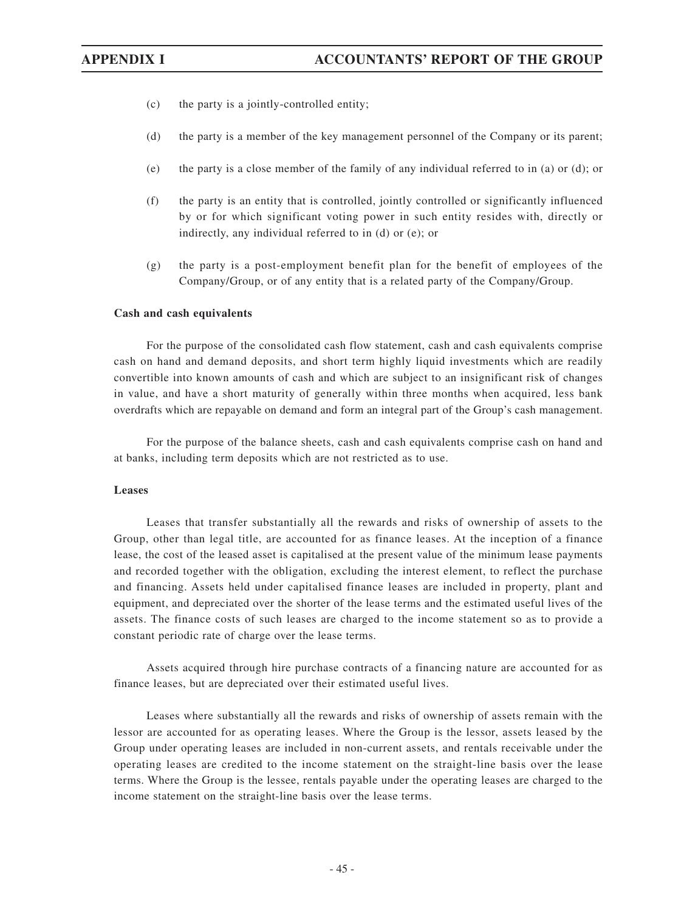(c) the party is a jointly-controlled entity;

(d) the party is a member of the key management personnel of the Company or its parent;

(e) the party is a close member of the family of any individual referred to in (a) or (d); or

(f) the party is an entity that is controlled, jointly controlled or significantly influenced by or for which significant voting power in such entity resides with, directly or indirectly, any individual referred to in (d) or (e); or

(g) the party is a post-employment benefit plan for the benefit of employees of the Company/Group, or of any entity that is a related party of the Company/Group.

**Cash and cash equivalents**

For the purpose of the consolidated cash flow statement, cash and cash equivalents comprise cash on hand and demand deposits, and short term highly liquid investments which are readily convertible into known amounts of cash and which are subject to an insignificant risk of changes in value, and have a short maturity of generally within three months when acquired, less bank overdrafts which are repayable on demand and form an integral part of the Group's cash management.

For the purpose of the balance sheets, cash and cash equivalents comprise cash on hand and at banks, including term deposits which are not restricted as to use.

**Leases**

Leases that transfer substantially all the rewards and risks of ownership of assets to the Group, other than legal title, are accounted for as finance leases. At the inception of a finance lease, the cost of the leased asset is capitalised at the present value of the minimum lease payments and recorded together with the obligation, excluding the interest element, to reflect the purchase and financing. Assets held under capitalised finance leases are included in property, plant and equipment, and depreciated over the shorter of the lease terms and the estimated useful lives of the assets. The finance costs of such leases are charged to the income statement so as to provide a constant periodic rate of charge over the lease terms.

Assets acquired through hire purchase contracts of a financing nature are accounted for as finance leases, but are depreciated over their estimated useful lives.

Leases where substantially all the rewards and risks of ownership of assets remain with the lessor are accounted for as operating leases. Where the Group is the lessor, assets leased by the Group under operating leases are included in non-current assets, and rentals receivable under the operating leases are credited to the income statement on the straight-line basis over the lease terms. Where the Group is the lessee, rentals payable under the operating leases are charged to the income statement on the straight-line basis over the lease terms.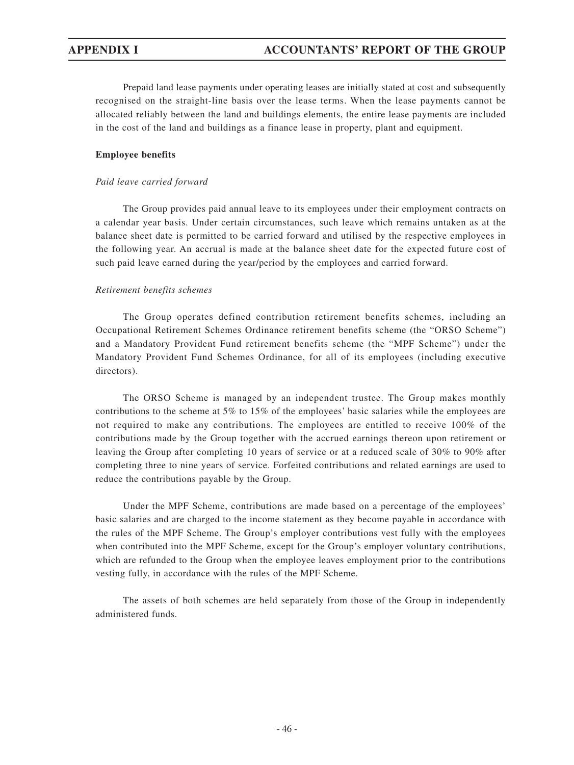Prepaid land lease payments under operating leases are initially stated at cost and subsequently recognised on the straight-line basis over the lease terms. When the lease payments cannot be allocated reliably between the land and buildings elements, the entire lease payments are included in the cost of the land and buildings as a finance lease in property, plant and equipment.

**Employee benefits**

*Paid leave carried forward*

The Group provides paid annual leave to its employees under their employment contracts on a calendar year basis. Under certain circumstances, such leave which remains untaken as at the balance sheet date is permitted to be carried forward and utilised by the respective employees in the following year. An accrual is made at the balance sheet date for the expected future cost of such paid leave earned during the year/period by the employees and carried forward.

*Retirement benefits schemes*

The Group operates defined contribution retirement benefits schemes, including an Occupational Retirement Schemes Ordinance retirement benefits scheme (the "ORSO Scheme") and a Mandatory Provident Fund retirement benefits scheme (the "MPF Scheme") under the Mandatory Provident Fund Schemes Ordinance, for all of its employees (including executive directors).

The ORSO Scheme is managed by an independent trustee. The Group makes monthly contributions to the scheme at 5% to 15% of the employees' basic salaries while the employees are not required to make any contributions. The employees are entitled to receive 100% of the contributions made by the Group together with the accrued earnings thereon upon retirement or leaving the Group after completing 10 years of service or at a reduced scale of 30% to 90% after completing three to nine years of service. Forfeited contributions and related earnings are used to reduce the contributions payable by the Group.

Under the MPF Scheme, contributions are made based on a percentage of the employees' basic salaries and are charged to the income statement as they become payable in accordance with the rules of the MPF Scheme. The Group's employer contributions vest fully with the employees when contributed into the MPF Scheme, except for the Group's employer voluntary contributions, which are refunded to the Group when the employee leaves employment prior to the contributions vesting fully, in accordance with the rules of the MPF Scheme.

The assets of both schemes are held separately from those of the Group in independently administered funds.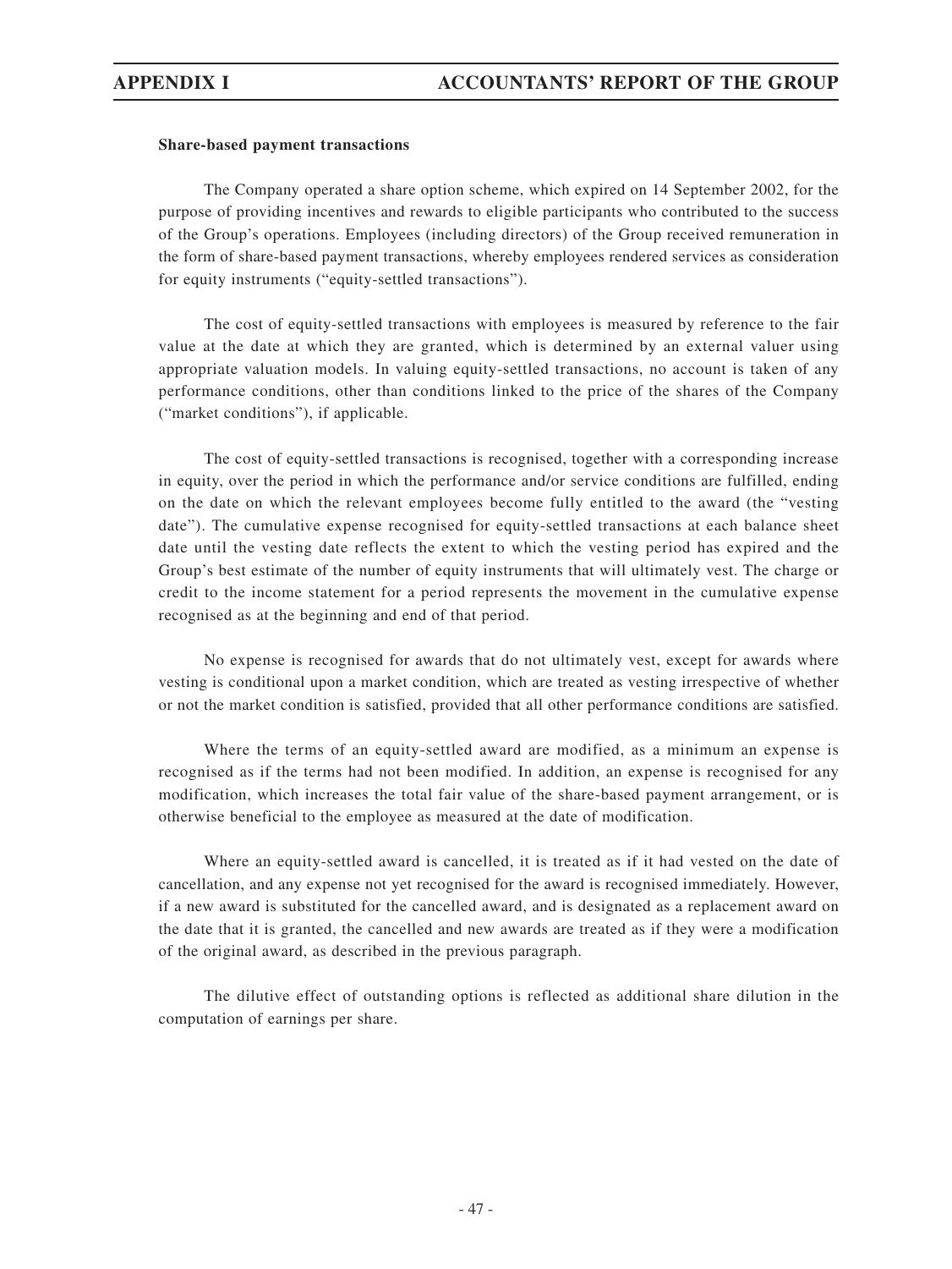**Share-based payment transactions**

The Company operated a share option scheme, which expired on 14 September 2002, for the purpose of providing incentives and rewards to eligible participants who contributed to the success of the Group's operations. Employees (including directors) of the Group received remuneration in the form of share-based payment transactions, whereby employees rendered services as consideration for equity instruments ("equity-settled transactions").

The cost of equity-settled transactions with employees is measured by reference to the fair value at the date at which they are granted, which is determined by an external valuer using appropriate valuation models. In valuing equity-settled transactions, no account is taken of any performance conditions, other than conditions linked to the price of the shares of the Company ("market conditions"), if applicable.

The cost of equity-settled transactions is recognised, together with a corresponding increase in equity, over the period in which the performance and/or service conditions are fulfilled, ending on the date on which the relevant employees become fully entitled to the award (the "vesting date"). The cumulative expense recognised for equity-settled transactions at each balance sheet date until the vesting date reflects the extent to which the vesting period has expired and the Group's best estimate of the number of equity instruments that will ultimately vest. The charge or credit to the income statement for a period represents the movement in the cumulative expense recognised as at the beginning and end of that period.

No expense is recognised for awards that do not ultimately vest, except for awards where vesting is conditional upon a market condition, which are treated as vesting irrespective of whether or not the market condition is satisfied, provided that all other performance conditions are satisfied.

Where the terms of an equity-settled award are modified, as a minimum an expense is recognised as if the terms had not been modified. In addition, an expense is recognised for any modification, which increases the total fair value of the share-based payment arrangement, or is otherwise beneficial to the employee as measured at the date of modification.

Where an equity-settled award is cancelled, it is treated as if it had vested on the date of cancellation, and any expense not yet recognised for the award is recognised immediately. However, if a new award is substituted for the cancelled award, and is designated as a replacement award on the date that it is granted, the cancelled and new awards are treated as if they were a modification of the original award, as described in the previous paragraph.

The dilutive effect of outstanding options is reflected as additional share dilution in the computation of earnings per share.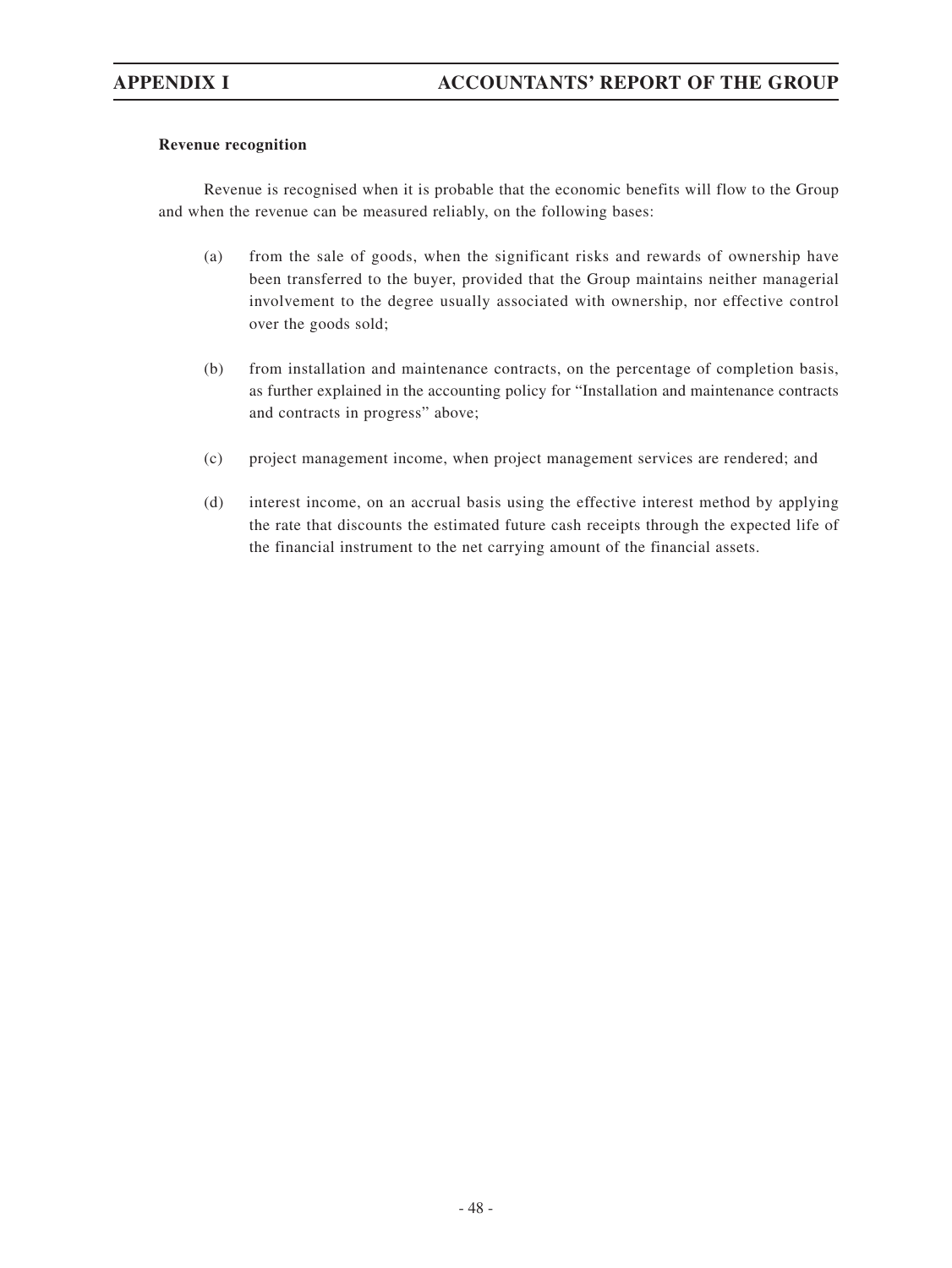**Revenue recognition**

Revenue is recognised when it is probable that the economic benefits will flow to the Group and when the revenue can be measured reliably, on the following bases:

(a) from the sale of goods, when the significant risks and rewards of ownership have been transferred to the buyer, provided that the Group maintains neither managerial involvement to the degree usually associated with ownership, nor effective control over the goods sold;

(b) from installation and maintenance contracts, on the percentage of completion basis, as further explained in the accounting policy for "Installation and maintenance contracts and contracts in progress" above;

(c) project management income, when project management services are rendered; and

(d) interest income, on an accrual basis using the effective interest method by applying the rate that discounts the estimated future cash receipts through the expected life of the financial instrument to the net carrying amount of the financial assets.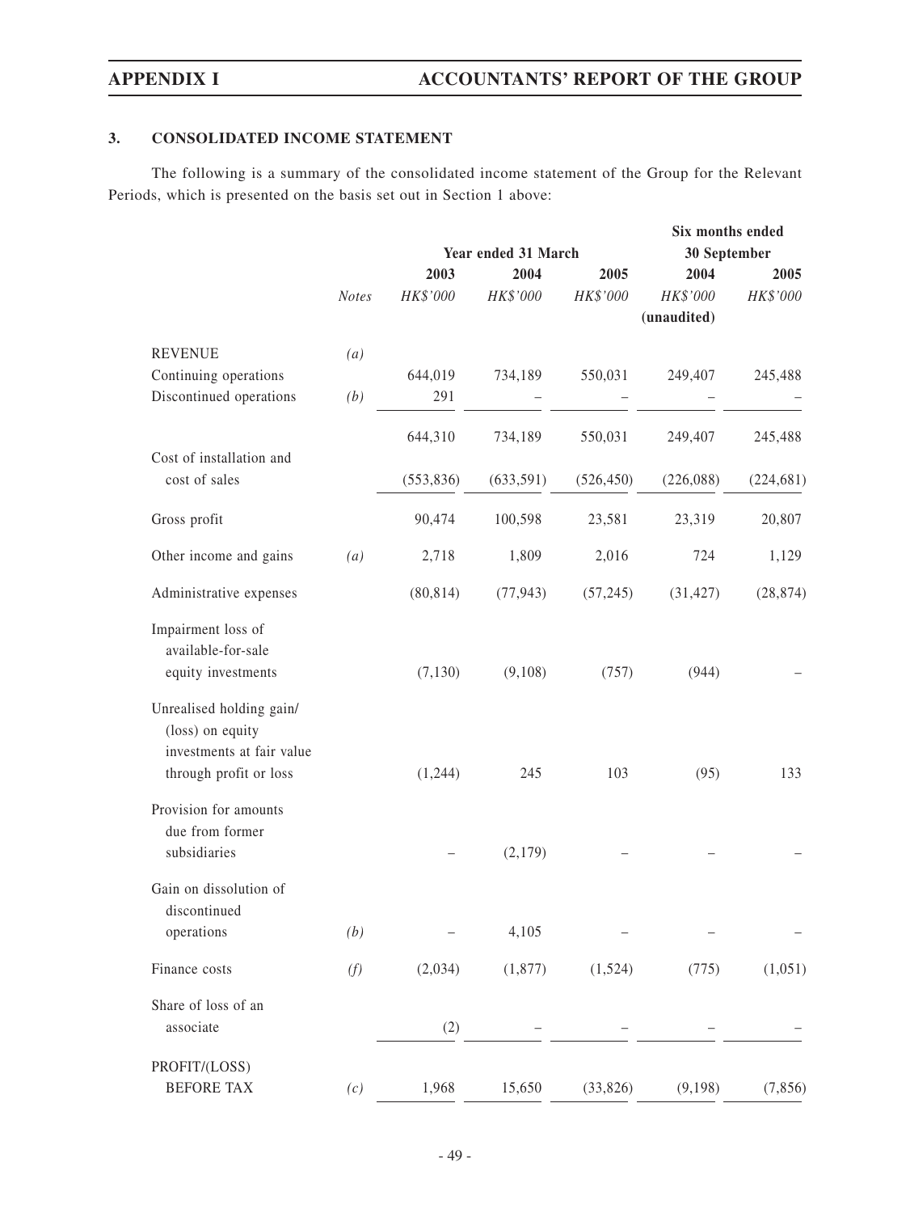## 3. CONSOLIDATED INCOME STATEMENT

The following is a summary of the consolidated income statement of the Group for the Relevant Periods, which is presented on the basis set out in Section 1 above:

| | | Year ended 31 March | | | Six months ended 30 September | |
|---|---|---|---|---|---|---|
| | | 2003 | 2004 | 2005 | 2004 | 2005 |
| | *Notes* | *HK$'000* | *HK$'000* | *HK$'000* | *HK$'000* (unaudited) | *HK$'000* |
| REVENUE | *(a)* | | | | | |
| Continuing operations | | 644,019 | 734,189 | 550,031 | 249,407 | 245,488 |
| Discontinued operations | *(b)* | 291 | – | – | – | – |
| | | 644,310 | 734,189 | 550,031 | 249,407 | 245,488 |
| Cost of installation and cost of sales | | (553,836) | (633,591) | (526,450) | (226,088) | (224,681) |
| Gross profit | | 90,474 | 100,598 | 23,581 | 23,319 | 20,807 |
| Other income and gains | *(a)* | 2,718 | 1,809 | 2,016 | 724 | 1,129 |
| Administrative expenses | | (80,814) | (77,943) | (57,245) | (31,427) | (28,874) |
| Impairment loss of available-for-sale equity investments | | (7,130) | (9,108) | (757) | (944) | – |
| Unrealised holding gain/(loss) on equity investments at fair value through profit or loss | | (1,244) | 245 | 103 | (95) | 133 |
| Provision for amounts due from former subsidiaries | | – | (2,179) | – | – | – |
| Gain on dissolution of discontinued operations | *(b)* | – | 4,105 | – | – | – |
| Finance costs | *(f)* | (2,034) | (1,877) | (1,524) | (775) | (1,051) |
| Share of loss of an associate | | (2) | – | – | – | – |
| PROFIT/(LOSS) BEFORE TAX | *(c)* | 1,968 | 15,650 | (33,826) | (9,198) | (7,856) |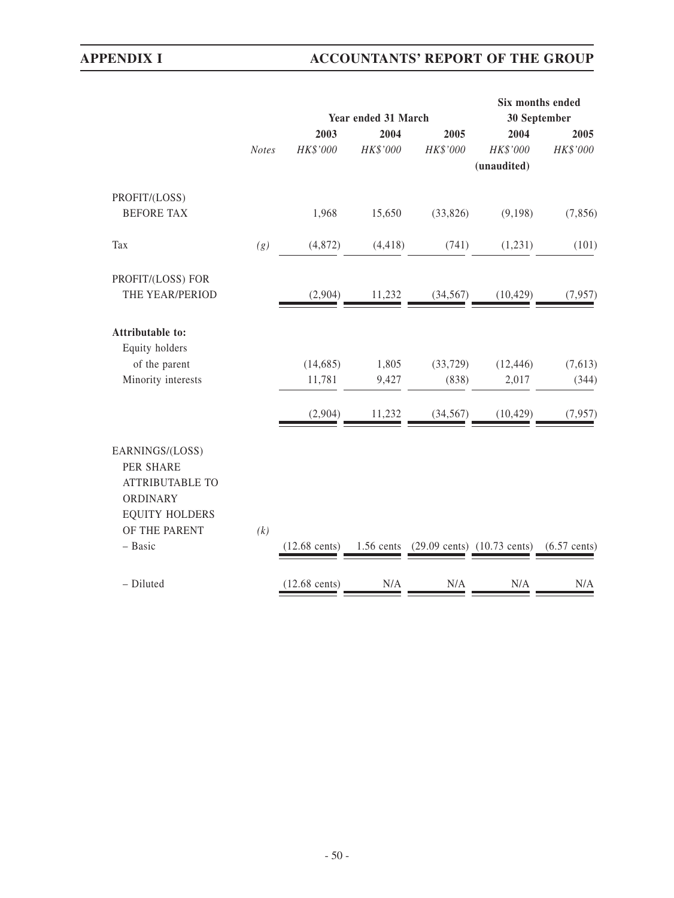| | Notes | Year ended 31 March | | | Six months ended 30 September | |
|---|---|---|---|---|---|---|
| | | 2003 | 2004 | 2005 | 2004 | 2005 |
| | | *HK$'000* | *HK$'000* | *HK$'000* | *HK$'000* | *HK$'000* |
| | | | | | (unaudited) | |
| PROFIT/(LOSS) BEFORE TAX | | 1,968 | 15,650 | (33,826) | (9,198) | (7,856) |
| Tax | *(g)* | (4,872) | (4,418) | (741) | (1,231) | (101) |
| PROFIT/(LOSS) FOR THE YEAR/PERIOD | | (2,904) | 11,232 | (34,567) | (10,429) | (7,957) |
| **Attributable to:** | | | | | | |
| Equity holders of the parent | | (14,685) | 1,805 | (33,729) | (12,446) | (7,613) |
| Minority interests | | 11,781 | 9,427 | (838) | 2,017 | (344) |
| | | (2,904) | 11,232 | (34,567) | (10,429) | (7,957) |
| EARNINGS/(LOSS) PER SHARE ATTRIBUTABLE TO ORDINARY EQUITY HOLDERS OF THE PARENT | *(k)* | | | | | |
| – Basic | | (12.68 cents) | 1.56 cents | (29.09 cents) | (10.73 cents) | (6.57 cents) |
| – Diluted | | (12.68 cents) | N/A | N/A | N/A | N/A |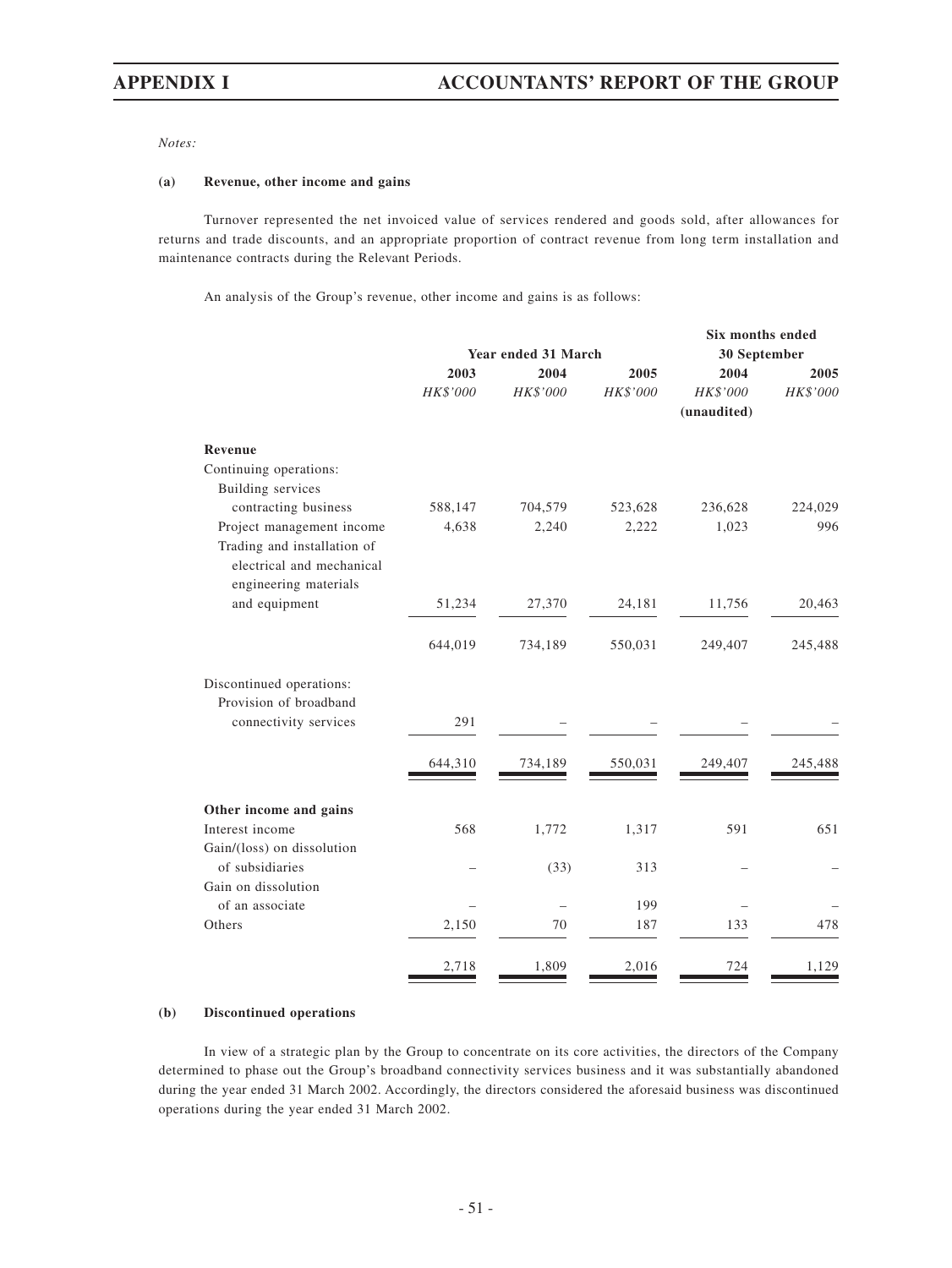*Notes:*

**(a) Revenue, other income and gains**

Turnover represented the net invoiced value of services rendered and goods sold, after allowances for returns and trade discounts, and an appropriate proportion of contract revenue from long term installation and maintenance contracts during the Relevant Periods.

An analysis of the Group's revenue, other income and gains is as follows:

| | Year ended 31 March | | | Six months ended 30 September | |
|---|---|---|---|---|---|
| | 2003 | 2004 | 2005 | 2004 | 2005 |
| | *HK$'000* | *HK$'000* | *HK$'000* | *HK$'000* (unaudited) | *HK$'000* |
| **Revenue** | | | | | |
| Continuing operations: | | | | | |
| Building services contracting business | 588,147 | 704,579 | 523,628 | 236,628 | 224,029 |
| Project management income | 4,638 | 2,240 | 2,222 | 1,023 | 996 |
| Trading and installation of electrical and mechanical engineering materials and equipment | 51,234 | 27,370 | 24,181 | 11,756 | 20,463 |
| | 644,019 | 734,189 | 550,031 | 249,407 | 245,488 |
| Discontinued operations: | | | | | |
| Provision of broadband connectivity services | 291 | – | – | – | – |
| | 644,310 | 734,189 | 550,031 | 249,407 | 245,488 |
| **Other income and gains** | | | | | |
| Interest income | 568 | 1,772 | 1,317 | 591 | 651 |
| Gain/(loss) on dissolution of subsidiaries | – | (33) | 313 | – | – |
| Gain on dissolution of an associate | – | – | 199 | – | – |
| Others | 2,150 | 70 | 187 | 133 | 478 |
| | 2,718 | 1,809 | 2,016 | 724 | 1,129 |

**(b) Discontinued operations**

In view of a strategic plan by the Group to concentrate on its core activities, the directors of the Company determined to phase out the Group's broadband connectivity services business and it was substantially abandoned during the year ended 31 March 2002. Accordingly, the directors considered the aforesaid business was discontinued operations during the year ended 31 March 2002.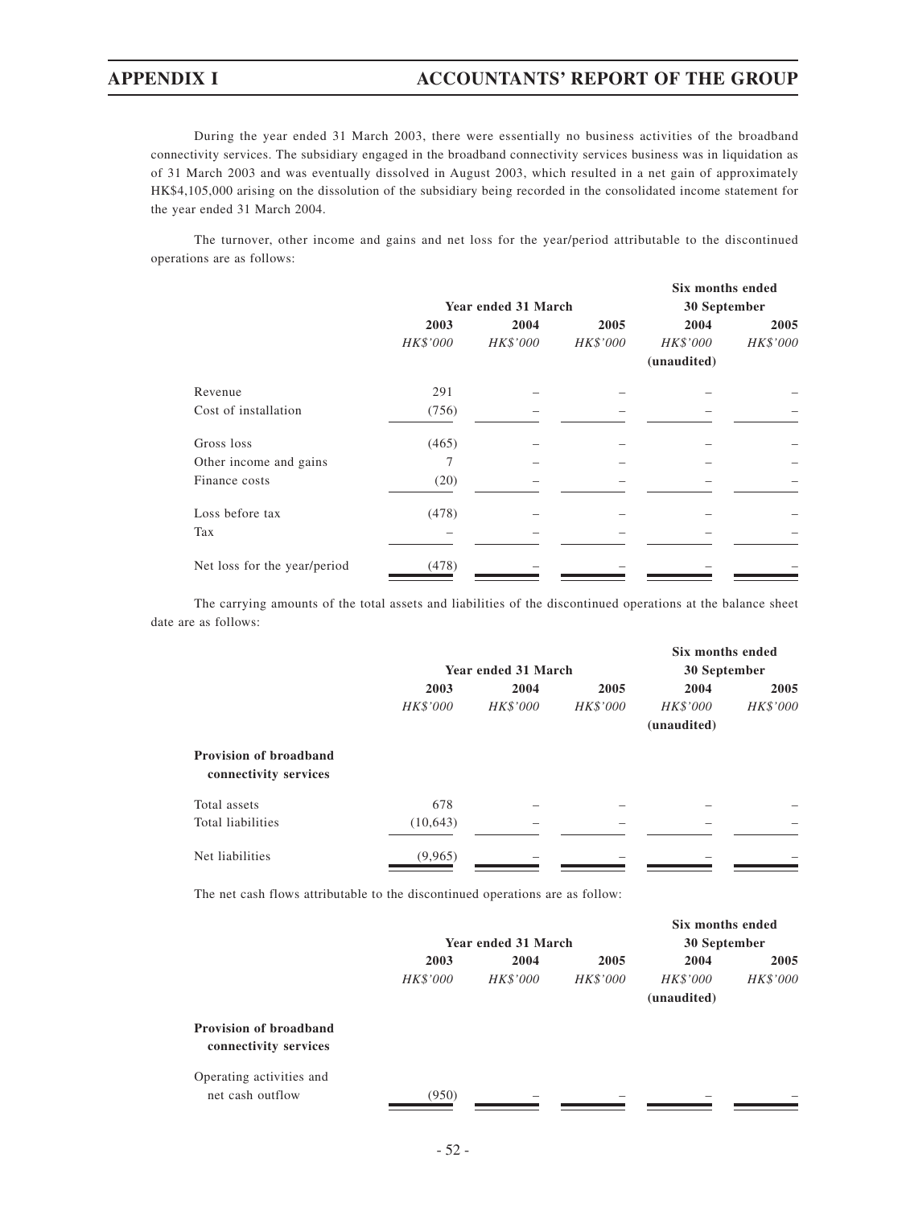During the year ended 31 March 2003, there were essentially no business activities of the broadband connectivity services. The subsidiary engaged in the broadband connectivity services business was in liquidation as of 31 March 2003 and was eventually dissolved in August 2003, which resulted in a net gain of approximately HK$4,105,000 arising on the dissolution of the subsidiary being recorded in the consolidated income statement for the year ended 31 March 2004.

The turnover, other income and gains and net loss for the year/period attributable to the discontinued operations are as follows:

| | Year ended 31 March | | | Six months ended 30 September | |
|---|---|---|---|---|---|
| | 2003 | 2004 | 2005 | 2004 | 2005 |
| | *HK$'000* | *HK$'000* | *HK$'000* | *HK$'000* (unaudited) | *HK$'000* |
| Revenue | 291 | – | – | – | – |
| Cost of installation | (756) | – | – | – | – |
| Gross loss | (465) | – | – | – | – |
| Other income and gains | 7 | – | – | – | – |
| Finance costs | (20) | – | – | – | – |
| Loss before tax | (478) | – | – | – | – |
| Tax | – | – | – | – | – |
| Net loss for the year/period | (478) | – | – | – | – |

The carrying amounts of the total assets and liabilities of the discontinued operations at the balance sheet date are as follows:

| | Year ended 31 March | | | Six months ended 30 September | |
|---|---|---|---|---|---|
| | 2003 | 2004 | 2005 | 2004 | 2005 |
| | *HK$'000* | *HK$'000* | *HK$'000* | *HK$'000* (unaudited) | *HK$'000* |
| **Provision of broadband connectivity services** | | | | | |
| Total assets | 678 | – | – | – | – |
| Total liabilities | (10,643) | – | – | – | – |
| Net liabilities | (9,965) | – | – | – | – |

The net cash flows attributable to the discontinued operations are as follow:

| | Year ended 31 March | | | Six months ended 30 September | |
|---|---|---|---|---|---|
| | 2003 | 2004 | 2005 | 2004 | 2005 |
| | *HK$'000* | *HK$'000* | *HK$'000* | *HK$'000* (unaudited) | *HK$'000* |
| **Provision of broadband connectivity services** | | | | | |
| Operating activities and net cash outflow | (950) | – | – | – | – |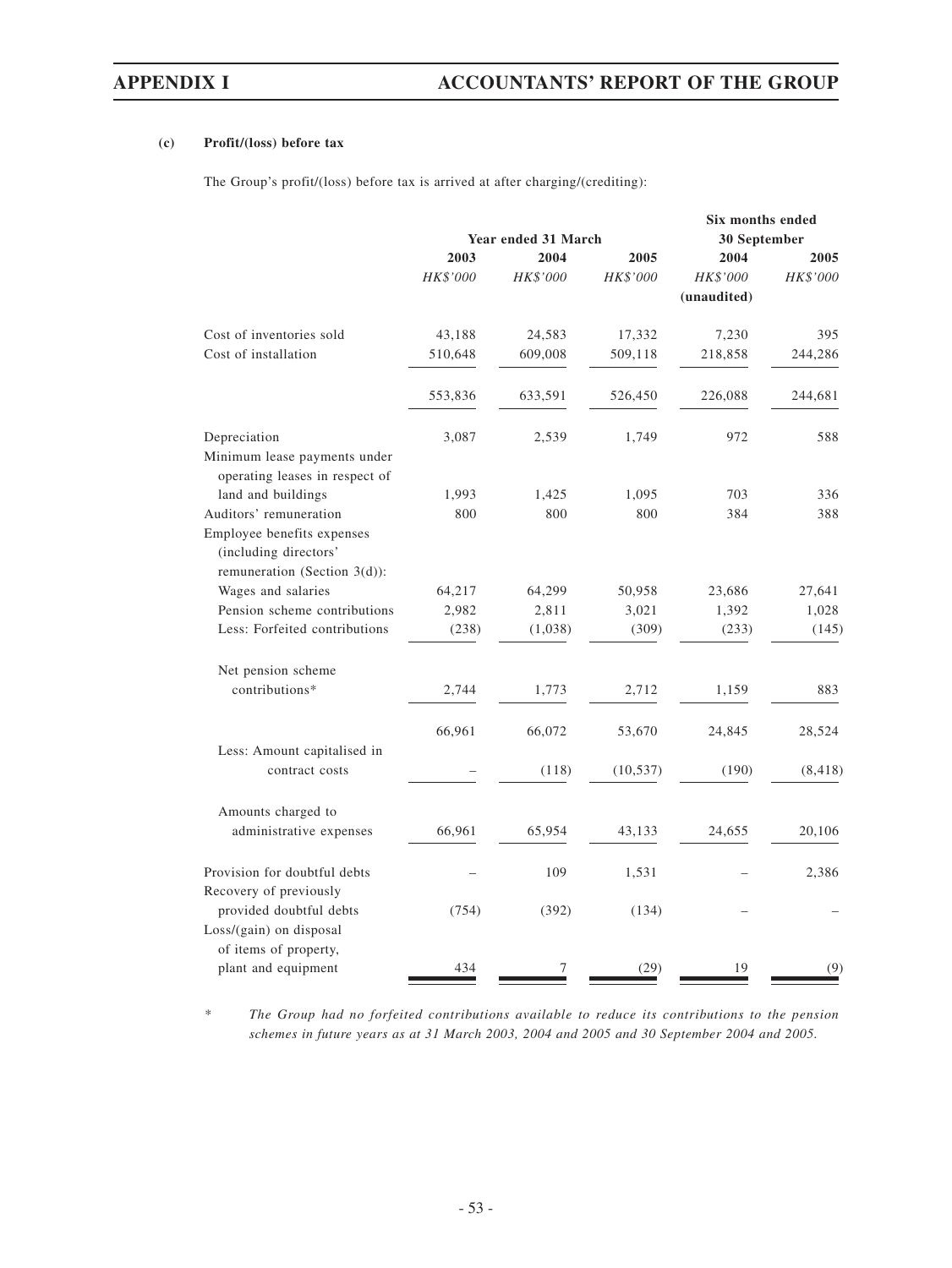#### (c) Profit/(loss) before tax

The Group's profit/(loss) before tax is arrived at after charging/(crediting):

| | Year ended 31 March | | | Six months ended 30 September | |
|---|---|---|---|---|---|
| | 2003 | 2004 | 2005 | 2004 | 2005 |
| | *HK$'000* | *HK$'000* | *HK$'000* | *HK$'000* (unaudited) | *HK$'000* |
| Cost of inventories sold | 43,188 | 24,583 | 17,332 | 7,230 | 395 |
| Cost of installation | 510,648 | 609,008 | 509,118 | 218,858 | 244,286 |
| | 553,836 | 633,591 | 526,450 | 226,088 | 244,681 |
| Depreciation | 3,087 | 2,539 | 1,749 | 972 | 588 |
| Minimum lease payments under operating leases in respect of land and buildings | 1,993 | 1,425 | 1,095 | 703 | 336 |
| Auditors' remuneration | 800 | 800 | 800 | 384 | 388 |
| Employee benefits expenses (including directors' remuneration (Section 3(d)): | | | | | |
| Wages and salaries | 64,217 | 64,299 | 50,958 | 23,686 | 27,641 |
| Pension scheme contributions | 2,982 | 2,811 | 3,021 | 1,392 | 1,028 |
| Less: Forfeited contributions | (238) | (1,038) | (309) | (233) | (145) |
| Net pension scheme contributions* | 2,744 | 1,773 | 2,712 | 1,159 | 883 |
| | 66,961 | 66,072 | 53,670 | 24,845 | 28,524 |
| Less: Amount capitalised in contract costs | – | (118) | (10,537) | (190) | (8,418) |
| Amounts charged to administrative expenses | 66,961 | 65,954 | 43,133 | 24,655 | 20,106 |
| Provision for doubtful debts | – | 109 | 1,531 | – | 2,386 |
| Recovery of previously provided doubtful debts | (754) | (392) | (134) | – | – |
| Loss/(gain) on disposal of items of property, plant and equipment | 434 | 7 | (29) | 19 | (9) |

\* *The Group had no forfeited contributions available to reduce its contributions to the pension schemes in future years as at 31 March 2003, 2004 and 2005 and 30 September 2004 and 2005.*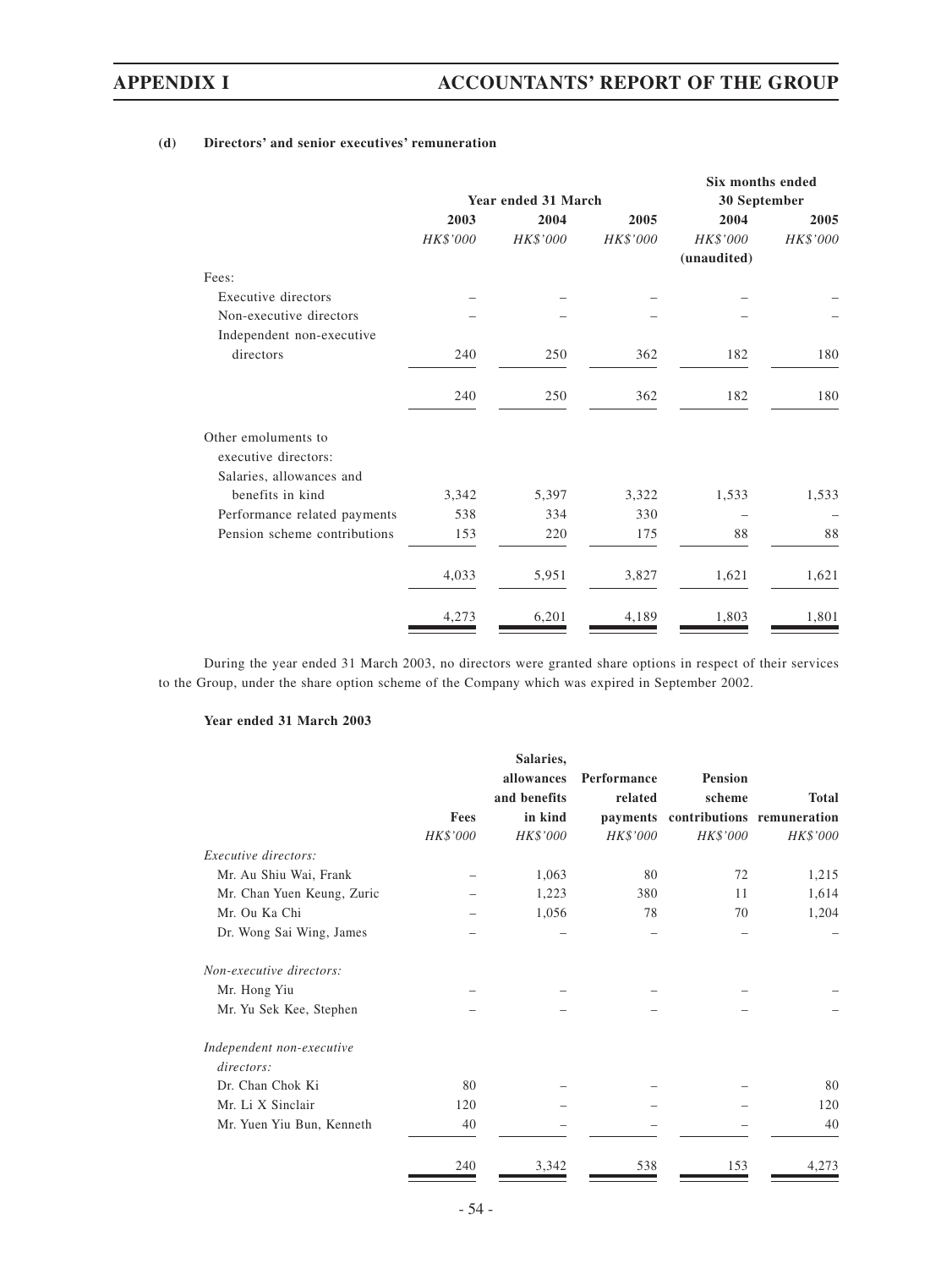**(d) Directors' and senior executives' remuneration**

| | Year ended 31 March | | | Six months ended 30 September | |
|---|---|---|---|---|---|
| | 2003 | 2004 | 2005 | 2004 | 2005 |
| | HK$'000 | HK$'000 | HK$'000 | HK$'000 (unaudited) | HK$'000 |
| Fees: | | | | | |
| Executive directors | – | – | – | – | – |
| Non-executive directors | – | – | – | – | – |
| Independent non-executive directors | 240 | 250 | 362 | 182 | 180 |
| | 240 | 250 | 362 | 182 | 180 |
| Other emoluments to executive directors: | | | | | |
| Salaries, allowances and benefits in kind | 3,342 | 5,397 | 3,322 | 1,533 | 1,533 |
| Performance related payments | 538 | 334 | 330 | – | – |
| Pension scheme contributions | 153 | 220 | 175 | 88 | 88 |
| | 4,033 | 5,951 | 3,827 | 1,621 | 1,621 |
| | 4,273 | 6,201 | 4,189 | 1,803 | 1,801 |

During the year ended 31 March 2003, no directors were granted share options in respect of their services to the Group, under the share option scheme of the Company which was expired in September 2002.

**Year ended 31 March 2003**

| | Fees | Salaries, allowances and benefits in kind | Performance related payments | Pension scheme contributions | Total remuneration |
|---|---|---|---|---|---|
| | HK$'000 | HK$'000 | HK$'000 | HK$'000 | HK$'000 |
| *Executive directors:* | | | | | |
| Mr. Au Shiu Wai, Frank | – | 1,063 | 80 | 72 | 1,215 |
| Mr. Chan Yuen Keung, Zuric | – | 1,223 | 380 | 11 | 1,614 |
| Mr. Ou Ka Chi | – | 1,056 | 78 | 70 | 1,204 |
| Dr. Wong Sai Wing, James | – | – | – | – | – |
| *Non-executive directors:* | | | | | |
| Mr. Hong Yiu | – | – | – | – | – |
| Mr. Yu Sek Kee, Stephen | – | – | – | – | – |
| *Independent non-executive directors:* | | | | | |
| Dr. Chan Chok Ki | 80 | – | – | – | 80 |
| Mr. Li X Sinclair | 120 | – | – | – | 120 |
| Mr. Yuen Yiu Bun, Kenneth | 40 | – | – | – | 40 |
| | 240 | 3,342 | 538 | 153 | 4,273 |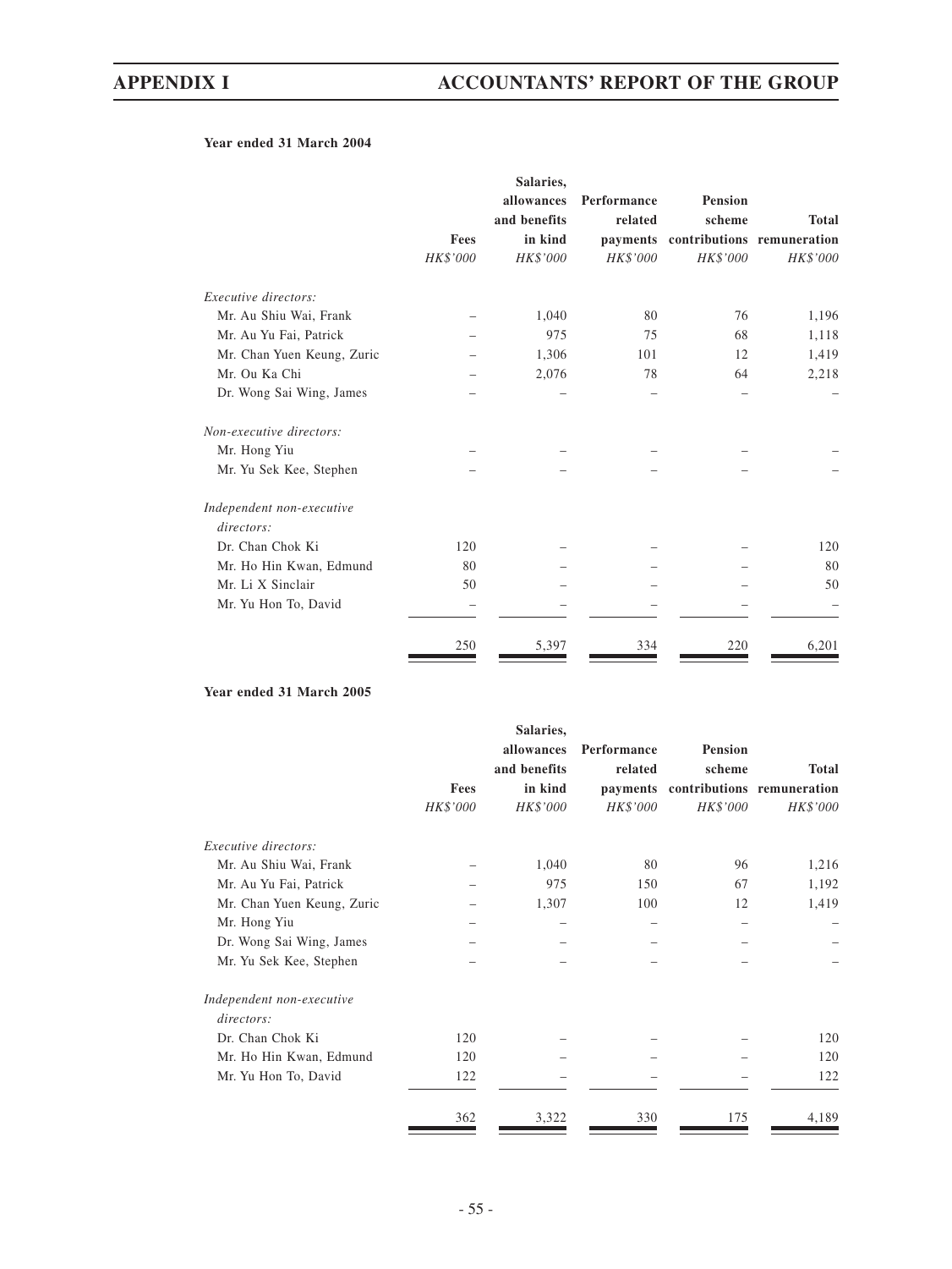**Year ended 31 March 2004**

| | Fees | Salaries, allowances and benefits in kind | Performance related payments | Pension scheme contributions | Total remuneration |
|---|---|---|---|---|---|
| | *HK$'000* | *HK$'000* | *HK$'000* | *HK$'000* | *HK$'000* |
| *Executive directors:* | | | | | |
| Mr. Au Shiu Wai, Frank | – | 1,040 | 80 | 76 | 1,196 |
| Mr. Au Yu Fai, Patrick | – | 975 | 75 | 68 | 1,118 |
| Mr. Chan Yuen Keung, Zuric | – | 1,306 | 101 | 12 | 1,419 |
| Mr. Ou Ka Chi | – | 2,076 | 78 | 64 | 2,218 |
| Dr. Wong Sai Wing, James | – | – | – | – | – |
| *Non-executive directors:* | | | | | |
| Mr. Hong Yiu | – | – | – | – | – |
| Mr. Yu Sek Kee, Stephen | – | – | – | – | – |
| *Independent non-executive directors:* | | | | | |
| Dr. Chan Chok Ki | 120 | – | – | – | 120 |
| Mr. Ho Hin Kwan, Edmund | 80 | – | – | – | 80 |
| Mr. Li X Sinclair | 50 | – | – | – | 50 |
| Mr. Yu Hon To, David | – | – | – | – | – |
| | 250 | 5,397 | 334 | 220 | 6,201 |

**Year ended 31 March 2005**

| | Fees | Salaries, allowances and benefits in kind | Performance related payments | Pension scheme contributions | Total remuneration |
|---|---|---|---|---|---|
| | *HK$'000* | *HK$'000* | *HK$'000* | *HK$'000* | *HK$'000* |
| *Executive directors:* | | | | | |
| Mr. Au Shiu Wai, Frank | – | 1,040 | 80 | 96 | 1,216 |
| Mr. Au Yu Fai, Patrick | – | 975 | 150 | 67 | 1,192 |
| Mr. Chan Yuen Keung, Zuric | – | 1,307 | 100 | 12 | 1,419 |
| Mr. Hong Yiu | – | – | – | – | – |
| Dr. Wong Sai Wing, James | – | – | – | – | – |
| Mr. Yu Sek Kee, Stephen | – | – | – | – | – |
| *Independent non-executive directors:* | | | | | |
| Dr. Chan Chok Ki | 120 | – | – | – | 120 |
| Mr. Ho Hin Kwan, Edmund | 120 | – | – | – | 120 |
| Mr. Yu Hon To, David | 122 | – | – | – | 122 |
| | 362 | 3,322 | 330 | 175 | 4,189 |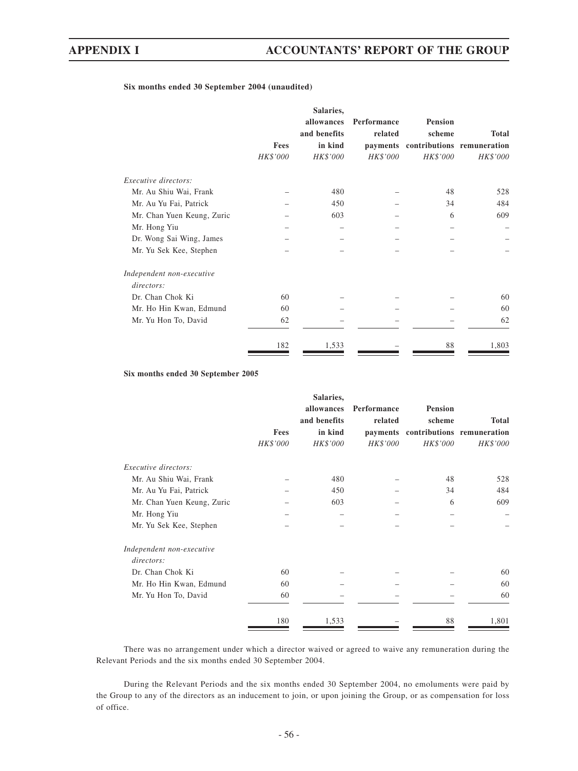**Six months ended 30 September 2004 (unaudited)**

| | Fees | Salaries, allowances and benefits in kind | Performance related payments | Pension scheme contributions | Total remuneration |
|---|---|---|---|---|---|
| | *HK$'000* | *HK$'000* | *HK$'000* | *HK$'000* | *HK$'000* |
| *Executive directors:* | | | | | |
| Mr. Au Shiu Wai, Frank | – | 480 | – | 48 | 528 |
| Mr. Au Yu Fai, Patrick | – | 450 | – | 34 | 484 |
| Mr. Chan Yuen Keung, Zuric | – | 603 | – | 6 | 609 |
| Mr. Hong Yiu | – | – | – | – | – |
| Dr. Wong Sai Wing, James | – | – | – | – | – |
| Mr. Yu Sek Kee, Stephen | – | – | – | – | – |
| *Independent non-executive directors:* | | | | | |
| Dr. Chan Chok Ki | 60 | – | – | – | 60 |
| Mr. Ho Hin Kwan, Edmund | 60 | – | – | – | 60 |
| Mr. Yu Hon To, David | 62 | – | – | – | 62 |
| | 182 | 1,533 | – | 88 | 1,803 |

**Six months ended 30 September 2005**

| | Fees | Salaries, allowances and benefits in kind | Performance related payments | Pension scheme contributions | Total remuneration |
|---|---|---|---|---|---|
| | *HK$'000* | *HK$'000* | *HK$'000* | *HK$'000* | *HK$'000* |
| *Executive directors:* | | | | | |
| Mr. Au Shiu Wai, Frank | – | 480 | – | 48 | 528 |
| Mr. Au Yu Fai, Patrick | – | 450 | – | 34 | 484 |
| Mr. Chan Yuen Keung, Zuric | – | 603 | – | 6 | 609 |
| Mr. Hong Yiu | – | – | – | – | – |
| Mr. Yu Sek Kee, Stephen | – | – | – | – | – |
| *Independent non-executive directors:* | | | | | |
| Dr. Chan Chok Ki | 60 | – | – | – | 60 |
| Mr. Ho Hin Kwan, Edmund | 60 | – | – | – | 60 |
| Mr. Yu Hon To, David | 60 | – | – | – | 60 |
| | 180 | 1,533 | – | 88 | 1,801 |

There was no arrangement under which a director waived or agreed to waive any remuneration during the Relevant Periods and the six months ended 30 September 2004.

During the Relevant Periods and the six months ended 30 September 2004, no emoluments were paid by the Group to any of the directors as an inducement to join, or upon joining the Group, or as compensation for loss of office.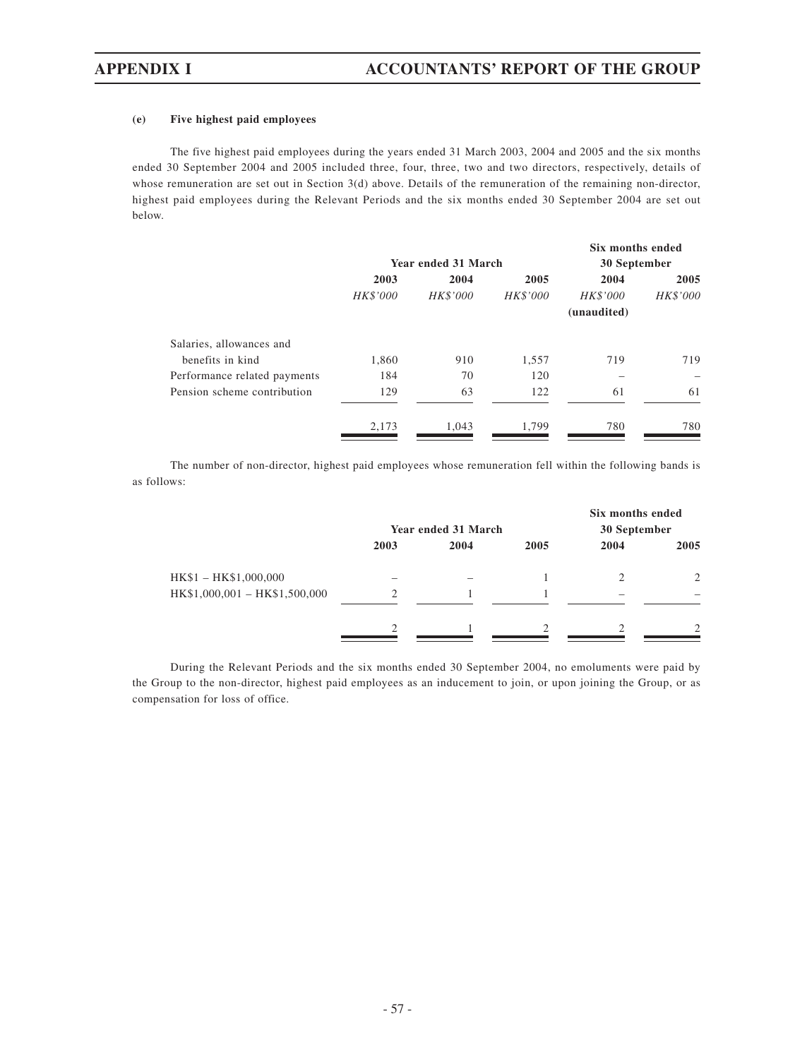#### (e) Five highest paid employees

The five highest paid employees during the years ended 31 March 2003, 2004 and 2005 and the six months ended 30 September 2004 and 2005 included three, four, three, two and two directors, respectively, details of whose remuneration are set out in Section 3(d) above. Details of the remuneration of the remaining non-director, highest paid employees during the Relevant Periods and the six months ended 30 September 2004 are set out below.

| | Year ended 31 March | | | Six months ended 30 September | |
|---|---|---|---|---|---|
| | 2003 | 2004 | 2005 | 2004 | 2005 |
| | *HK$'000* | *HK$'000* | *HK$'000* | *HK$'000* (unaudited) | *HK$'000* |
| Salaries, allowances and benefits in kind | 1,860 | 910 | 1,557 | 719 | 719 |
| Performance related payments | 184 | 70 | 120 | – | – |
| Pension scheme contribution | 129 | 63 | 122 | 61 | 61 |
| | 2,173 | 1,043 | 1,799 | 780 | 780 |

The number of non-director, highest paid employees whose remuneration fell within the following bands is as follows:

| | Year ended 31 March | | | Six months ended 30 September | |
|---|---|---|---|---|---|
| | 2003 | 2004 | 2005 | 2004 | 2005 |
| HK$1 – HK$1,000,000 | – | – | 1 | 2 | 2 |
| HK$1,000,001 – HK$1,500,000 | 2 | 1 | 1 | – | – |
| | 2 | 1 | 2 | 2 | 2 |

During the Relevant Periods and the six months ended 30 September 2004, no emoluments were paid by the Group to the non-director, highest paid employees as an inducement to join, or upon joining the Group, or as compensation for loss of office.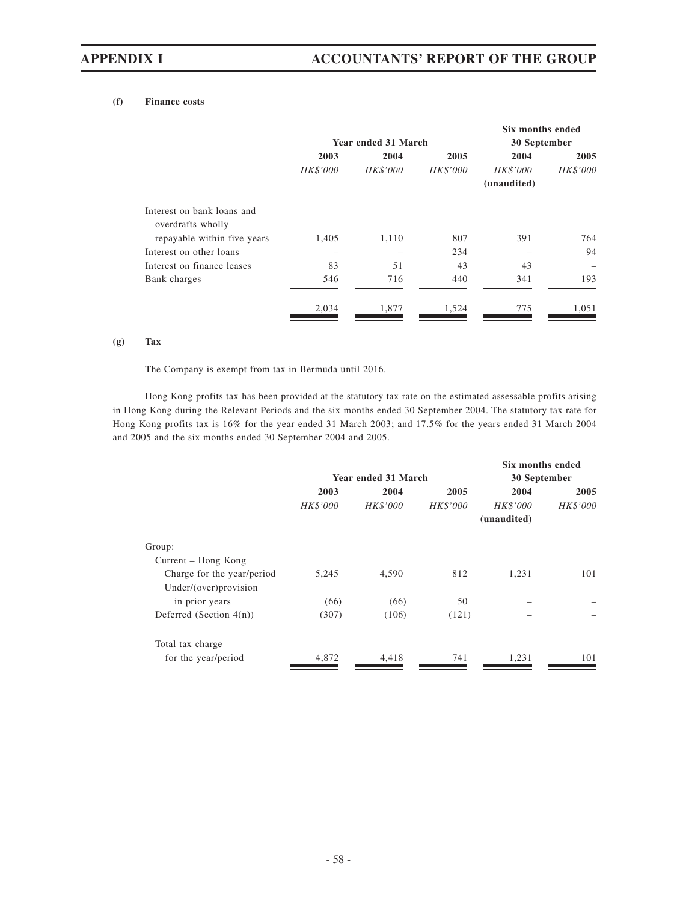**(f) Finance costs**

| | Year ended 31 March | | | Six months ended 30 September | |
|---|---|---|---|---|---|
| | 2003 | 2004 | 2005 | 2004 | 2005 |
| | *HK$'000* | *HK$'000* | *HK$'000* | *HK$'000* (unaudited) | *HK$'000* |
| Interest on bank loans and overdrafts wholly repayable within five years | 1,405 | 1,110 | 807 | 391 | 764 |
| Interest on other loans | – | – | 234 | – | 94 |
| Interest on finance leases | 83 | 51 | 43 | 43 | – |
| Bank charges | 546 | 716 | 440 | 341 | 193 |
| | 2,034 | 1,877 | 1,524 | 775 | 1,051 |

**(g) Tax**

The Company is exempt from tax in Bermuda until 2016.

Hong Kong profits tax has been provided at the statutory tax rate on the estimated assessable profits arising in Hong Kong during the Relevant Periods and the six months ended 30 September 2004. The statutory tax rate for Hong Kong profits tax is 16% for the year ended 31 March 2003; and 17.5% for the years ended 31 March 2004 and 2005 and the six months ended 30 September 2004 and 2005.

| | Year ended 31 March | | | Six months ended 30 September | |
|---|---|---|---|---|---|
| | 2003 | 2004 | 2005 | 2004 | 2005 |
| | *HK$'000* | *HK$'000* | *HK$'000* | *HK$'000* (unaudited) | *HK$'000* |
| Group: | | | | | |
| Current – Hong Kong | | | | | |
| Charge for the year/period | 5,245 | 4,590 | 812 | 1,231 | 101 |
| Under/(over)provision in prior years | (66) | (66) | 50 | – | – |
| Deferred (Section 4(n)) | (307) | (106) | (121) | – | – |
| Total tax charge for the year/period | 4,872 | 4,418 | 741 | 1,231 | 101 |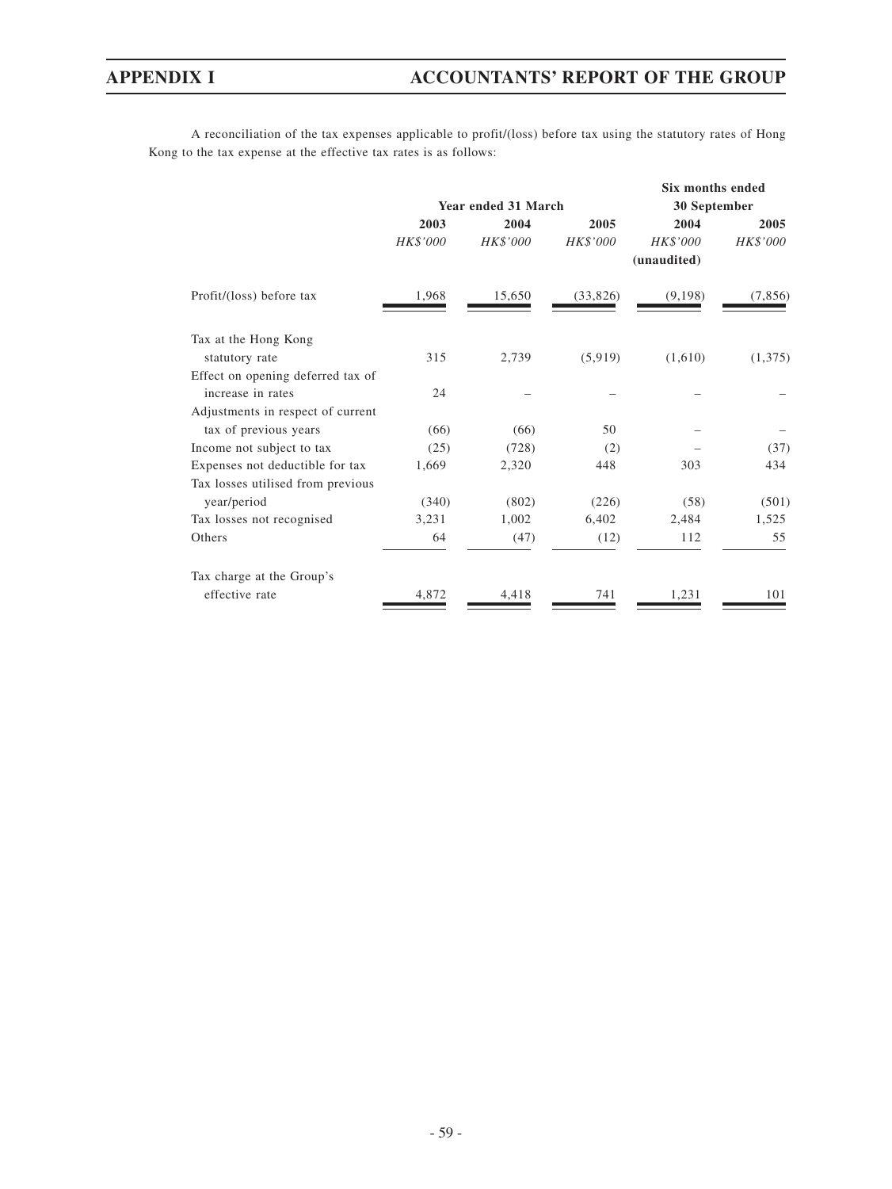A reconciliation of the tax expenses applicable to profit/(loss) before tax using the statutory rates of Hong Kong to the tax expense at the effective tax rates is as follows:

| | Year ended 31 March | | | Six months ended 30 September | |
|---|---|---|---|---|---|
| | 2003 | 2004 | 2005 | 2004 | 2005 |
| | *HK$'000* | *HK$'000* | *HK$'000* | *HK$'000* (unaudited) | *HK$'000* |
| Profit/(loss) before tax | 1,968 | 15,650 | (33,826) | (9,198) | (7,856) |
| Tax at the Hong Kong statutory rate | 315 | 2,739 | (5,919) | (1,610) | (1,375) |
| Effect on opening deferred tax of increase in rates | 24 | – | – | – | – |
| Adjustments in respect of current tax of previous years | (66) | (66) | 50 | – | – |
| Income not subject to tax | (25) | (728) | (2) | – | (37) |
| Expenses not deductible for tax | 1,669 | 2,320 | 448 | 303 | 434 |
| Tax losses utilised from previous year/period | (340) | (802) | (226) | (58) | (501) |
| Tax losses not recognised | 3,231 | 1,002 | 6,402 | 2,484 | 1,525 |
| Others | 64 | (47) | (12) | 112 | 55 |
| Tax charge at the Group's effective rate | 4,872 | 4,418 | 741 | 1,231 | 101 |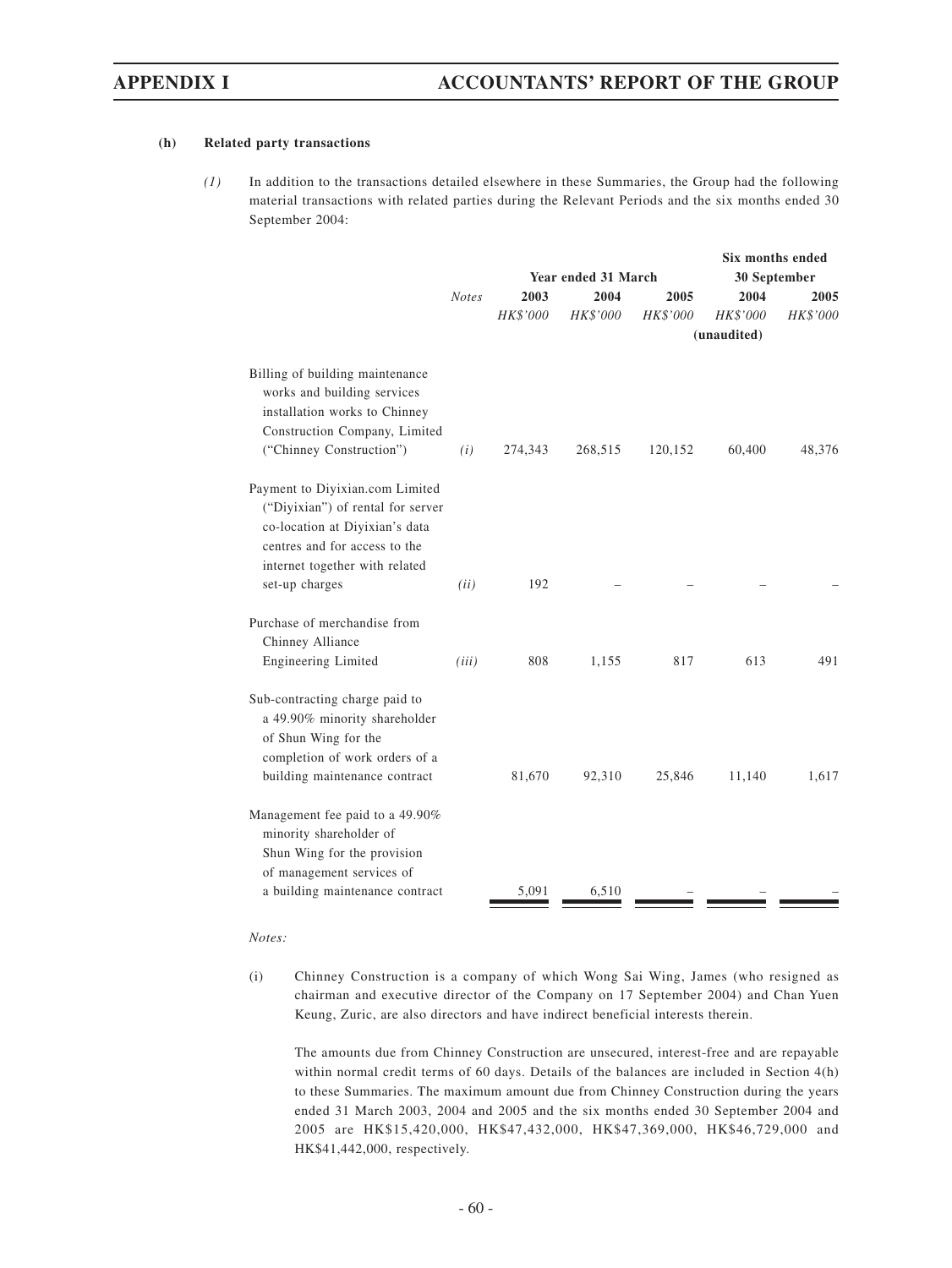**(h) Related party transactions**

*(1)* In addition to the transactions detailed elsewhere in these Summaries, the Group had the following material transactions with related parties during the Relevant Periods and the six months ended 30 September 2004:

| | *Notes* | Year ended 31 March | | | Six months ended 30 September | |
|---|---|---|---|---|---|---|
| | | 2003 | 2004 | 2005 | 2004 | 2005 |
| | | *HK$'000* | *HK$'000* | *HK$'000* | *HK$'000* | *HK$'000* |
| | | | | | (unaudited) | |
| Billing of building maintenance works and building services installation works to Chinney Construction Company, Limited ("Chinney Construction") | *(i)* | 274,343 | 268,515 | 120,152 | 60,400 | 48,376 |
| Payment to Diyixian.com Limited ("Diyixian") of rental for server co-location at Diyixian's data centres and for access to the internet together with related set-up charges | *(ii)* | 192 | – | – | – | – |
| Purchase of merchandise from Chinney Alliance Engineering Limited | *(iii)* | 808 | 1,155 | 817 | 613 | 491 |
| Sub-contracting charge paid to a 49.90% minority shareholder of Shun Wing for the completion of work orders of a building maintenance contract | | 81,670 | 92,310 | 25,846 | 11,140 | 1,617 |
| Management fee paid to a 49.90% minority shareholder of Shun Wing for the provision of management services of a building maintenance contract | | 5,091 | 6,510 | – | – | – |

*Notes:*

(i) Chinney Construction is a company of which Wong Sai Wing, James (who resigned as chairman and executive director of the Company on 17 September 2004) and Chan Yuen Keung, Zuric, are also directors and have indirect beneficial interests therein.

The amounts due from Chinney Construction are unsecured, interest-free and are repayable within normal credit terms of 60 days. Details of the balances are included in Section 4(h) to these Summaries. The maximum amount due from Chinney Construction during the years ended 31 March 2003, 2004 and 2005 and the six months ended 30 September 2004 and 2005 are HK$15,420,000, HK$47,432,000, HK$47,369,000, HK$46,729,000 and HK$41,442,000, respectively.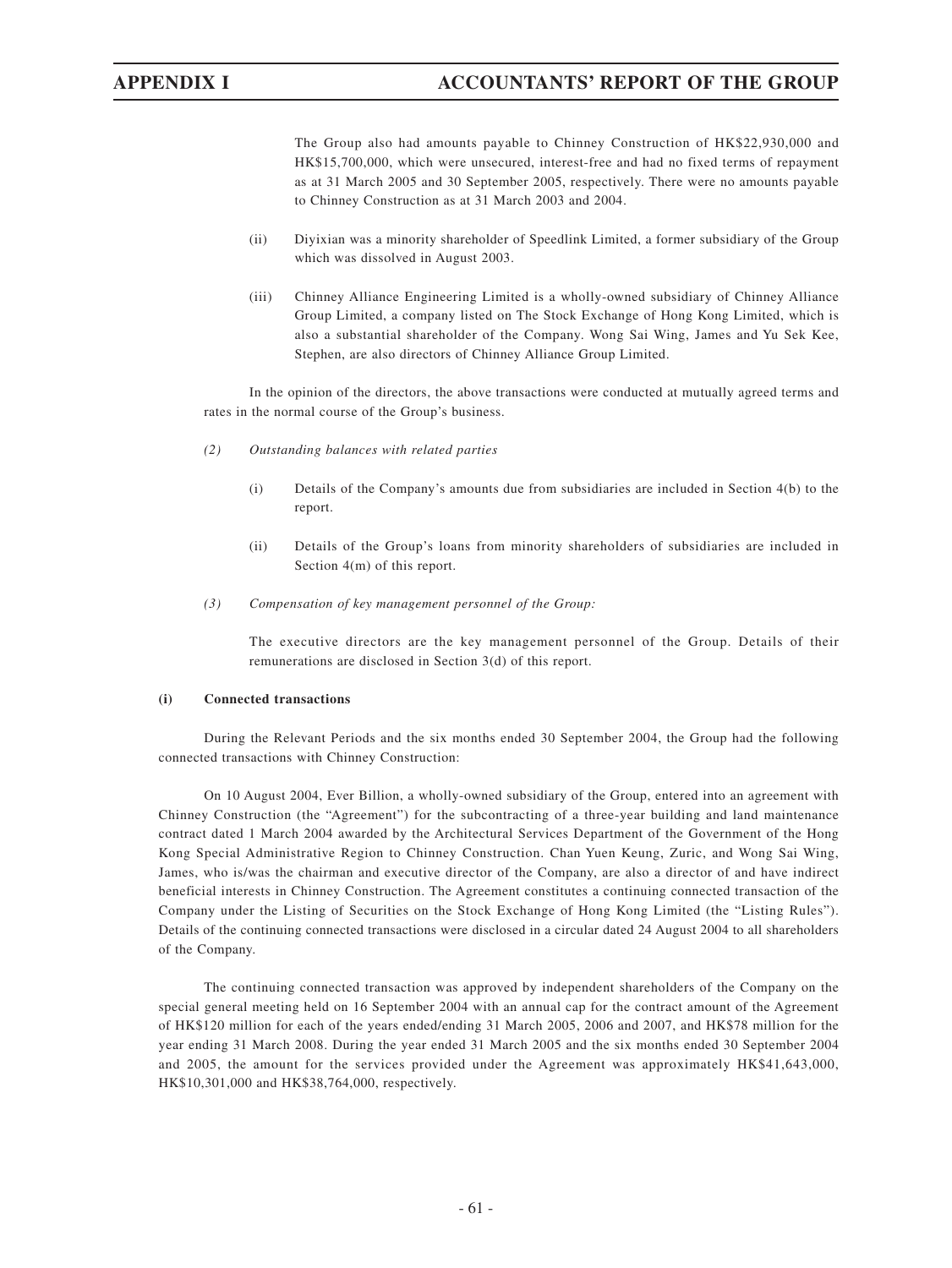The Group also had amounts payable to Chinney Construction of HK$22,930,000 and HK$15,700,000, which were unsecured, interest-free and had no fixed terms of repayment as at 31 March 2005 and 30 September 2005, respectively. There were no amounts payable to Chinney Construction as at 31 March 2003 and 2004.

(ii) Diyixian was a minority shareholder of Speedlink Limited, a former subsidiary of the Group which was dissolved in August 2003.

(iii) Chinney Alliance Engineering Limited is a wholly-owned subsidiary of Chinney Alliance Group Limited, a company listed on The Stock Exchange of Hong Kong Limited, which is also a substantial shareholder of the Company. Wong Sai Wing, James and Yu Sek Kee, Stephen, are also directors of Chinney Alliance Group Limited.

In the opinion of the directors, the above transactions were conducted at mutually agreed terms and rates in the normal course of the Group's business.

*(2) Outstanding balances with related parties*

(i) Details of the Company's amounts due from subsidiaries are included in Section 4(b) to the report.

(ii) Details of the Group's loans from minority shareholders of subsidiaries are included in Section 4(m) of this report.

*(3) Compensation of key management personnel of the Group:*

The executive directors are the key management personnel of the Group. Details of their remunerations are disclosed in Section 3(d) of this report.

**(i) Connected transactions**

During the Relevant Periods and the six months ended 30 September 2004, the Group had the following connected transactions with Chinney Construction:

On 10 August 2004, Ever Billion, a wholly-owned subsidiary of the Group, entered into an agreement with Chinney Construction (the "Agreement") for the subcontracting of a three-year building and land maintenance contract dated 1 March 2004 awarded by the Architectural Services Department of the Government of the Hong Kong Special Administrative Region to Chinney Construction. Chan Yuen Keung, Zuric, and Wong Sai Wing, James, who is/was the chairman and executive director of the Company, are also a director of and have indirect beneficial interests in Chinney Construction. The Agreement constitutes a continuing connected transaction of the Company under the Listing of Securities on the Stock Exchange of Hong Kong Limited (the "Listing Rules"). Details of the continuing connected transactions were disclosed in a circular dated 24 August 2004 to all shareholders of the Company.

The continuing connected transaction was approved by independent shareholders of the Company on the special general meeting held on 16 September 2004 with an annual cap for the contract amount of the Agreement of HK$120 million for each of the years ended/ending 31 March 2005, 2006 and 2007, and HK$78 million for the year ending 31 March 2008. During the year ended 31 March 2005 and the six months ended 30 September 2004 and 2005, the amount for the services provided under the Agreement was approximately HK$41,643,000, HK$10,301,000 and HK$38,764,000, respectively.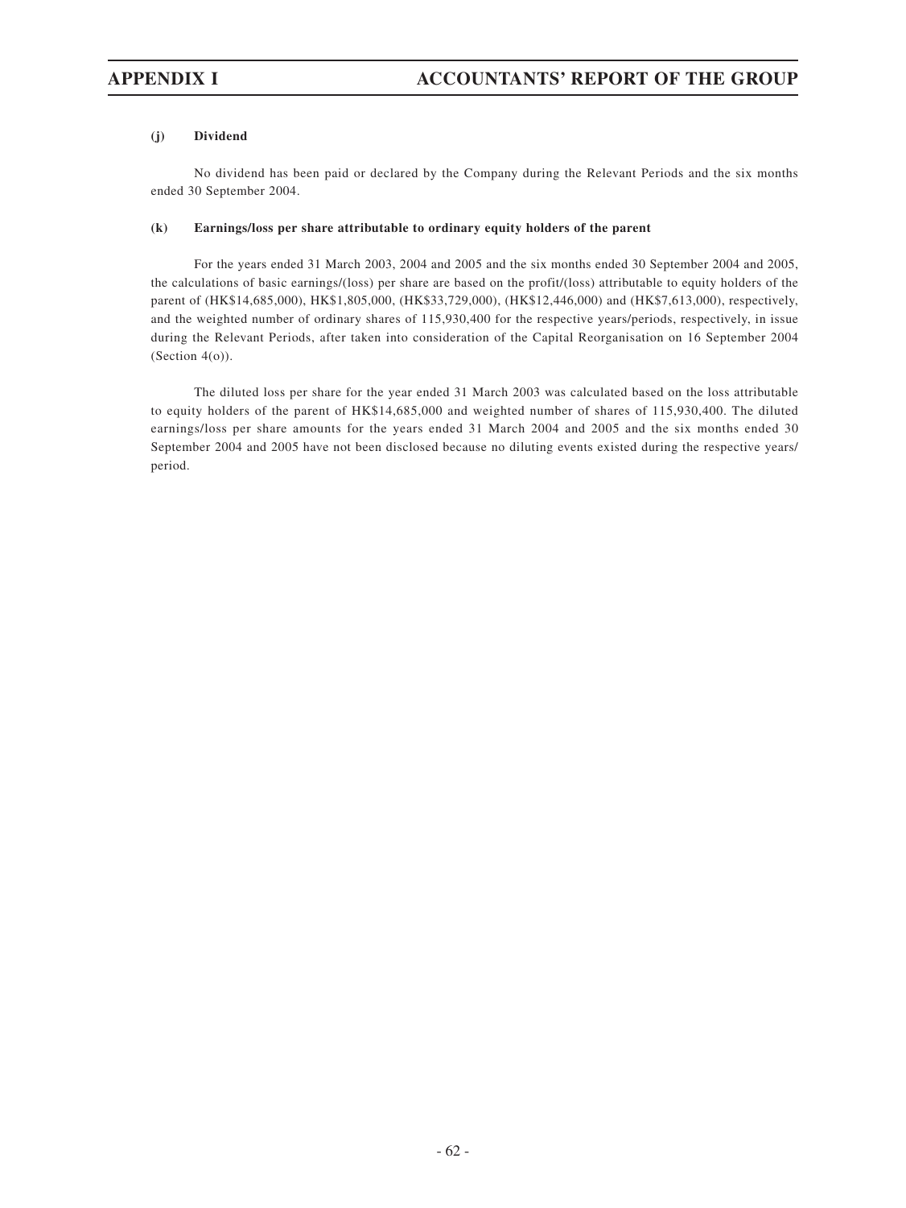### (j) Dividend

No dividend has been paid or declared by the Company during the Relevant Periods and the six months ended 30 September 2004.

### (k) Earnings/loss per share attributable to ordinary equity holders of the parent

For the years ended 31 March 2003, 2004 and 2005 and the six months ended 30 September 2004 and 2005, the calculations of basic earnings/(loss) per share are based on the profit/(loss) attributable to equity holders of the parent of (HK$14,685,000), HK$1,805,000, (HK$33,729,000), (HK$12,446,000) and (HK$7,613,000), respectively, and the weighted number of ordinary shares of 115,930,400 for the respective years/periods, respectively, in issue during the Relevant Periods, after taken into consideration of the Capital Reorganisation on 16 September 2004 (Section 4(o)).

The diluted loss per share for the year ended 31 March 2003 was calculated based on the loss attributable to equity holders of the parent of HK$14,685,000 and weighted number of shares of 115,930,400. The diluted earnings/loss per share amounts for the years ended 31 March 2004 and 2005 and the six months ended 30 September 2004 and 2005 have not been disclosed because no diluting events existed during the respective years/period.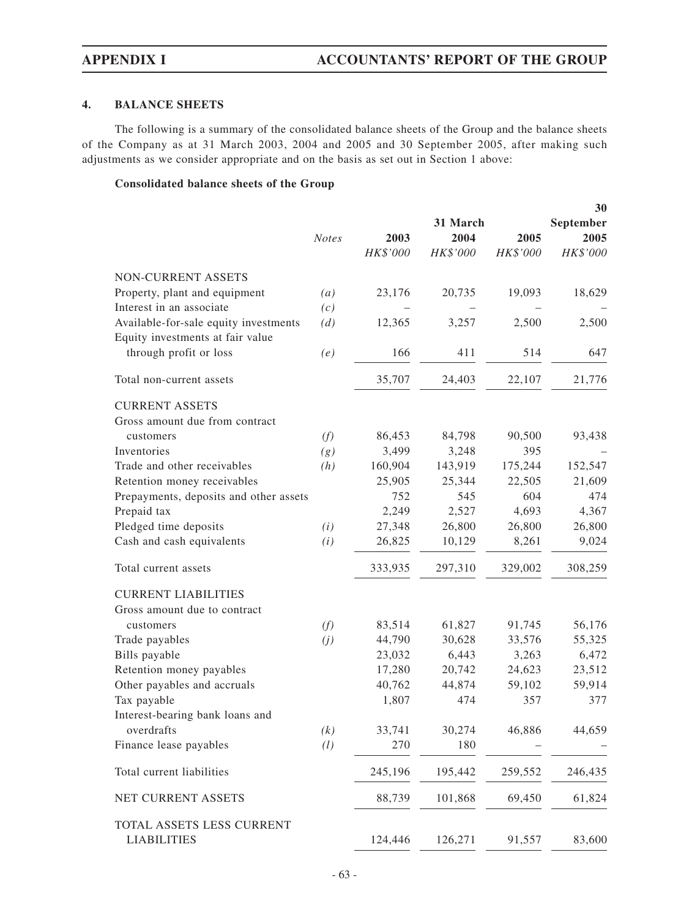## 4. BALANCE SHEETS

The following is a summary of the consolidated balance sheets of the Group and the balance sheets of the Company as at 31 March 2003, 2004 and 2005 and 30 September 2005, after making such adjustments as we consider appropriate and on the basis as set out in Section 1 above:

**Consolidated balance sheets of the Group**

| | *Notes* | 31 March 2003 | 2004 | 2005 | 30 September 2005 |
|---|---|---|---|---|---|
| | | *HK$'000* | *HK$'000* | *HK$'000* | *HK$'000* |
| NON-CURRENT ASSETS | | | | | |
| Property, plant and equipment | *(a)* | 23,176 | 20,735 | 19,093 | 18,629 |
| Interest in an associate | *(c)* | – | – | – | – |
| Available-for-sale equity investments | *(d)* | 12,365 | 3,257 | 2,500 | 2,500 |
| Equity investments at fair value through profit or loss | *(e)* | 166 | 411 | 514 | 647 |
| Total non-current assets | | 35,707 | 24,403 | 22,107 | 21,776 |
| CURRENT ASSETS | | | | | |
| Gross amount due from contract customers | *(f)* | 86,453 | 84,798 | 90,500 | 93,438 |
| Inventories | *(g)* | 3,499 | 3,248 | 395 | – |
| Trade and other receivables | *(h)* | 160,904 | 143,919 | 175,244 | 152,547 |
| Retention money receivables | | 25,905 | 25,344 | 22,505 | 21,609 |
| Prepayments, deposits and other assets | | 752 | 545 | 604 | 474 |
| Prepaid tax | | 2,249 | 2,527 | 4,693 | 4,367 |
| Pledged time deposits | *(i)* | 27,348 | 26,800 | 26,800 | 26,800 |
| Cash and cash equivalents | *(i)* | 26,825 | 10,129 | 8,261 | 9,024 |
| Total current assets | | 333,935 | 297,310 | 329,002 | 308,259 |
| CURRENT LIABILITIES | | | | | |
| Gross amount due to contract customers | *(f)* | 83,514 | 61,827 | 91,745 | 56,176 |
| Trade payables | *(j)* | 44,790 | 30,628 | 33,576 | 55,325 |
| Bills payable | | 23,032 | 6,443 | 3,263 | 6,472 |
| Retention money payables | | 17,280 | 20,742 | 24,623 | 23,512 |
| Other payables and accruals | | 40,762 | 44,874 | 59,102 | 59,914 |
| Tax payable | | 1,807 | 474 | 357 | 377 |
| Interest-bearing bank loans and overdrafts | *(k)* | 33,741 | 30,274 | 46,886 | 44,659 |
| Finance lease payables | *(l)* | 270 | 180 | – | – |
| Total current liabilities | | 245,196 | 195,442 | 259,552 | 246,435 |
| NET CURRENT ASSETS | | 88,739 | 101,868 | 69,450 | 61,824 |
| TOTAL ASSETS LESS CURRENT LIABILITIES | | 124,446 | 126,271 | 91,557 | 83,600 |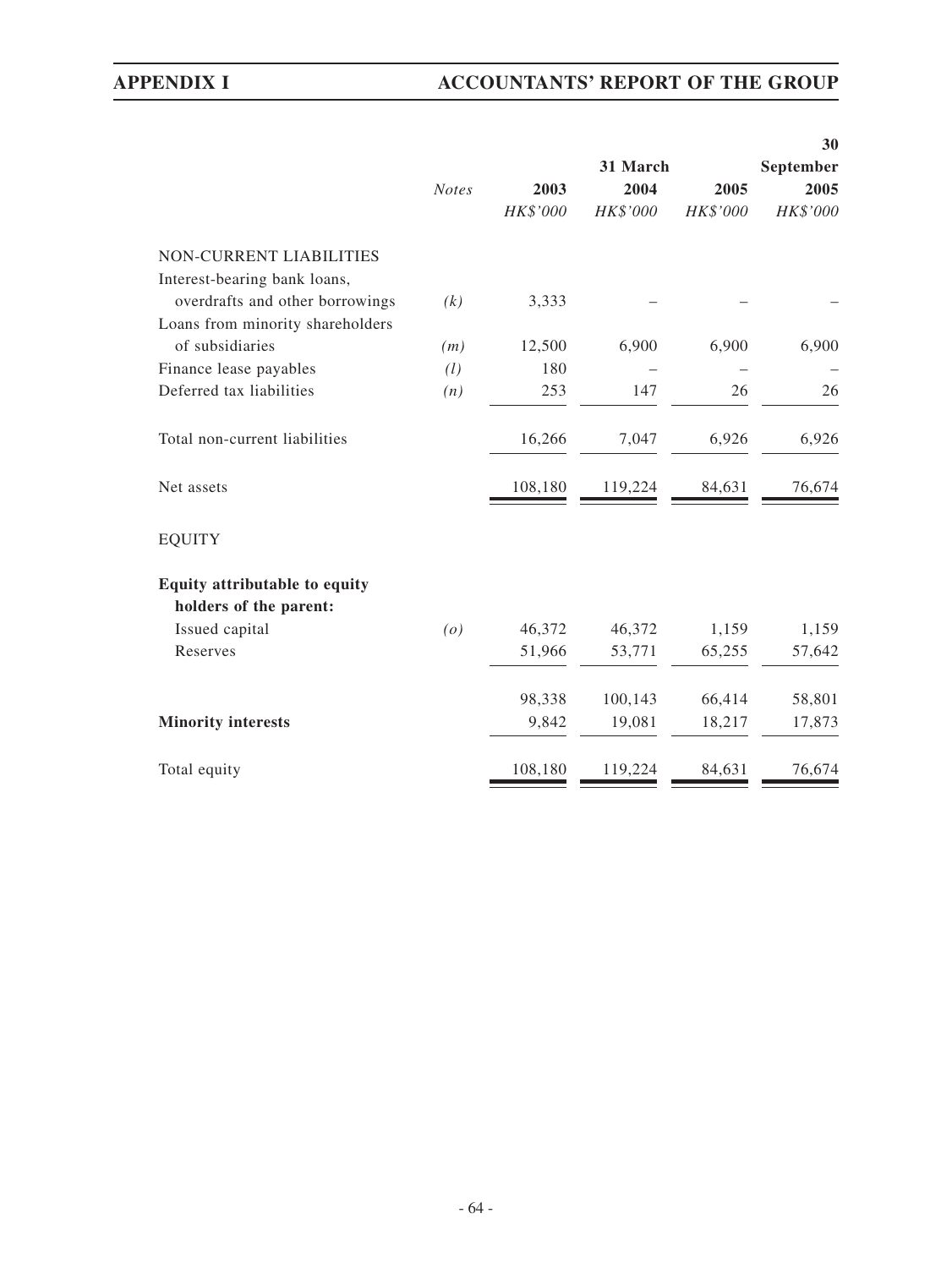| | Notes | 31 March 2003 HK$'000 | 31 March 2004 HK$'000 | 31 March 2005 HK$'000 | 30 September 2005 HK$'000 |
|---|---|---|---|---|---|
| NON-CURRENT LIABILITIES | | | | | |
| Interest-bearing bank loans, overdrafts and other borrowings | *(k)* | 3,333 | – | – | – |
| Loans from minority shareholders of subsidiaries | *(m)* | 12,500 | 6,900 | 6,900 | 6,900 |
| Finance lease payables | *(l)* | 180 | – | – | – |
| Deferred tax liabilities | *(n)* | 253 | 147 | 26 | 26 |
| Total non-current liabilities | | 16,266 | 7,047 | 6,926 | 6,926 |
| Net assets | | 108,180 | 119,224 | 84,631 | 76,674 |
| EQUITY | | | | | |
| **Equity attributable to equity holders of the parent:** | | | | | |
| Issued capital | *(o)* | 46,372 | 46,372 | 1,159 | 1,159 |
| Reserves | | 51,966 | 53,771 | 65,255 | 57,642 |
| | | 98,338 | 100,143 | 66,414 | 58,801 |
| **Minority interests** | | 9,842 | 19,081 | 18,217 | 17,873 |
| Total equity | | 108,180 | 119,224 | 84,631 | 76,674 |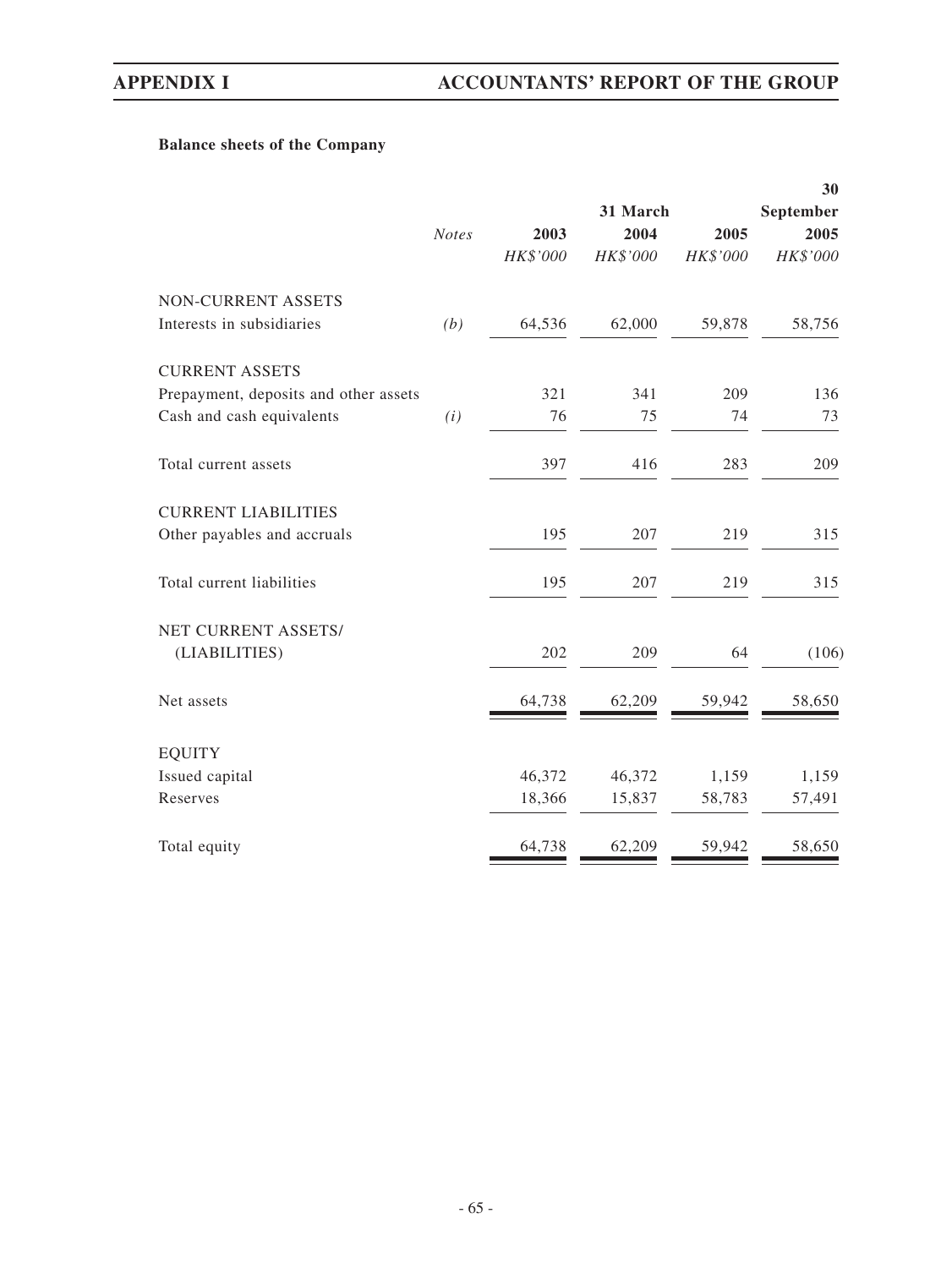**Balance sheets of the Company**

| | *Notes* | 31 March 2003 | 31 March 2004 | 31 March 2005 | 30 September 2005 |
|---|---|---|---|---|---|
| | | *HK$'000* | *HK$'000* | *HK$'000* | *HK$'000* |
| NON-CURRENT ASSETS | | | | | |
| Interests in subsidiaries | *(b)* | 64,536 | 62,000 | 59,878 | 58,756 |
| CURRENT ASSETS | | | | | |
| Prepayment, deposits and other assets | | 321 | 341 | 209 | 136 |
| Cash and cash equivalents | *(i)* | 76 | 75 | 74 | 73 |
| Total current assets | | 397 | 416 | 283 | 209 |
| CURRENT LIABILITIES | | | | | |
| Other payables and accruals | | 195 | 207 | 219 | 315 |
| Total current liabilities | | 195 | 207 | 219 | 315 |
| NET CURRENT ASSETS/ (LIABILITIES) | | 202 | 209 | 64 | (106) |
| Net assets | | 64,738 | 62,209 | 59,942 | 58,650 |
| EQUITY | | | | | |
| Issued capital | | 46,372 | 46,372 | 1,159 | 1,159 |
| Reserves | | 18,366 | 15,837 | 58,783 | 57,491 |
| Total equity | | 64,738 | 62,209 | 59,942 | 58,650 |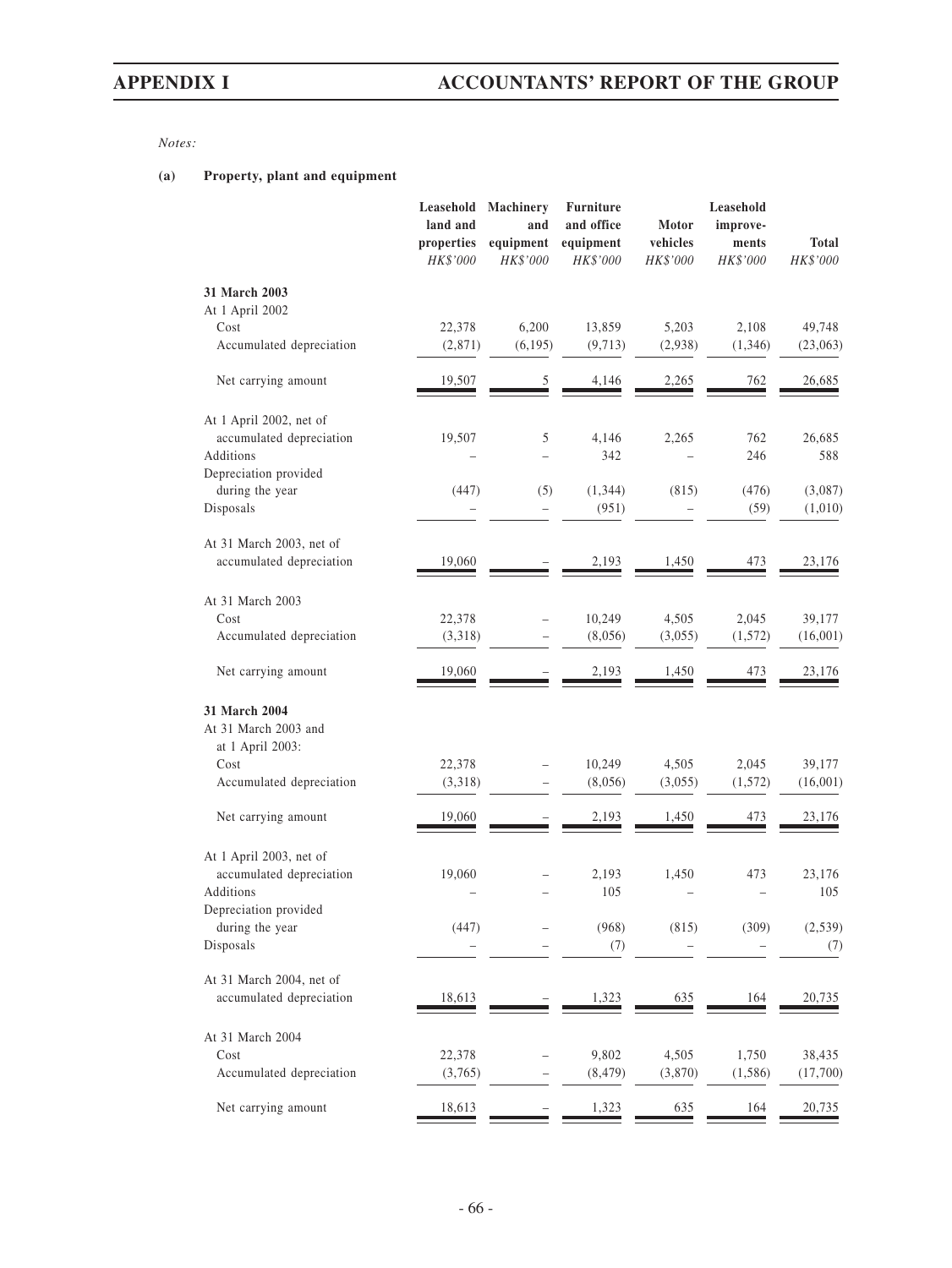*Notes:*

**(a) Property, plant and equipment**

| | Leasehold land and properties HK$'000 | Machinery and equipment HK$'000 | Furniture and office equipment HK$'000 | Motor vehicles HK$'000 | Leasehold improvements HK$'000 | Total HK$'000 |
|---|---|---|---|---|---|---|
| **31 March 2003** | | | | | | |
| At 1 April 2002 | | | | | | |
| Cost | 22,378 | 6,200 | 13,859 | 5,203 | 2,108 | 49,748 |
| Accumulated depreciation | (2,871) | (6,195) | (9,713) | (2,938) | (1,346) | (23,063) |
| Net carrying amount | 19,507 | 5 | 4,146 | 2,265 | 762 | 26,685 |
| At 1 April 2002, net of accumulated depreciation | 19,507 | 5 | 4,146 | 2,265 | 762 | 26,685 |
| Additions | – | – | 342 | – | 246 | 588 |
| Depreciation provided during the year | (447) | (5) | (1,344) | (815) | (476) | (3,087) |
| Disposals | – | – | (951) | – | (59) | (1,010) |
| At 31 March 2003, net of accumulated depreciation | 19,060 | – | 2,193 | 1,450 | 473 | 23,176 |
| At 31 March 2003 | | | | | | |
| Cost | 22,378 | – | 10,249 | 4,505 | 2,045 | 39,177 |
| Accumulated depreciation | (3,318) | – | (8,056) | (3,055) | (1,572) | (16,001) |
| Net carrying amount | 19,060 | – | 2,193 | 1,450 | 473 | 23,176 |
| **31 March 2004** | | | | | | |
| At 31 March 2003 and at 1 April 2003: | | | | | | |
| Cost | 22,378 | – | 10,249 | 4,505 | 2,045 | 39,177 |
| Accumulated depreciation | (3,318) | – | (8,056) | (3,055) | (1,572) | (16,001) |
| Net carrying amount | 19,060 | – | 2,193 | 1,450 | 473 | 23,176 |
| At 1 April 2003, net of accumulated depreciation | 19,060 | – | 2,193 | 1,450 | 473 | 23,176 |
| Additions | – | – | 105 | – | – | 105 |
| Depreciation provided during the year | (447) | – | (968) | (815) | (309) | (2,539) |
| Disposals | – | – | (7) | – | – | (7) |
| At 31 March 2004, net of accumulated depreciation | 18,613 | – | 1,323 | 635 | 164 | 20,735 |
| At 31 March 2004 | | | | | | |
| Cost | 22,378 | – | 9,802 | 4,505 | 1,750 | 38,435 |
| Accumulated depreciation | (3,765) | – | (8,479) | (3,870) | (1,586) | (17,700) |
| Net carrying amount | 18,613 | – | 1,323 | 635 | 164 | 20,735 |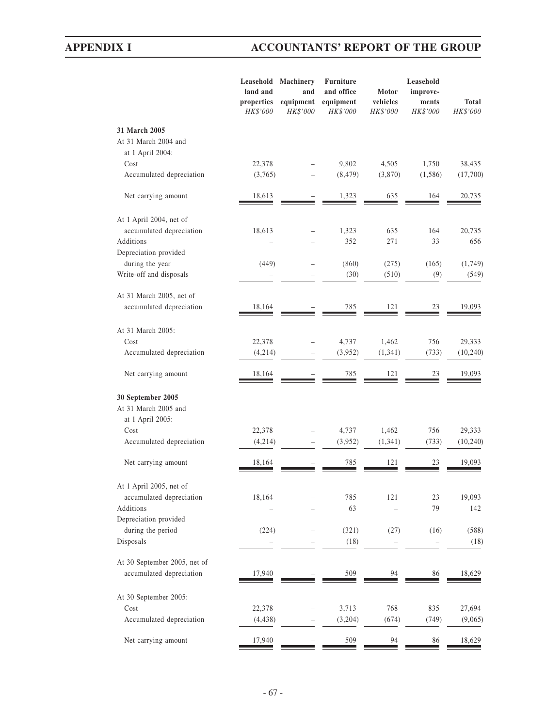| | Leasehold land and properties HK$'000 | Machinery and equipment HK$'000 | Furniture and office equipment HK$'000 | Motor vehicles HK$'000 | Leasehold improve-ments HK$'000 | Total HK$'000 |
|---|---|---|---|---|---|---|
| **31 March 2005** | | | | | | |
| At 31 March 2004 and at 1 April 2004: | | | | | | |
| Cost | 22,378 | – | 9,802 | 4,505 | 1,750 | 38,435 |
| Accumulated depreciation | (3,765) | – | (8,479) | (3,870) | (1,586) | (17,700) |
| Net carrying amount | 18,613 | – | 1,323 | 635 | 164 | 20,735 |
| At 1 April 2004, net of accumulated depreciation | 18,613 | – | 1,323 | 635 | 164 | 20,735 |
| Additions | – | – | 352 | 271 | 33 | 656 |
| Depreciation provided during the year | (449) | – | (860) | (275) | (165) | (1,749) |
| Write-off and disposals | – | – | (30) | (510) | (9) | (549) |
| At 31 March 2005, net of accumulated depreciation | 18,164 | – | 785 | 121 | 23 | 19,093 |
| At 31 March 2005: | | | | | | |
| Cost | 22,378 | – | 4,737 | 1,462 | 756 | 29,333 |
| Accumulated depreciation | (4,214) | – | (3,952) | (1,341) | (733) | (10,240) |
| Net carrying amount | 18,164 | – | 785 | 121 | 23 | 19,093 |
| **30 September 2005** | | | | | | |
| At 31 March 2005 and at 1 April 2005: | | | | | | |
| Cost | 22,378 | – | 4,737 | 1,462 | 756 | 29,333 |
| Accumulated depreciation | (4,214) | – | (3,952) | (1,341) | (733) | (10,240) |
| Net carrying amount | 18,164 | – | 785 | 121 | 23 | 19,093 |
| At 1 April 2005, net of accumulated depreciation | 18,164 | – | 785 | 121 | 23 | 19,093 |
| Additions | – | – | 63 | – | 79 | 142 |
| Depreciation provided during the period | (224) | – | (321) | (27) | (16) | (588) |
| Disposals | – | – | (18) | – | – | (18) |
| At 30 September 2005, net of accumulated depreciation | 17,940 | – | 509 | 94 | 86 | 18,629 |
| At 30 September 2005: | | | | | | |
| Cost | 22,378 | – | 3,713 | 768 | 835 | 27,694 |
| Accumulated depreciation | (4,438) | – | (3,204) | (674) | (749) | (9,065) |
| Net carrying amount | 17,940 | – | 509 | 94 | 86 | 18,629 |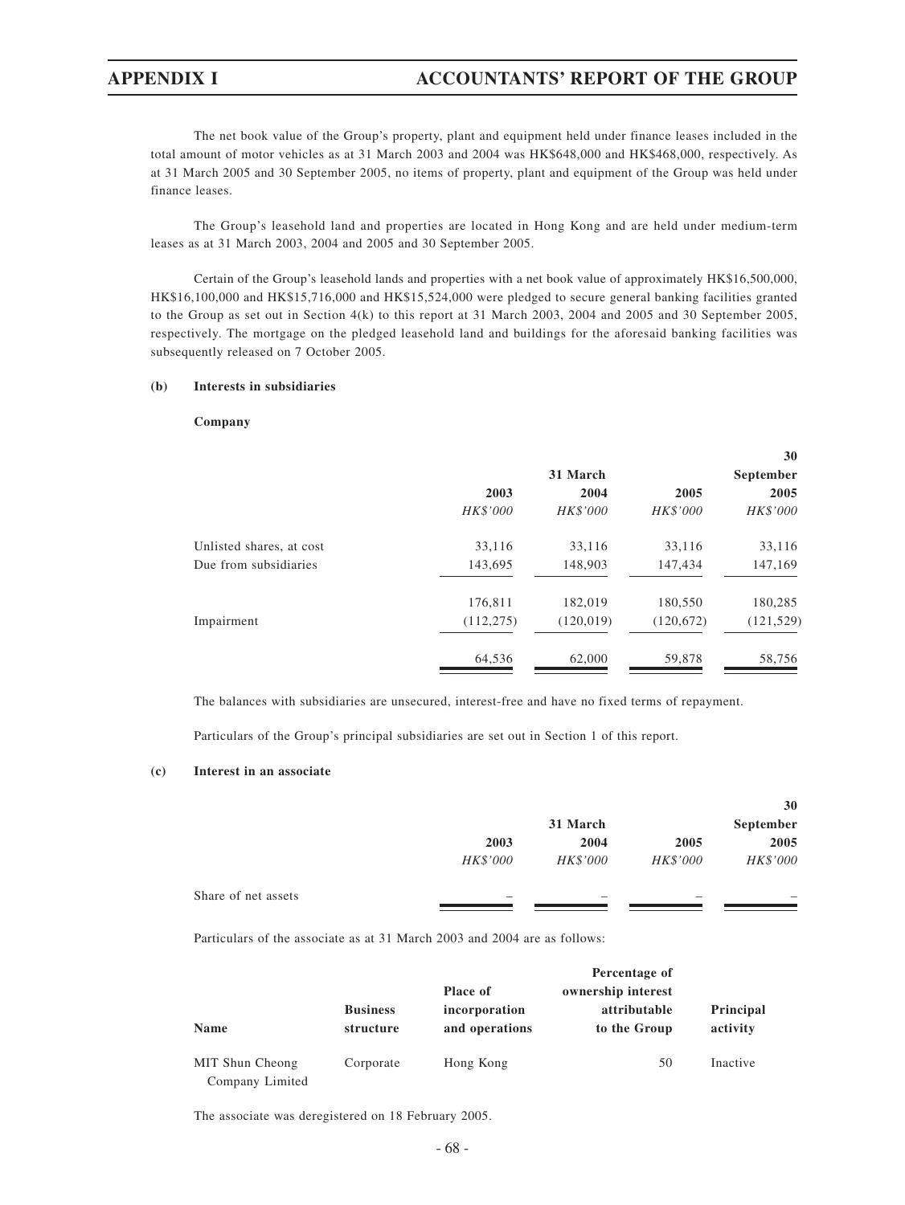The net book value of the Group's property, plant and equipment held under finance leases included in the total amount of motor vehicles as at 31 March 2003 and 2004 was HK$648,000 and HK$468,000, respectively. As at 31 March 2005 and 30 September 2005, no items of property, plant and equipment of the Group was held under finance leases.

The Group's leasehold land and properties are located in Hong Kong and are held under medium-term leases as at 31 March 2003, 2004 and 2005 and 30 September 2005.

Certain of the Group's leasehold lands and properties with a net book value of approximately HK$16,500,000, HK$16,100,000 and HK$15,716,000 and HK$15,524,000 were pledged to secure general banking facilities granted to the Group as set out in Section 4(k) to this report at 31 March 2003, 2004 and 2005 and 30 September 2005, respectively. The mortgage on the pledged leasehold land and buildings for the aforesaid banking facilities was subsequently released on 7 October 2005.

**(b) Interests in subsidiaries**

**Company**

| | 31 March | | | 30 September |
|---|---|---|---|---|
| | **2003** | **2004** | **2005** | **2005** |
| | *HK$'000* | *HK$'000* | *HK$'000* | *HK$'000* |
| Unlisted shares, at cost | 33,116 | 33,116 | 33,116 | 33,116 |
| Due from subsidiaries | 143,695 | 148,903 | 147,434 | 147,169 |
| | 176,811 | 182,019 | 180,550 | 180,285 |
| Impairment | (112,275) | (120,019) | (120,672) | (121,529) |
| | 64,536 | 62,000 | 59,878 | 58,756 |

The balances with subsidiaries are unsecured, interest-free and have no fixed terms of repayment.

Particulars of the Group's principal subsidiaries are set out in Section 1 of this report.

**(c) Interest in an associate**

| | 31 March | | | 30 September |
|---|---|---|---|---|
| | **2003** | **2004** | **2005** | **2005** |
| | *HK$'000* | *HK$'000* | *HK$'000* | *HK$'000* |
| Share of net assets | – | – | – | – |

Particulars of the associate as at 31 March 2003 and 2004 are as follows:

| Name | Business structure | Place of incorporation and operations | Percentage of ownership interest attributable to the Group | Principal activity |
|---|---|---|---|---|
| MIT Shun Cheong Company Limited | Corporate | Hong Kong | 50 | Inactive |

The associate was deregistered on 18 February 2005.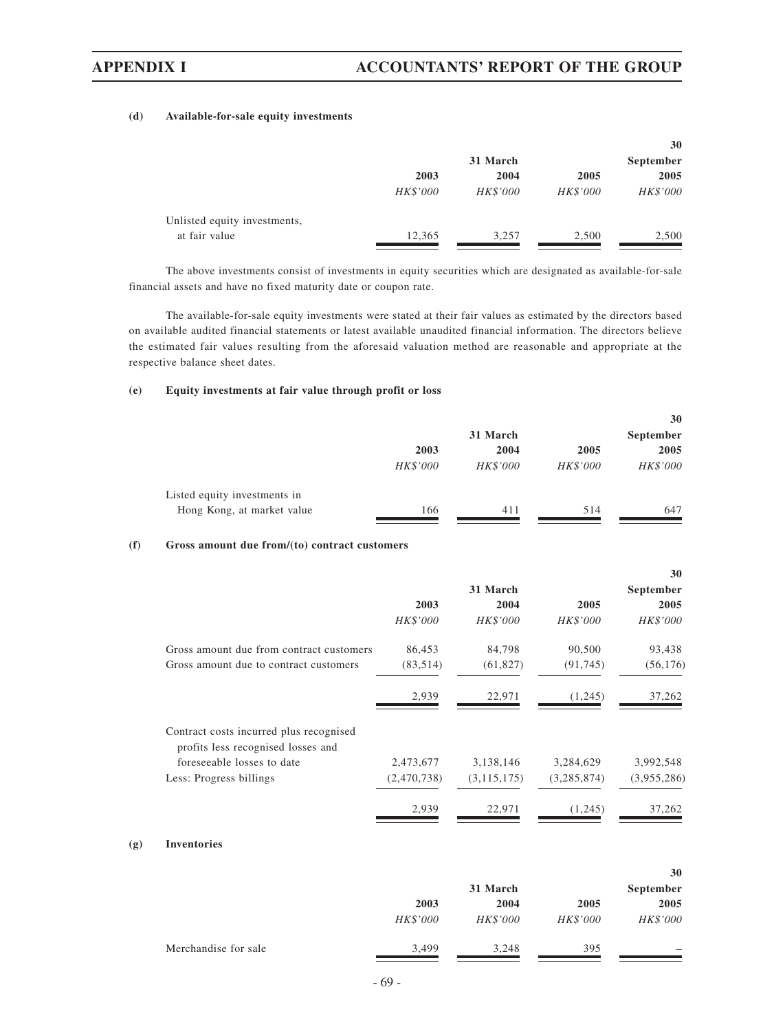#### (d) Available-for-sale equity investments

| | | 31 March | | 30 September |
|---|---|---|---|---|
| | 2003 | 2004 | 2005 | 2005 |
| | *HK$'000* | *HK$'000* | *HK$'000* | *HK$'000* |
| Unlisted equity investments, at fair value | 12,365 | 3,257 | 2,500 | 2,500 |

The above investments consist of investments in equity securities which are designated as available-for-sale financial assets and have no fixed maturity date or coupon rate.

The available-for-sale equity investments were stated at their fair values as estimated by the directors based on available audited financial statements or latest available unaudited financial information. The directors believe the estimated fair values resulting from the aforesaid valuation method are reasonable and appropriate at the respective balance sheet dates.

#### (e) Equity investments at fair value through profit or loss

| | | 31 March | | 30 September |
|---|---|---|---|---|
| | 2003 | 2004 | 2005 | 2005 |
| | *HK$'000* | *HK$'000* | *HK$'000* | *HK$'000* |
| Listed equity investments in Hong Kong, at market value | 166 | 411 | 514 | 647 |

#### (f) Gross amount due from/(to) contract customers

| | | 31 March | | 30 September |
|---|---|---|---|---|
| | 2003 | 2004 | 2005 | 2005 |
| | *HK$'000* | *HK$'000* | *HK$'000* | *HK$'000* |
| Gross amount due from contract customers | 86,453 | 84,798 | 90,500 | 93,438 |
| Gross amount due to contract customers | (83,514) | (61,827) | (91,745) | (56,176) |
| | 2,939 | 22,971 | (1,245) | 37,262 |
| Contract costs incurred plus recognised profits less recognised losses and foreseeable losses to date | 2,473,677 | 3,138,146 | 3,284,629 | 3,992,548 |
| Less: Progress billings | (2,470,738) | (3,115,175) | (3,285,874) | (3,955,286) |
| | 2,939 | 22,971 | (1,245) | 37,262 |

#### (g) Inventories

| | | 31 March | | 30 September |
|---|---|---|---|---|
| | 2003 | 2004 | 2005 | 2005 |
| | *HK$'000* | *HK$'000* | *HK$'000* | *HK$'000* |
| Merchandise for sale | 3,499 | 3,248 | 395 | – |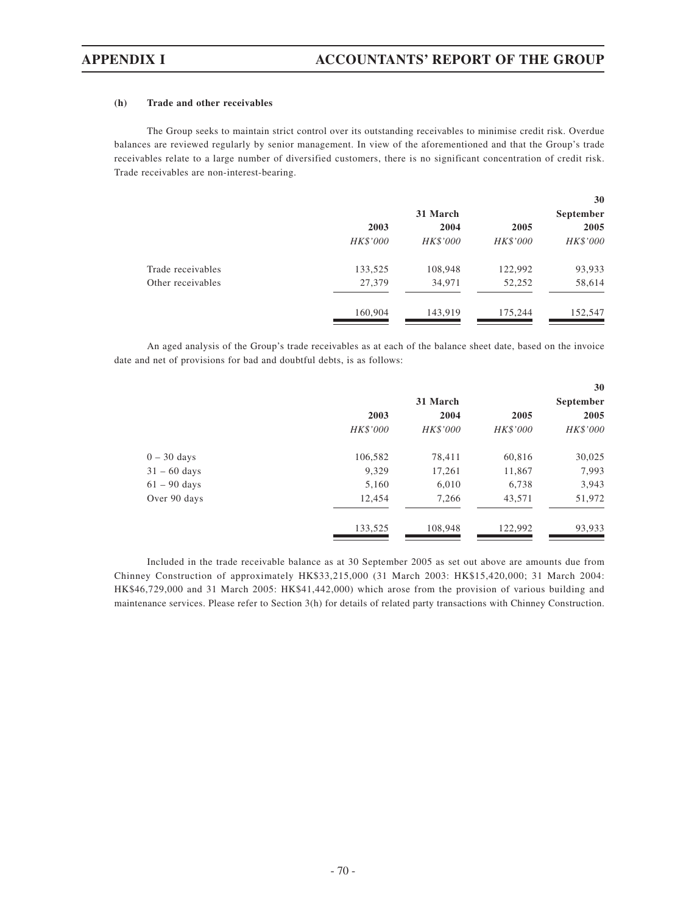#### (h) Trade and other receivables

The Group seeks to maintain strict control over its outstanding receivables to minimise credit risk. Overdue balances are reviewed regularly by senior management. In view of the aforementioned and that the Group's trade receivables relate to a large number of diversified customers, there is no significant concentration of credit risk. Trade receivables are non-interest-bearing.

| | | 31 March | | 30 September |
|---|---|---|---|---|
| | **2003** | **2004** | **2005** | **2005** |
| | *HK$'000* | *HK$'000* | *HK$'000* | *HK$'000* |
| Trade receivables | 133,525 | 108,948 | 122,992 | 93,933 |
| Other receivables | 27,379 | 34,971 | 52,252 | 58,614 |
| | 160,904 | 143,919 | 175,244 | 152,547 |

An aged analysis of the Group's trade receivables as at each of the balance sheet date, based on the invoice date and net of provisions for bad and doubtful debts, is as follows:

| | | 31 March | | 30 September |
|---|---|---|---|---|
| | **2003** | **2004** | **2005** | **2005** |
| | *HK$'000* | *HK$'000* | *HK$'000* | *HK$'000* |
| 0 – 30 days | 106,582 | 78,411 | 60,816 | 30,025 |
| 31 – 60 days | 9,329 | 17,261 | 11,867 | 7,993 |
| 61 – 90 days | 5,160 | 6,010 | 6,738 | 3,943 |
| Over 90 days | 12,454 | 7,266 | 43,571 | 51,972 |
| | 133,525 | 108,948 | 122,992 | 93,933 |

Included in the trade receivable balance as at 30 September 2005 as set out above are amounts due from Chinney Construction of approximately HK$33,215,000 (31 March 2003: HK$15,420,000; 31 March 2004: HK$46,729,000 and 31 March 2005: HK$41,442,000) which arose from the provision of various building and maintenance services. Please refer to Section 3(h) for details of related party transactions with Chinney Construction.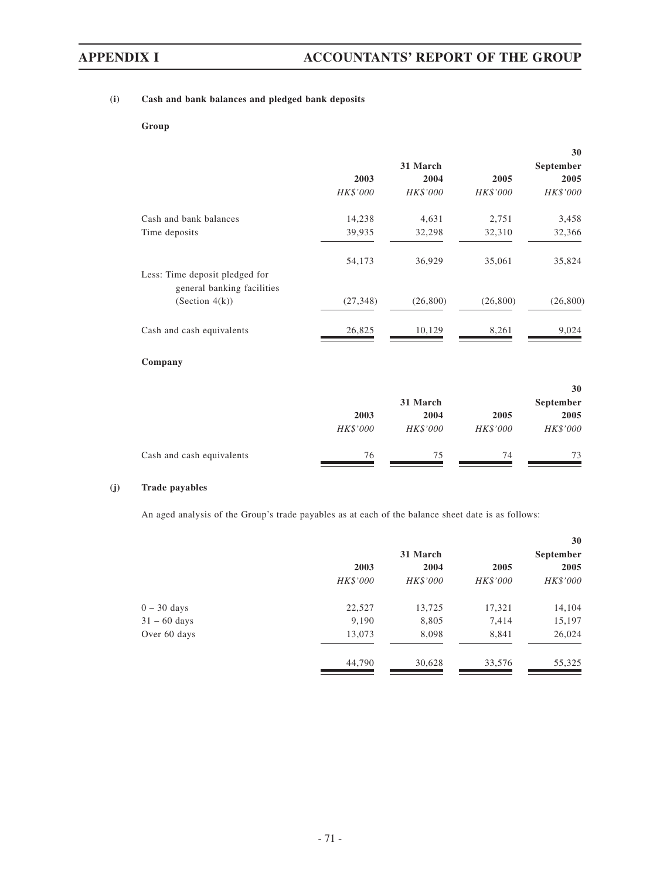#### (i) Cash and bank balances and pledged bank deposits

**Group**

| | 31 March | | | 30 September |
|---|---|---|---|---|
| | **2003** | **2004** | **2005** | **2005** |
| | *HK$'000* | *HK$'000* | *HK$'000* | *HK$'000* |
| Cash and bank balances | 14,238 | 4,631 | 2,751 | 3,458 |
| Time deposits | 39,935 | 32,298 | 32,310 | 32,366 |
| | 54,173 | 36,929 | 35,061 | 35,824 |
| Less: Time deposit pledged for general banking facilities (Section 4(k)) | (27,348) | (26,800) | (26,800) | (26,800) |
| Cash and cash equivalents | 26,825 | 10,129 | 8,261 | 9,024 |

**Company**

| | 31 March | | | 30 September |
|---|---|---|---|---|
| | **2003** | **2004** | **2005** | **2005** |
| | *HK$'000* | *HK$'000* | *HK$'000* | *HK$'000* |
| Cash and cash equivalents | 76 | 75 | 74 | 73 |

#### (j) Trade payables

An aged analysis of the Group's trade payables as at each of the balance sheet date is as follows:

| | 31 March | | | 30 September |
|---|---|---|---|---|
| | **2003** | **2004** | **2005** | **2005** |
| | *HK$'000* | *HK$'000* | *HK$'000* | *HK$'000* |
| 0 – 30 days | 22,527 | 13,725 | 17,321 | 14,104 |
| 31 – 60 days | 9,190 | 8,805 | 7,414 | 15,197 |
| Over 60 days | 13,073 | 8,098 | 8,841 | 26,024 |
| | 44,790 | 30,628 | 33,576 | 55,325 |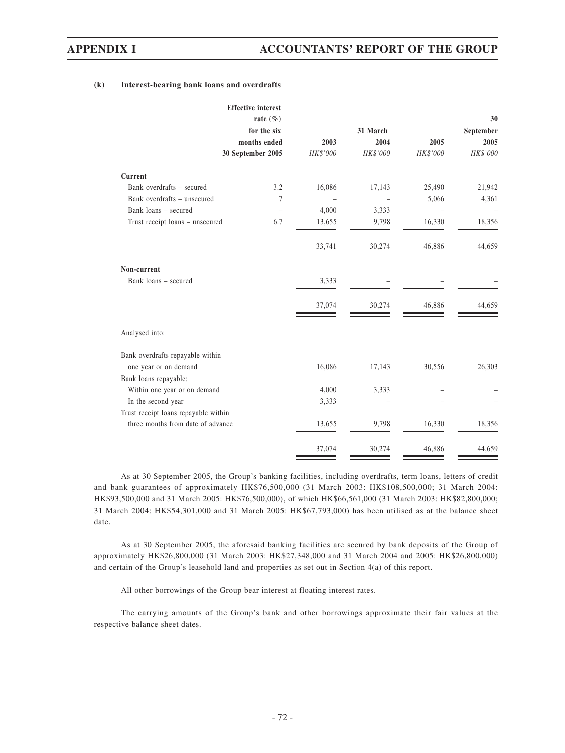**(k) Interest-bearing bank loans and overdrafts**

| | Effective interest rate (%) for the six months ended 30 September 2005 | 31 March 2003 *HK$'000* | 31 March 2004 *HK$'000* | 31 March 2005 *HK$'000* | 30 September 2005 *HK$'000* |
|---|---|---|---|---|---|
| **Current** | | | | | |
| Bank overdrafts – secured | 3.2 | 16,086 | 17,143 | 25,490 | 21,942 |
| Bank overdrafts – unsecured | 7 | – | – | 5,066 | 4,361 |
| Bank loans – secured | – | 4,000 | 3,333 | – | – |
| Trust receipt loans – unsecured | 6.7 | 13,655 | 9,798 | 16,330 | 18,356 |
| | | 33,741 | 30,274 | 46,886 | 44,659 |
| **Non-current** | | | | | |
| Bank loans – secured | | 3,333 | – | – | – |
| | | 37,074 | 30,274 | 46,886 | 44,659 |
| Analysed into: | | | | | |
| Bank overdrafts repayable within one year or on demand | | 16,086 | 17,143 | 30,556 | 26,303 |
| Bank loans repayable: | | | | | |
| Within one year or on demand | | 4,000 | 3,333 | – | – |
| In the second year | | 3,333 | – | – | – |
| Trust receipt loans repayable within three months from date of advance | | 13,655 | 9,798 | 16,330 | 18,356 |
| | | 37,074 | 30,274 | 46,886 | 44,659 |

As at 30 September 2005, the Group's banking facilities, including overdrafts, term loans, letters of credit and bank guarantees of approximately HK$76,500,000 (31 March 2003: HK$108,500,000; 31 March 2004: HK$93,500,000 and 31 March 2005: HK$76,500,000), of which HK$66,561,000 (31 March 2003: HK$82,800,000; 31 March 2004: HK$54,301,000 and 31 March 2005: HK$67,793,000) has been utilised as at the balance sheet date.

As at 30 September 2005, the aforesaid banking facilities are secured by bank deposits of the Group of approximately HK$26,800,000 (31 March 2003: HK$27,348,000 and 31 March 2004 and 2005: HK$26,800,000) and certain of the Group's leasehold land and properties as set out in Section 4(a) of this report.

All other borrowings of the Group bear interest at floating interest rates.

The carrying amounts of the Group's bank and other borrowings approximate their fair values at the respective balance sheet dates.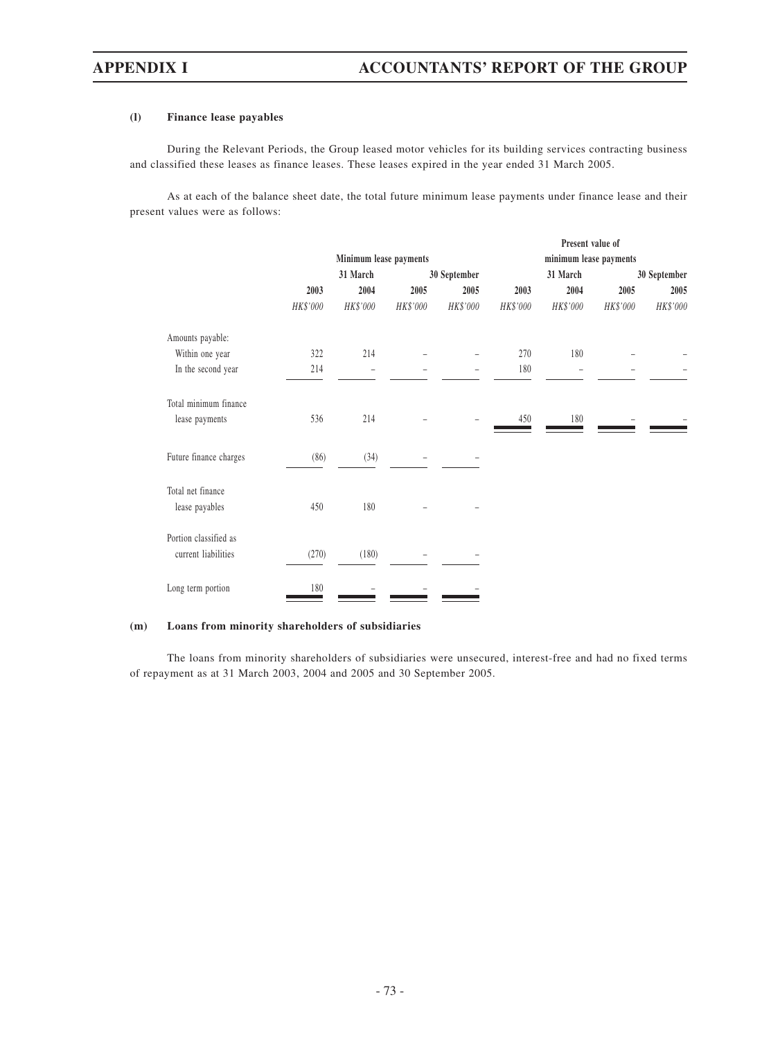### (l) Finance lease payables

During the Relevant Periods, the Group leased motor vehicles for its building services contracting business and classified these leases as finance leases. These leases expired in the year ended 31 March 2005.

As at each of the balance sheet date, the total future minimum lease payments under finance lease and their present values were as follows:

| | Minimum lease payments | | | | Present value of minimum lease payments | | | |
|---|---|---|---|---|---|---|---|---|
| | 31 March | | | 30 September | 31 March | | | 30 September |
| | 2003 | 2004 | 2005 | 2005 | 2003 | 2004 | 2005 | 2005 |
| | *HK$'000* | *HK$'000* | *HK$'000* | *HK$'000* | *HK$'000* | *HK$'000* | *HK$'000* | *HK$'000* |
| Amounts payable: | | | | | | | | |
| Within one year | 322 | 214 | – | – | 270 | 180 | – | – |
| In the second year | 214 | – | – | – | 180 | – | – | – |
| Total minimum finance lease payments | 536 | 214 | – | – | 450 | 180 | – | – |
| Future finance charges | (86) | (34) | – | – | | | | |
| Total net finance lease payables | 450 | 180 | – | – | | | | |
| Portion classified as current liabilities | (270) | (180) | – | – | | | | |
| Long term portion | 180 | – | – | – | | | | |

### (m) Loans from minority shareholders of subsidiaries

The loans from minority shareholders of subsidiaries were unsecured, interest-free and had no fixed terms of repayment as at 31 March 2003, 2004 and 2005 and 30 September 2005.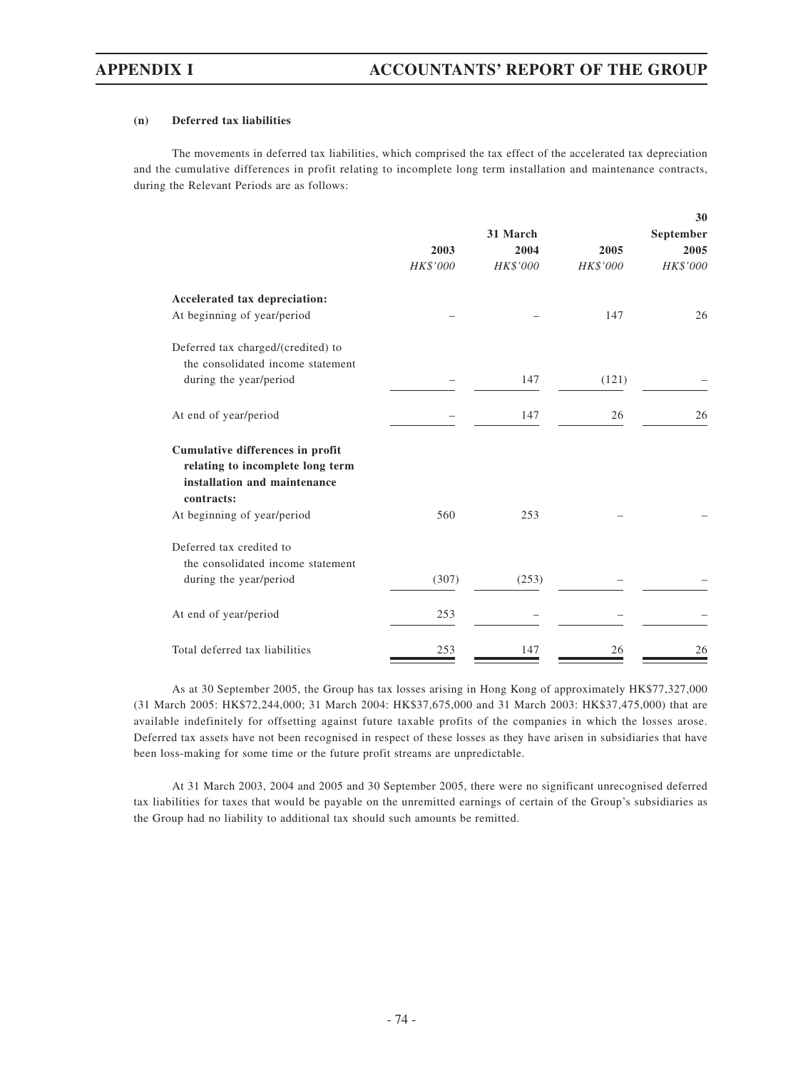**(n) Deferred tax liabilities**

The movements in deferred tax liabilities, which comprised the tax effect of the accelerated tax depreciation and the cumulative differences in profit relating to incomplete long term installation and maintenance contracts, during the Relevant Periods are as follows:

| | 31 March | | | 30 September |
|---|---|---|---|---|
| | 2003 | 2004 | 2005 | 2005 |
| | *HK$'000* | *HK$'000* | *HK$'000* | *HK$'000* |
| **Accelerated tax depreciation:** | | | | |
| At beginning of year/period | – | – | 147 | 26 |
| Deferred tax charged/(credited) to the consolidated income statement during the year/period | – | 147 | (121) | – |
| At end of year/period | – | 147 | 26 | 26 |
| **Cumulative differences in profit relating to incomplete long term installation and maintenance contracts:** | | | | |
| At beginning of year/period | 560 | 253 | – | – |
| Deferred tax credited to the consolidated income statement during the year/period | (307) | (253) | – | – |
| At end of year/period | 253 | – | – | – |
| Total deferred tax liabilities | 253 | 147 | 26 | 26 |

As at 30 September 2005, the Group has tax losses arising in Hong Kong of approximately HK$77,327,000 (31 March 2005: HK$72,244,000; 31 March 2004: HK$37,675,000 and 31 March 2003: HK$37,475,000) that are available indefinitely for offsetting against future taxable profits of the companies in which the losses arose. Deferred tax assets have not been recognised in respect of these losses as they have arisen in subsidiaries that have been loss-making for some time or the future profit streams are unpredictable.

At 31 March 2003, 2004 and 2005 and 30 September 2005, there were no significant unrecognised deferred tax liabilities for taxes that would be payable on the unremitted earnings of certain of the Group's subsidiaries as the Group had no liability to additional tax should such amounts be remitted.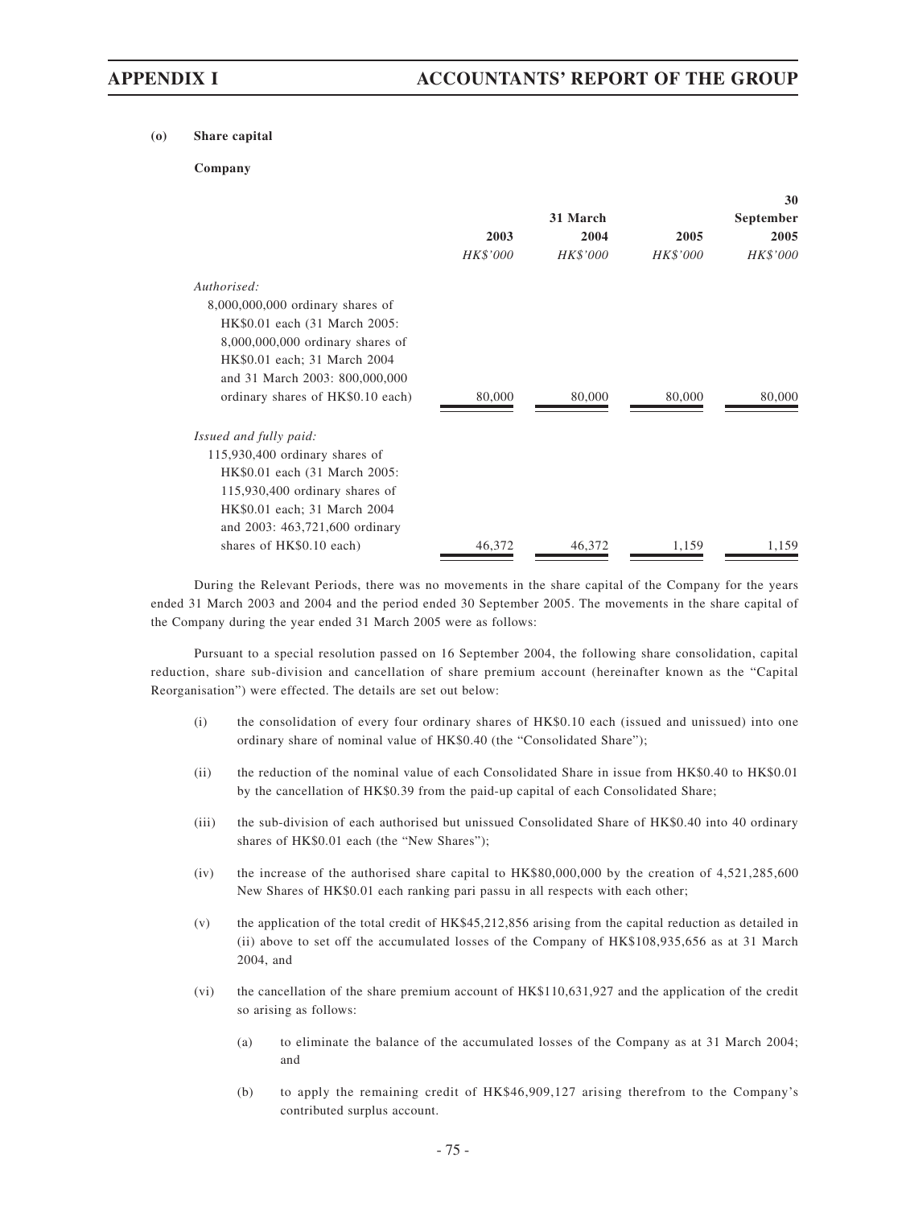**(o) Share capital**

**Company**

| | 31 March | | | 30 September |
|---|---|---|---|---|
| | **2003** | **2004** | **2005** | **2005** |
| | *HK$'000* | *HK$'000* | *HK$'000* | *HK$'000* |
| *Authorised:* | | | | |
| 8,000,000,000 ordinary shares of HK$0.01 each (31 March 2005: 8,000,000,000 ordinary shares of HK$0.01 each; 31 March 2004 and 31 March 2003: 800,000,000 ordinary shares of HK$0.10 each) | 80,000 | 80,000 | 80,000 | 80,000 |
| *Issued and fully paid:* | | | | |
| 115,930,400 ordinary shares of HK$0.01 each (31 March 2005: 115,930,400 ordinary shares of HK$0.01 each; 31 March 2004 and 2003: 463,721,600 ordinary shares of HK$0.10 each) | 46,372 | 46,372 | 1,159 | 1,159 |

During the Relevant Periods, there was no movements in the share capital of the Company for the years ended 31 March 2003 and 2004 and the period ended 30 September 2005. The movements in the share capital of the Company during the year ended 31 March 2005 were as follows:

Pursuant to a special resolution passed on 16 September 2004, the following share consolidation, capital reduction, share sub-division and cancellation of share premium account (hereinafter known as the "Capital Reorganisation") were effected. The details are set out below:

(i) the consolidation of every four ordinary shares of HK$0.10 each (issued and unissued) into one ordinary share of nominal value of HK$0.40 (the "Consolidated Share");

(ii) the reduction of the nominal value of each Consolidated Share in issue from HK$0.40 to HK$0.01 by the cancellation of HK$0.39 from the paid-up capital of each Consolidated Share;

(iii) the sub-division of each authorised but unissued Consolidated Share of HK$0.40 into 40 ordinary shares of HK$0.01 each (the "New Shares");

(iv) the increase of the authorised share capital to HK$80,000,000 by the creation of 4,521,285,600 New Shares of HK$0.01 each ranking pari passu in all respects with each other;

(v) the application of the total credit of HK$45,212,856 arising from the capital reduction as detailed in (ii) above to set off the accumulated losses of the Company of HK$108,935,656 as at 31 March 2004, and

(vi) the cancellation of the share premium account of HK$110,631,927 and the application of the credit so arising as follows:

 (a) to eliminate the balance of the accumulated losses of the Company as at 31 March 2004; and

 (b) to apply the remaining credit of HK$46,909,127 arising therefrom to the Company's contributed surplus account.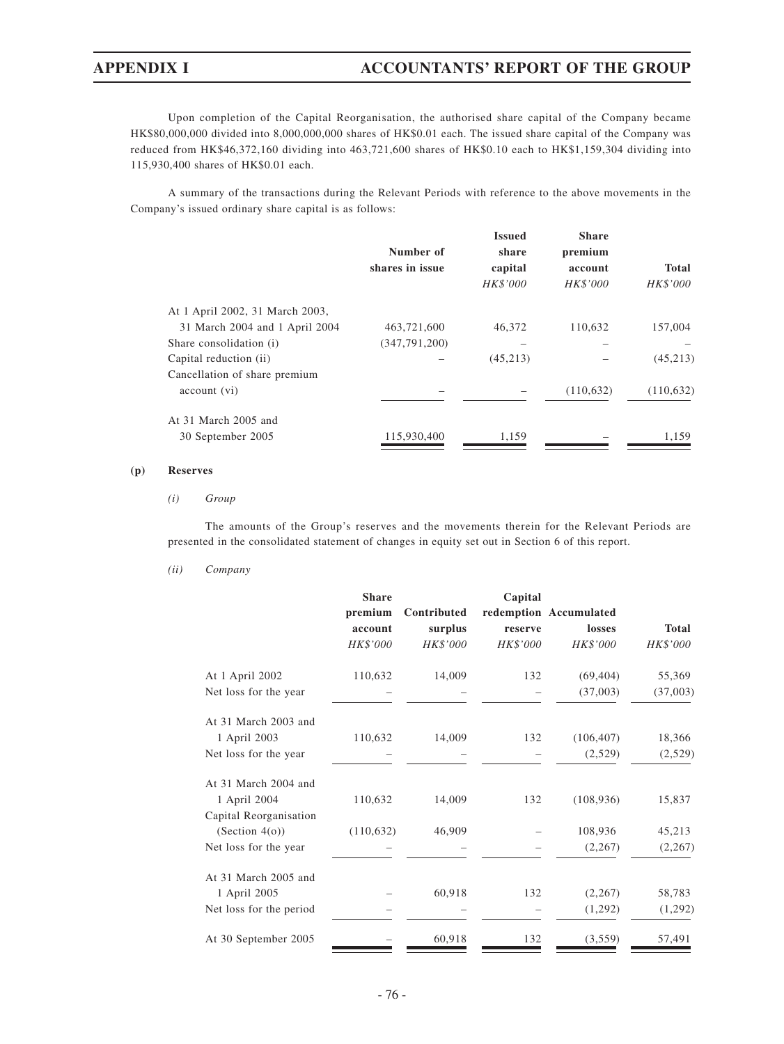Upon completion of the Capital Reorganisation, the authorised share capital of the Company became HK$80,000,000 divided into 8,000,000,000 shares of HK$0.01 each. The issued share capital of the Company was reduced from HK$46,372,160 dividing into 463,721,600 shares of HK$0.10 each to HK$1,159,304 dividing into 115,930,400 shares of HK$0.01 each.

A summary of the transactions during the Relevant Periods with reference to the above movements in the Company's issued ordinary share capital is as follows:

| | Number of shares in issue | Issued share capital | Share premium account | Total |
|---|---|---|---|---|
| | | *HK$'000* | *HK$'000* | *HK$'000* |
| At 1 April 2002, 31 March 2003, 31 March 2004 and 1 April 2004 | 463,721,600 | 46,372 | 110,632 | 157,004 |
| Share consolidation (i) | (347,791,200) | – | – | – |
| Capital reduction (ii) | – | (45,213) | – | (45,213) |
| Cancellation of share premium account (vi) | – | – | (110,632) | (110,632) |
| At 31 March 2005 and 30 September 2005 | 115,930,400 | 1,159 | – | 1,159 |

**(p) Reserves**

*(i) Group*

The amounts of the Group's reserves and the movements therein for the Relevant Periods are presented in the consolidated statement of changes in equity set out in Section 6 of this report.

*(ii) Company*

| | Share premium account | Contributed surplus | Capital redemption reserve | Accumulated losses | Total |
|---|---|---|---|---|---|
| | *HK$'000* | *HK$'000* | *HK$'000* | *HK$'000* | *HK$'000* |
| At 1 April 2002 | 110,632 | 14,009 | 132 | (69,404) | 55,369 |
| Net loss for the year | – | – | – | (37,003) | (37,003) |
| At 31 March 2003 and 1 April 2003 | 110,632 | 14,009 | 132 | (106,407) | 18,366 |
| Net loss for the year | – | – | – | (2,529) | (2,529) |
| At 31 March 2004 and 1 April 2004 | 110,632 | 14,009 | 132 | (108,936) | 15,837 |
| Capital Reorganisation (Section 4(o)) | (110,632) | 46,909 | – | 108,936 | 45,213 |
| Net loss for the year | – | – | – | (2,267) | (2,267) |
| At 31 March 2005 and 1 April 2005 | – | 60,918 | 132 | (2,267) | 58,783 |
| Net loss for the period | – | – | – | (1,292) | (1,292) |
| At 30 September 2005 | – | 60,918 | 132 | (3,559) | 57,491 |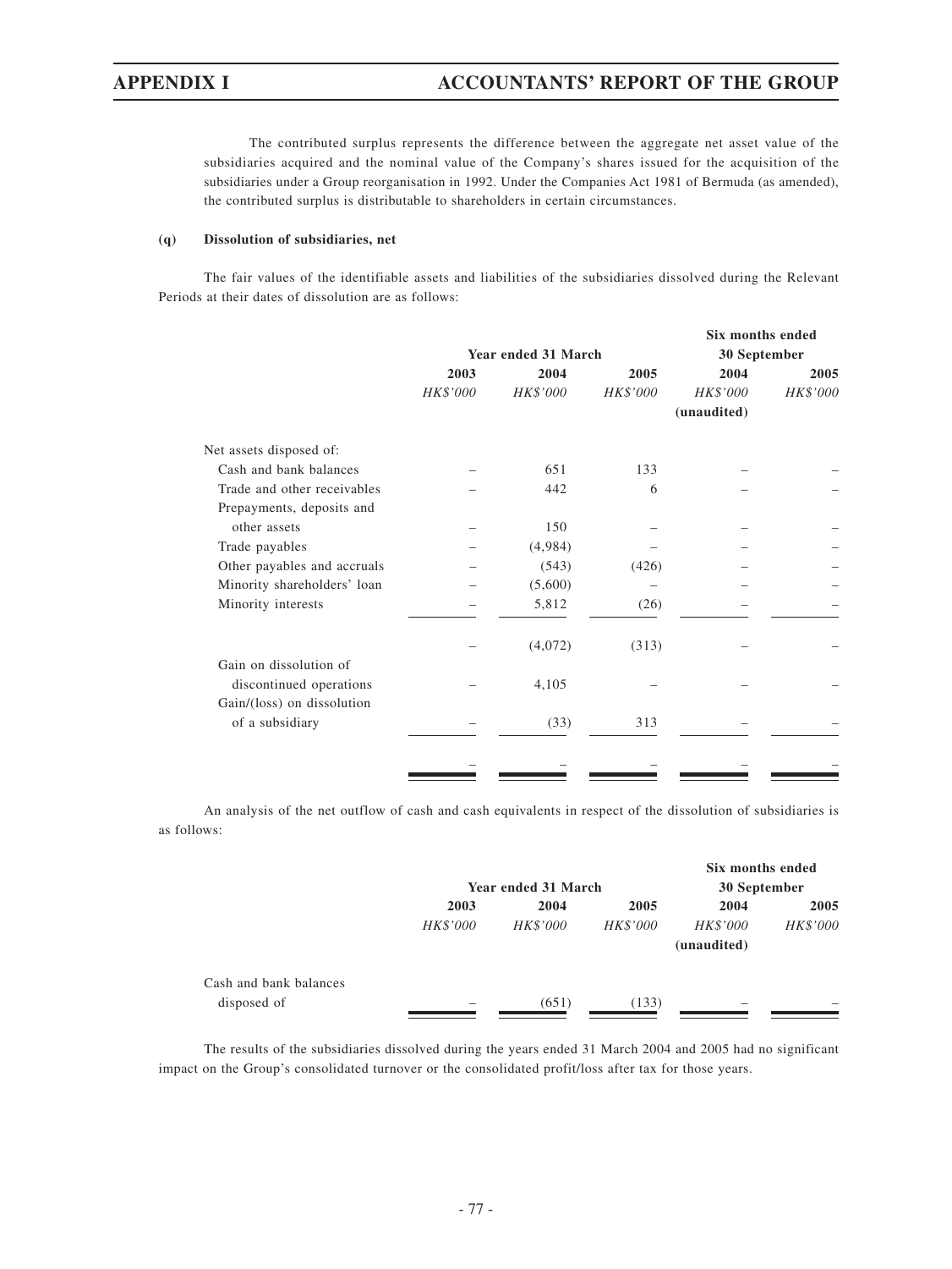The contributed surplus represents the difference between the aggregate net asset value of the subsidiaries acquired and the nominal value of the Company's shares issued for the acquisition of the subsidiaries under a Group reorganisation in 1992. Under the Companies Act 1981 of Bermuda (as amended), the contributed surplus is distributable to shareholders in certain circumstances.

**(q) Dissolution of subsidiaries, net**

The fair values of the identifiable assets and liabilities of the subsidiaries dissolved during the Relevant Periods at their dates of dissolution are as follows:

| | Year ended 31 March | | | Six months ended 30 September | |
|---|---|---|---|---|---|
| | **2003** | **2004** | **2005** | **2004** | **2005** |
| | *HK$'000* | *HK$'000* | *HK$'000* | *HK$'000* (unaudited) | *HK$'000* |
| Net assets disposed of: | | | | | |
| Cash and bank balances | – | 651 | 133 | – | – |
| Trade and other receivables | – | 442 | 6 | – | – |
| Prepayments, deposits and other assets | – | 150 | – | – | – |
| Trade payables | – | (4,984) | – | – | – |
| Other payables and accruals | – | (543) | (426) | – | – |
| Minority shareholders' loan | – | (5,600) | – | – | – |
| Minority interests | – | 5,812 | (26) | – | – |
| | – | (4,072) | (313) | – | – |
| Gain on dissolution of discontinued operations | – | 4,105 | – | – | – |
| Gain/(loss) on dissolution of a subsidiary | – | (33) | 313 | – | – |
| | – | – | – | – | – |

An analysis of the net outflow of cash and cash equivalents in respect of the dissolution of subsidiaries is as follows:

| | Year ended 31 March | | | Six months ended 30 September | |
|---|---|---|---|---|---|
| | **2003** | **2004** | **2005** | **2004** | **2005** |
| | *HK$'000* | *HK$'000* | *HK$'000* | *HK$'000* (unaudited) | *HK$'000* |
| Cash and bank balances disposed of | – | (651) | (133) | – | – |

The results of the subsidiaries dissolved during the years ended 31 March 2004 and 2005 had no significant impact on the Group's consolidated turnover or the consolidated profit/loss after tax for those years.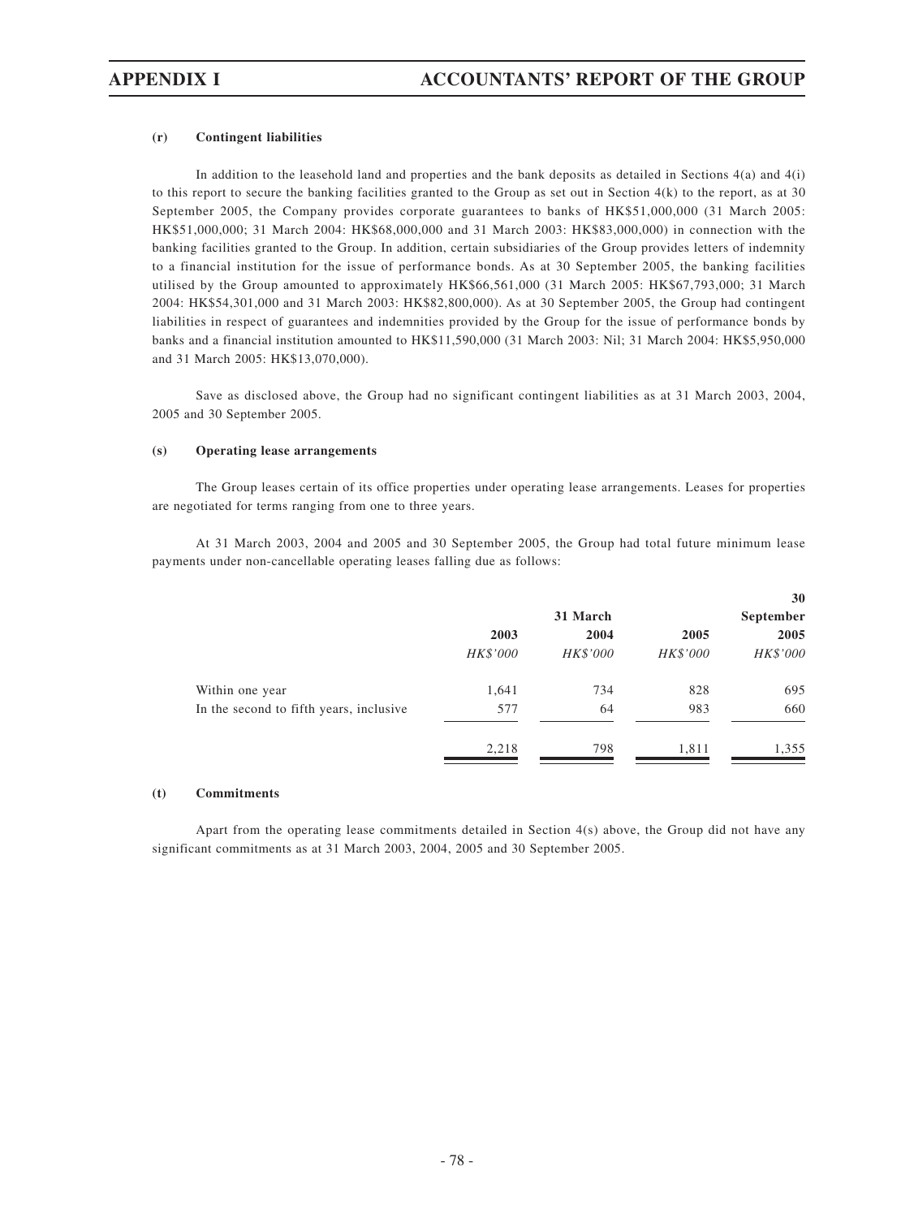**(r) Contingent liabilities**

In addition to the leasehold land and properties and the bank deposits as detailed in Sections 4(a) and 4(i) to this report to secure the banking facilities granted to the Group as set out in Section 4(k) to the report, as at 30 September 2005, the Company provides corporate guarantees to banks of HK$51,000,000 (31 March 2005: HK$51,000,000; 31 March 2004: HK$68,000,000 and 31 March 2003: HK$83,000,000) in connection with the banking facilities granted to the Group. In addition, certain subsidiaries of the Group provides letters of indemnity to a financial institution for the issue of performance bonds. As at 30 September 2005, the banking facilities utilised by the Group amounted to approximately HK$66,561,000 (31 March 2005: HK$67,793,000; 31 March 2004: HK$54,301,000 and 31 March 2003: HK$82,800,000). As at 30 September 2005, the Group had contingent liabilities in respect of guarantees and indemnities provided by the Group for the issue of performance bonds by banks and a financial institution amounted to HK$11,590,000 (31 March 2003: Nil; 31 March 2004: HK$5,950,000 and 31 March 2005: HK$13,070,000).

Save as disclosed above, the Group had no significant contingent liabilities as at 31 March 2003, 2004, 2005 and 30 September 2005.

**(s) Operating lease arrangements**

The Group leases certain of its office properties under operating lease arrangements. Leases for properties are negotiated for terms ranging from one to three years.

At 31 March 2003, 2004 and 2005 and 30 September 2005, the Group had total future minimum lease payments under non-cancellable operating leases falling due as follows:

| | 31 March | | | 30 September |
|---|---|---|---|---|
| | 2003 | 2004 | 2005 | 2005 |
| | *HK$'000* | *HK$'000* | *HK$'000* | *HK$'000* |
| Within one year | 1,641 | 734 | 828 | 695 |
| In the second to fifth years, inclusive | 577 | 64 | 983 | 660 |
| | 2,218 | 798 | 1,811 | 1,355 |

**(t) Commitments**

Apart from the operating lease commitments detailed in Section 4(s) above, the Group did not have any significant commitments as at 31 March 2003, 2004, 2005 and 30 September 2005.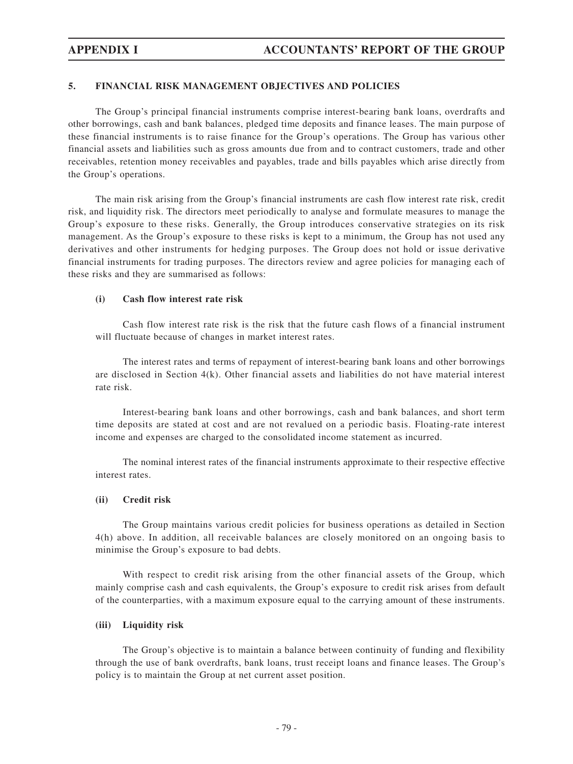## 5. FINANCIAL RISK MANAGEMENT OBJECTIVES AND POLICIES

The Group's principal financial instruments comprise interest-bearing bank loans, overdrafts and other borrowings, cash and bank balances, pledged time deposits and finance leases. The main purpose of these financial instruments is to raise finance for the Group's operations. The Group has various other financial assets and liabilities such as gross amounts due from and to contract customers, trade and other receivables, retention money receivables and payables, trade and bills payables which arise directly from the Group's operations.

The main risk arising from the Group's financial instruments are cash flow interest rate risk, credit risk, and liquidity risk. The directors meet periodically to analyse and formulate measures to manage the Group's exposure to these risks. Generally, the Group introduces conservative strategies on its risk management. As the Group's exposure to these risks is kept to a minimum, the Group has not used any derivatives and other instruments for hedging purposes. The Group does not hold or issue derivative financial instruments for trading purposes. The directors review and agree policies for managing each of these risks and they are summarised as follows:

### (i) Cash flow interest rate risk

Cash flow interest rate risk is the risk that the future cash flows of a financial instrument will fluctuate because of changes in market interest rates.

The interest rates and terms of repayment of interest-bearing bank loans and other borrowings are disclosed in Section 4(k). Other financial assets and liabilities do not have material interest rate risk.

Interest-bearing bank loans and other borrowings, cash and bank balances, and short term time deposits are stated at cost and are not revalued on a periodic basis. Floating-rate interest income and expenses are charged to the consolidated income statement as incurred.

The nominal interest rates of the financial instruments approximate to their respective effective interest rates.

### (ii) Credit risk

The Group maintains various credit policies for business operations as detailed in Section 4(h) above. In addition, all receivable balances are closely monitored on an ongoing basis to minimise the Group's exposure to bad debts.

With respect to credit risk arising from the other financial assets of the Group, which mainly comprise cash and cash equivalents, the Group's exposure to credit risk arises from default of the counterparties, with a maximum exposure equal to the carrying amount of these instruments.

### (iii) Liquidity risk

The Group's objective is to maintain a balance between continuity of funding and flexibility through the use of bank overdrafts, bank loans, trust receipt loans and finance leases. The Group's policy is to maintain the Group at net current asset position.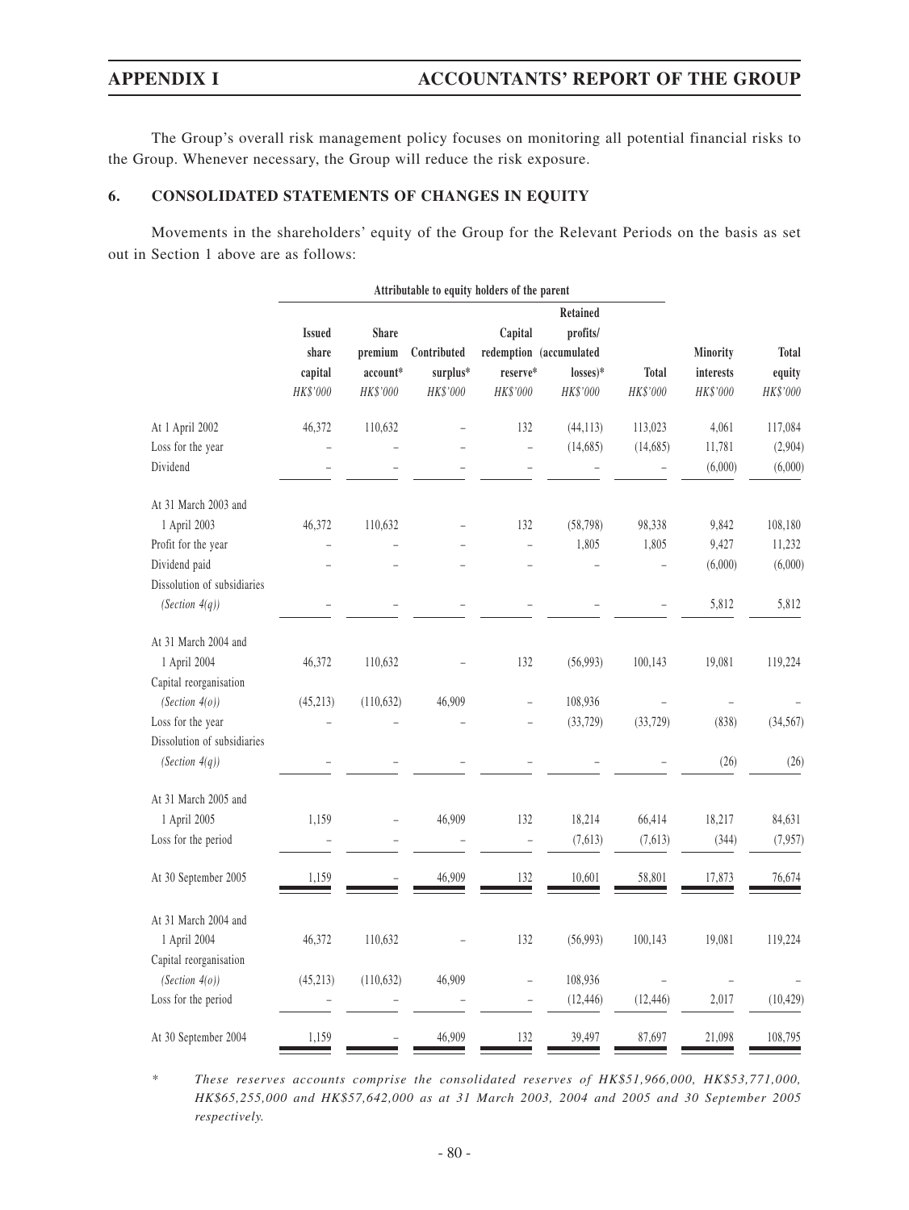The Group's overall risk management policy focuses on monitoring all potential financial risks to the Group. Whenever necessary, the Group will reduce the risk exposure.

## 6. CONSOLIDATED STATEMENTS OF CHANGES IN EQUITY

Movements in the shareholders' equity of the Group for the Relevant Periods on the basis as set out in Section 1 above are as follows:

| | Attributable to equity holders of the parent | | | | | | | |
|---|---|---|---|---|---|---|---|---|
| | Issued share capital | Share premium account* | Contributed surplus* | Capital redemption reserve* | Retained profits/ (accumulated losses)* | Total | Minority interests | Total equity |
| | HK$'000 | HK$'000 | HK$'000 | HK$'000 | HK$'000 | HK$'000 | HK$'000 | HK$'000 |
| At 1 April 2002 | 46,372 | 110,632 | – | 132 | (44,113) | 113,023 | 4,061 | 117,084 |
| Loss for the year | – | – | – | – | (14,685) | (14,685) | 11,781 | (2,904) |
| Dividend | – | – | – | – | – | – | (6,000) | (6,000) |
| At 31 March 2003 and 1 April 2003 | 46,372 | 110,632 | – | 132 | (58,798) | 98,338 | 9,842 | 108,180 |
| Profit for the year | – | – | – | – | 1,805 | 1,805 | 9,427 | 11,232 |
| Dividend paid | – | – | – | – | – | – | (6,000) | (6,000) |
| Dissolution of subsidiaries *(Section 4(q))* | – | – | – | – | – | – | 5,812 | 5,812 |
| At 31 March 2004 and 1 April 2004 | 46,372 | 110,632 | – | 132 | (56,993) | 100,143 | 19,081 | 119,224 |
| Capital reorganisation *(Section 4(o))* | (45,213) | (110,632) | 46,909 | – | 108,936 | – | – | – |
| Loss for the year | – | – | – | – | (33,729) | (33,729) | (838) | (34,567) |
| Dissolution of subsidiaries *(Section 4(q))* | – | – | – | – | – | – | (26) | (26) |
| At 31 March 2005 and 1 April 2005 | 1,159 | – | 46,909 | 132 | 18,214 | 66,414 | 18,217 | 84,631 |
| Loss for the period | – | – | – | – | (7,613) | (7,613) | (344) | (7,957) |
| At 30 September 2005 | 1,159 | – | 46,909 | 132 | 10,601 | 58,801 | 17,873 | 76,674 |
| At 31 March 2004 and 1 April 2004 | 46,372 | 110,632 | – | 132 | (56,993) | 100,143 | 19,081 | 119,224 |
| Capital reorganisation *(Section 4(o))* | (45,213) | (110,632) | 46,909 | – | 108,936 | – | – | – |
| Loss for the period | – | – | – | – | (12,446) | (12,446) | 2,017 | (10,429) |
| At 30 September 2004 | 1,159 | – | 46,909 | 132 | 39,497 | 87,697 | 21,098 | 108,795 |

\* *These reserves accounts comprise the consolidated reserves of HK$51,966,000, HK$53,771,000, HK$65,255,000 and HK$57,642,000 as at 31 March 2003, 2004 and 2005 and 30 September 2005 respectively.*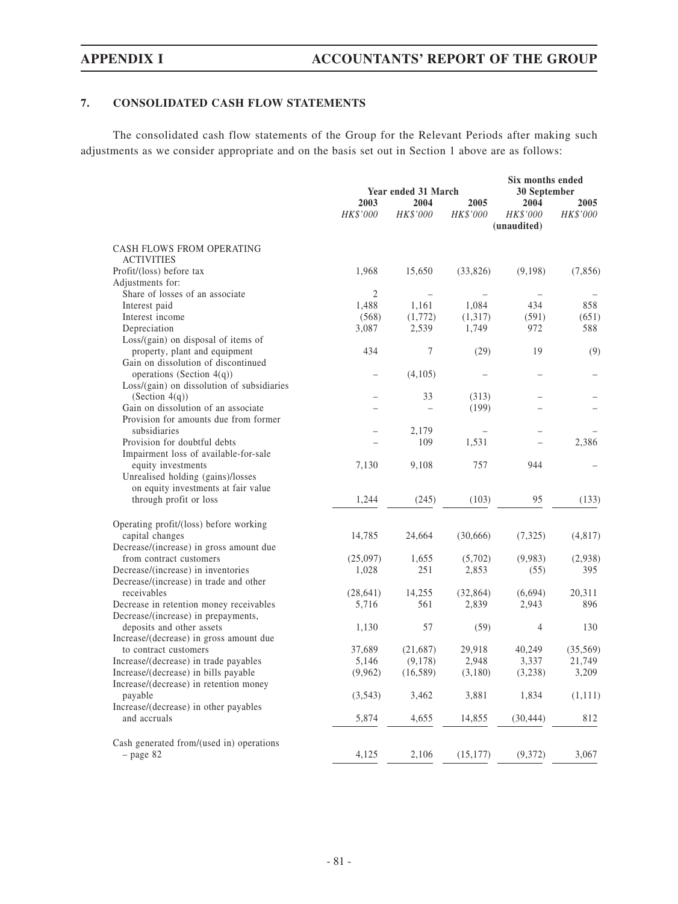## 7. CONSOLIDATED CASH FLOW STATEMENTS

The consolidated cash flow statements of the Group for the Relevant Periods after making such adjustments as we consider appropriate and on the basis set out in Section 1 above are as follows:

| | Year ended 31 March | | | Six months ended 30 September | |
|---|---|---|---|---|---|
| | 2003 | 2004 | 2005 | 2004 | 2005 |
| | *HK$'000* | *HK$'000* | *HK$'000* | *HK$'000* (unaudited) | *HK$'000* |
| CASH FLOWS FROM OPERATING ACTIVITIES | | | | | |
| Profit/(loss) before tax | 1,968 | 15,650 | (33,826) | (9,198) | (7,856) |
| Adjustments for: | | | | | |
| Share of losses of an associate | 2 | – | – | – | – |
| Interest paid | 1,488 | 1,161 | 1,084 | 434 | 858 |
| Interest income | (568) | (1,772) | (1,317) | (591) | (651) |
| Depreciation | 3,087 | 2,539 | 1,749 | 972 | 588 |
| Loss/(gain) on disposal of items of property, plant and equipment | 434 | 7 | (29) | 19 | (9) |
| Gain on dissolution of discontinued operations (Section 4(q)) | – | (4,105) | – | – | – |
| Loss/(gain) on dissolution of subsidiaries (Section 4(q)) | – | 33 | (313) | – | – |
| Gain on dissolution of an associate | – | – | (199) | – | – |
| Provision for amounts due from former subsidiaries | – | 2,179 | – | – | – |
| Provision for doubtful debts | – | 109 | 1,531 | – | 2,386 |
| Impairment loss of available-for-sale equity investments | 7,130 | 9,108 | 757 | 944 | – |
| Unrealised holding (gains)/losses on equity investments at fair value through profit or loss | 1,244 | (245) | (103) | 95 | (133) |
| Operating profit/(loss) before working capital changes | 14,785 | 24,664 | (30,666) | (7,325) | (4,817) |
| Decrease/(increase) in gross amount due from contract customers | (25,097) | 1,655 | (5,702) | (9,983) | (2,938) |
| Decrease/(increase) in inventories | 1,028 | 251 | 2,853 | (55) | 395 |
| Decrease/(increase) in trade and other receivables | (28,641) | 14,255 | (32,864) | (6,694) | 20,311 |
| Decrease in retention money receivables | 5,716 | 561 | 2,839 | 2,943 | 896 |
| Decrease/(increase) in prepayments, deposits and other assets | 1,130 | 57 | (59) | 4 | 130 |
| Increase/(decrease) in gross amount due to contract customers | 37,689 | (21,687) | 29,918 | 40,249 | (35,569) |
| Increase/(decrease) in trade payables | 5,146 | (9,178) | 2,948 | 3,337 | 21,749 |
| Increase/(decrease) in bills payable | (9,962) | (16,589) | (3,180) | (3,238) | 3,209 |
| Increase/(decrease) in retention money payable | (3,543) | 3,462 | 3,881 | 1,834 | (1,111) |
| Increase/(decrease) in other payables and accruals | 5,874 | 4,655 | 14,855 | (30,444) | 812 |
| Cash generated from/(used in) operations – page 82 | 4,125 | 2,106 | (15,177) | (9,372) | 3,067 |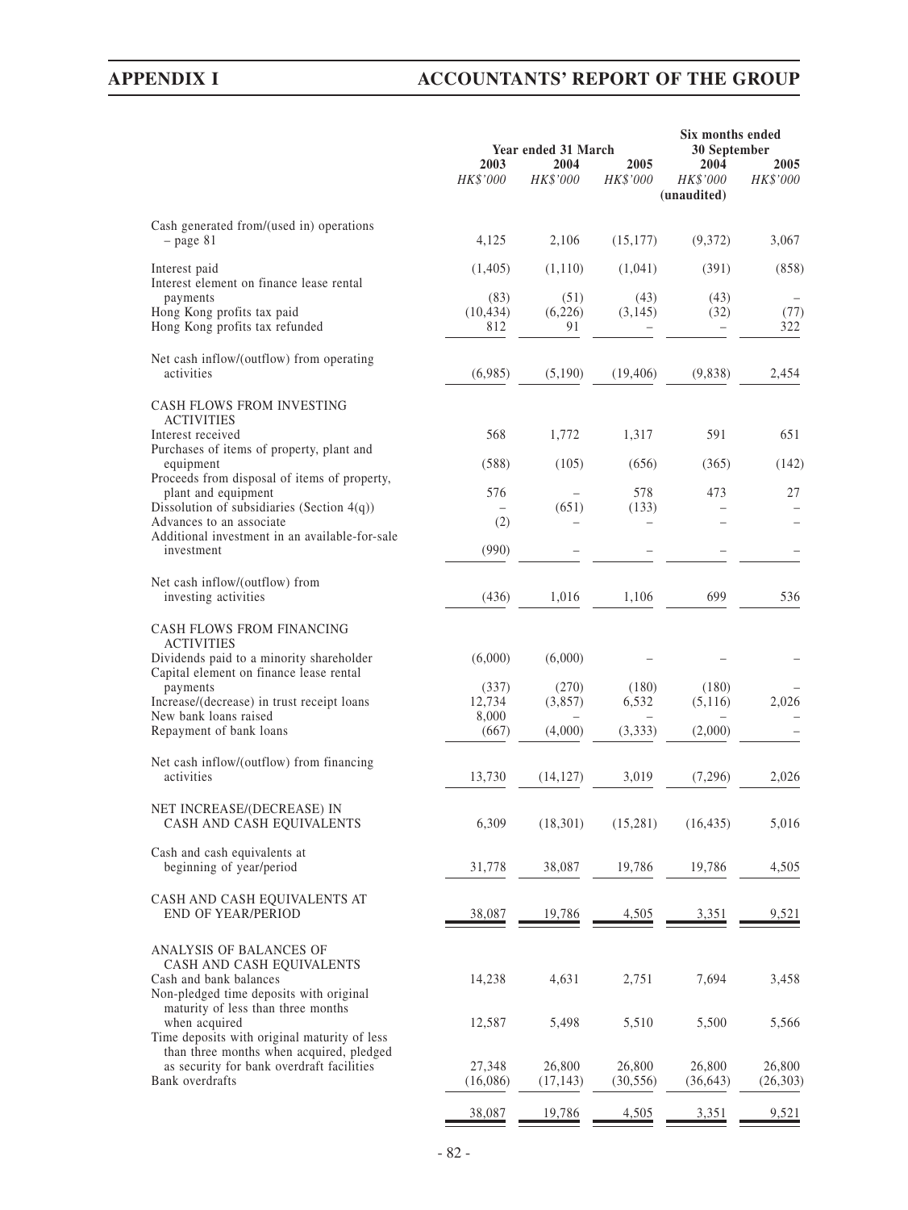| | Year ended 31 March | | | Six months ended 30 September | |
|---|---|---|---|---|---|
| | 2003 | 2004 | 2005 | 2004 | 2005 |
| | *HK$'000* | *HK$'000* | *HK$'000* | *HK$'000* (unaudited) | *HK$'000* |
| Cash generated from/(used in) operations – page 81 | 4,125 | 2,106 | (15,177) | (9,372) | 3,067 |
| Interest paid | (1,405) | (1,110) | (1,041) | (391) | (858) |
| Interest element on finance lease rental payments | (83) | (51) | (43) | (43) | – |
| Hong Kong profits tax paid | (10,434) | (6,226) | (3,145) | (32) | (77) |
| Hong Kong profits tax refunded | 812 | 91 | – | – | 322 |
| Net cash inflow/(outflow) from operating activities | (6,985) | (5,190) | (19,406) | (9,838) | 2,454 |
| CASH FLOWS FROM INVESTING ACTIVITIES | | | | | |
| Interest received | 568 | 1,772 | 1,317 | 591 | 651 |
| Purchases of items of property, plant and equipment | (588) | (105) | (656) | (365) | (142) |
| Proceeds from disposal of items of property, plant and equipment | 576 | – | 578 | 473 | 27 |
| Dissolution of subsidiaries (Section 4(q)) | – | (651) | (133) | – | – |
| Advances to an associate | (2) | – | – | – | – |
| Additional investment in an available-for-sale investment | (990) | – | – | – | – |
| Net cash inflow/(outflow) from investing activities | (436) | 1,016 | 1,106 | 699 | 536 |
| CASH FLOWS FROM FINANCING ACTIVITIES | | | | | |
| Dividends paid to a minority shareholder | (6,000) | (6,000) | – | – | – |
| Capital element on finance lease rental payments | (337) | (270) | (180) | (180) | – |
| Increase/(decrease) in trust receipt loans | 12,734 | (3,857) | 6,532 | (5,116) | 2,026 |
| New bank loans raised | 8,000 | – | – | – | – |
| Repayment of bank loans | (667) | (4,000) | (3,333) | (2,000) | – |
| Net cash inflow/(outflow) from financing activities | 13,730 | (14,127) | 3,019 | (7,296) | 2,026 |
| NET INCREASE/(DECREASE) IN CASH AND CASH EQUIVALENTS | 6,309 | (18,301) | (15,281) | (16,435) | 5,016 |
| Cash and cash equivalents at beginning of year/period | 31,778 | 38,087 | 19,786 | 19,786 | 4,505 |
| CASH AND CASH EQUIVALENTS AT END OF YEAR/PERIOD | 38,087 | 19,786 | 4,505 | 3,351 | 9,521 |
| ANALYSIS OF BALANCES OF CASH AND CASH EQUIVALENTS | | | | | |
| Cash and bank balances | 14,238 | 4,631 | 2,751 | 7,694 | 3,458 |
| Non-pledged time deposits with original maturity of less than three months when acquired | 12,587 | 5,498 | 5,510 | 5,500 | 5,566 |
| Time deposits with original maturity of less than three months when acquired, pledged as security for bank overdraft facilities | 27,348 | 26,800 | 26,800 | 26,800 | 26,800 |
| Bank overdrafts | (16,086) | (17,143) | (30,556) | (36,643) | (26,303) |
| | 38,087 | 19,786 | 4,505 | 3,351 | 9,521 |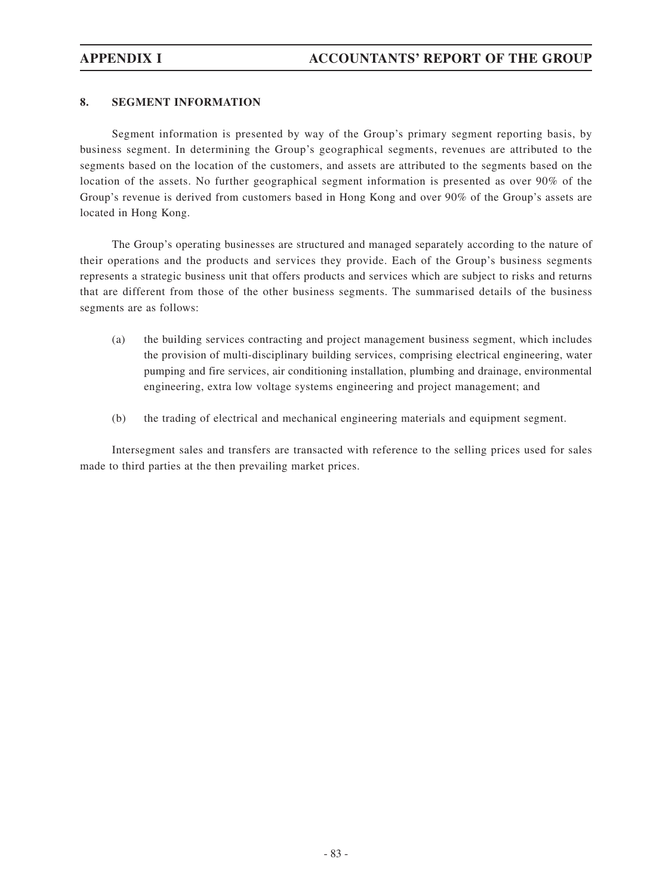## 8. SEGMENT INFORMATION

Segment information is presented by way of the Group's primary segment reporting basis, by business segment. In determining the Group's geographical segments, revenues are attributed to the segments based on the location of the customers, and assets are attributed to the segments based on the location of the assets. No further geographical segment information is presented as over 90% of the Group's revenue is derived from customers based in Hong Kong and over 90% of the Group's assets are located in Hong Kong.

The Group's operating businesses are structured and managed separately according to the nature of their operations and the products and services they provide. Each of the Group's business segments represents a strategic business unit that offers products and services which are subject to risks and returns that are different from those of the other business segments. The summarised details of the business segments are as follows:

(a) the building services contracting and project management business segment, which includes the provision of multi-disciplinary building services, comprising electrical engineering, water pumping and fire services, air conditioning installation, plumbing and drainage, environmental engineering, extra low voltage systems engineering and project management; and

(b) the trading of electrical and mechanical engineering materials and equipment segment.

Intersegment sales and transfers are transacted with reference to the selling prices used for sales made to third parties at the then prevailing market prices.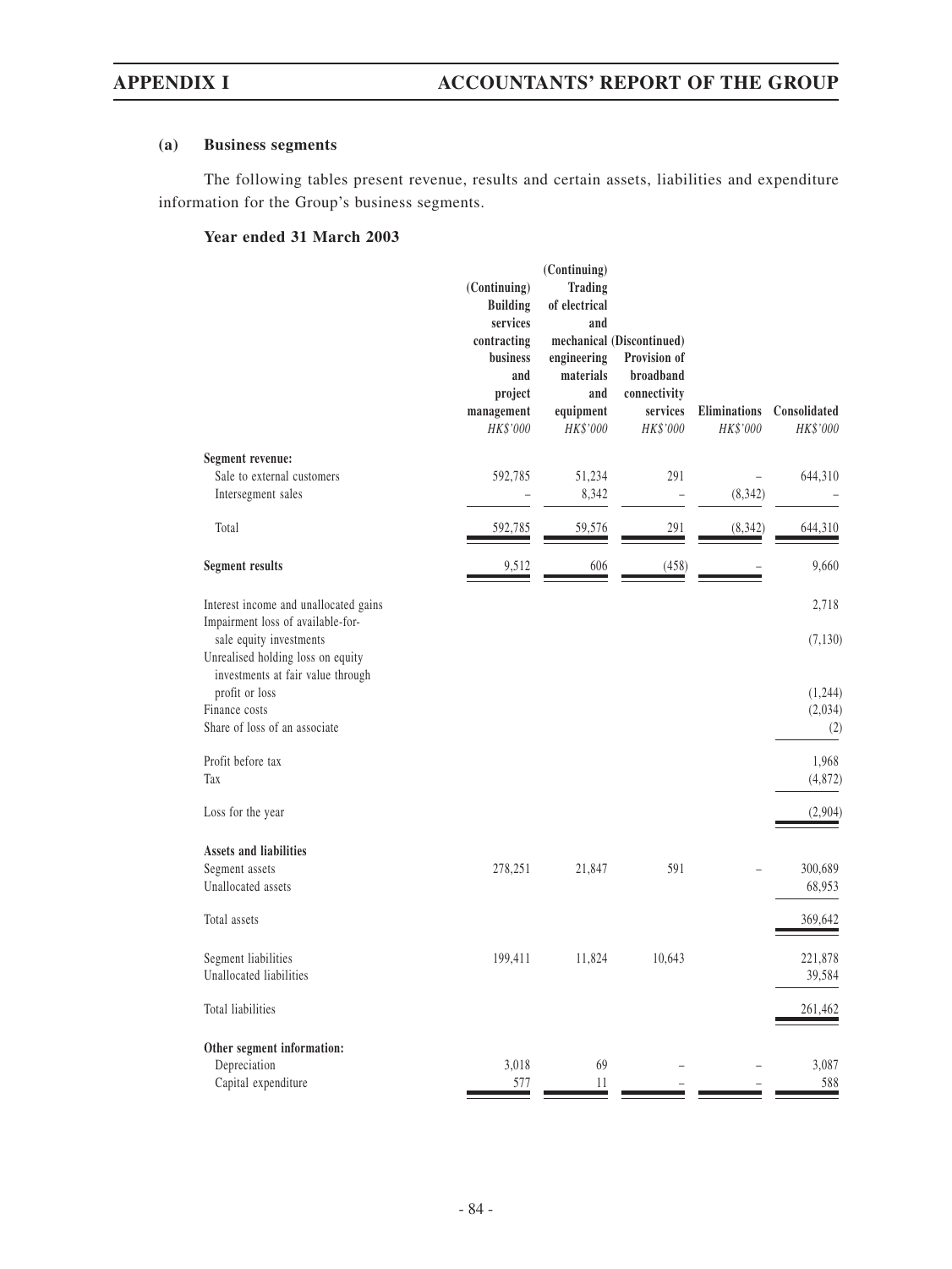### (a) Business segments

The following tables present revenue, results and certain assets, liabilities and expenditure information for the Group's business segments.

#### Year ended 31 March 2003

| | (Continuing) Building services contracting business and project management HK$'000 | (Continuing) Trading of electrical and mechanical engineering materials and equipment HK$'000 | (Discontinued) Provision of broadband connectivity services HK$'000 | Eliminations HK$'000 | Consolidated HK$'000 |
|---|---|---|---|---|---|
| **Segment revenue:** | | | | | |
| Sale to external customers | 592,785 | 51,234 | 291 | – | 644,310 |
| Intersegment sales | – | 8,342 | – | (8,342) | – |
| Total | 592,785 | 59,576 | 291 | (8,342) | 644,310 |
| **Segment results** | 9,512 | 606 | (458) | – | 9,660 |
| Interest income and unallocated gains | | | | | 2,718 |
| Impairment loss of available-for-sale equity investments | | | | | (7,130) |
| Unrealised holding loss on equity investments at fair value through profit or loss | | | | | (1,244) |
| Finance costs | | | | | (2,034) |
| Share of loss of an associate | | | | | (2) |
| Profit before tax | | | | | 1,968 |
| Tax | | | | | (4,872) |
| Loss for the year | | | | | (2,904) |
| **Assets and liabilities** | | | | | |
| Segment assets | 278,251 | 21,847 | 591 | – | 300,689 |
| Unallocated assets | | | | | 68,953 |
| Total assets | | | | | 369,642 |
| Segment liabilities | 199,411 | 11,824 | 10,643 | | 221,878 |
| Unallocated liabilities | | | | | 39,584 |
| Total liabilities | | | | | 261,462 |
| **Other segment information:** | | | | | |
| Depreciation | 3,018 | 69 | – | – | 3,087 |
| Capital expenditure | 577 | 11 | – | – | 588 |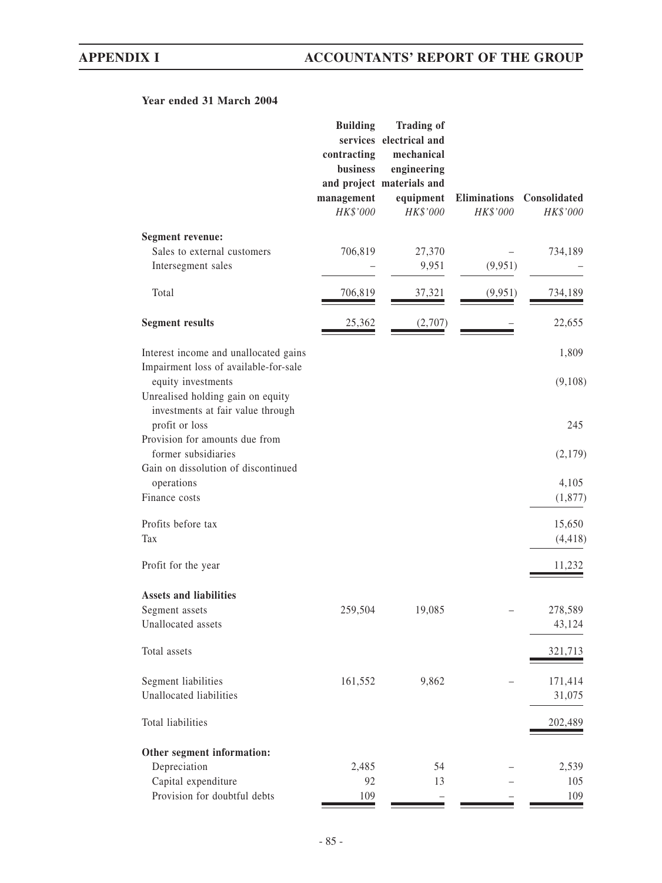**Year ended 31 March 2004**

| | Building services contracting business and project management HK$'000 | Trading of electrical and mechanical engineering materials and equipment HK$'000 | Eliminations HK$'000 | Consolidated HK$'000 |
|---|---|---|---|---|
| **Segment revenue:** | | | | |
| Sales to external customers | 706,819 | 27,370 | – | 734,189 |
| Intersegment sales | – | 9,951 | (9,951) | – |
| Total | 706,819 | 37,321 | (9,951) | 734,189 |
| **Segment results** | 25,362 | (2,707) | – | 22,655 |
| Interest income and unallocated gains | | | | 1,809 |
| Impairment loss of available-for-sale equity investments | | | | (9,108) |
| Unrealised holding gain on equity investments at fair value through profit or loss | | | | 245 |
| Provision for amounts due from former subsidiaries | | | | (2,179) |
| Gain on dissolution of discontinued operations | | | | 4,105 |
| Finance costs | | | | (1,877) |
| Profits before tax | | | | 15,650 |
| Tax | | | | (4,418) |
| Profit for the year | | | | 11,232 |
| **Assets and liabilities** | | | | |
| Segment assets | 259,504 | 19,085 | – | 278,589 |
| Unallocated assets | | | | 43,124 |
| Total assets | | | | 321,713 |
| Segment liabilities | 161,552 | 9,862 | – | 171,414 |
| Unallocated liabilities | | | | 31,075 |
| Total liabilities | | | | 202,489 |
| **Other segment information:** | | | | |
| Depreciation | 2,485 | 54 | – | 2,539 |
| Capital expenditure | 92 | 13 | – | 105 |
| Provision for doubtful debts | 109 | – | – | 109 |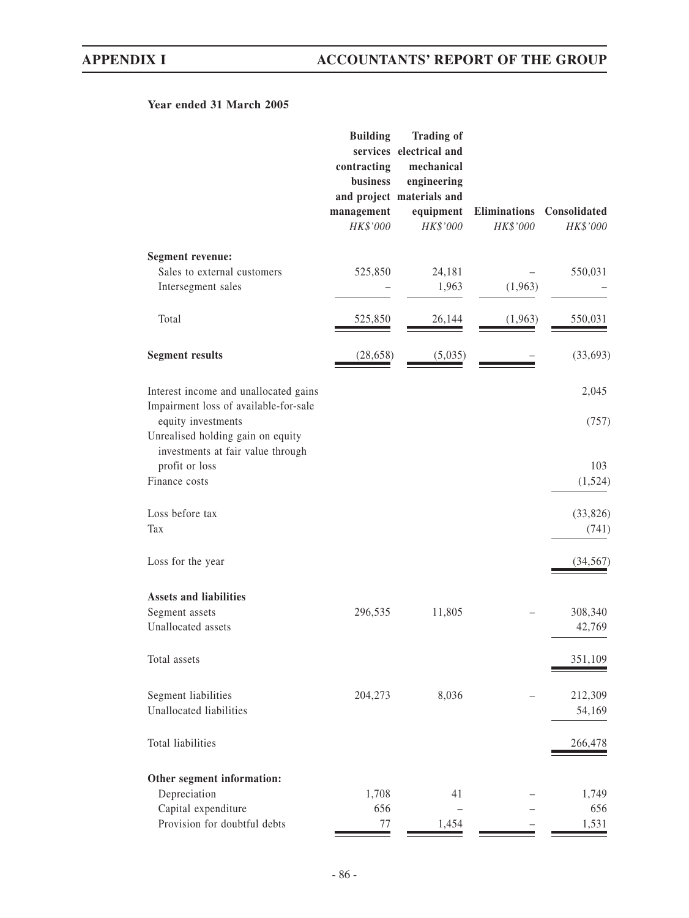**Year ended 31 March 2005**

| | Building services contracting business and project management | Trading of electrical and mechanical engineering materials and equipment | Eliminations | Consolidated |
|---|---|---|---|---|
| | *HK$'000* | *HK$'000* | *HK$'000* | *HK$'000* |
| **Segment revenue:** | | | | |
| Sales to external customers | 525,850 | 24,181 | – | 550,031 |
| Intersegment sales | – | 1,963 | (1,963) | – |
| Total | 525,850 | 26,144 | (1,963) | 550,031 |
| **Segment results** | (28,658) | (5,035) | – | (33,693) |
| Interest income and unallocated gains | | | | 2,045 |
| Impairment loss of available-for-sale equity investments | | | | (757) |
| Unrealised holding gain on equity investments at fair value through profit or loss | | | | 103 |
| Finance costs | | | | (1,524) |
| Loss before tax | | | | (33,826) |
| Tax | | | | (741) |
| Loss for the year | | | | (34,567) |
| **Assets and liabilities** | | | | |
| Segment assets | 296,535 | 11,805 | – | 308,340 |
| Unallocated assets | | | | 42,769 |
| Total assets | | | | 351,109 |
| Segment liabilities | 204,273 | 8,036 | – | 212,309 |
| Unallocated liabilities | | | | 54,169 |
| Total liabilities | | | | 266,478 |
| **Other segment information:** | | | | |
| Depreciation | 1,708 | 41 | – | 1,749 |
| Capital expenditure | 656 | – | – | 656 |
| Provision for doubtful debts | 77 | 1,454 | – | 1,531 |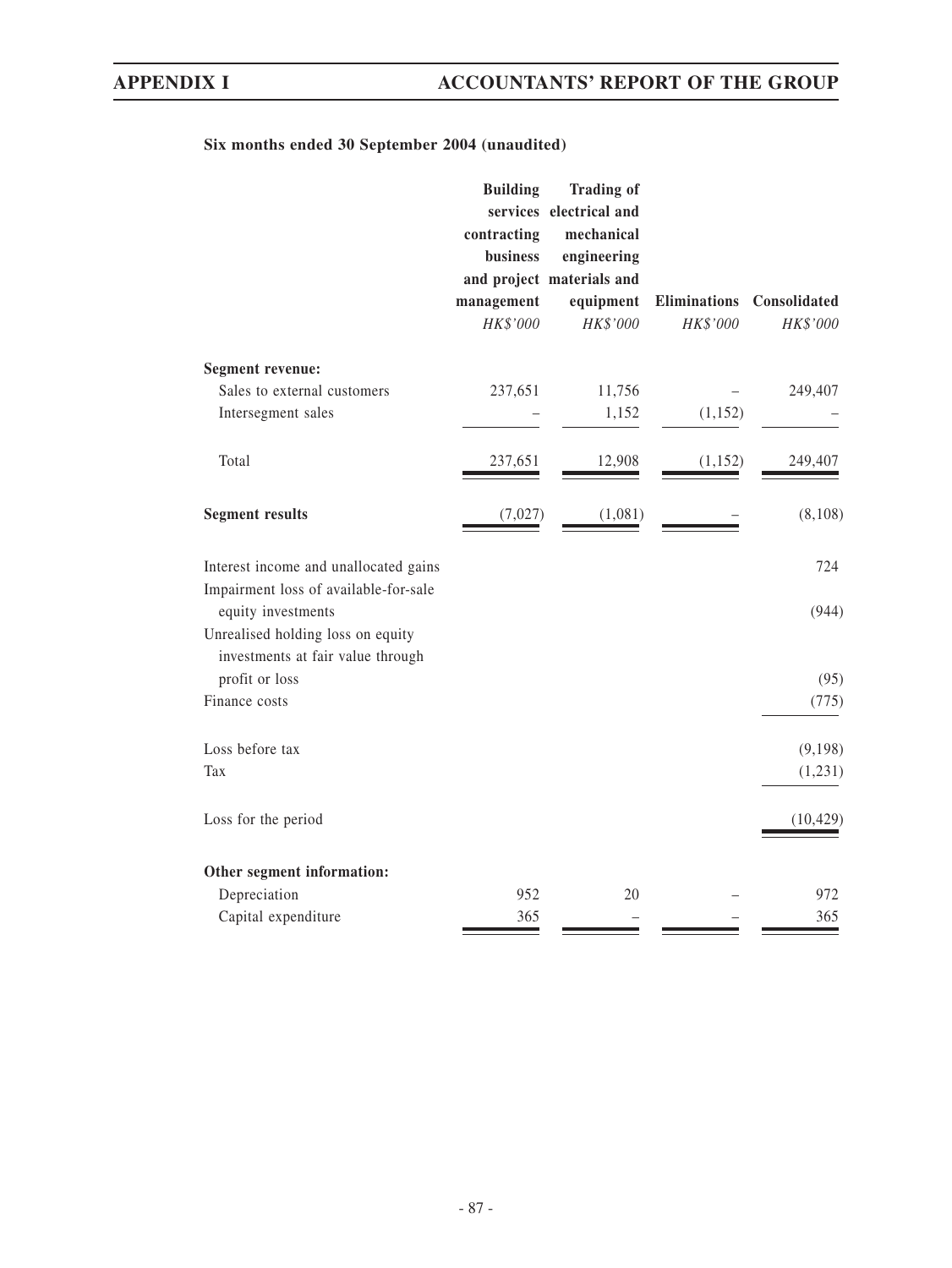**Six months ended 30 September 2004 (unaudited)**

| | Building services contracting business and project management | Trading of electrical and mechanical engineering materials and equipment | Eliminations | Consolidated |
|---|---|---|---|---|
| | *HK$'000* | *HK$'000* | *HK$'000* | *HK$'000* |
| **Segment revenue:** | | | | |
| Sales to external customers | 237,651 | 11,756 | – | 249,407 |
| Intersegment sales | – | 1,152 | (1,152) | – |
| Total | 237,651 | 12,908 | (1,152) | 249,407 |
| **Segment results** | (7,027) | (1,081) | – | (8,108) |
| Interest income and unallocated gains | | | | 724 |
| Impairment loss of available-for-sale equity investments | | | | (944) |
| Unrealised holding loss on equity investments at fair value through profit or loss | | | | (95) |
| Finance costs | | | | (775) |
| Loss before tax | | | | (9,198) |
| Tax | | | | (1,231) |
| Loss for the period | | | | (10,429) |
| **Other segment information:** | | | | |
| Depreciation | 952 | 20 | – | 972 |
| Capital expenditure | 365 | – | – | 365 |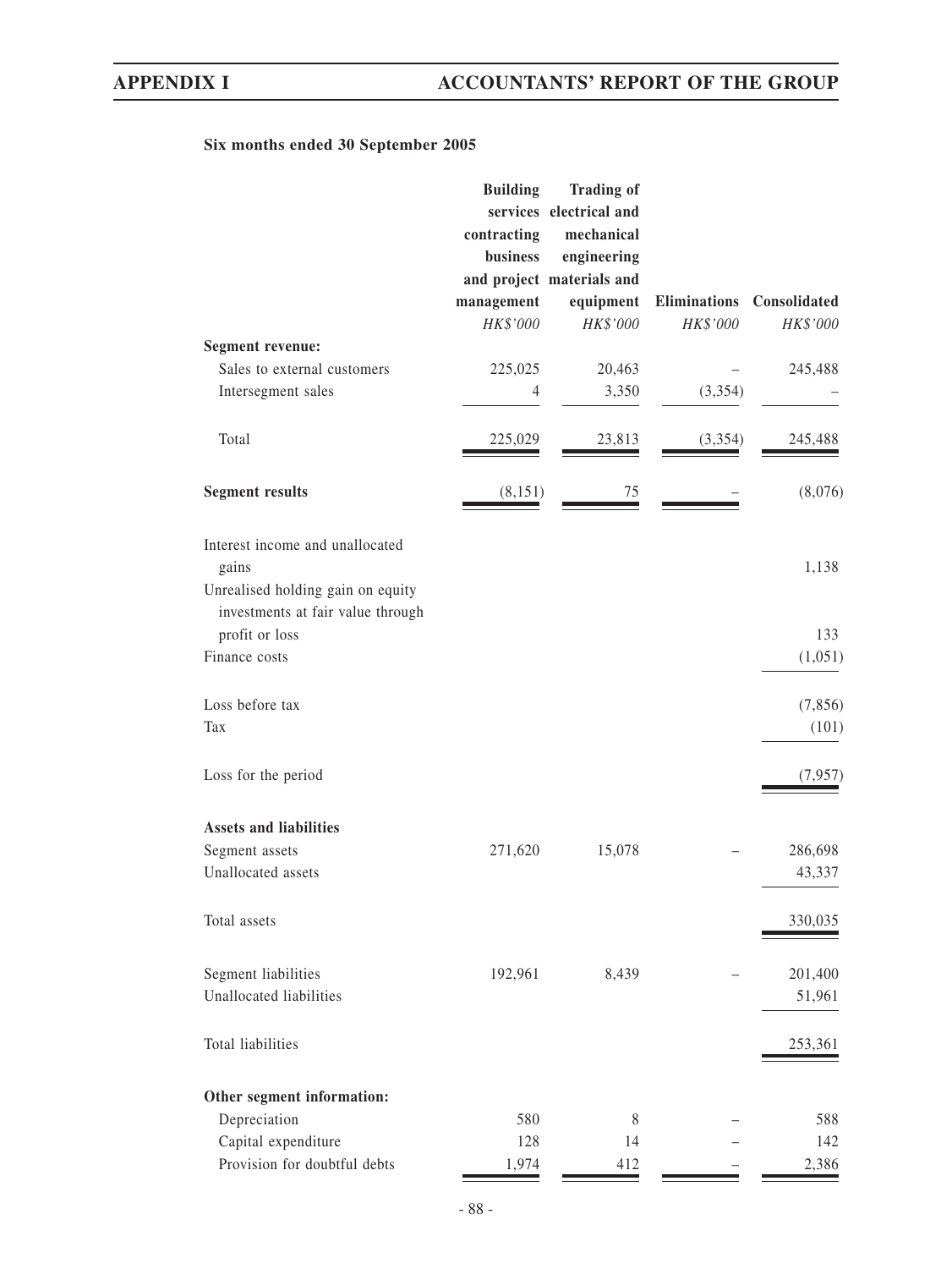### Six months ended 30 September 2005

| | Building services contracting business and project management | Trading of electrical and mechanical engineering materials and equipment | Eliminations | Consolidated |
|---|---|---|---|---|
| | *HK$'000* | *HK$'000* | *HK$'000* | *HK$'000* |
| **Segment revenue:** | | | | |
| Sales to external customers | 225,025 | 20,463 | – | 245,488 |
| Intersegment sales | 4 | 3,350 | (3,354) | – |
| Total | 225,029 | 23,813 | (3,354) | 245,488 |
| **Segment results** | (8,151) | 75 | – | (8,076) |
| Interest income and unallocated gains | | | | 1,138 |
| Unrealised holding gain on equity investments at fair value through profit or loss | | | | 133 |
| Finance costs | | | | (1,051) |
| Loss before tax | | | | (7,856) |
| Tax | | | | (101) |
| Loss for the period | | | | (7,957) |
| **Assets and liabilities** | | | | |
| Segment assets | 271,620 | 15,078 | – | 286,698 |
| Unallocated assets | | | | 43,337 |
| Total assets | | | | 330,035 |
| Segment liabilities | 192,961 | 8,439 | – | 201,400 |
| Unallocated liabilities | | | | 51,961 |
| Total liabilities | | | | 253,361 |
| **Other segment information:** | | | | |
| Depreciation | 580 | 8 | – | 588 |
| Capital expenditure | 128 | 14 | – | 142 |
| Provision for doubtful debts | 1,974 | 412 | – | 2,386 |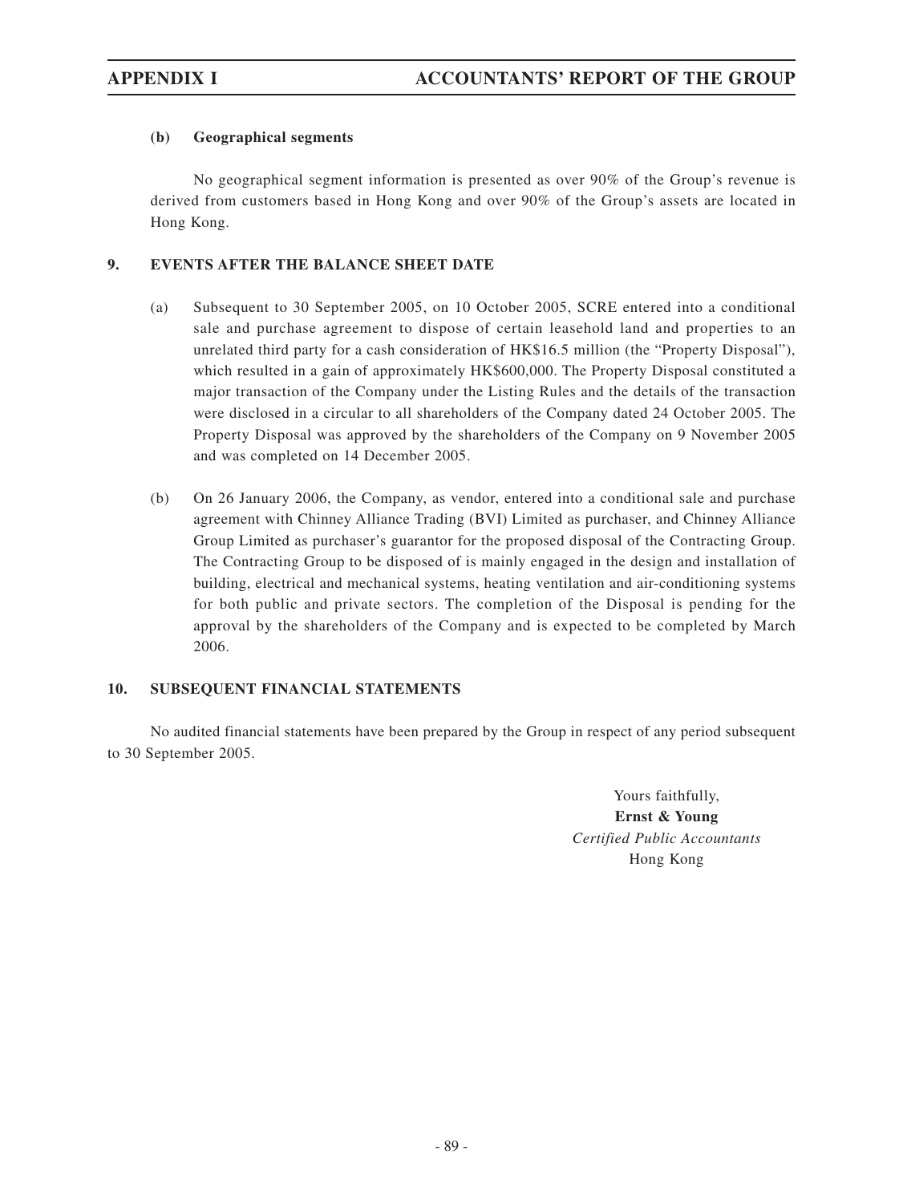**(b) Geographical segments**

No geographical segment information is presented as over 90% of the Group's revenue is derived from customers based in Hong Kong and over 90% of the Group's assets are located in Hong Kong.

## 9. EVENTS AFTER THE BALANCE SHEET DATE

(a) Subsequent to 30 September 2005, on 10 October 2005, SCRE entered into a conditional sale and purchase agreement to dispose of certain leasehold land and properties to an unrelated third party for a cash consideration of HK$16.5 million (the "Property Disposal"), which resulted in a gain of approximately HK$600,000. The Property Disposal constituted a major transaction of the Company under the Listing Rules and the details of the transaction were disclosed in a circular to all shareholders of the Company dated 24 October 2005. The Property Disposal was approved by the shareholders of the Company on 9 November 2005 and was completed on 14 December 2005.

(b) On 26 January 2006, the Company, as vendor, entered into a conditional sale and purchase agreement with Chinney Alliance Trading (BVI) Limited as purchaser, and Chinney Alliance Group Limited as purchaser's guarantor for the proposed disposal of the Contracting Group. The Contracting Group to be disposed of is mainly engaged in the design and installation of building, electrical and mechanical systems, heating ventilation and air-conditioning systems for both public and private sectors. The completion of the Disposal is pending for the approval by the shareholders of the Company and is expected to be completed by March 2006.

## 10. SUBSEQUENT FINANCIAL STATEMENTS

No audited financial statements have been prepared by the Group in respect of any period subsequent to 30 September 2005.

Yours faithfully,
**Ernst & Young**
*Certified Public Accountants*
Hong Kong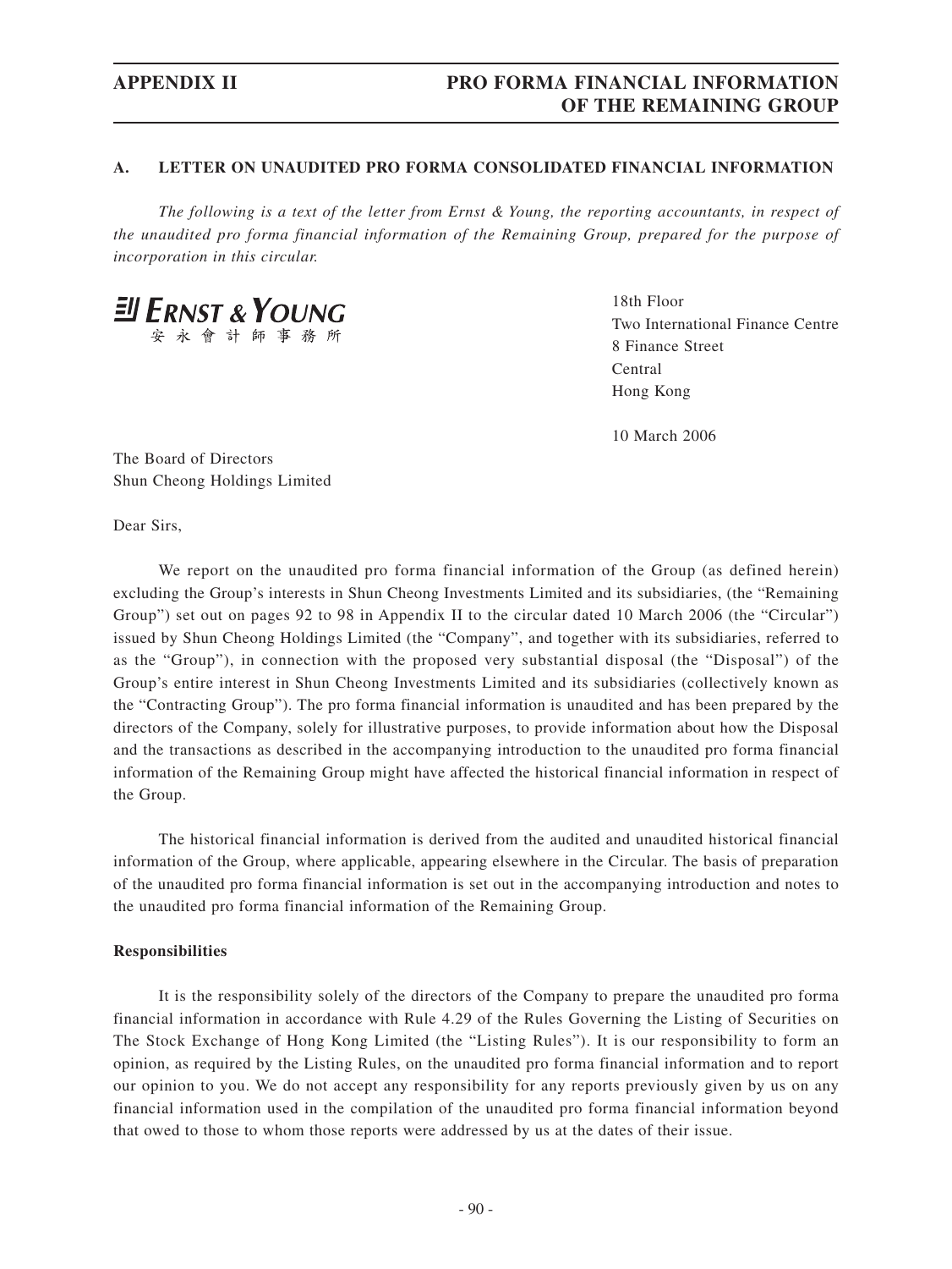## A. LETTER ON UNAUDITED PRO FORMA CONSOLIDATED FINANCIAL INFORMATION

*The following is a text of the letter from Ernst & Young, the reporting accountants, in respect of the unaudited pro forma financial information of the Remaining Group, prepared for the purpose of incorporation in this circular.*

**ERNST & YOUNG**
安永會計師事務所

18th Floor
Two International Finance Centre
8 Finance Street
Central
Hong Kong

10 March 2006

The Board of Directors
Shun Cheong Holdings Limited

Dear Sirs,

We report on the unaudited pro forma financial information of the Group (as defined herein) excluding the Group's interests in Shun Cheong Investments Limited and its subsidiaries, (the "Remaining Group") set out on pages 92 to 98 in Appendix II to the circular dated 10 March 2006 (the "Circular") issued by Shun Cheong Holdings Limited (the "Company", and together with its subsidiaries, referred to as the "Group"), in connection with the proposed very substantial disposal (the "Disposal") of the Group's entire interest in Shun Cheong Investments Limited and its subsidiaries (collectively known as the "Contracting Group"). The pro forma financial information is unaudited and has been prepared by the directors of the Company, solely for illustrative purposes, to provide information about how the Disposal and the transactions as described in the accompanying introduction to the unaudited pro forma financial information of the Remaining Group might have affected the historical financial information in respect of the Group.

The historical financial information is derived from the audited and unaudited historical financial information of the Group, where applicable, appearing elsewhere in the Circular. The basis of preparation of the unaudited pro forma financial information is set out in the accompanying introduction and notes to the unaudited pro forma financial information of the Remaining Group.

**Responsibilities**

It is the responsibility solely of the directors of the Company to prepare the unaudited pro forma financial information in accordance with Rule 4.29 of the Rules Governing the Listing of Securities on The Stock Exchange of Hong Kong Limited (the "Listing Rules"). It is our responsibility to form an opinion, as required by the Listing Rules, on the unaudited pro forma financial information and to report our opinion to you. We do not accept any responsibility for any reports previously given by us on any financial information used in the compilation of the unaudited pro forma financial information beyond that owed to those to whom those reports were addressed by us at the dates of their issue.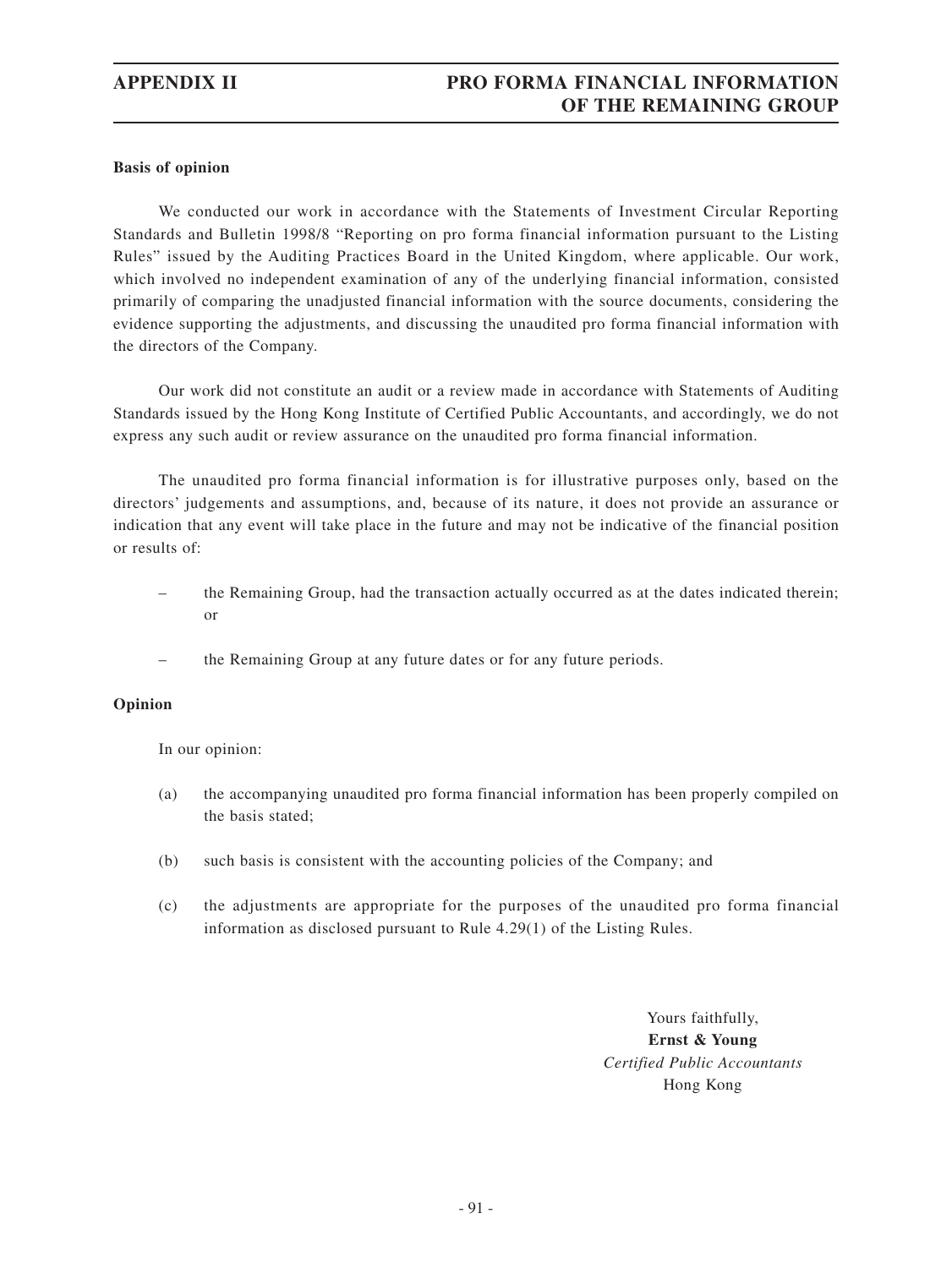**Basis of opinion**

We conducted our work in accordance with the Statements of Investment Circular Reporting Standards and Bulletin 1998/8 "Reporting on pro forma financial information pursuant to the Listing Rules" issued by the Auditing Practices Board in the United Kingdom, where applicable. Our work, which involved no independent examination of any of the underlying financial information, consisted primarily of comparing the unadjusted financial information with the source documents, considering the evidence supporting the adjustments, and discussing the unaudited pro forma financial information with the directors of the Company.

Our work did not constitute an audit or a review made in accordance with Statements of Auditing Standards issued by the Hong Kong Institute of Certified Public Accountants, and accordingly, we do not express any such audit or review assurance on the unaudited pro forma financial information.

The unaudited pro forma financial information is for illustrative purposes only, based on the directors' judgements and assumptions, and, because of its nature, it does not provide an assurance or indication that any event will take place in the future and may not be indicative of the financial position or results of:

– the Remaining Group, had the transaction actually occurred as at the dates indicated therein; or

– the Remaining Group at any future dates or for any future periods.

**Opinion**

In our opinion:

(a) the accompanying unaudited pro forma financial information has been properly compiled on the basis stated;

(b) such basis is consistent with the accounting policies of the Company; and

(c) the adjustments are appropriate for the purposes of the unaudited pro forma financial information as disclosed pursuant to Rule 4.29(1) of the Listing Rules.

Yours faithfully,
**Ernst & Young**
*Certified Public Accountants*
Hong Kong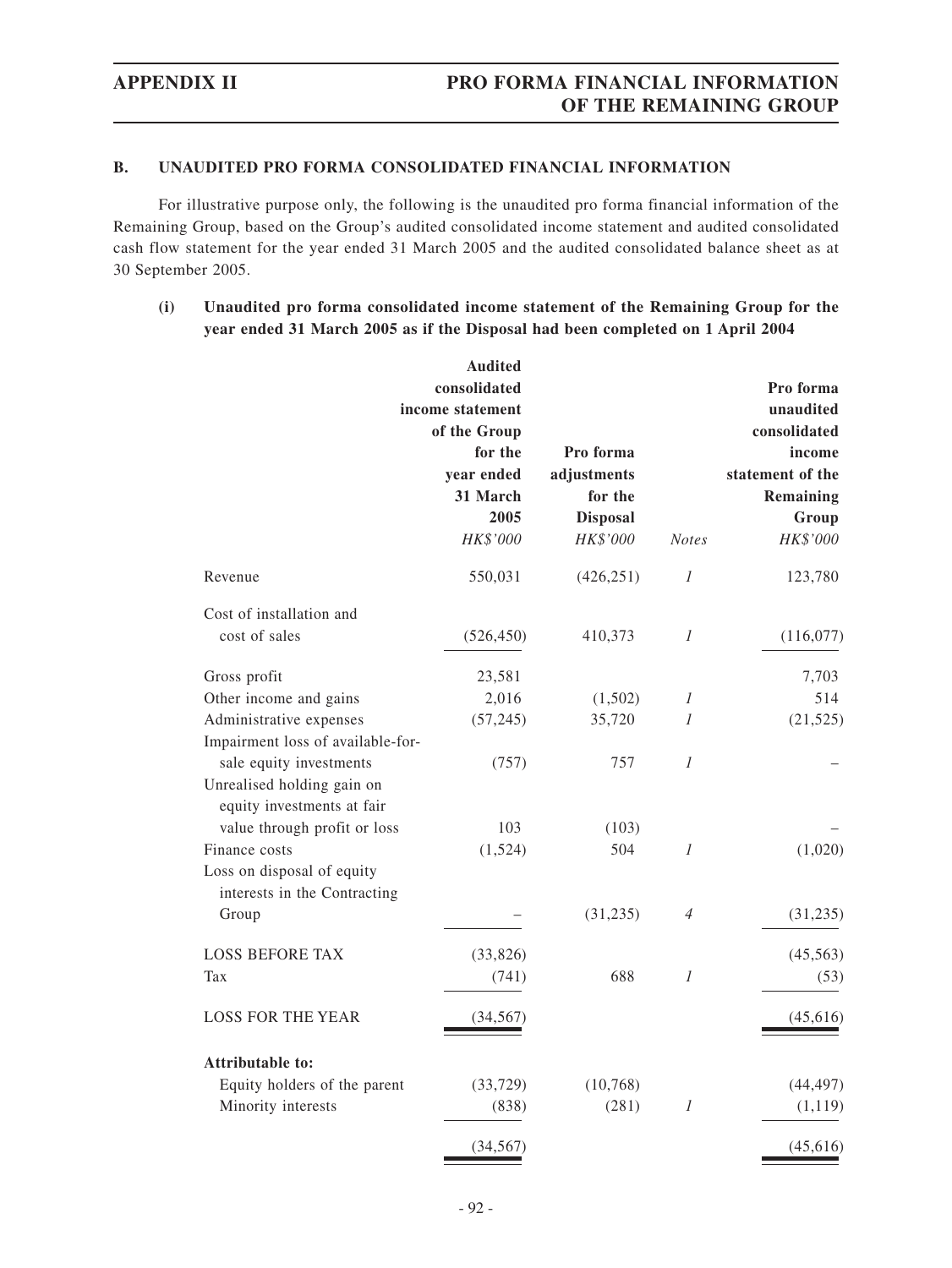## B. UNAUDITED PRO FORMA CONSOLIDATED FINANCIAL INFORMATION

For illustrative purpose only, the following is the unaudited pro forma financial information of the Remaining Group, based on the Group's audited consolidated income statement and audited consolidated cash flow statement for the year ended 31 March 2005 and the audited consolidated balance sheet as at 30 September 2005.

### (i) Unaudited pro forma consolidated income statement of the Remaining Group for the year ended 31 March 2005 as if the Disposal had been completed on 1 April 2004

| | Audited consolidated income statement of the Group for the year ended 31 March 2005 | Pro forma adjustments for the Disposal | | Pro forma unaudited consolidated income statement of the Remaining Group |
|---|---|---|---|---|
| | *HK$'000* | *HK$'000* | *Notes* | *HK$'000* |
| Revenue | 550,031 | (426,251) | *1* | 123,780 |
| Cost of installation and cost of sales | (526,450) | 410,373 | *1* | (116,077) |
| Gross profit | 23,581 | | | 7,703 |
| Other income and gains | 2,016 | (1,502) | *1* | 514 |
| Administrative expenses | (57,245) | 35,720 | *1* | (21,525) |
| Impairment loss of available-for-sale equity investments | (757) | 757 | *1* | – |
| Unrealised holding gain on equity investments at fair value through profit or loss | 103 | (103) | | – |
| Finance costs | (1,524) | 504 | *1* | (1,020) |
| Loss on disposal of equity interests in the Contracting Group | – | (31,235) | *4* | (31,235) |
| LOSS BEFORE TAX | (33,826) | | | (45,563) |
| Tax | (741) | 688 | *1* | (53) |
| LOSS FOR THE YEAR | (34,567) | | | (45,616) |
| **Attributable to:** | | | | |
| Equity holders of the parent | (33,729) | (10,768) | | (44,497) |
| Minority interests | (838) | (281) | *1* | (1,119) |
| | (34,567) | | | (45,616) |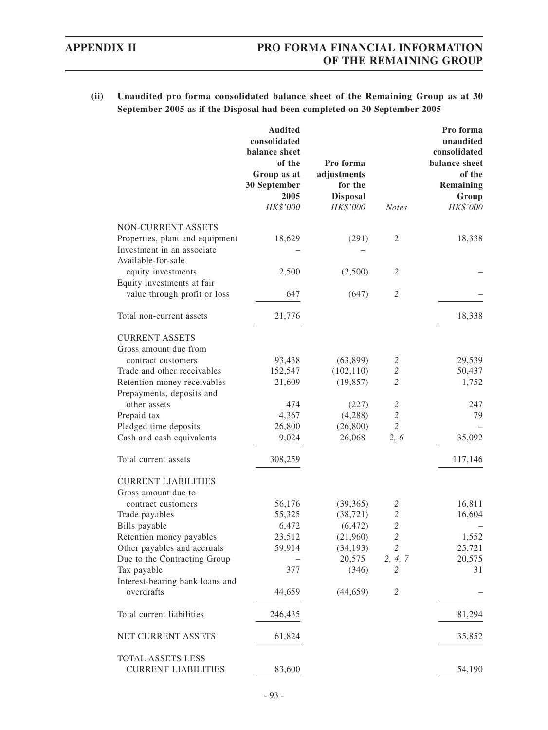**(ii) Unaudited pro forma consolidated balance sheet of the Remaining Group as at 30 September 2005 as if the Disposal had been completed on 30 September 2005**

| | Audited consolidated balance sheet of the Group as at 30 September 2005 | Pro forma adjustments for the Disposal | Notes | Pro forma unaudited consolidated balance sheet of the Remaining Group |
|---|---|---|---|---|
| | *HK$'000* | *HK$'000* | | *HK$'000* |
| NON-CURRENT ASSETS | | | | |
| Properties, plant and equipment | 18,629 | (291) | 2 | 18,338 |
| Investment in an associate | – | – | | |
| Available-for-sale equity investments | 2,500 | (2,500) | *2* | – |
| Equity investments at fair value through profit or loss | 647 | (647) | *2* | – |
| Total non-current assets | 21,776 | | | 18,338 |
| CURRENT ASSETS | | | | |
| Gross amount due from contract customers | 93,438 | (63,899) | *2* | 29,539 |
| Trade and other receivables | 152,547 | (102,110) | *2* | 50,437 |
| Retention money receivables | 21,609 | (19,857) | *2* | 1,752 |
| Prepayments, deposits and other assets | 474 | (227) | *2* | 247 |
| Prepaid tax | 4,367 | (4,288) | *2* | 79 |
| Pledged time deposits | 26,800 | (26,800) | *2* | – |
| Cash and cash equivalents | 9,024 | 26,068 | *2, 6* | 35,092 |
| Total current assets | 308,259 | | | 117,146 |
| CURRENT LIABILITIES | | | | |
| Gross amount due to contract customers | 56,176 | (39,365) | *2* | 16,811 |
| Trade payables | 55,325 | (38,721) | *2* | 16,604 |
| Bills payable | 6,472 | (6,472) | *2* | – |
| Retention money payables | 23,512 | (21,960) | *2* | 1,552 |
| Other payables and accruals | 59,914 | (34,193) | *2* | 25,721 |
| Due to the Contracting Group | – | 20,575 | *2, 4, 7* | 20,575 |
| Tax payable | 377 | (346) | *2* | 31 |
| Interest-bearing bank loans and overdrafts | 44,659 | (44,659) | *2* | – |
| Total current liabilities | 246,435 | | | 81,294 |
| NET CURRENT ASSETS | 61,824 | | | 35,852 |
| TOTAL ASSETS LESS CURRENT LIABILITIES | 83,600 | | | 54,190 |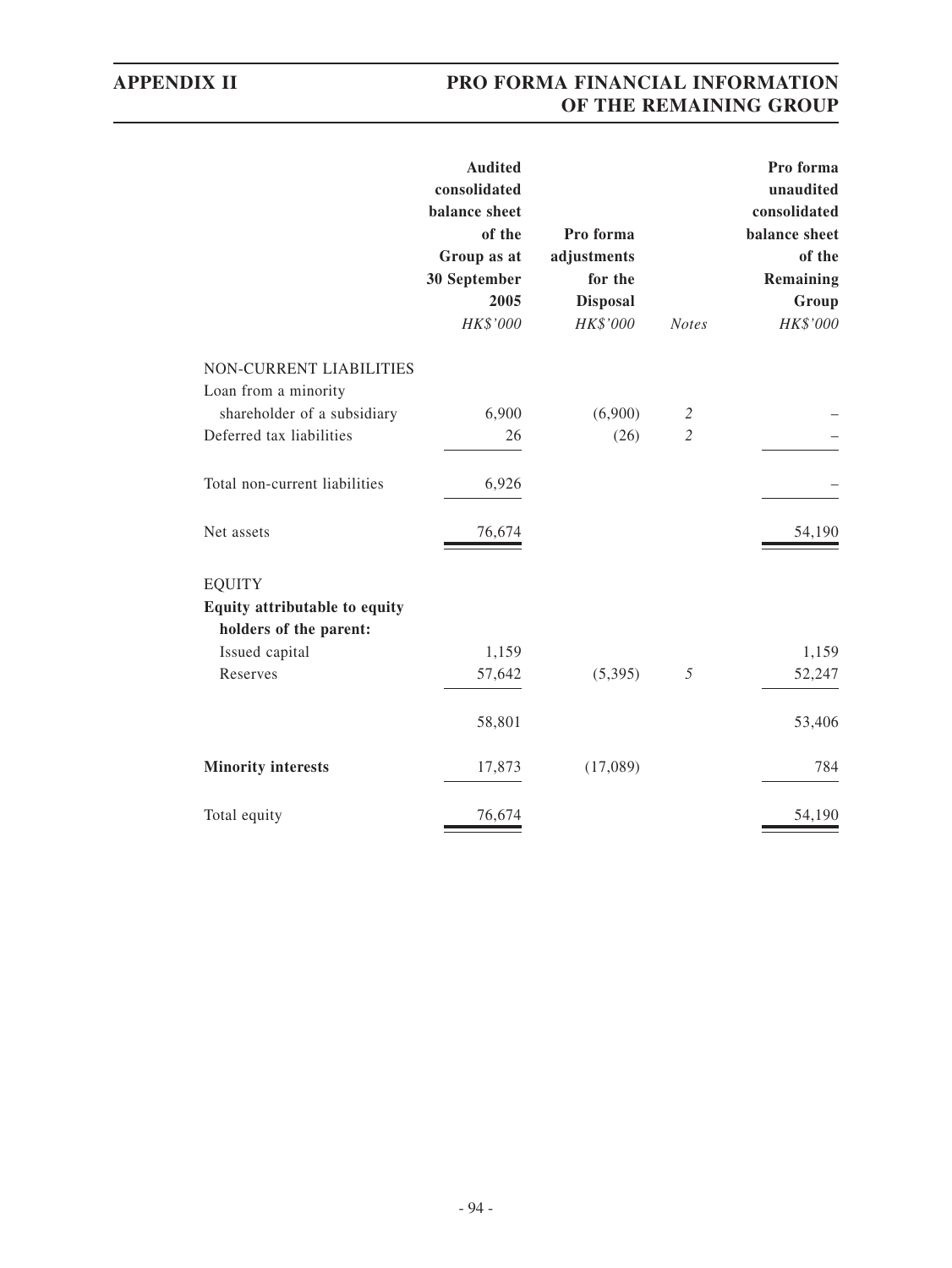| | Audited consolidated balance sheet of the Group as at 30 September 2005 | Pro forma adjustments for the Disposal | | Pro forma unaudited consolidated balance sheet of the Remaining Group |
|---|---|---|---|---|
| | *HK$'000* | *HK$'000* | *Notes* | *HK$'000* |
| NON-CURRENT LIABILITIES | | | | |
| Loan from a minority shareholder of a subsidiary | 6,900 | (6,900) | *2* | – |
| Deferred tax liabilities | 26 | (26) | *2* | – |
| Total non-current liabilities | 6,926 | | | – |
| Net assets | 76,674 | | | 54,190 |
| EQUITY | | | | |
| **Equity attributable to equity holders of the parent:** | | | | |
| Issued capital | 1,159 | | | 1,159 |
| Reserves | 57,642 | (5,395) | *5* | 52,247 |
| | 58,801 | | | 53,406 |
| **Minority interests** | 17,873 | (17,089) | | 784 |
| Total equity | 76,674 | | | 54,190 |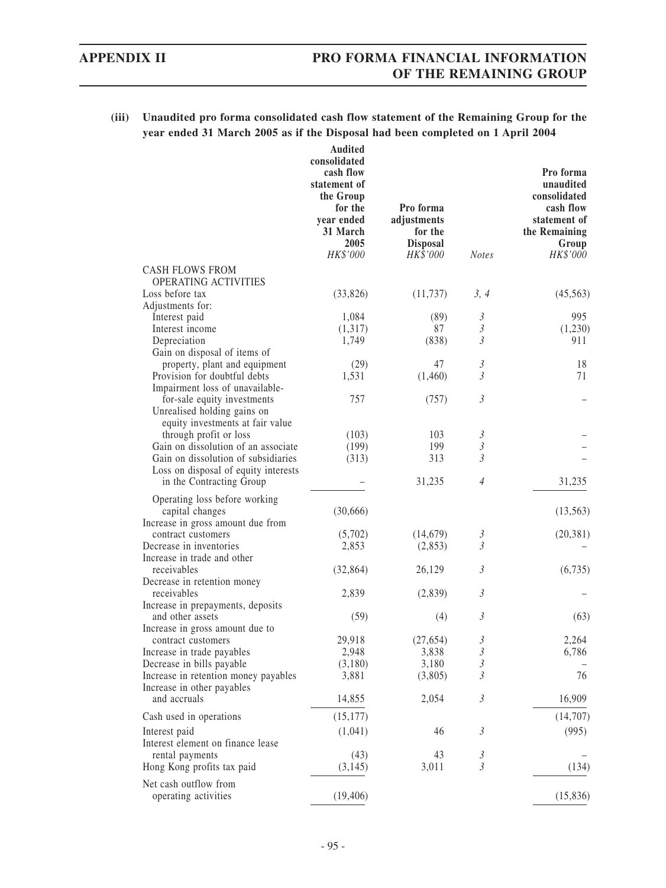**(iii) Unaudited pro forma consolidated cash flow statement of the Remaining Group for the year ended 31 March 2005 as if the Disposal had been completed on 1 April 2004**

| | Audited consolidated cash flow statement of the Group for the year ended 31 March 2005 | Pro forma adjustments for the Disposal | Notes | Pro forma unaudited consolidated cash flow statement of the Remaining Group |
|---|---|---|---|---|
| | *HK$'000* | *HK$'000* | | *HK$'000* |
| CASH FLOWS FROM OPERATING ACTIVITIES | | | | |
| Loss before tax | (33,826) | (11,737) | *3, 4* | (45,563) |
| Adjustments for: | | | | |
| Interest paid | 1,084 | (89) | *3* | 995 |
| Interest income | (1,317) | 87 | *3* | (1,230) |
| Depreciation | 1,749 | (838) | *3* | 911 |
| Gain on disposal of items of property, plant and equipment | (29) | 47 | *3* | 18 |
| Provision for doubtful debts | 1,531 | (1,460) | *3* | 71 |
| Impairment loss of unavailable-for-sale equity investments | 757 | (757) | *3* | – |
| Unrealised holding gains on equity investments at fair value through profit or loss | (103) | 103 | *3* | – |
| Gain on dissolution of an associate | (199) | 199 | *3* | – |
| Gain on dissolution of subsidiaries | (313) | 313 | *3* | – |
| Loss on disposal of equity interests in the Contracting Group | – | 31,235 | *4* | 31,235 |
| Operating loss before working capital changes | (30,666) | | | (13,563) |
| Increase in gross amount due from contract customers | (5,702) | (14,679) | *3* | (20,381) |
| Decrease in inventories | 2,853 | (2,853) | *3* | – |
| Increase in trade and other receivables | (32,864) | 26,129 | *3* | (6,735) |
| Decrease in retention money receivables | 2,839 | (2,839) | *3* | – |
| Increase in prepayments, deposits and other assets | (59) | (4) | *3* | (63) |
| Increase in gross amount due to contract customers | 29,918 | (27,654) | *3* | 2,264 |
| Increase in trade payables | 2,948 | 3,838 | *3* | 6,786 |
| Decrease in bills payable | (3,180) | 3,180 | *3* | – |
| Increase in retention money payables | 3,881 | (3,805) | *3* | 76 |
| Increase in other payables and accruals | 14,855 | 2,054 | *3* | 16,909 |
| Cash used in operations | (15,177) | | | (14,707) |
| Interest paid | (1,041) | 46 | *3* | (995) |
| Interest element on finance lease rental payments | (43) | 43 | *3* | – |
| Hong Kong profits tax paid | (3,145) | 3,011 | *3* | (134) |
| Net cash outflow from operating activities | (19,406) | | | (15,836) |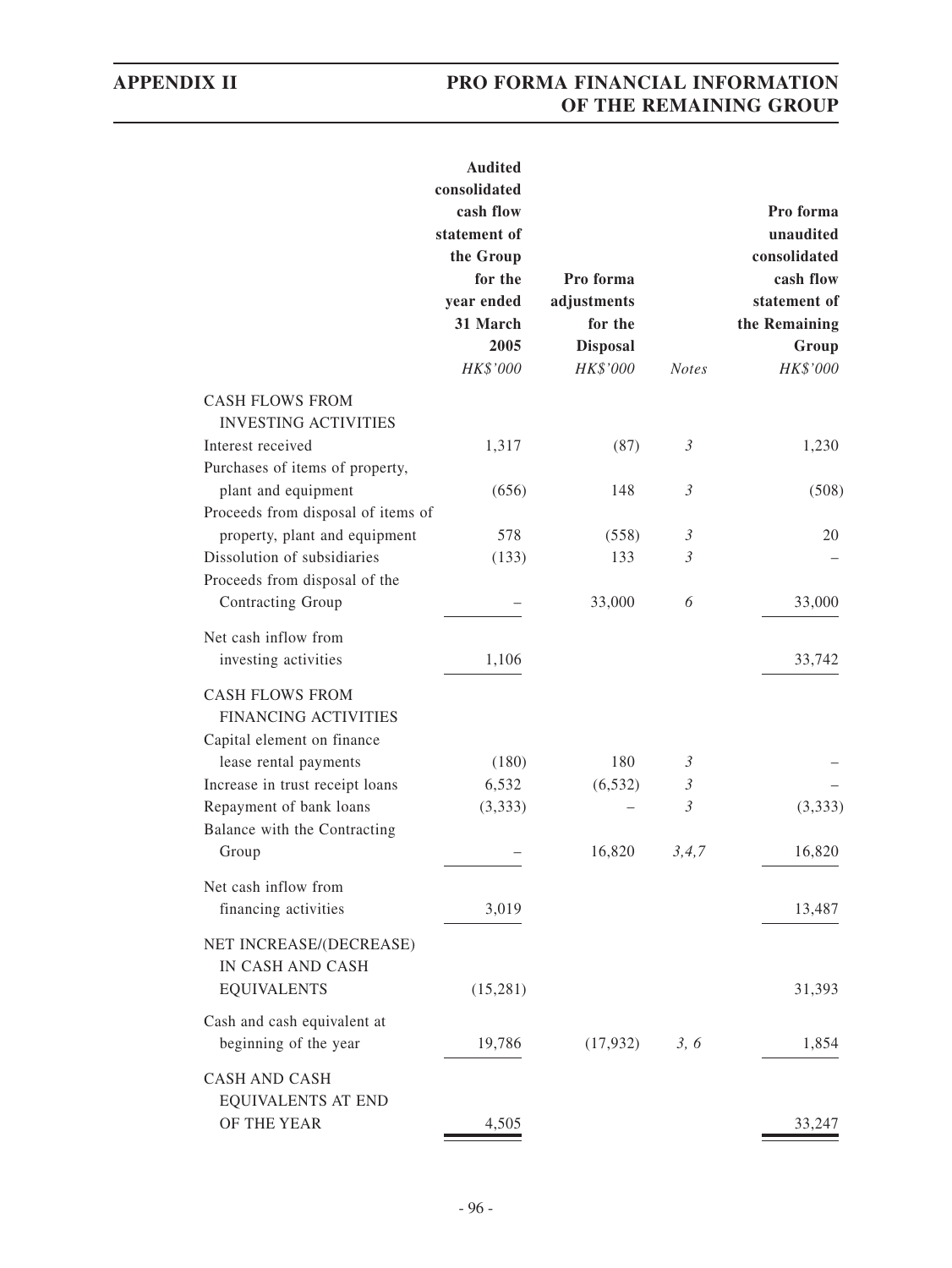| | Audited consolidated cash flow statement of the Group for the year ended 31 March 2005 | Pro forma adjustments for the Disposal | | Pro forma unaudited consolidated cash flow statement of the Remaining Group |
|---|---|---|---|---|
| | *HK$'000* | *HK$'000* | *Notes* | *HK$'000* |
| CASH FLOWS FROM INVESTING ACTIVITIES | | | | |
| Interest received | 1,317 | (87) | *3* | 1,230 |
| Purchases of items of property, plant and equipment | (656) | 148 | *3* | (508) |
| Proceeds from disposal of items of property, plant and equipment | 578 | (558) | *3* | 20 |
| Dissolution of subsidiaries | (133) | 133 | *3* | – |
| Proceeds from disposal of the Contracting Group | – | 33,000 | *6* | 33,000 |
| Net cash inflow from investing activities | 1,106 | | | 33,742 |
| CASH FLOWS FROM FINANCING ACTIVITIES | | | | |
| Capital element on finance lease rental payments | (180) | 180 | *3* | – |
| Increase in trust receipt loans | 6,532 | (6,532) | *3* | – |
| Repayment of bank loans | (3,333) | – | *3* | (3,333) |
| Balance with the Contracting Group | – | 16,820 | *3,4,7* | 16,820 |
| Net cash inflow from financing activities | 3,019 | | | 13,487 |
| NET INCREASE/(DECREASE) IN CASH AND CASH EQUIVALENTS | (15,281) | | | 31,393 |
| Cash and cash equivalent at beginning of the year | 19,786 | (17,932) | *3, 6* | 1,854 |
| CASH AND CASH EQUIVALENTS AT END OF THE YEAR | 4,505 | | | 33,247 |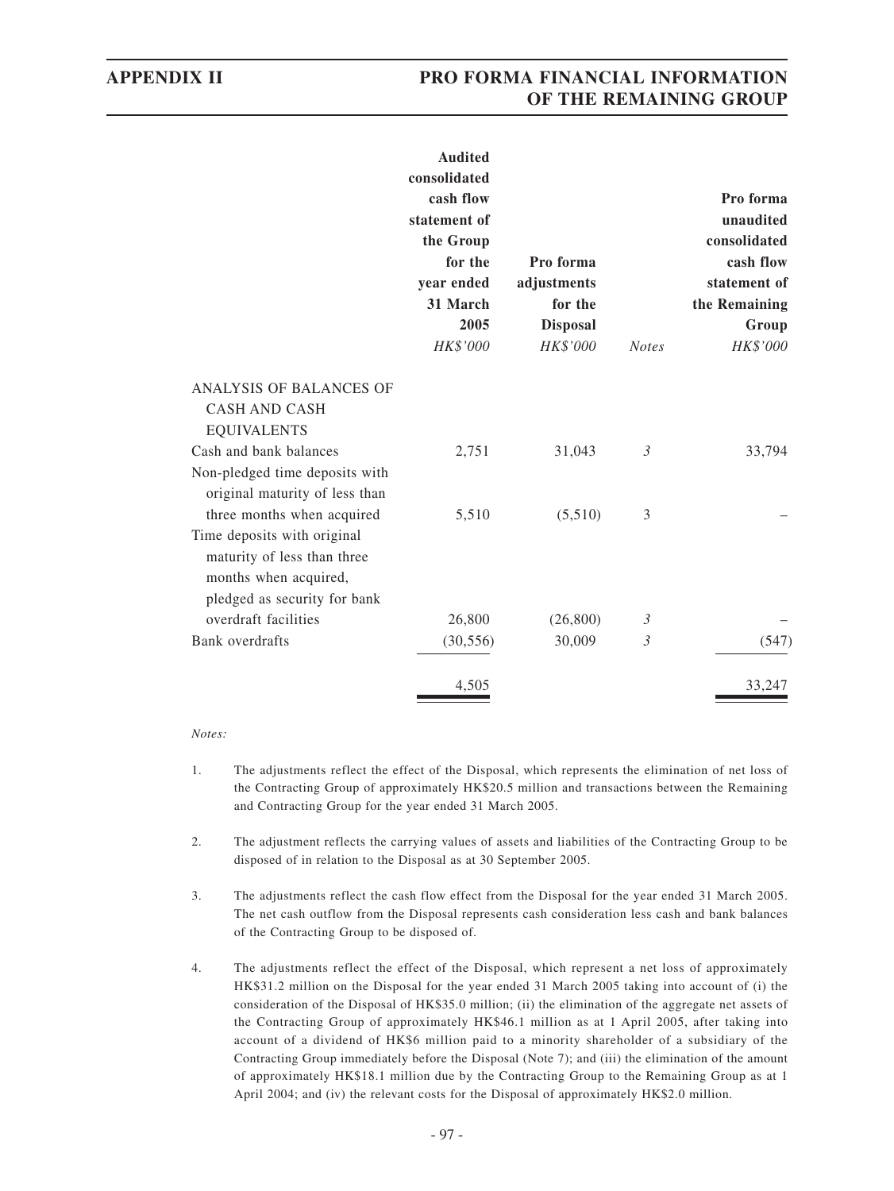| | Audited consolidated cash flow statement of the Group for the year ended 31 March 2005 | Pro forma adjustments for the Disposal | | Pro forma unaudited consolidated cash flow statement of the Remaining Group |
|---|---|---|---|---|
| | *HK$'000* | *HK$'000* | *Notes* | *HK$'000* |
| ANALYSIS OF BALANCES OF CASH AND CASH EQUIVALENTS | | | | |
| Cash and bank balances | 2,751 | 31,043 | *3* | 33,794 |
| Non-pledged time deposits with original maturity of less than three months when acquired | 5,510 | (5,510) | 3 | – |
| Time deposits with original maturity of less than three months when acquired, pledged as security for bank overdraft facilities | 26,800 | (26,800) | *3* | – |
| Bank overdrafts | (30,556) | 30,009 | *3* | (547) |
| | 4,505 | | | 33,247 |

*Notes:*

1. The adjustments reflect the effect of the Disposal, which represents the elimination of net loss of the Contracting Group of approximately HK$20.5 million and transactions between the Remaining and Contracting Group for the year ended 31 March 2005.

2. The adjustment reflects the carrying values of assets and liabilities of the Contracting Group to be disposed of in relation to the Disposal as at 30 September 2005.

3. The adjustments reflect the cash flow effect from the Disposal for the year ended 31 March 2005. The net cash outflow from the Disposal represents cash consideration less cash and bank balances of the Contracting Group to be disposed of.

4. The adjustments reflect the effect of the Disposal, which represent a net loss of approximately HK$31.2 million on the Disposal for the year ended 31 March 2005 taking into account of (i) the consideration of the Disposal of HK$35.0 million; (ii) the elimination of the aggregate net assets of the Contracting Group of approximately HK$46.1 million as at 1 April 2005, after taking into account of a dividend of HK$6 million paid to a minority shareholder of a subsidiary of the Contracting Group immediately before the Disposal (Note 7); and (iii) the elimination of the amount of approximately HK$18.1 million due by the Contracting Group to the Remaining Group as at 1 April 2004; and (iv) the relevant costs for the Disposal of approximately HK$2.0 million.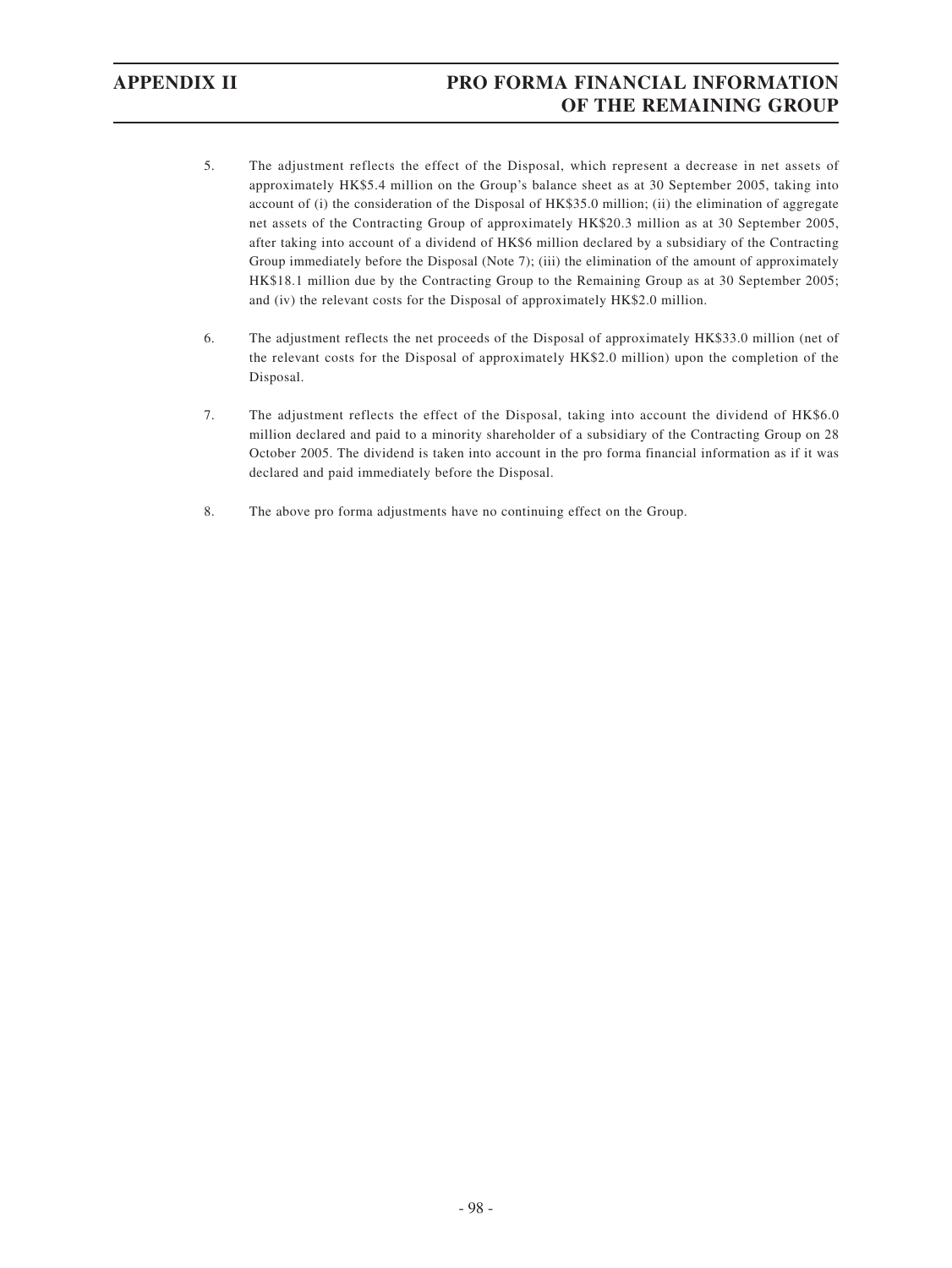5. The adjustment reflects the effect of the Disposal, which represent a decrease in net assets of approximately HK$5.4 million on the Group's balance sheet as at 30 September 2005, taking into account of (i) the consideration of the Disposal of HK$35.0 million; (ii) the elimination of aggregate net assets of the Contracting Group of approximately HK$20.3 million as at 30 September 2005, after taking into account of a dividend of HK$6 million declared by a subsidiary of the Contracting Group immediately before the Disposal (Note 7); (iii) the elimination of the amount of approximately HK$18.1 million due by the Contracting Group to the Remaining Group as at 30 September 2005; and (iv) the relevant costs for the Disposal of approximately HK$2.0 million.

6. The adjustment reflects the net proceeds of the Disposal of approximately HK$33.0 million (net of the relevant costs for the Disposal of approximately HK$2.0 million) upon the completion of the Disposal.

7. The adjustment reflects the effect of the Disposal, taking into account the dividend of HK$6.0 million declared and paid to a minority shareholder of a subsidiary of the Contracting Group on 28 October 2005. The dividend is taken into account in the pro forma financial information as if it was declared and paid immediately before the Disposal.

8. The above pro forma adjustments have no continuing effect on the Group.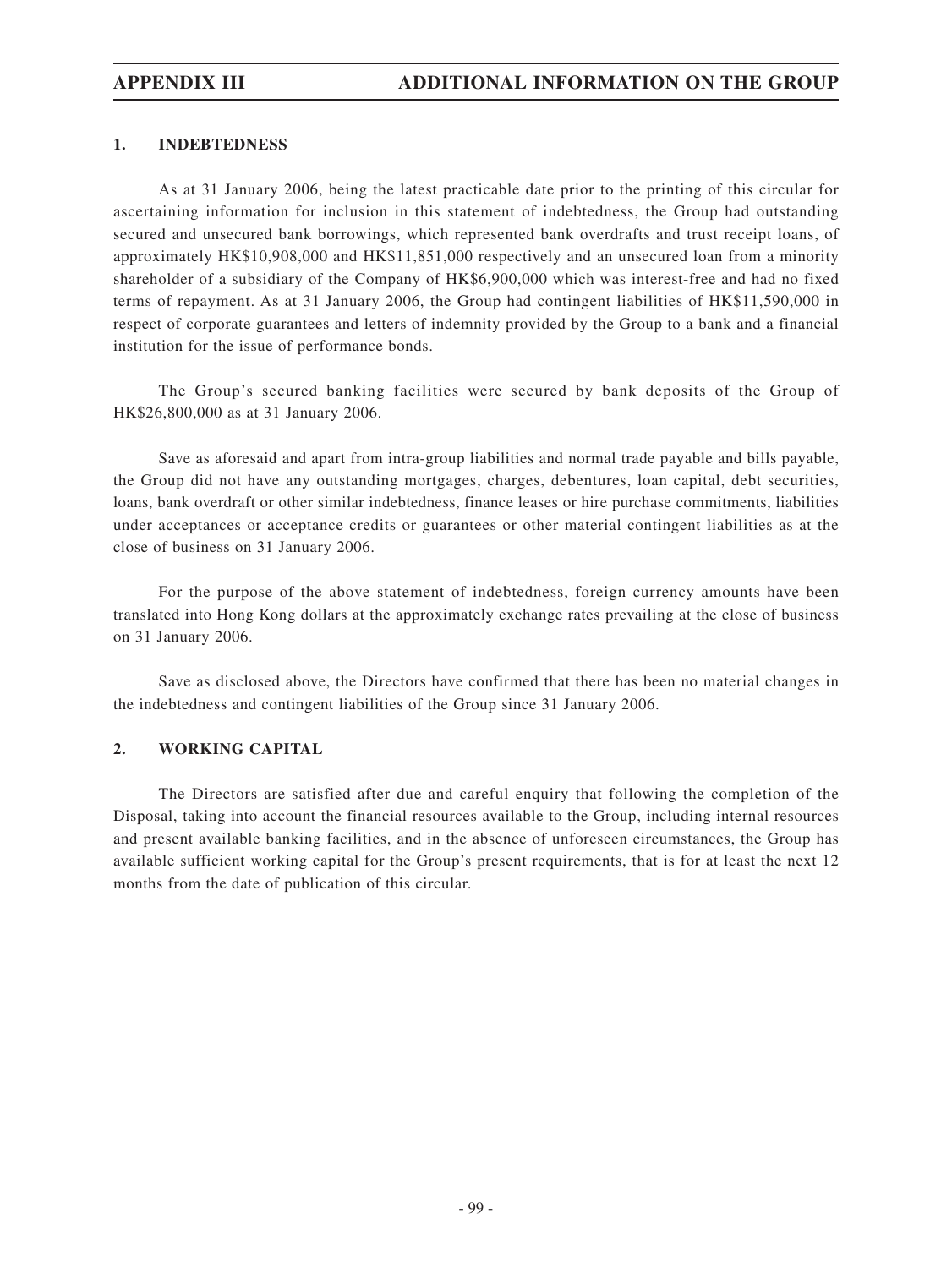## 1. INDEBTEDNESS

As at 31 January 2006, being the latest practicable date prior to the printing of this circular for ascertaining information for inclusion in this statement of indebtedness, the Group had outstanding secured and unsecured bank borrowings, which represented bank overdrafts and trust receipt loans, of approximately HK$10,908,000 and HK$11,851,000 respectively and an unsecured loan from a minority shareholder of a subsidiary of the Company of HK$6,900,000 which was interest-free and had no fixed terms of repayment. As at 31 January 2006, the Group had contingent liabilities of HK$11,590,000 in respect of corporate guarantees and letters of indemnity provided by the Group to a bank and a financial institution for the issue of performance bonds.

The Group's secured banking facilities were secured by bank deposits of the Group of HK$26,800,000 as at 31 January 2006.

Save as aforesaid and apart from intra-group liabilities and normal trade payable and bills payable, the Group did not have any outstanding mortgages, charges, debentures, loan capital, debt securities, loans, bank overdraft or other similar indebtedness, finance leases or hire purchase commitments, liabilities under acceptances or acceptance credits or guarantees or other material contingent liabilities as at the close of business on 31 January 2006.

For the purpose of the above statement of indebtedness, foreign currency amounts have been translated into Hong Kong dollars at the approximately exchange rates prevailing at the close of business on 31 January 2006.

Save as disclosed above, the Directors have confirmed that there has been no material changes in the indebtedness and contingent liabilities of the Group since 31 January 2006.

## 2. WORKING CAPITAL

The Directors are satisfied after due and careful enquiry that following the completion of the Disposal, taking into account the financial resources available to the Group, including internal resources and present available banking facilities, and in the absence of unforeseen circumstances, the Group has available sufficient working capital for the Group's present requirements, that is for at least the next 12 months from the date of publication of this circular.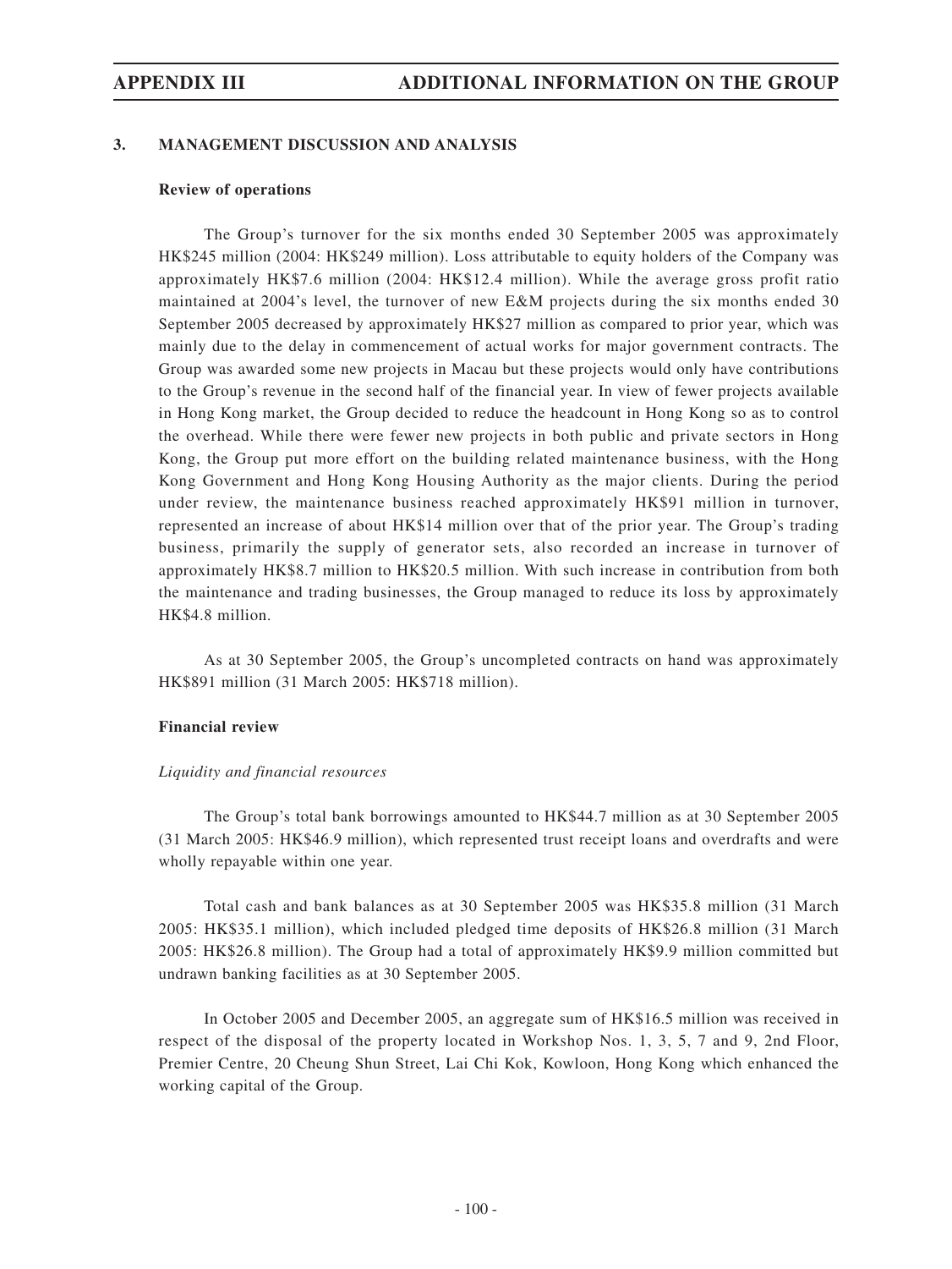## 3. MANAGEMENT DISCUSSION AND ANALYSIS

### Review of operations

The Group's turnover for the six months ended 30 September 2005 was approximately HK$245 million (2004: HK$249 million). Loss attributable to equity holders of the Company was approximately HK$7.6 million (2004: HK$12.4 million). While the average gross profit ratio maintained at 2004's level, the turnover of new E&M projects during the six months ended 30 September 2005 decreased by approximately HK$27 million as compared to prior year, which was mainly due to the delay in commencement of actual works for major government contracts. The Group was awarded some new projects in Macau but these projects would only have contributions to the Group's revenue in the second half of the financial year. In view of fewer projects available in Hong Kong market, the Group decided to reduce the headcount in Hong Kong so as to control the overhead. While there were fewer new projects in both public and private sectors in Hong Kong, the Group put more effort on the building related maintenance business, with the Hong Kong Government and Hong Kong Housing Authority as the major clients. During the period under review, the maintenance business reached approximately HK$91 million in turnover, represented an increase of about HK$14 million over that of the prior year. The Group's trading business, primarily the supply of generator sets, also recorded an increase in turnover of approximately HK$8.7 million to HK$20.5 million. With such increase in contribution from both the maintenance and trading businesses, the Group managed to reduce its loss by approximately HK$4.8 million.

As at 30 September 2005, the Group's uncompleted contracts on hand was approximately HK$891 million (31 March 2005: HK$718 million).

### Financial review

*Liquidity and financial resources*

The Group's total bank borrowings amounted to HK$44.7 million as at 30 September 2005 (31 March 2005: HK$46.9 million), which represented trust receipt loans and overdrafts and were wholly repayable within one year.

Total cash and bank balances as at 30 September 2005 was HK$35.8 million (31 March 2005: HK$35.1 million), which included pledged time deposits of HK$26.8 million (31 March 2005: HK$26.8 million). The Group had a total of approximately HK$9.9 million committed but undrawn banking facilities as at 30 September 2005.

In October 2005 and December 2005, an aggregate sum of HK$16.5 million was received in respect of the disposal of the property located in Workshop Nos. 1, 3, 5, 7 and 9, 2nd Floor, Premier Centre, 20 Cheung Shun Street, Lai Chi Kok, Kowloon, Hong Kong which enhanced the working capital of the Group.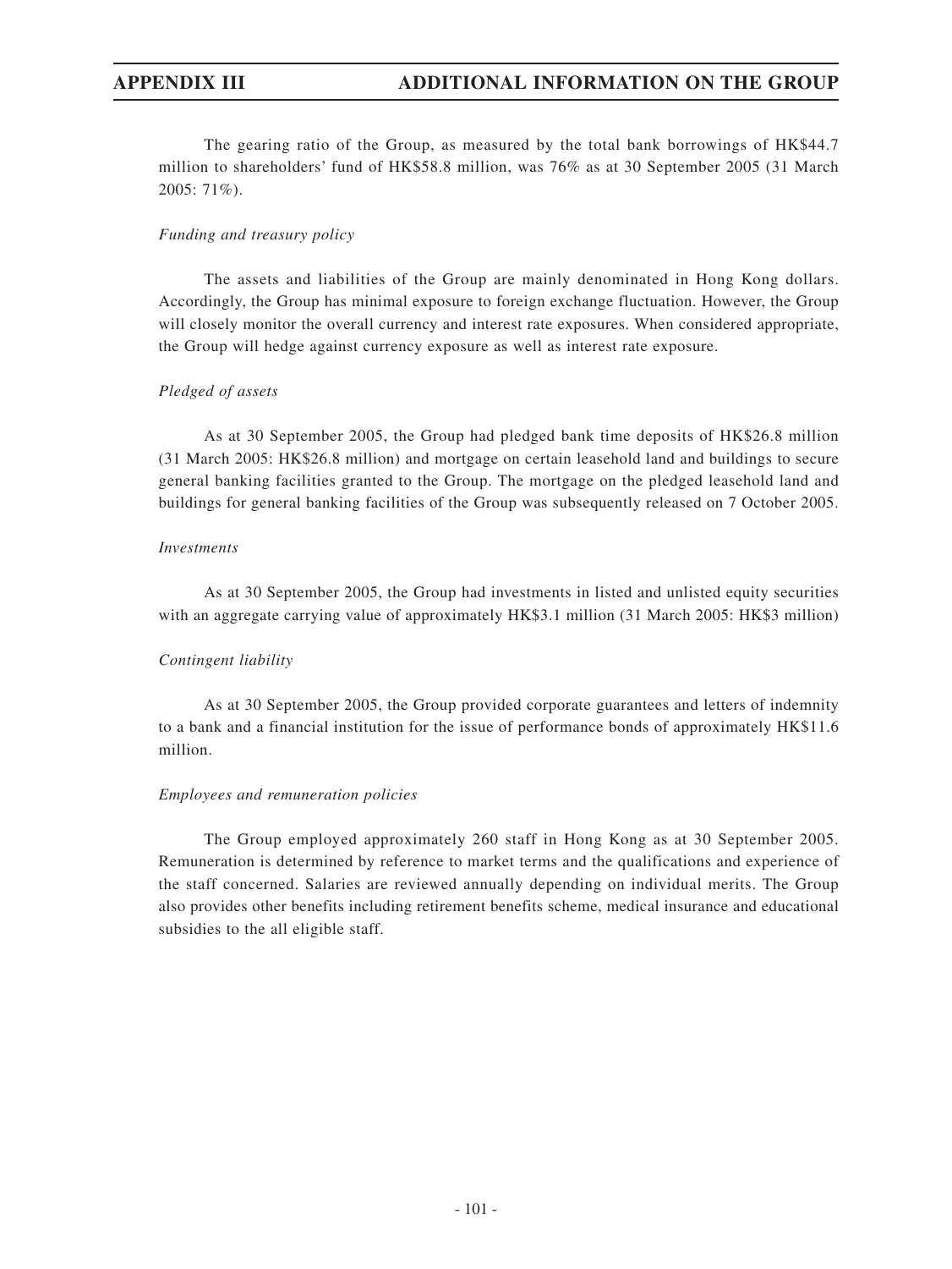The gearing ratio of the Group, as measured by the total bank borrowings of HK$44.7 million to shareholders' fund of HK$58.8 million, was 76% as at 30 September 2005 (31 March 2005: 71%).

*Funding and treasury policy*

The assets and liabilities of the Group are mainly denominated in Hong Kong dollars. Accordingly, the Group has minimal exposure to foreign exchange fluctuation. However, the Group will closely monitor the overall currency and interest rate exposures. When considered appropriate, the Group will hedge against currency exposure as well as interest rate exposure.

*Pledged of assets*

As at 30 September 2005, the Group had pledged bank time deposits of HK$26.8 million (31 March 2005: HK$26.8 million) and mortgage on certain leasehold land and buildings to secure general banking facilities granted to the Group. The mortgage on the pledged leasehold land and buildings for general banking facilities of the Group was subsequently released on 7 October 2005.

*Investments*

As at 30 September 2005, the Group had investments in listed and unlisted equity securities with an aggregate carrying value of approximately HK$3.1 million (31 March 2005: HK$3 million)

*Contingent liability*

As at 30 September 2005, the Group provided corporate guarantees and letters of indemnity to a bank and a financial institution for the issue of performance bonds of approximately HK$11.6 million.

*Employees and remuneration policies*

The Group employed approximately 260 staff in Hong Kong as at 30 September 2005. Remuneration is determined by reference to market terms and the qualifications and experience of the staff concerned. Salaries are reviewed annually depending on individual merits. The Group also provides other benefits including retirement benefits scheme, medical insurance and educational subsidies to the all eligible staff.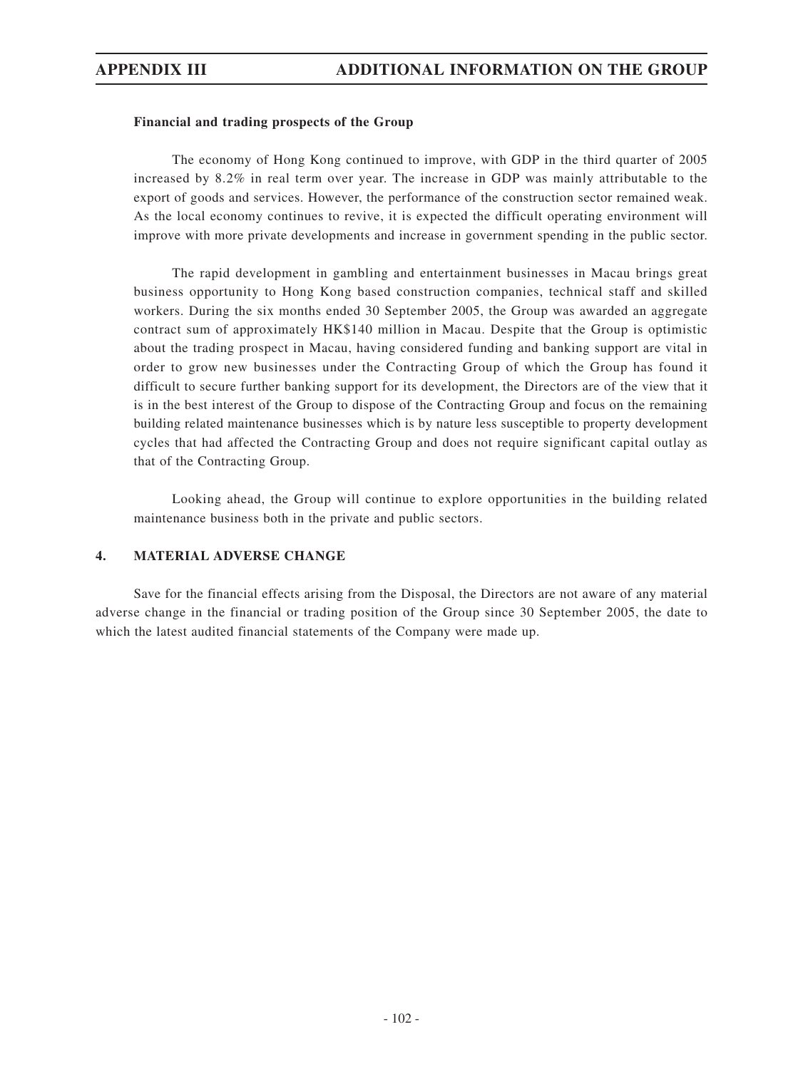**Financial and trading prospects of the Group**

The economy of Hong Kong continued to improve, with GDP in the third quarter of 2005 increased by 8.2% in real term over year. The increase in GDP was mainly attributable to the export of goods and services. However, the performance of the construction sector remained weak. As the local economy continues to revive, it is expected the difficult operating environment will improve with more private developments and increase in government spending in the public sector.

The rapid development in gambling and entertainment businesses in Macau brings great business opportunity to Hong Kong based construction companies, technical staff and skilled workers. During the six months ended 30 September 2005, the Group was awarded an aggregate contract sum of approximately HK$140 million in Macau. Despite that the Group is optimistic about the trading prospect in Macau, having considered funding and banking support are vital in order to grow new businesses under the Contracting Group of which the Group has found it difficult to secure further banking support for its development, the Directors are of the view that it is in the best interest of the Group to dispose of the Contracting Group and focus on the remaining building related maintenance businesses which is by nature less susceptible to property development cycles that had affected the Contracting Group and does not require significant capital outlay as that of the Contracting Group.

Looking ahead, the Group will continue to explore opportunities in the building related maintenance business both in the private and public sectors.

## 4. MATERIAL ADVERSE CHANGE

Save for the financial effects arising from the Disposal, the Directors are not aware of any material adverse change in the financial or trading position of the Group since 30 September 2005, the date to which the latest audited financial statements of the Company were made up.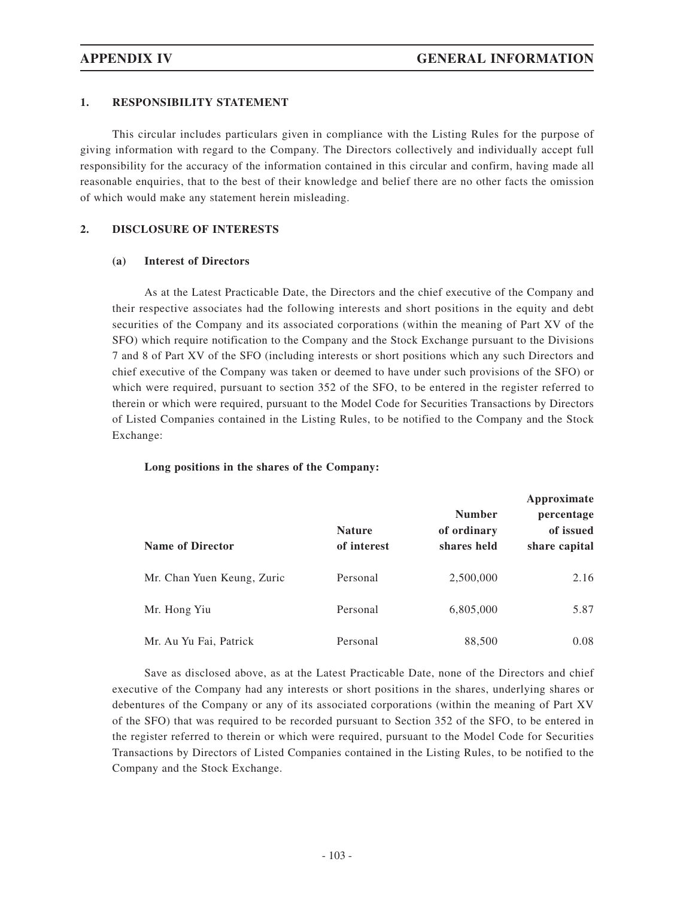## 1. RESPONSIBILITY STATEMENT

This circular includes particulars given in compliance with the Listing Rules for the purpose of giving information with regard to the Company. The Directors collectively and individually accept full responsibility for the accuracy of the information contained in this circular and confirm, having made all reasonable enquiries, that to the best of their knowledge and belief there are no other facts the omission of which would make any statement herein misleading.

## 2. DISCLOSURE OF INTERESTS

### (a) Interest of Directors

As at the Latest Practicable Date, the Directors and the chief executive of the Company and their respective associates had the following interests and short positions in the equity and debt securities of the Company and its associated corporations (within the meaning of Part XV of the SFO) which require notification to the Company and the Stock Exchange pursuant to the Divisions 7 and 8 of Part XV of the SFO (including interests or short positions which any such Directors and chief executive of the Company was taken or deemed to have under such provisions of the SFO) or which were required, pursuant to section 352 of the SFO, to be entered in the register referred to therein or which were required, pursuant to the Model Code for Securities Transactions by Directors of Listed Companies contained in the Listing Rules, to be notified to the Company and the Stock Exchange:

**Long positions in the shares of the Company:**

| Name of Director | Nature of interest | Number of ordinary shares held | Approximate percentage of issued share capital |
|---|---|---|---|
| Mr. Chan Yuen Keung, Zuric | Personal | 2,500,000 | 2.16 |
| Mr. Hong Yiu | Personal | 6,805,000 | 5.87 |
| Mr. Au Yu Fai, Patrick | Personal | 88,500 | 0.08 |

Save as disclosed above, as at the Latest Practicable Date, none of the Directors and chief executive of the Company had any interests or short positions in the shares, underlying shares or debentures of the Company or any of its associated corporations (within the meaning of Part XV of the SFO) that was required to be recorded pursuant to Section 352 of the SFO, to be entered in the register referred to therein or which were required, pursuant to the Model Code for Securities Transactions by Directors of Listed Companies contained in the Listing Rules, to be notified to the Company and the Stock Exchange.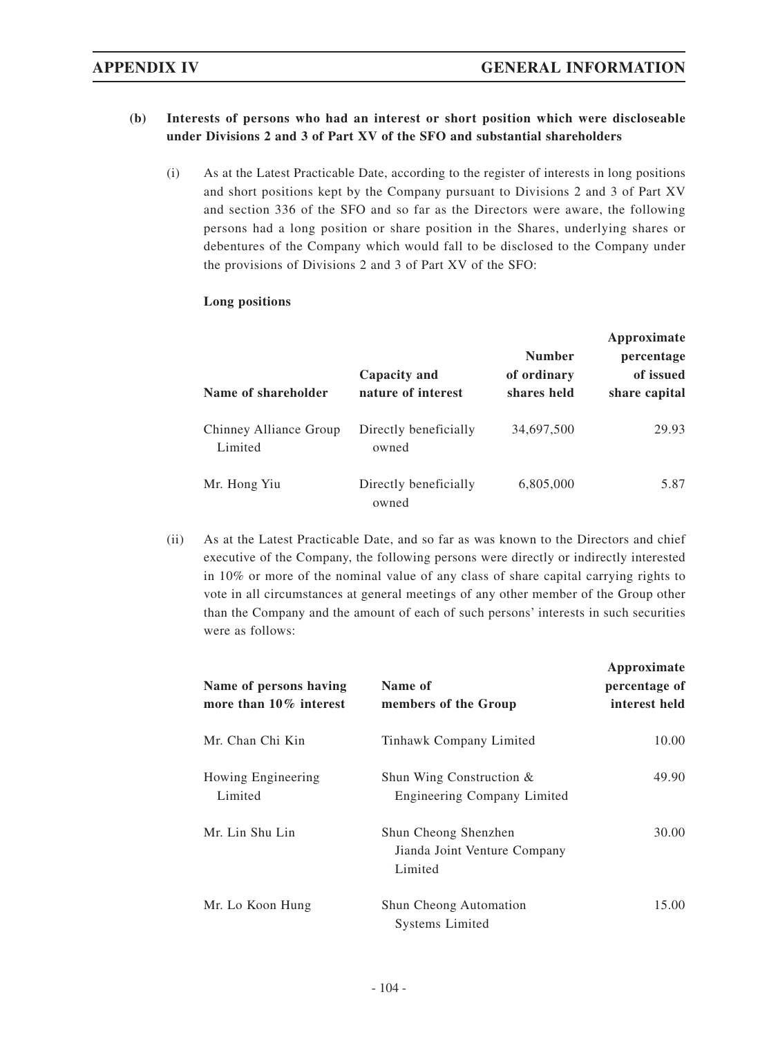**(b) Interests of persons who had an interest or short position which were discloseable under Divisions 2 and 3 of Part XV of the SFO and substantial shareholders**

(i) As at the Latest Practicable Date, according to the register of interests in long positions and short positions kept by the Company pursuant to Divisions 2 and 3 of Part XV and section 336 of the SFO and so far as the Directors were aware, the following persons had a long position or share position in the Shares, underlying shares or debentures of the Company which would fall to be disclosed to the Company under the provisions of Divisions 2 and 3 of Part XV of the SFO:

**Long positions**

| Name of shareholder | Capacity and nature of interest | Number of ordinary shares held | Approximate percentage of issued share capital |
|---|---|---|---|
| Chinney Alliance Group Limited | Directly beneficially owned | 34,697,500 | 29.93 |
| Mr. Hong Yiu | Directly beneficially owned | 6,805,000 | 5.87 |

(ii) As at the Latest Practicable Date, and so far as was known to the Directors and chief executive of the Company, the following persons were directly or indirectly interested in 10% or more of the nominal value of any class of share capital carrying rights to vote in all circumstances at general meetings of any other member of the Group other than the Company and the amount of each of such persons' interests in such securities were as follows:

| Name of persons having more than 10% interest | Name of members of the Group | Approximate percentage of interest held |
|---|---|---|
| Mr. Chan Chi Kin | Tinhawk Company Limited | 10.00 |
| Howing Engineering Limited | Shun Wing Construction & Engineering Company Limited | 49.90 |
| Mr. Lin Shu Lin | Shun Cheong Shenzhen Jianda Joint Venture Company Limited | 30.00 |
| Mr. Lo Koon Hung | Shun Cheong Automation Systems Limited | 15.00 |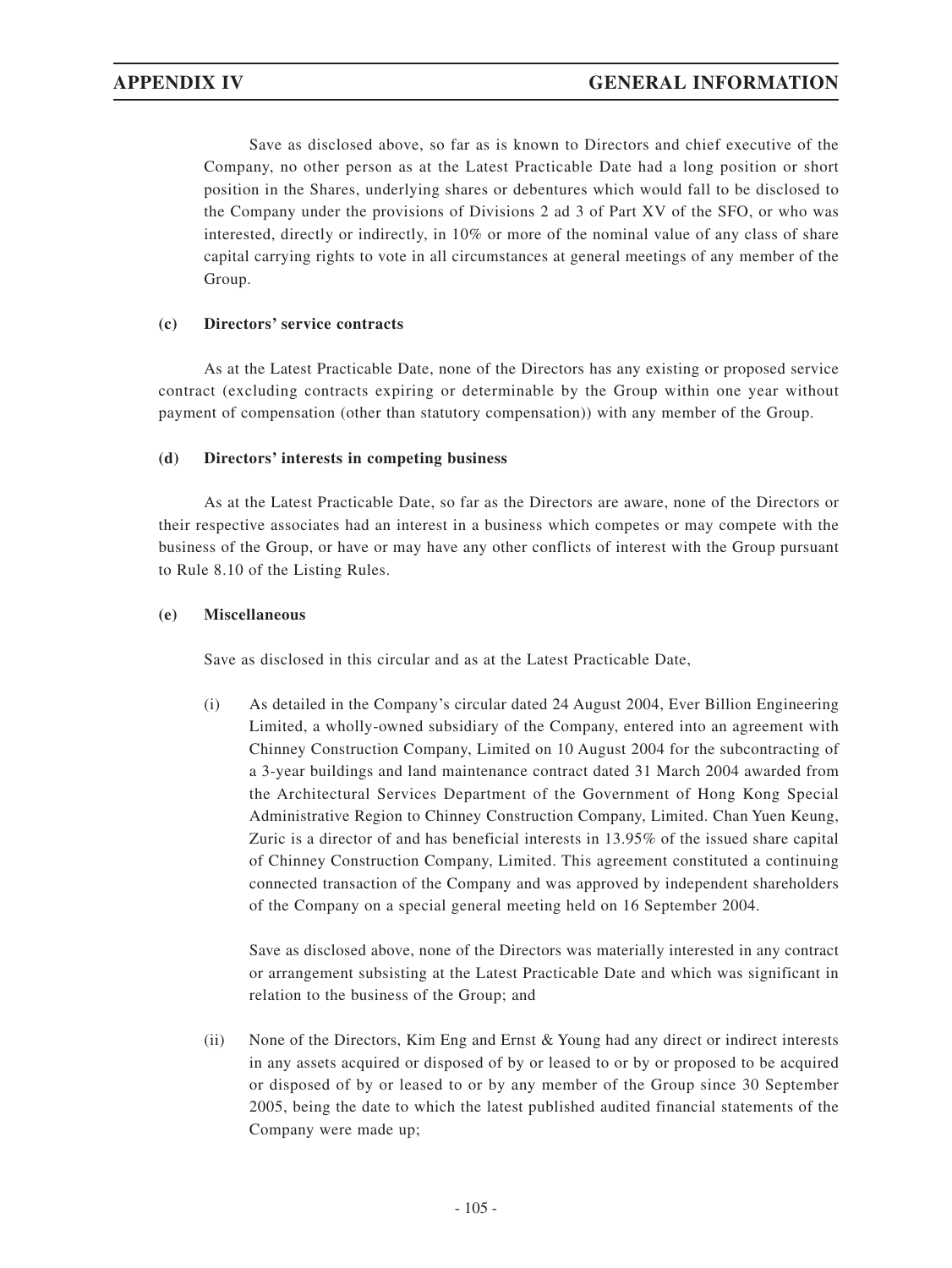Save as disclosed above, so far as is known to Directors and chief executive of the Company, no other person as at the Latest Practicable Date had a long position or short position in the Shares, underlying shares or debentures which would fall to be disclosed to the Company under the provisions of Divisions 2 ad 3 of Part XV of the SFO, or who was interested, directly or indirectly, in 10% or more of the nominal value of any class of share capital carrying rights to vote in all circumstances at general meetings of any member of the Group.

**(c) Directors' service contracts**

As at the Latest Practicable Date, none of the Directors has any existing or proposed service contract (excluding contracts expiring or determinable by the Group within one year without payment of compensation (other than statutory compensation)) with any member of the Group.

**(d) Directors' interests in competing business**

As at the Latest Practicable Date, so far as the Directors are aware, none of the Directors or their respective associates had an interest in a business which competes or may compete with the business of the Group, or have or may have any other conflicts of interest with the Group pursuant to Rule 8.10 of the Listing Rules.

**(e) Miscellaneous**

Save as disclosed in this circular and as at the Latest Practicable Date,

(i) As detailed in the Company's circular dated 24 August 2004, Ever Billion Engineering Limited, a wholly-owned subsidiary of the Company, entered into an agreement with Chinney Construction Company, Limited on 10 August 2004 for the subcontracting of a 3-year buildings and land maintenance contract dated 31 March 2004 awarded from the Architectural Services Department of the Government of Hong Kong Special Administrative Region to Chinney Construction Company, Limited. Chan Yuen Keung, Zuric is a director of and has beneficial interests in 13.95% of the issued share capital of Chinney Construction Company, Limited. This agreement constituted a continuing connected transaction of the Company and was approved by independent shareholders of the Company on a special general meeting held on 16 September 2004.

Save as disclosed above, none of the Directors was materially interested in any contract or arrangement subsisting at the Latest Practicable Date and which was significant in relation to the business of the Group; and

(ii) None of the Directors, Kim Eng and Ernst & Young had any direct or indirect interests in any assets acquired or disposed of by or leased to or by or proposed to be acquired or disposed of by or leased to or by any member of the Group since 30 September 2005, being the date to which the latest published audited financial statements of the Company were made up;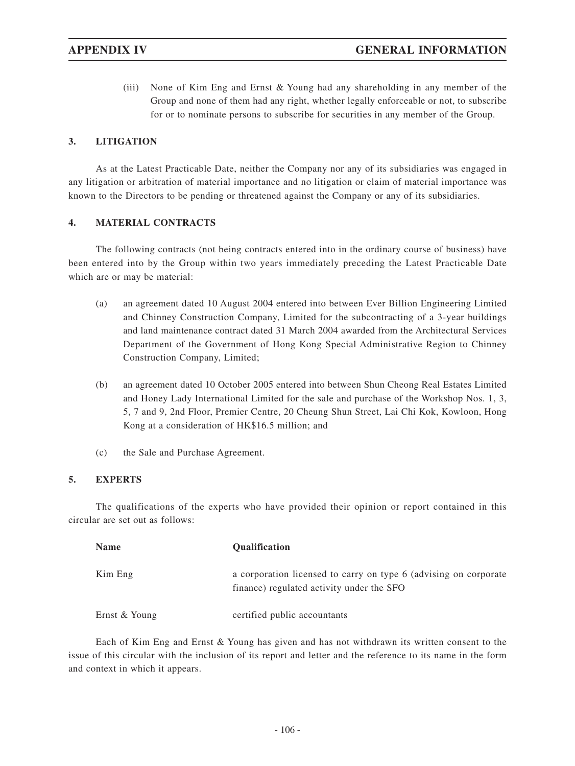(iii) None of Kim Eng and Ernst & Young had any shareholding in any member of the Group and none of them had any right, whether legally enforceable or not, to subscribe for or to nominate persons to subscribe for securities in any member of the Group.

## 3. LITIGATION

As at the Latest Practicable Date, neither the Company nor any of its subsidiaries was engaged in any litigation or arbitration of material importance and no litigation or claim of material importance was known to the Directors to be pending or threatened against the Company or any of its subsidiaries.

## 4. MATERIAL CONTRACTS

The following contracts (not being contracts entered into in the ordinary course of business) have been entered into by the Group within two years immediately preceding the Latest Practicable Date which are or may be material:

(a) an agreement dated 10 August 2004 entered into between Ever Billion Engineering Limited and Chinney Construction Company, Limited for the subcontracting of a 3-year buildings and land maintenance contract dated 31 March 2004 awarded from the Architectural Services Department of the Government of Hong Kong Special Administrative Region to Chinney Construction Company, Limited;

(b) an agreement dated 10 October 2005 entered into between Shun Cheong Real Estates Limited and Honey Lady International Limited for the sale and purchase of the Workshop Nos. 1, 3, 5, 7 and 9, 2nd Floor, Premier Centre, 20 Cheung Shun Street, Lai Chi Kok, Kowloon, Hong Kong at a consideration of HK$16.5 million; and

(c) the Sale and Purchase Agreement.

## 5. EXPERTS

The qualifications of the experts who have provided their opinion or report contained in this circular are set out as follows:

| Name | Qualification |
|---|---|
| Kim Eng | a corporation licensed to carry on type 6 (advising on corporate finance) regulated activity under the SFO |
| Ernst & Young | certified public accountants |

Each of Kim Eng and Ernst & Young has given and has not withdrawn its written consent to the issue of this circular with the inclusion of its report and letter and the reference to its name in the form and context in which it appears.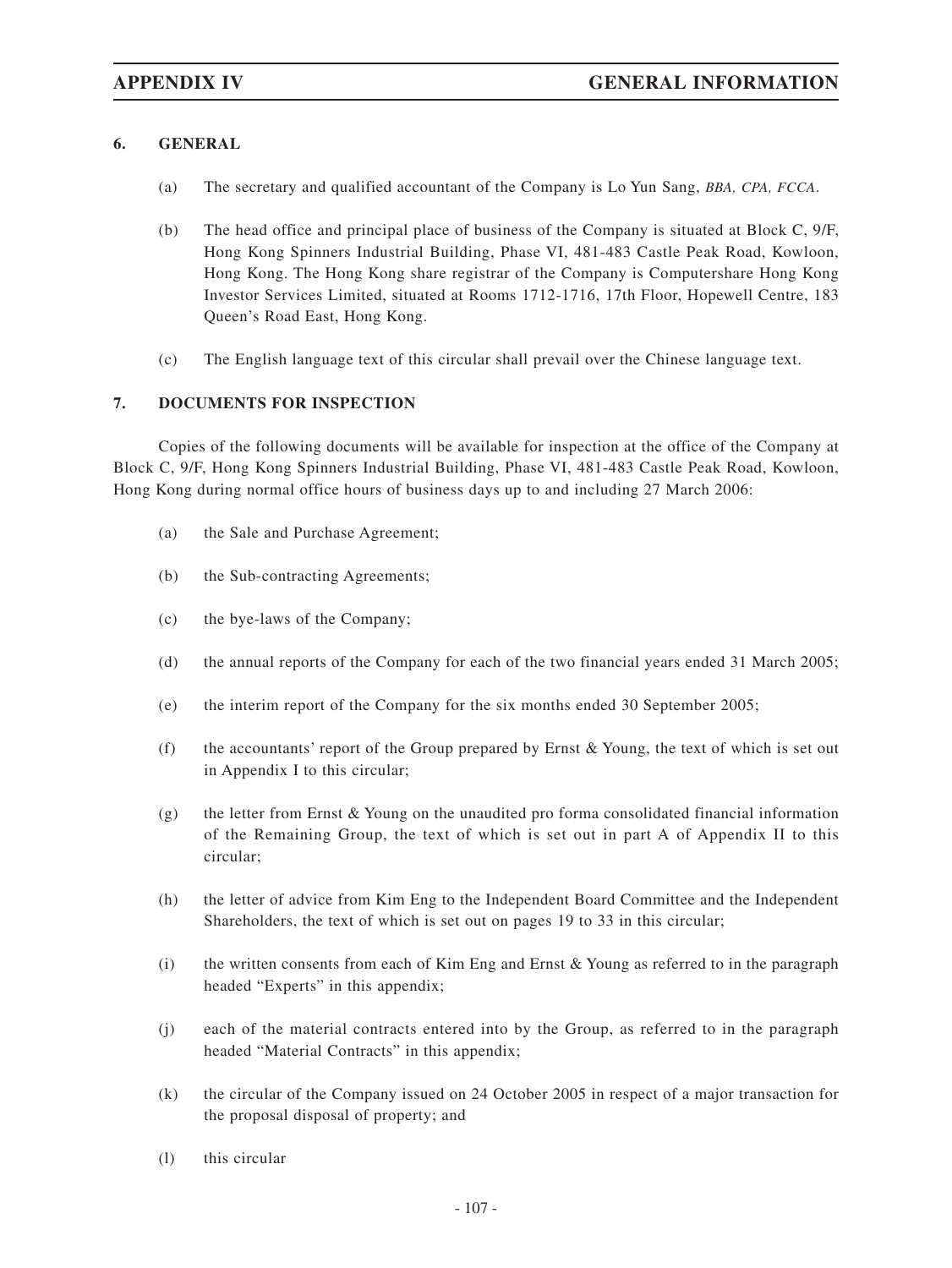## 6. GENERAL

(a) The secretary and qualified accountant of the Company is Lo Yun Sang, *BBA, CPA, FCCA*.

(b) The head office and principal place of business of the Company is situated at Block C, 9/F, Hong Kong Spinners Industrial Building, Phase VI, 481-483 Castle Peak Road, Kowloon, Hong Kong. The Hong Kong share registrar of the Company is Computershare Hong Kong Investor Services Limited, situated at Rooms 1712-1716, 17th Floor, Hopewell Centre, 183 Queen's Road East, Hong Kong.

(c) The English language text of this circular shall prevail over the Chinese language text.

## 7. DOCUMENTS FOR INSPECTION

Copies of the following documents will be available for inspection at the office of the Company at Block C, 9/F, Hong Kong Spinners Industrial Building, Phase VI, 481-483 Castle Peak Road, Kowloon, Hong Kong during normal office hours of business days up to and including 27 March 2006:

(a) the Sale and Purchase Agreement;

(b) the Sub-contracting Agreements;

(c) the bye-laws of the Company;

(d) the annual reports of the Company for each of the two financial years ended 31 March 2005;

(e) the interim report of the Company for the six months ended 30 September 2005;

(f) the accountants' report of the Group prepared by Ernst & Young, the text of which is set out in Appendix I to this circular;

(g) the letter from Ernst & Young on the unaudited pro forma consolidated financial information of the Remaining Group, the text of which is set out in part A of Appendix II to this circular;

(h) the letter of advice from Kim Eng to the Independent Board Committee and the Independent Shareholders, the text of which is set out on pages 19 to 33 in this circular;

(i) the written consents from each of Kim Eng and Ernst & Young as referred to in the paragraph headed "Experts" in this appendix;

(j) each of the material contracts entered into by the Group, as referred to in the paragraph headed "Material Contracts" in this appendix;

(k) the circular of the Company issued on 24 October 2005 in respect of a major transaction for the proposal disposal of property; and

(l) this circular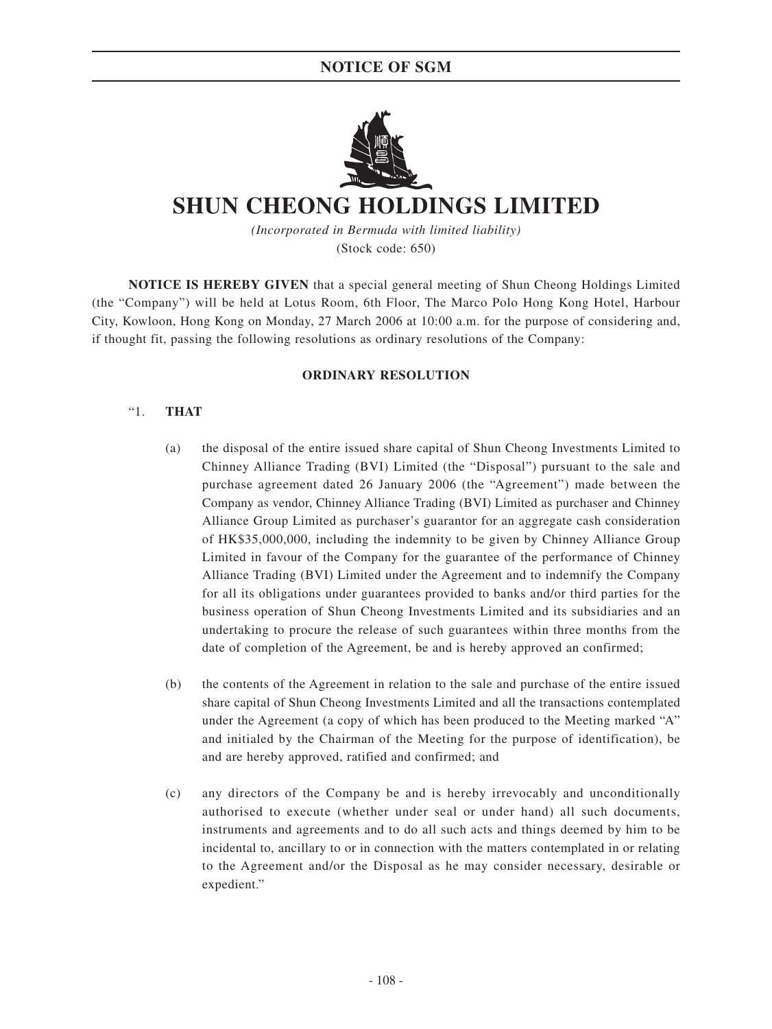# NOTICE OF SGM

# SHUN CHEONG HOLDINGS LIMITED

*(Incorporated in Bermuda with limited liability)*

(Stock code: 650)

**NOTICE IS HEREBY GIVEN** that a special general meeting of Shun Cheong Holdings Limited (the "Company") will be held at Lotus Room, 6th Floor, The Marco Polo Hong Kong Hotel, Harbour City, Kowloon, Hong Kong on Monday, 27 March 2006 at 10:00 a.m. for the purpose of considering and, if thought fit, passing the following resolutions as ordinary resolutions of the Company:

**ORDINARY RESOLUTION**

"1. **THAT**

(a) the disposal of the entire issued share capital of Shun Cheong Investments Limited to Chinney Alliance Trading (BVI) Limited (the "Disposal") pursuant to the sale and purchase agreement dated 26 January 2006 (the "Agreement") made between the Company as vendor, Chinney Alliance Trading (BVI) Limited as purchaser and Chinney Alliance Group Limited as purchaser's guarantor for an aggregate cash consideration of HK$35,000,000, including the indemnity to be given by Chinney Alliance Group Limited in favour of the Company for the guarantee of the performance of Chinney Alliance Trading (BVI) Limited under the Agreement and to indemnify the Company for all its obligations under guarantees provided to banks and/or third parties for the business operation of Shun Cheong Investments Limited and its subsidiaries and an undertaking to procure the release of such guarantees within three months from the date of completion of the Agreement, be and is hereby approved an confirmed;

(b) the contents of the Agreement in relation to the sale and purchase of the entire issued share capital of Shun Cheong Investments Limited and all the transactions contemplated under the Agreement (a copy of which has been produced to the Meeting marked "A" and initialed by the Chairman of the Meeting for the purpose of identification), be and are hereby approved, ratified and confirmed; and

(c) any directors of the Company be and is hereby irrevocably and unconditionally authorised to execute (whether under seal or under hand) all such documents, instruments and agreements and to do all such acts and things deemed by him to be incidental to, ancillary to or in connection with the matters contemplated in or relating to the Agreement and/or the Disposal as he may consider necessary, desirable or expedient."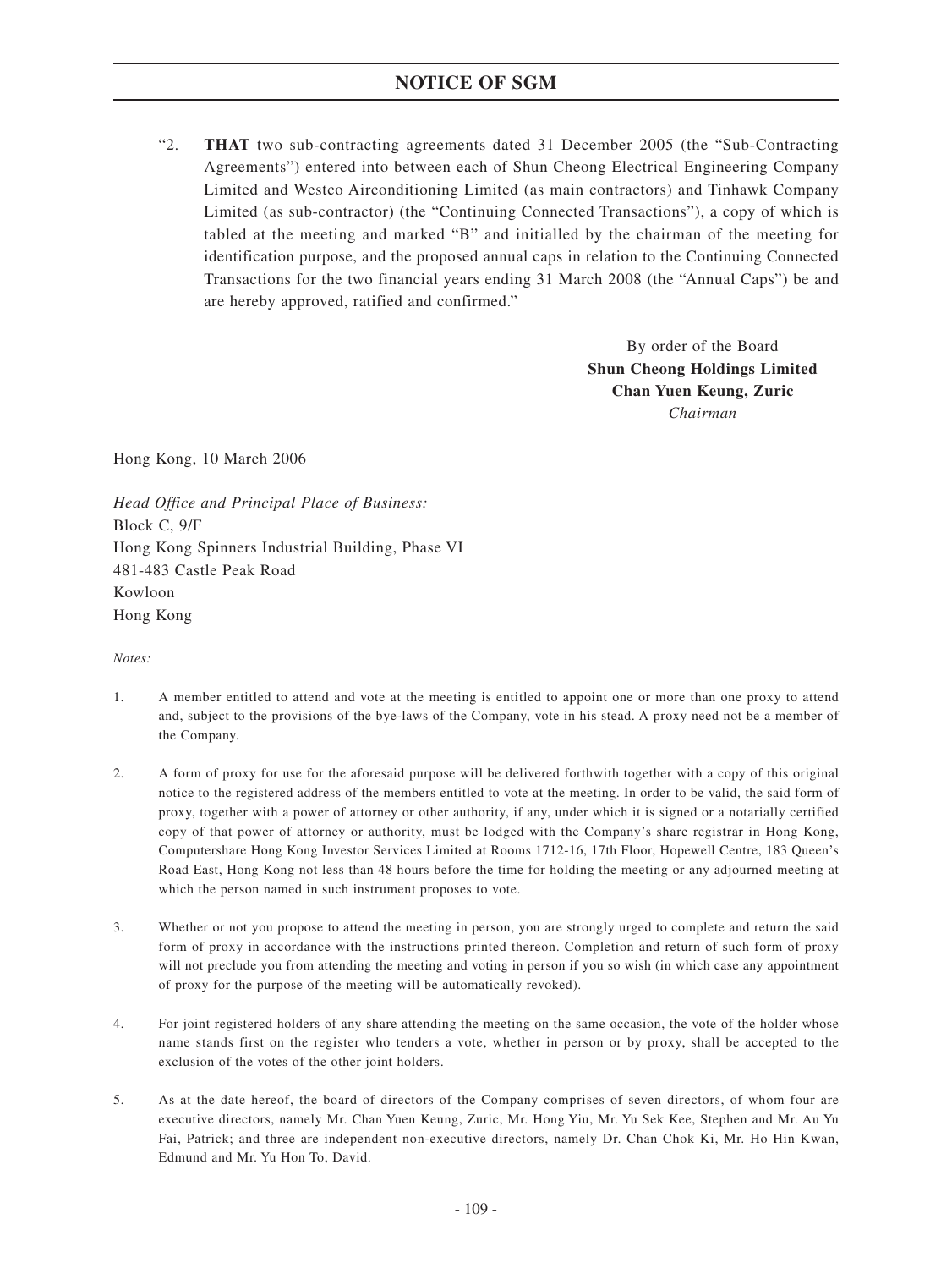"2. **THAT** two sub-contracting agreements dated 31 December 2005 (the "Sub-Contracting Agreements") entered into between each of Shun Cheong Electrical Engineering Company Limited and Westco Airconditioning Limited (as main contractors) and Tinhawk Company Limited (as sub-contractor) (the "Continuing Connected Transactions"), a copy of which is tabled at the meeting and marked "B" and initialled by the chairman of the meeting for identification purpose, and the proposed annual caps in relation to the Continuing Connected Transactions for the two financial years ending 31 March 2008 (the "Annual Caps") be and are hereby approved, ratified and confirmed."

By order of the Board
**Shun Cheong Holdings Limited**
**Chan Yuen Keung, Zuric**
*Chairman*

Hong Kong, 10 March 2006

*Head Office and Principal Place of Business:*
Block C, 9/F
Hong Kong Spinners Industrial Building, Phase VI
481-483 Castle Peak Road
Kowloon
Hong Kong

*Notes:*

1. A member entitled to attend and vote at the meeting is entitled to appoint one or more than one proxy to attend and, subject to the provisions of the bye-laws of the Company, vote in his stead. A proxy need not be a member of the Company.

2. A form of proxy for use for the aforesaid purpose will be delivered forthwith together with a copy of this original notice to the registered address of the members entitled to vote at the meeting. In order to be valid, the said form of proxy, together with a power of attorney or other authority, if any, under which it is signed or a notarially certified copy of that power of attorney or authority, must be lodged with the Company's share registrar in Hong Kong, Computershare Hong Kong Investor Services Limited at Rooms 1712-16, 17th Floor, Hopewell Centre, 183 Queen's Road East, Hong Kong not less than 48 hours before the time for holding the meeting or any adjourned meeting at which the person named in such instrument proposes to vote.

3. Whether or not you propose to attend the meeting in person, you are strongly urged to complete and return the said form of proxy in accordance with the instructions printed thereon. Completion and return of such form of proxy will not preclude you from attending the meeting and voting in person if you so wish (in which case any appointment of proxy for the purpose of the meeting will be automatically revoked).

4. For joint registered holders of any share attending the meeting on the same occasion, the vote of the holder whose name stands first on the register who tenders a vote, whether in person or by proxy, shall be accepted to the exclusion of the votes of the other joint holders.

5. As at the date hereof, the board of directors of the Company comprises of seven directors, of whom four are executive directors, namely Mr. Chan Yuen Keung, Zuric, Mr. Hong Yiu, Mr. Yu Sek Kee, Stephen and Mr. Au Yu Fai, Patrick; and three are independent non-executive directors, namely Dr. Chan Chok Ki, Mr. Ho Hin Kwan, Edmund and Mr. Yu Hon To, David.